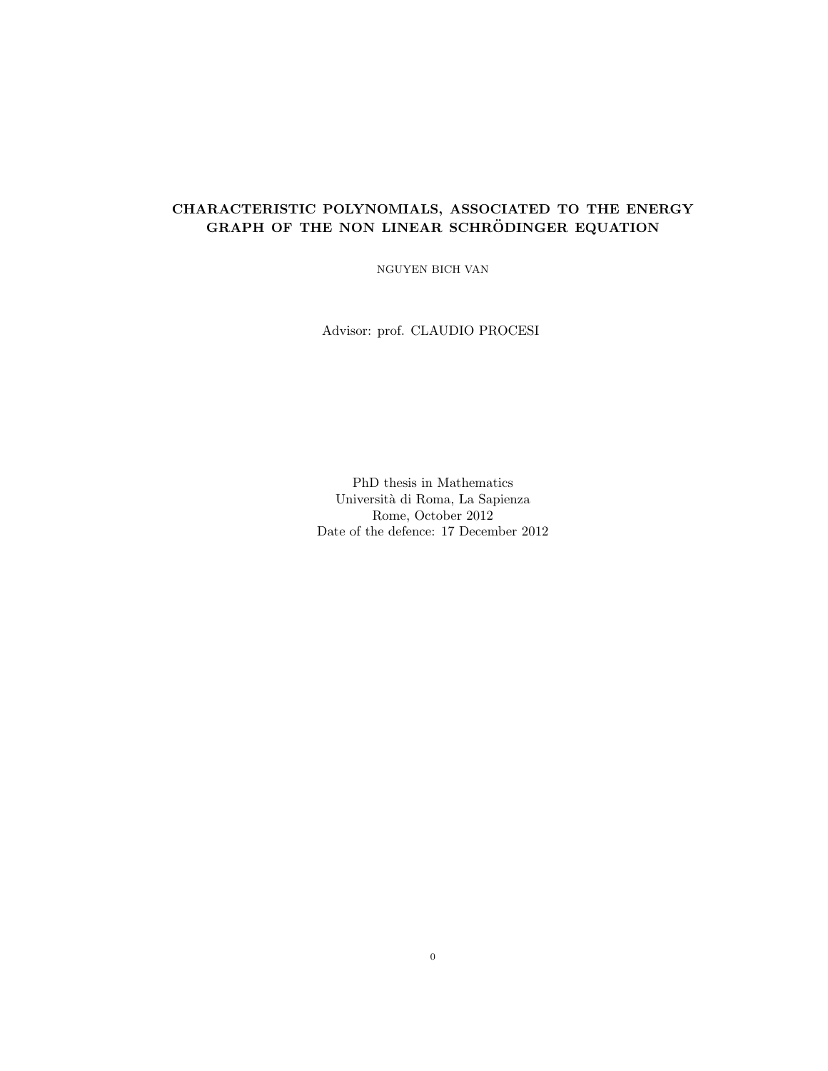# CHARACTERISTIC POLYNOMIALS, ASSOCIATED TO THE ENERGY GRAPH OF THE NON LINEAR SCHRÖDINGER EQUATION

NGUYEN BICH VAN

Advisor: prof. CLAUDIO PROCESI

PhD thesis in Mathematics
Università di Roma, La Sapienza
Rome, October 2012
Date of the defence: 17 December 2012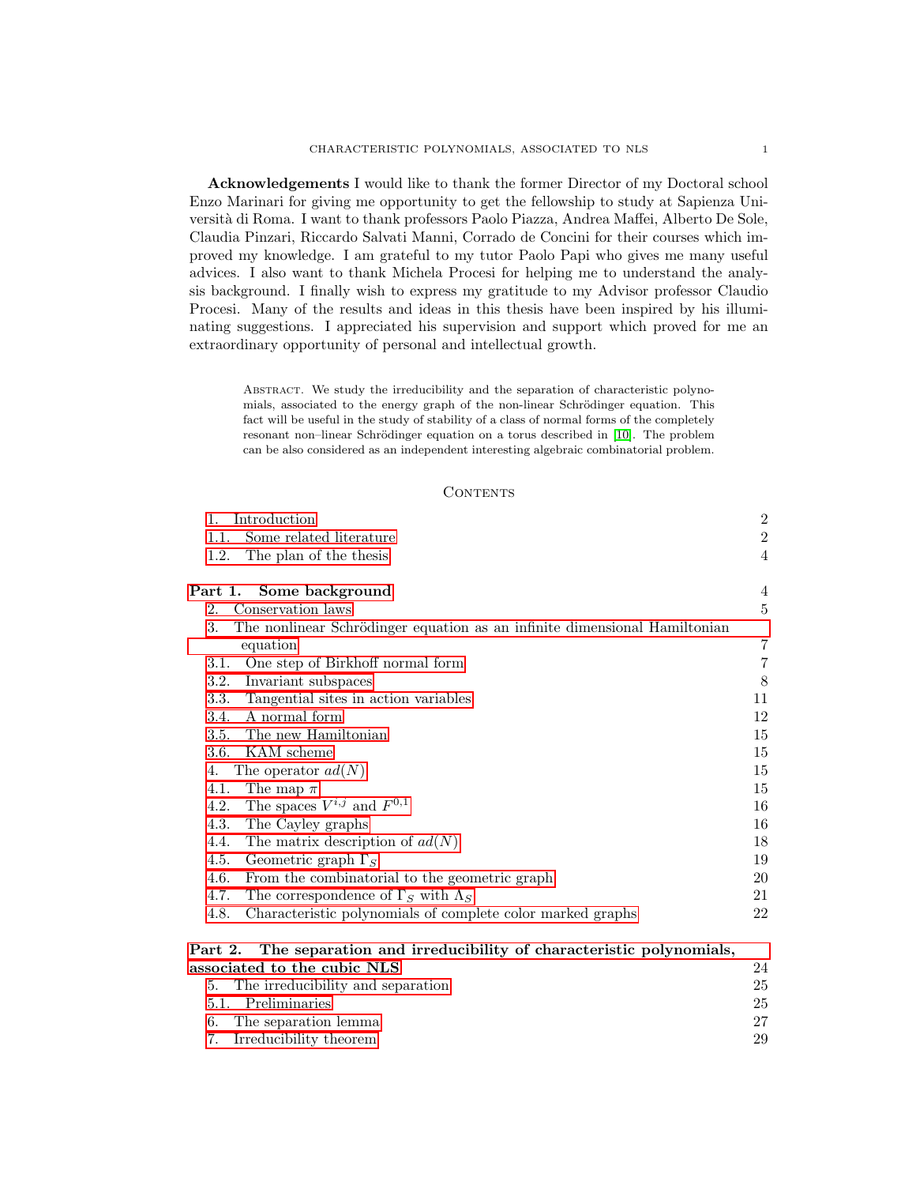**Acknowledgements** I would like to thank the former Director of my Doctoral school Enzo Marinari for giving me opportunity to get the fellowship to study at Sapienza Università di Roma. I want to thank professors Paolo Piazza, Andrea Maffei, Alberto De Sole, Claudia Pinzari, Riccardo Salvati Manni, Corrado de Concini for their courses which improved my knowledge. I am grateful to my tutor Paolo Papi who gives me many useful advices. I also want to thank Michela Procesi for helping me to understand the analysis background. I finally wish to express my gratitude to my Advisor professor Claudio Procesi. Many of the results and ideas in this thesis have been inspired by his illuminating suggestions. I appreciated his supervision and support which proved for me an extraordinary opportunity of personal and intellectual growth.

Abstract. We study the irreducibility and the separation of characteristic polynomials, associated to the energy graph of the non-linear Schrödinger equation. This fact will be useful in the study of stability of a class of normal forms of the completely resonant non–linear Schrödinger equation on a torus described in [10]. The problem can be also considered as an independent interesting algebraic combinatorial problem.

## Contents

- 1. Introduction — 2
  - 1.1. Some related literature — 2
  - 1.2. The plan of the thesis — 4
- **Part 1. Some background** — 4
- 2. Conservation laws — 5
- 3. The nonlinear Schrödinger equation as an infinite dimensional Hamiltonian equation — 7
  - 3.1. One step of Birkhoff normal form — 7
  - 3.2. Invariant subspaces — 8
  - 3.3. Tangential sites in action variables — 11
  - 3.4. A normal form — 12
  - 3.5. The new Hamiltonian — 15
  - 3.6. KAM scheme — 15
- 4. The operator $ad(N)$ — 15
  - 4.1. The map $\pi$ — 15
  - 4.2. The spaces $V^{i,j}$ and $F^{0,1}$ — 16
  - 4.3. The Cayley graphs — 16
  - 4.4. The matrix description of $ad(N)$ — 18
  - 4.5. Geometric graph $\Gamma_S$ — 19
  - 4.6. From the combinatorial to the geometric graph — 20
  - 4.7. The correspondence of $\Gamma_S$ with $\Lambda_S$ — 21
  - 4.8. Characteristic polynomials of complete color marked graphs — 22
- **Part 2. The separation and irreducibility of characteristic polynomials, associated to the cubic NLS** — 24
- 5. The irreducibility and separation — 25
  - 5.1. Preliminaries — 25
- 6. The separation lemma — 27
- 7. Irreducibility theorem — 29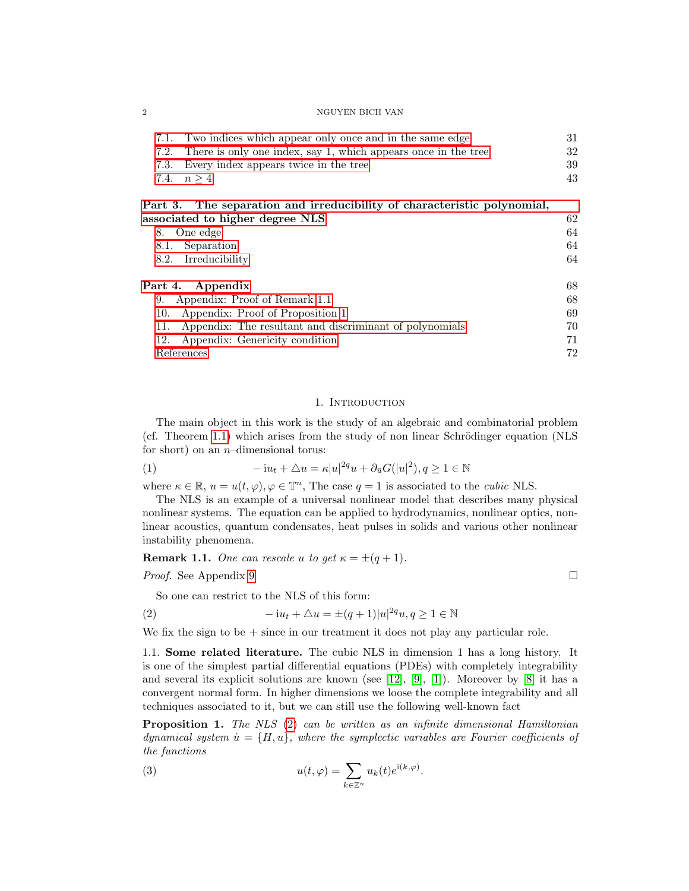7.1. Two indices which appear only once and in the same edge 31
7.2. There is only one index, say 1, which appears once in the tree 32
7.3. Every index appears twice in the tree 39
7.4. $n \geq 4$ 43

**Part 3. The separation and irreducibility of characteristic polynomial, associated to higher degree NLS** 62
8. One edge 64
8.1. Separation 64
8.2. Irreducibility 64

**Part 4. Appendix** 68
9. Appendix: Proof of Remark 1.1 68
10. Appendix: Proof of Proposition 1 69
11. Appendix: The resultant and discriminant of polynomials 70
12. Appendix: Genericity condition 71
References 72

## 1. Introduction

The main object in this work is the study of an algebraic and combinatorial problem (cf. Theorem 1.1) which arises from the study of non linear Schrödinger equation (NLS for short) on an $n$–dimensional torus:

$$-\mathrm{i}u_t + \triangle u = \kappa |u|^{2q} u + \partial_{\bar{u}} G(|u|^2), q \geq 1 \in \mathbb{N} \tag{1}$$

where $\kappa \in \mathbb{R}$, $u = u(t,\varphi), \varphi \in \mathbb{T}^n$, The case $q = 1$ is associated to the *cubic* NLS.

The NLS is an example of a universal nonlinear model that describes many physical nonlinear systems. The equation can be applied to hydrodynamics, nonlinear optics, nonlinear acoustics, quantum condensates, heat pulses in solids and various other nonlinear instability phenomena.

**Remark 1.1.** *One can rescale $u$ to get $\kappa = \pm(q+1)$.*

*Proof.* See Appendix 9 □

So one can restrict to the NLS of this form:

$$-\mathrm{i}u_t + \triangle u = \pm(q+1)|u|^{2q} u, q \geq 1 \in \mathbb{N} \tag{2}$$

We fix the sign to be $+$ since in our treatment it does not play any particular role.

### 1.1. Some related literature.

The cubic NLS in dimension 1 has a long history. It is one of the simplest partial differential equations (PDEs) with completely integrability and several its explicit solutions are known (see [12], [9], [1]). Moreover by [8] it has a convergent normal form. In higher dimensions we loose the complete integrability and all techniques associated to it, but we can still use the following well-known fact

**Proposition 1.** *The NLS (2) can be written as an infinite dimensional Hamiltonian dynamical system $\dot{u} = \{H, u\}$, where the symplectic variables are Fourier coefficients of the functions*

$$u(t,\varphi) = \sum_{k \in \mathbb{Z}^n} u_k(t) e^{\mathrm{i}(k,\varphi)}. \tag{3}$$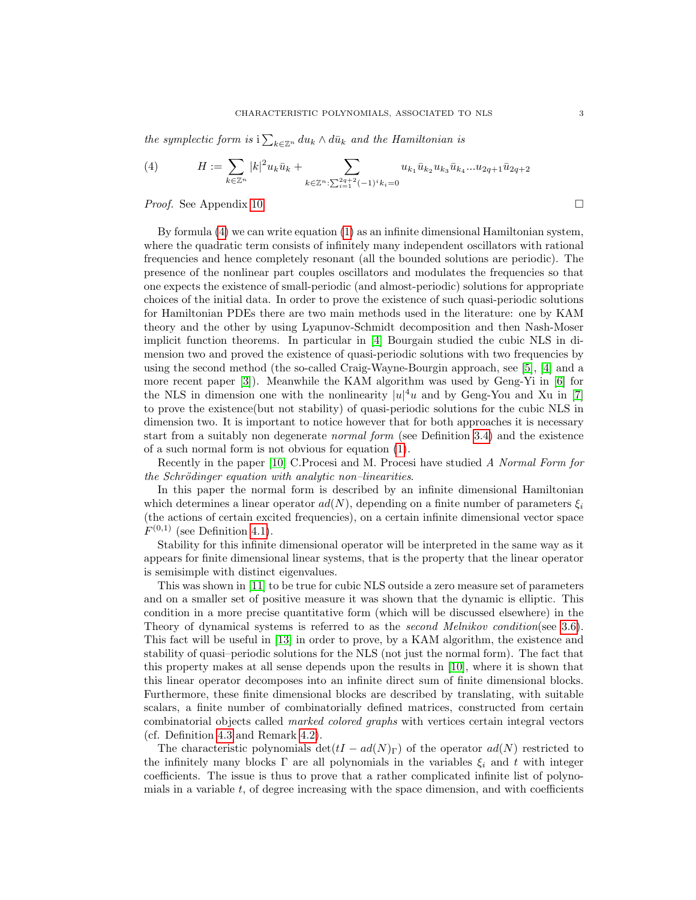*the symplectic form is* $\mathrm{i}\sum_{k\in\mathbb{Z}^n} du_k\wedge d\bar u_k$ *and the Hamiltonian is*

$$H := \sum_{k\in\mathbb{Z}^n}|k|^2 u_k\bar u_k + \sum_{k\in\mathbb{Z}^n:\sum_{i=1}^{2q+2}(-1)^i k_i=0} u_{k_1}\bar u_{k_2}u_{k_3}\bar u_{k_4}...u_{2q+1}\bar u_{2q+2} \tag{4}$$

*Proof.* See Appendix 10. □

By formula (4) we can write equation (1) as an infinite dimensional Hamiltonian system, where the quadratic term consists of infinitely many independent oscillators with rational frequencies and hence completely resonant (all the bounded solutions are periodic). The presence of the nonlinear part couples oscillators and modulates the frequencies so that one expects the existence of small-periodic (and almost-periodic) solutions for appropriate choices of the initial data. In order to prove the existence of such quasi-periodic solutions for Hamiltonian PDEs there are two main methods used in the literature: one by KAM theory and the other by using Lyapunov-Schmidt decomposition and then Nash-Moser implicit function theorems. In particular in [4] Bourgain studied the cubic NLS in dimension two and proved the existence of quasi-periodic solutions with two frequencies by using the second method (the so-called Craig-Wayne-Bourgain approach, see [5], [4] and a more recent paper [3]). Meanwhile the KAM algorithm was used by Geng-Yi in [6] for the NLS in dimension one with the nonlinearity $|u|^4u$ and by Geng-You and Xu in [7] to prove the existence(but not stability) of quasi-periodic solutions for the cubic NLS in dimension two. It is important to notice however that for both approaches it is necessary start from a suitably non degenerate *normal form* (see Definition 3.4) and the existence of a such normal form is not obvious for equation (1).

Recently in the paper [10] C.Procesi and M. Procesi have studied *A Normal Form for the Schrödinger equation with analytic non–linearities*.

In this paper the normal form is described by an infinite dimensional Hamiltonian which determines a linear operator $ad(N)$, depending on a finite number of parameters $\xi_i$ (the actions of certain excited frequencies), on a certain infinite dimensional vector space $F^{(0,1)}$ (see Definition 4.1).

Stability for this infinite dimensional operator will be interpreted in the same way as it appears for finite dimensional linear systems, that is the property that the linear operator is semisimple with distinct eigenvalues.

This was shown in [11] to be true for cubic NLS outside a zero measure set of parameters and on a smaller set of positive measure it was shown that the dynamic is elliptic. This condition in a more precise quantitative form (which will be discussed elsewhere) in the Theory of dynamical systems is referred to as the *second Melnikov condition*(see 3.6). This fact will be useful in [13] in order to prove, by a KAM algorithm, the existence and stability of quasi–periodic solutions for the NLS (not just the normal form). The fact that this property makes at all sense depends upon the results in [10], where it is shown that this linear operator decomposes into an infinite direct sum of finite dimensional blocks. Furthermore, these finite dimensional blocks are described by translating, with suitable scalars, a finite number of combinatorially defined matrices, constructed from certain combinatorial objects called *marked colored graphs* with vertices certain integral vectors (cf. Definition 4.3 and Remark 4.2).

The characteristic polynomials $\det(tI - ad(N)_\Gamma)$ of the operator $ad(N)$ restricted to the infinitely many blocks $\Gamma$ are all polynomials in the variables $\xi_i$ and $t$ with integer coefficients. The issue is thus to prove that a rather complicated infinite list of polynomials in a variable $t$, of degree increasing with the space dimension, and with coefficients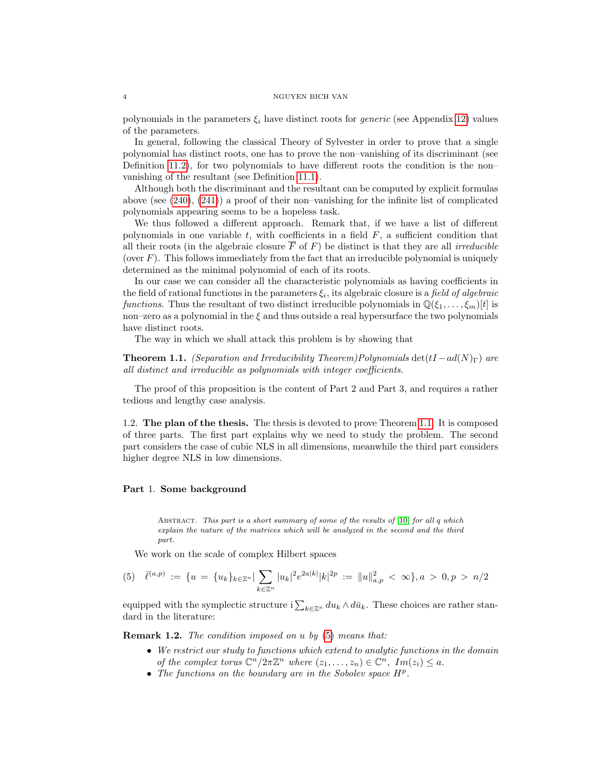polynomials in the parameters $\xi_i$ have distinct roots for *generic* (see Appendix 12) values of the parameters.

In general, following the classical Theory of Sylvester in order to prove that a single polynomial has distinct roots, one has to prove the non–vanishing of its discriminant (see Definition 11.2), for two polynomials to have different roots the condition is the non–vanishing of the resultant (see Definition 11.1).

Although both the discriminant and the resultant can be computed by explicit formulas above (see (240), (241)) a proof of their non–vanishing for the infinite list of complicated polynomials appearing seems to be a hopeless task.

We thus followed a different approach. Remark that, if we have a list of different polynomials in one variable $t$, with coefficients in a field $F$, a sufficient condition that all their roots (in the algebraic closure $\overline{F}$ of $F$) be distinct is that they are all *irreducible* (over $F$). This follows immediately from the fact that an irreducible polynomial is uniquely determined as the minimal polynomial of each of its roots.

In our case we can consider all the characteristic polynomials as having coefficients in the field of rational functions in the parameters $\xi_i$, its algebraic closure is a *field of algebraic functions.* Thus the resultant of two distinct irreducible polynomials in $\mathbb{Q}(\xi_1, \ldots, \xi_m)[t]$ is non–zero as a polynomial in the $\xi$ and thus outside a real hypersurface the two polynomials have distinct roots.

The way in which we shall attack this problem is by showing that

**Theorem 1.1.** *(Separation and Irreducibility Theorem)Polynomials* $\det(tI - ad(N)_\Gamma)$ *are all distinct and irreducible as polynomials with integer coefficients.*

The proof of this proposition is the content of Part 2 and Part 3, and requires a rather tedious and lengthy case analysis.

### 1.2. The plan of the thesis.

The thesis is devoted to prove Theorem 1.1. It is composed of three parts. The first part explains why we need to study the problem. The second part considers the case of cubic NLS in all dimensions, meanwhile the third part considers higher degree NLS in low dimensions.

## Part 1. Some background

Abstract. *This part is a short summary of some of the results of [10] for all $q$ which explain the nature of the matrices which will be analyzed in the second and the third part.*

We work on the scale of complex Hilbert spaces

$$\bar{\ell}^{(a,p)} := \{u = \{u_k\}_{k\in\mathbb{Z}^n} | \sum_{k\in\mathbb{Z}^n} |u_k|^2 e^{2a|k|}|k|^{2p} := \|u\|^2_{a,p} < \infty\}, a > 0, p > n/2 \tag{5}$$

equipped with the symplectic structure $\mathrm{i}\sum_{k\in\mathbb{Z}^n} du_k \wedge d\bar{u}_k$. These choices are rather standard in the literature:

**Remark 1.2.** *The condition imposed on $u$ by (5) means that:*

- *We restrict our study to functions which extend to analytic functions in the domain of the complex torus $\mathbb{C}^n/2\pi\mathbb{Z}^n$ where $(z_1, \ldots, z_n) \in \mathbb{C}^n$, $Im(z_i) \le a$.*
- *The functions on the boundary are in the Sobolev space $H^p$.*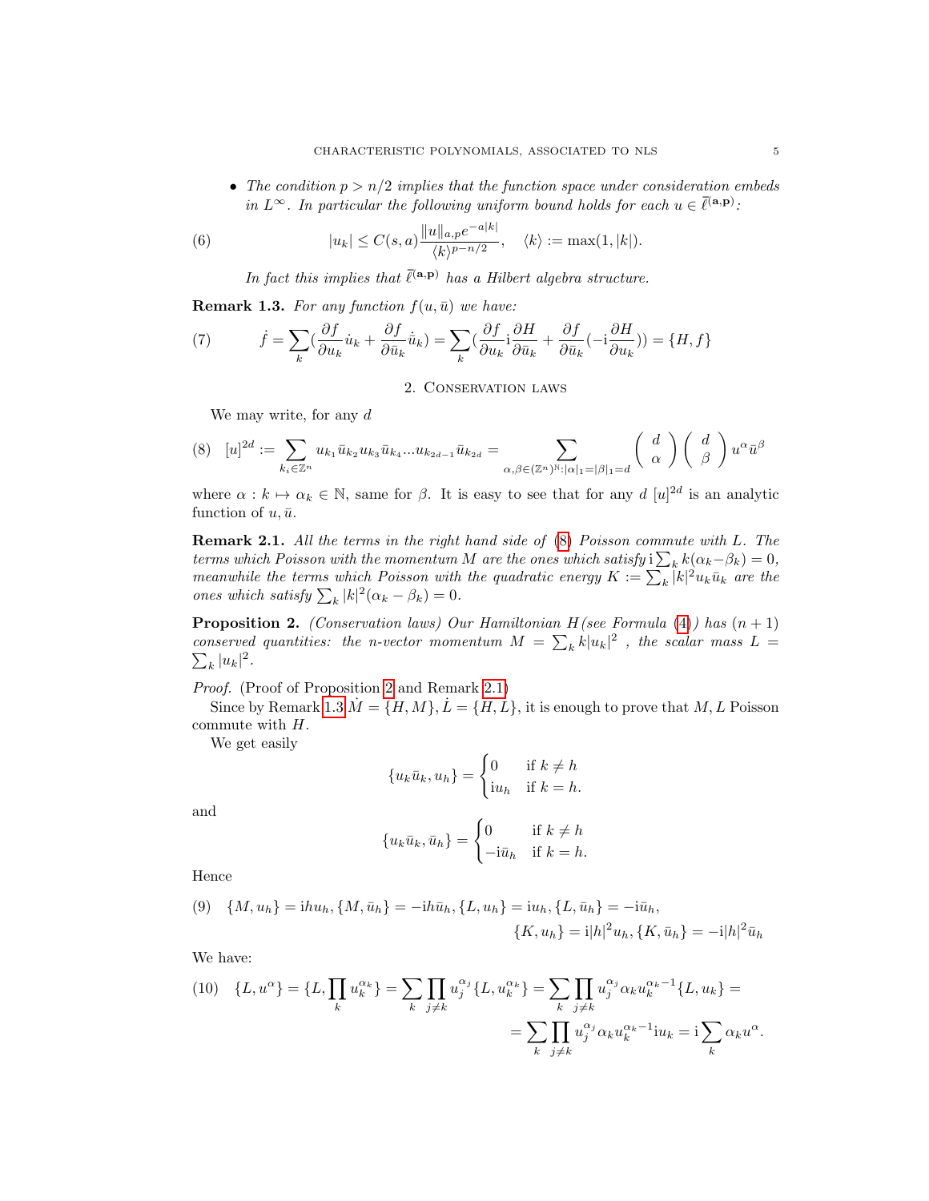- *The condition $p > n/2$ implies that the function space under consideration embeds in $L^\infty$. In particular the following uniform bound holds for each $u \in \bar{\ell}^{(\mathbf{a},\mathbf{p})}$:*

$$
|u_k| \le C(s,a)\frac{\|u\|_{a,p}e^{-a|k|}}{\langle k\rangle^{p-n/2}}, \quad \langle k\rangle := \max(1,|k|). \tag{6}
$$

*In fact this implies that $\bar{\ell}^{(\mathbf{a},\mathbf{p})}$ has a Hilbert algebra structure.*

**Remark 1.3.** *For any function $f(u,\bar{u})$ we have:*

$$
\dot{f} = \sum_k \left(\frac{\partial f}{\partial u_k}\dot{u}_k + \frac{\partial f}{\partial \bar{u}_k}\dot{\bar{u}}_k\right) = \sum_k \left(\frac{\partial f}{\partial u_k}\mathrm{i}\frac{\partial H}{\partial \bar{u}_k} + \frac{\partial f}{\partial \bar{u}_k}(-\mathrm{i}\frac{\partial H}{\partial u_k})\right) = \{H,f\} \tag{7}
$$

## 2. Conservation laws

We may write, for any $d$

$$
[u]^{2d} := \sum_{k_i\in\mathbb{Z}^n} u_{k_1}\bar{u}_{k_2}u_{k_3}\bar{u}_{k_4}\ldots u_{k_{2d-1}}\bar{u}_{k_{2d}} = \sum_{\alpha,\beta\in(\mathbb{Z}^n)^{\mathbb{N}}:|\alpha|_1=|\beta|_1=d} \begin{pmatrix} d \\ \alpha \end{pmatrix}\begin{pmatrix} d \\ \beta \end{pmatrix} u^\alpha \bar{u}^\beta \tag{8}
$$

where $\alpha : k \mapsto \alpha_k \in \mathbb{N}$, same for $\beta$. It is easy to see that for any $d$ $[u]^{2d}$ is an analytic function of $u, \bar{u}$.

**Remark 2.1.** *All the terms in the right hand side of (8) Poisson commute with $L$. The terms which Poisson with the momentum $M$ are the ones which satisfy $\mathrm{i}\sum_k k(\alpha_k - \beta_k) = 0$, meanwhile the terms which Poisson with the quadratic energy $K := \sum_k |k|^2 u_k\bar{u}_k$ are the ones which satisfy $\sum_k |k|^2(\alpha_k - \beta_k) = 0$.*

**Proposition 2.** *(Conservation laws) Our Hamiltonian $H$ (see Formula (4)) has $(n+1)$ conserved quantities: the $n$-vector momentum $M = \sum_k k|u_k|^2$ , the scalar mass $L = \sum_k |u_k|^2$.*

*Proof.* (Proof of Proposition 2 and Remark 2.1)

Since by Remark 1.3 $\dot{M} = \{H,M\}$, $\dot{L} = \{H,L\}$, it is enough to prove that $M, L$ Poisson commute with $H$.

We get easily

$$
\{u_k\bar{u}_k, u_h\} = \begin{cases} 0 & \text{if } k \neq h \\ \mathrm{i}u_h & \text{if } k = h. \end{cases}
$$

and

$$
\{u_k\bar{u}_k, \bar{u}_h\} = \begin{cases} 0 & \text{if } k \neq h \\ -\mathrm{i}\bar{u}_h & \text{if } k = h. \end{cases}
$$

Hence

$$
\{M,u_h\} = \mathrm{i}hu_h, \{M,\bar{u}_h\} = -\mathrm{i}h\bar{u}_h, \{L,u_h\} = \mathrm{i}u_h, \{L,\bar{u}_h\} = -\mathrm{i}\bar{u}_h, \\
\{K,u_h\} = \mathrm{i}|h|^2u_h, \{K,\bar{u}_h\} = -\mathrm{i}|h|^2\bar{u}_h \tag{9}
$$

We have:

$$
\{L,u^\alpha\} = \{L,\prod_k u_k^{\alpha_k}\} = \sum_k \prod_{j\neq k} u_j^{\alpha_j}\{L,u_k^{\alpha_k}\} = \sum_k \prod_{j\neq k} u_j^{\alpha_j}\alpha_k u_k^{\alpha_k-1}\{L,u_k\} = \\
= \sum_k \prod_{j\neq k} u_j^{\alpha_j}\alpha_k u_k^{\alpha_k-1}\mathrm{i}u_k = \mathrm{i}\sum_k \alpha_k u^\alpha. \tag{10}
$$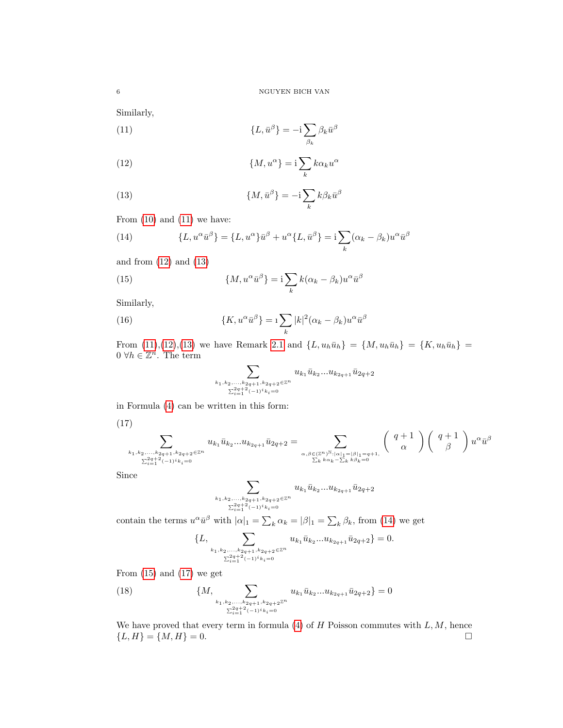Similarly,

$$\{L, \bar{u}^\beta\} = -\mathrm{i} \sum_{\beta_k} \beta_k \bar{u}^\beta \tag{11}$$

$$\{M, u^\alpha\} = \mathrm{i} \sum_{k} k\alpha_k u^\alpha \tag{12}$$

$$\{M, \bar{u}^\beta\} = -\mathrm{i} \sum_{k} k\beta_k \bar{u}^\beta \tag{13}$$

From (10) and (11) we have:

$$\{L, u^\alpha \bar{u}^\beta\} = \{L, u^\alpha\}\bar{u}^\beta + u^\alpha\{L, \bar{u}^\beta\} = \mathrm{i} \sum_k (\alpha_k - \beta_k) u^\alpha \bar{u}^\beta \tag{14}$$

and from (12) and (13)

$$\{M, u^\alpha \bar{u}^\beta\} = \mathrm{i} \sum_k k(\alpha_k - \beta_k) u^\alpha \bar{u}^\beta \tag{15}$$

Similarly,

$$\{K, u^\alpha \bar{u}^\beta\} = \imath \sum_k |k|^2 (\alpha_k - \beta_k) u^\alpha \bar{u}^\beta \tag{16}$$

From (11),(12),(13) we have Remark 2.1 and $\{L, u_h \bar{u}_h\} = \{M, u_h \bar{u}_h\} = \{K, u_h \bar{u}_h\} = 0 \ \forall h \in \mathbb{Z}^n$. The term

$$\sum_{\substack{k_1,k_2,\ldots,k_{2q+1},k_{2q+2} \in \mathbb{Z}^n \\ \sum_{i=1}^{2q+2} (-1)^i k_i = 0}} u_{k_1} \bar{u}_{k_2} \ldots u_{k_{2q+1}} \bar{u}_{2q+2}$$

in Formula (4) can be written in this form:

$$\sum_{\substack{k_1,k_2,\ldots,k_{2q+1},k_{2q+2} \in \mathbb{Z}^n \\ \sum_{i=1}^{2q+2} (-1)^i k_i = 0}} u_{k_1} \bar{u}_{k_2} \ldots u_{k_{2q+1}} \bar{u}_{2q+2} = \sum_{\substack{\alpha,\beta \in (\mathbb{Z}^n)^{\mathbb{N}} : |\alpha|_1 = |\beta|_1 = q+1, \\ \sum_k k\alpha_k - \sum_k k\beta_k = 0}} \binom{q+1}{\alpha} \binom{q+1}{\beta} u^\alpha \bar{u}^\beta \tag{17}$$

Since

$$\sum_{\substack{k_1,k_2,\ldots,k_{2q+1},k_{2q+2} \in \mathbb{Z}^n \\ \sum_{i=1}^{2q+2} (-1)^i k_i = 0}} u_{k_1} \bar{u}_{k_2} \ldots u_{k_{2q+1}} \bar{u}_{2q+2}$$

contain the terms $u^\alpha \bar{u}^\beta$ with $|\alpha|_1 = \sum_k \alpha_k = |\beta|_1 = \sum_k \beta_k$, from (14) we get

$$\{L, \sum_{\substack{k_1,k_2,\ldots,k_{2q+1},k_{2q+2} \in \mathbb{Z}^n \\ \sum_{i=1}^{2q+2} (-1)^i k_i = 0}} u_{k_1} \bar{u}_{k_2} \ldots u_{k_{2q+1}} \bar{u}_{2q+2}\} = 0.$$

From (15) and (17) we get

$$\{M, \sum_{\substack{k_1,k_2,\ldots,k_{2q+1},k_{2q+2} \mathbb{Z}^n \\ \sum_{i=1}^{2q+2} (-1)^i k_i = 0}} u_{k_1} \bar{u}_{k_2} \ldots u_{k_{2q+1}} \bar{u}_{2q+2}\} = 0 \tag{18}$$

We have proved that every term in formula (4) of $H$ Poisson commutes with $L, M$, hence $\{L, H\} = \{M, H\} = 0$. $\square$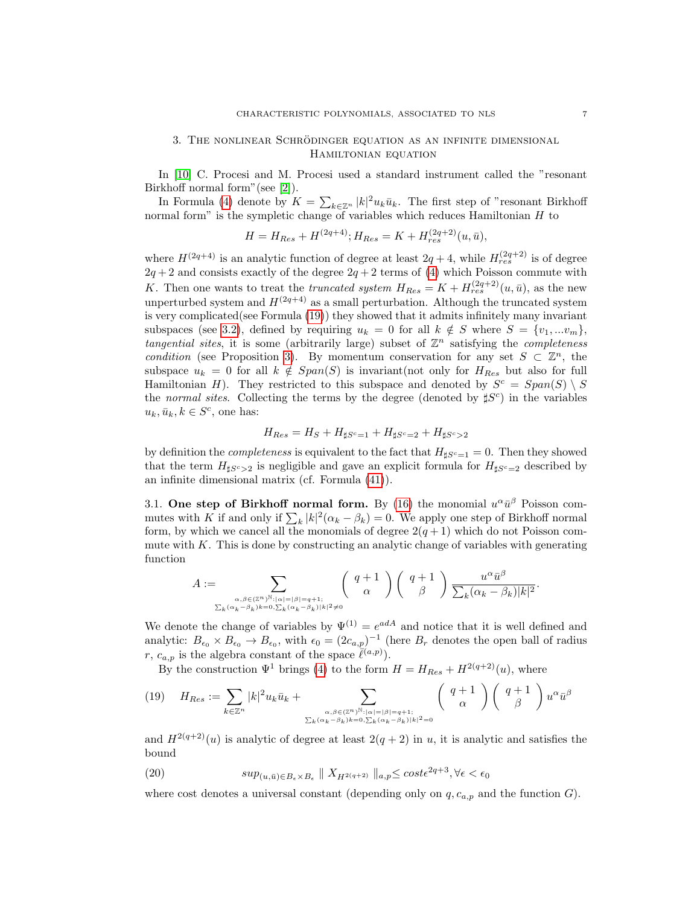## 3. The nonlinear Schrödinger equation as an infinite dimensional Hamiltonian equation

In [10] C. Procesi and M. Procesi used a standard instrument called the "resonant Birkhoff normal form"(see [2]).

In Formula (4) denote by $K = \sum_{k\in\mathbb{Z}^n} |k|^2 u_k \bar{u}_k$. The first step of "resonant Birkhoff normal form" is the sympletic change of variables which reduces Hamiltonian $H$ to

$$H = H_{Res} + H^{(2q+4)}; H_{Res} = K + H^{(2q+2)}_{res}(u, \bar{u}),$$

where $H^{(2q+4)}$ is an analytic function of degree at least $2q+4$, while $H^{(2q+2)}_{res}$ is of degree $2q+2$ and consists exactly of the degree $2q+2$ terms of (4) which Poisson commute with $K$. Then one wants to treat the *truncated system* $H_{Res} = K + H^{(2q+2)}_{res}(u, \bar{u})$, as the new unperturbed system and $H^{(2q+4)}$ as a small perturbation. Although the truncated system is very complicated(see Formula (19)) they showed that it admits infinitely many invariant subspaces (see 3.2), defined by requiring $u_k = 0$ for all $k \notin S$ where $S = \{v_1, ... v_m\}$, *tangential sites*, it is some (arbitrarily large) subset of $\mathbb{Z}^n$ satisfying the *completeness condition* (see Proposition 3). By momentum conservation for any set $S \subset \mathbb{Z}^n$, the subspace $u_k = 0$ for all $k \notin Span(S)$ is invariant(not only for $H_{Res}$ but also for full Hamiltonian $H$). They restricted to this subspace and denoted by $S^c = Span(S) \setminus S$ the *normal sites*. Collecting the terms by the degree (denoted by $\sharp S^c$) in the variables $u_k, \bar{u}_k, k \in S^c$, one has:

$$H_{Res} = H_S + H_{\sharp S^c=1} + H_{\sharp S^c=2} + H_{\sharp S^c>2}$$

by definition the *completeness* is equivalent to the fact that $H_{\sharp S^c=1} = 0$. Then they showed that the term $H_{\sharp S^c>2}$ is negligible and gave an explicit formula for $H_{\sharp S^c=2}$ described by an infinite dimensional matrix (cf. Formula (41)).

### 3.1. One step of Birkhoff normal form.

By (16) the monomial $u^\alpha \bar{u}^\beta$ Poisson commutes with $K$ if and only if $\sum_k |k|^2(\alpha_k - \beta_k) = 0$. We apply one step of Birkhoff normal form, by which we cancel all the monomials of degree $2(q+1)$ which do not Poisson commute with $K$. This is done by constructing an analytic change of variables with generating function

$$A := \sum_{\substack{\alpha,\beta\in(\mathbb{Z}^n)^{\mathbb{N}}:|\alpha|=|\beta|=q+1;\\ \sum_k(\alpha_k-\beta_k)k=0, \sum_k(\alpha_k-\beta_k)|k|^2\neq 0}} \binom{q+1}{\alpha}\binom{q+1}{\beta} \frac{u^\alpha \bar{u}^\beta}{\sum_k(\alpha_k-\beta_k)|k|^2}.$$

We denote the change of variables by $\Psi^{(1)} = e^{adA}$ and notice that it is well defined and analytic: $B_{\epsilon_0} \times B_{\epsilon_0} \to B_{\epsilon_0}$, with $\epsilon_0 = (2c_{a,p})^{-1}$ (here $B_r$ denotes the open ball of radius $r$, $c_{a,p}$ is the algebra constant of the space $\bar{\ell}^{(a,p)}$).

By the construction $\Psi^1$ brings (4) to the form $H = H_{Res} + H^{2(q+2)}(u)$, where

$$H_{Res} := \sum_{k\in\mathbb{Z}^n} |k|^2 u_k \bar{u}_k + \sum_{\substack{\alpha,\beta\in(\mathbb{Z}^n)^{\mathbb{N}}:|\alpha|=|\beta|=q+1;\\ \sum_k(\alpha_k-\beta_k)k=0, \sum_k(\alpha_k-\beta_k)|k|^2=0}} \binom{q+1}{\alpha}\binom{q+1}{\beta} u^\alpha \bar{u}^\beta \tag{19}$$

and $H^{2(q+2)}(u)$ is analytic of degree at least $2(q+2)$ in $u$, it is analytic and satisfies the bound

$$sup_{(u,\bar{u})\in B_\epsilon\times B_\epsilon} \parallel X_{H^{2(q+2)}} \parallel_{a,p} \leq cost\epsilon^{2q+3}, \forall \epsilon < \epsilon_0 \tag{20}$$

where cost denotes a universal constant (depending only on $q, c_{a,p}$ and the function $G$).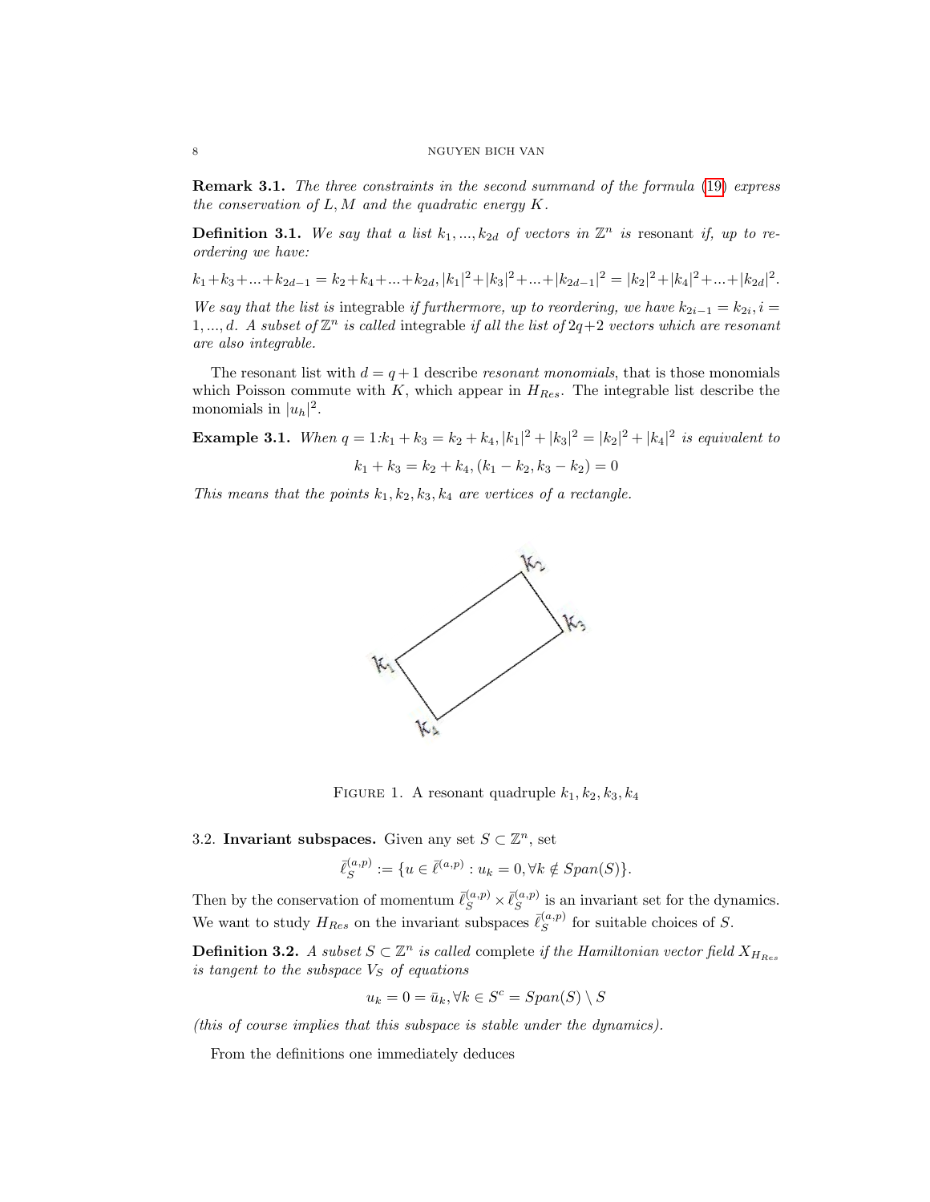**Remark 3.1.** *The three constraints in the second summand of the formula (19) express the conservation of $L, M$ and the quadratic energy $K$.*

**Definition 3.1.** *We say that a list $k_1, ..., k_{2d}$ of vectors in $\mathbb{Z}^n$ is* resonant *if, up to reordering we have:*

$$k_1 + k_3 + ... + k_{2d-1} = k_2 + k_4 + ... + k_{2d}, |k_1|^2 + |k_3|^2 + ... + |k_{2d-1}|^2 = |k_2|^2 + |k_4|^2 + ... + |k_{2d}|^2.$$

*We say that the list is* integrable *if furthermore, up to reordering, we have $k_{2i-1} = k_{2i}, i = 1, ..., d$. A subset of $\mathbb{Z}^n$ is called* integrable *if all the list of $2q+2$ vectors which are resonant are also integrable.*

The resonant list with $d = q+1$ describe *resonant monomials*, that is those monomials which Poisson commute with $K$, which appear in $H_{Res}$. The integrable list describe the monomials in $|u_h|^2$.

**Example 3.1.** *When $q = 1$:$k_1 + k_3 = k_2 + k_4, |k_1|^2 + |k_3|^2 = |k_2|^2 + |k_4|^2$ is equivalent to*

$$k_1 + k_3 = k_2 + k_4, (k_1 - k_2, k_3 - k_2) = 0$$

*This means that the points $k_1, k_2, k_3, k_4$ are vertices of a rectangle.*

Figure 1. A resonant quadruple $k_1, k_2, k_3, k_4$

3.2. **Invariant subspaces.** Given any set $S \subset \mathbb{Z}^n$, set

$$\bar{\ell}^{(a,p)}_S := \{u \in \bar{\ell}^{(a,p)} : u_k = 0, \forall k \notin Span(S)\}.$$

Then by the conservation of momentum $\bar{\ell}^{(a,p)}_S \times \bar{\ell}^{(a,p)}_S$ is an invariant set for the dynamics. We want to study $H_{Res}$ on the invariant subspaces $\bar{\ell}^{(a,p)}_S$ for suitable choices of $S$.

**Definition 3.2.** *A subset $S \subset \mathbb{Z}^n$ is called* complete *if the Hamiltonian vector field $X_{H_{Res}}$ is tangent to the subspace $V_S$ of equations*

$$u_k = 0 = \bar{u}_k, \forall k \in S^c = Span(S) \setminus S$$

*(this of course implies that this subspace is stable under the dynamics).*

From the definitions one immediately deduces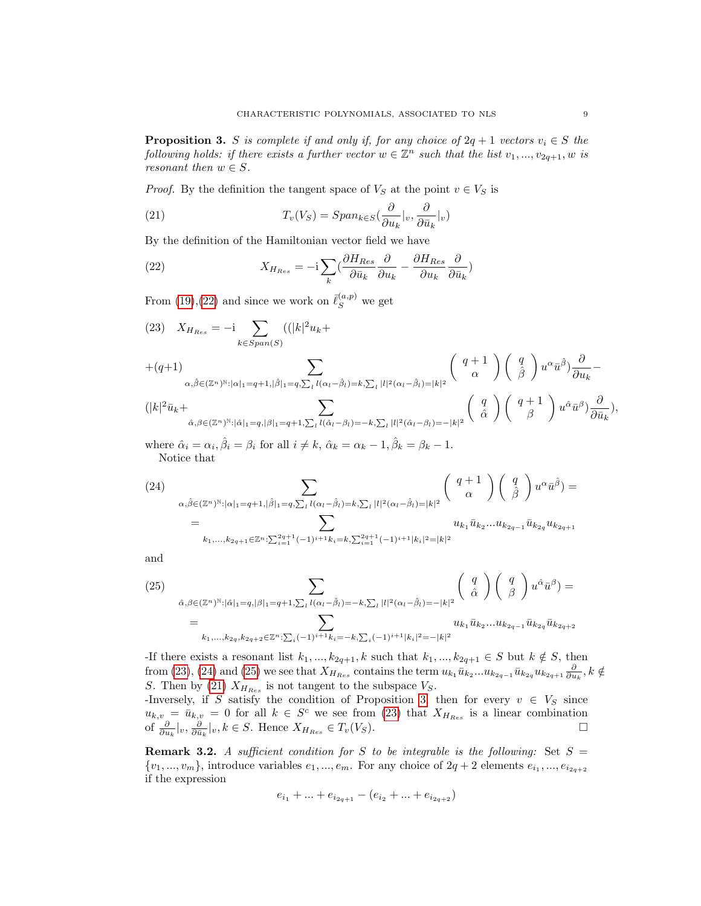**Proposition 3.** *$S$ is complete if and only if, for any choice of $2q+1$ vectors $v_i \in S$ the following holds: if there exists a further vector $w \in \mathbb{Z}^n$ such that the list $v_1, ..., v_{2q+1}, w$ is resonant then $w \in S$.*

*Proof.* By the definition the tangent space of $V_S$ at the point $v \in V_S$ is

$$T_v(V_S) = Span_{k\in S}(\frac{\partial}{\partial u_k}|_v, \frac{\partial}{\partial \bar{u}_k}|_v) \tag{21}$$

By the definition of the Hamiltonian vector field we have

$$X_{H_{Res}} = -\mathrm{i}\sum_k (\frac{\partial H_{Res}}{\partial \bar{u}_k}\frac{\partial}{\partial u_k} - \frac{\partial H_{Res}}{\partial u_k}\frac{\partial}{\partial \bar{u}_k}) \tag{22}$$

From (19),(22) and since we work on $\bar{\ell}_S^{(a,p)}$ we get

$$\begin{aligned}
X_{H_{Res}} = -\mathrm{i} \sum_{k\in Span(S)} ((|k|^2 u_k + \\
+(q+1) \sum_{\alpha,\hat{\beta}\in(\mathbb{Z}^n)^{\mathbb{N}}:|\alpha|_1=q+1,|\hat{\beta}|_1=q,\sum_l l(\alpha_l-\hat{\beta}_l)=k,\sum_l |l|^2(\alpha_l-\hat{\beta}_l)=|k|^2} \begin{pmatrix} q+1 \\ \alpha \end{pmatrix}\begin{pmatrix} q \\ \hat{\beta} \end{pmatrix} u^\alpha \bar{u}^{\hat{\beta}})\frac{\partial}{\partial u_k} - \\
(|k|^2\bar{u}_k + \sum_{\hat{\alpha},\beta\in(\mathbb{Z}^n)^{\mathbb{N}}:|\hat{\alpha}|_1=q,|\beta|_1=q+1,\sum_l l(\hat{\alpha}_l-\beta_l)=-k,\sum_l |l|^2(\hat{\alpha}_l-\beta_l)=-|k|^2} \begin{pmatrix} q \\ \hat{\alpha} \end{pmatrix}\begin{pmatrix} q+1 \\ \beta \end{pmatrix} u^{\hat{\alpha}} \bar{u}^{\beta})\frac{\partial}{\partial \bar{u}_k}),
\end{aligned} \tag{23}$$

where $\hat{\alpha}_i = \alpha_i, \hat{\beta}_i = \beta_i$ for all $i \neq k$, $\hat{\alpha}_k = \alpha_k - 1, \hat{\beta}_k = \beta_k - 1$.

Notice that

$$\begin{aligned}
\sum_{\alpha,\hat{\beta}\in(\mathbb{Z}^n)^{\mathbb{N}}:|\alpha|_1=q+1,|\hat{\beta}|_1=q,\sum_l l(\alpha_l-\hat{\beta}_l)=k,\sum_l |l|^2(\alpha_l-\hat{\beta}_l)=|k|^2} \begin{pmatrix} q+1 \\ \alpha \end{pmatrix}\begin{pmatrix} q \\ \hat{\beta} \end{pmatrix} u^\alpha \bar{u}^{\hat{\beta}}) = \\
= \sum_{k_1,...,k_{2q+1}\in\mathbb{Z}^n:\sum_{i=1}^{2q+1}(-1)^{i+1}k_i=k,\sum_{i=1}^{2q+1}(-1)^{i+1}|k_i|^2=|k|^2} u_{k_1}\bar{u}_{k_2}...u_{k_{2q-1}}\bar{u}_{k_{2q}}u_{k_{2q+1}}
\end{aligned} \tag{24}$$

and

$$\begin{aligned}
\sum_{\hat{\alpha},\beta\in(\mathbb{Z}^n)^{\mathbb{N}}:|\hat{\alpha}|_1=q,|\beta|_1=q+1,\sum_l l(\hat{\alpha}_l-\beta_l)=-k,\sum_l |l|^2(\alpha_l-\hat{\beta}_l)=-|k|^2} \begin{pmatrix} q \\ \hat{\alpha} \end{pmatrix}\begin{pmatrix} q \\ \beta \end{pmatrix} u^{\hat{\alpha}} \bar{u}^{\beta}) = \\
= \sum_{k_1,...,k_{2q},k_{2q+2}\in\mathbb{Z}^n:\sum_i(-1)^{i+1}k_i=-k,\sum_i(-1)^{i+1}|k_i|^2=-|k|^2} u_{k_1}\bar{u}_{k_2}...u_{k_{2q-1}}\bar{u}_{k_{2q}}\bar{u}_{k_{2q+2}}
\end{aligned} \tag{25}$$

-If there exists a resonant list $k_1, ..., k_{2q+1}, k$ such that $k_1, ..., k_{2q+1} \in S$ but $k \notin S$, then from (23), (24) and (25) we see that $X_{H_{Res}}$ contains the term $u_{k_1}\bar{u}_{k_2}...u_{k_{2q-1}}\bar{u}_{k_{2q}}u_{k_{2q+1}}\frac{\partial}{\partial u_k}, k \notin S$. Then by (21) $X_{H_{Res}}$ is not tangent to the subspace $V_S$.
-Inversely, if $S$ satisfy the condition of Proposition 3 then for every $v \in V_S$ since $u_{k,v} = \bar{u}_{k,v} = 0$ for all $k \in S^c$ we see from (23) that $X_{H_{Res}}$ is a linear combination of $\frac{\partial}{\partial u_k}|_v, \frac{\partial}{\partial \bar{u}_k}|_v, k \in S$. Hence $X_{H_{Res}} \in T_v(V_S)$. $\square$

**Remark 3.2.** *A sufficient condition for $S$ to be integrable is the following:* Set $S = \{v_1, ..., v_m\}$, introduce variables $e_1, ..., e_m$. For any choice of $2q+2$ elements $e_{i_1}, ..., e_{i_{2q+2}}$ if the expression

$$e_{i_1} + ... + e_{i_{2q+1}} - (e_{i_2} + ... + e_{i_{2q+2}})$$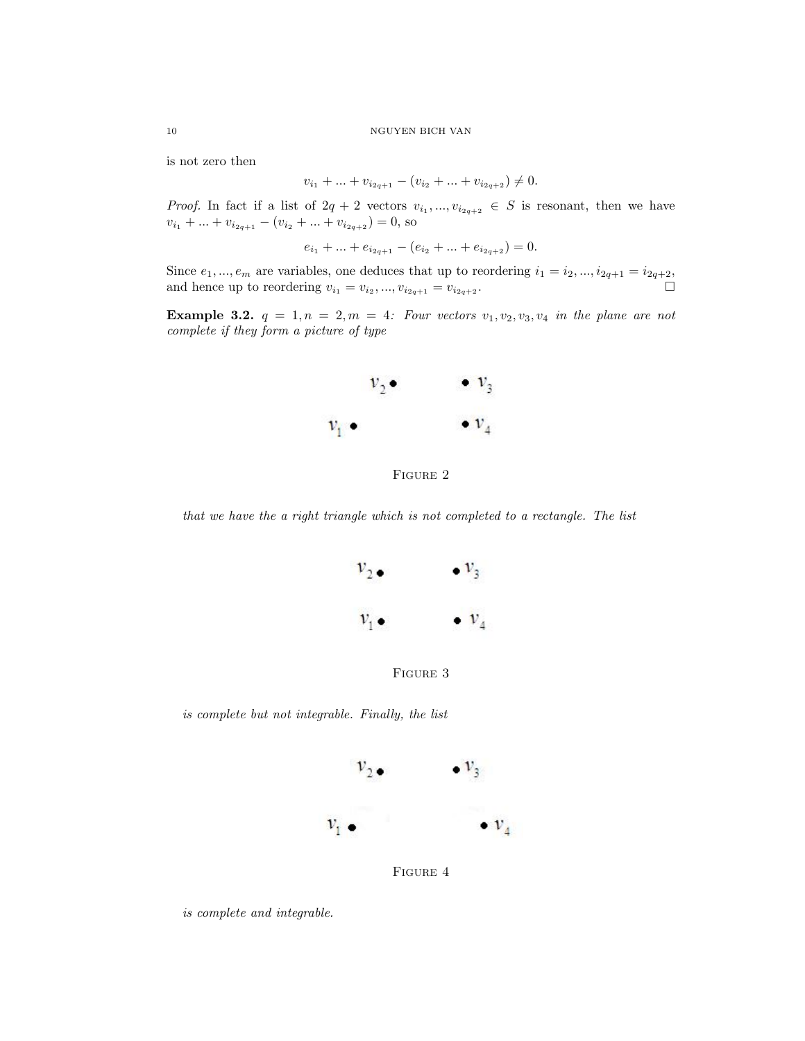is not zero then

$$v_{i_1} + ... + v_{i_{2q+1}} - (v_{i_2} + ... + v_{i_{2q+2}}) \neq 0.$$

*Proof.* In fact if a list of $2q+2$ vectors $v_{i_1}, ..., v_{i_{2q+2}} \in S$ is resonant, then we have $v_{i_1} + ... + v_{i_{2q+1}} - (v_{i_2} + ... + v_{i_{2q+2}}) = 0$, so

$$e_{i_1} + ... + e_{i_{2q+1}} - (e_{i_2} + ... + e_{i_{2q+2}}) = 0.$$

Since $e_1, ..., e_m$ are variables, one deduces that up to reordering $i_1 = i_2, ..., i_{2q+1} = i_{2q+2}$, and hence up to reordering $v_{i_1} = v_{i_2}, ..., v_{i_{2q+1}} = v_{i_{2q+2}}$. □

**Example 3.2.** $q = 1, n = 2, m = 4$: *Four vectors $v_1, v_2, v_3, v_4$ in the plane are not complete if they form a picture of type*

$v_2$ • &nbsp;&nbsp;&nbsp;&nbsp;&nbsp;&nbsp;&nbsp;&nbsp; • $v_3$

$v_1$ • &nbsp;&nbsp;&nbsp;&nbsp;&nbsp;&nbsp;&nbsp;&nbsp; • $v_4$

FIGURE 2

*that we have the a right triangle which is not completed to a rectangle. The list*

$v_2$ • &nbsp;&nbsp;&nbsp;&nbsp;&nbsp;&nbsp;&nbsp;&nbsp; • $v_3$

$v_1$ • &nbsp;&nbsp;&nbsp;&nbsp;&nbsp;&nbsp;&nbsp;&nbsp; • $v_4$

FIGURE 3

*is complete but not integrable. Finally, the list*

$v_2$ • &nbsp;&nbsp;&nbsp;&nbsp;&nbsp;&nbsp;&nbsp;&nbsp; • $v_3$

$v_1$ • &nbsp;&nbsp;&nbsp;&nbsp;&nbsp;&nbsp;&nbsp;&nbsp; • $v_4$

FIGURE 4

*is complete and integrable.*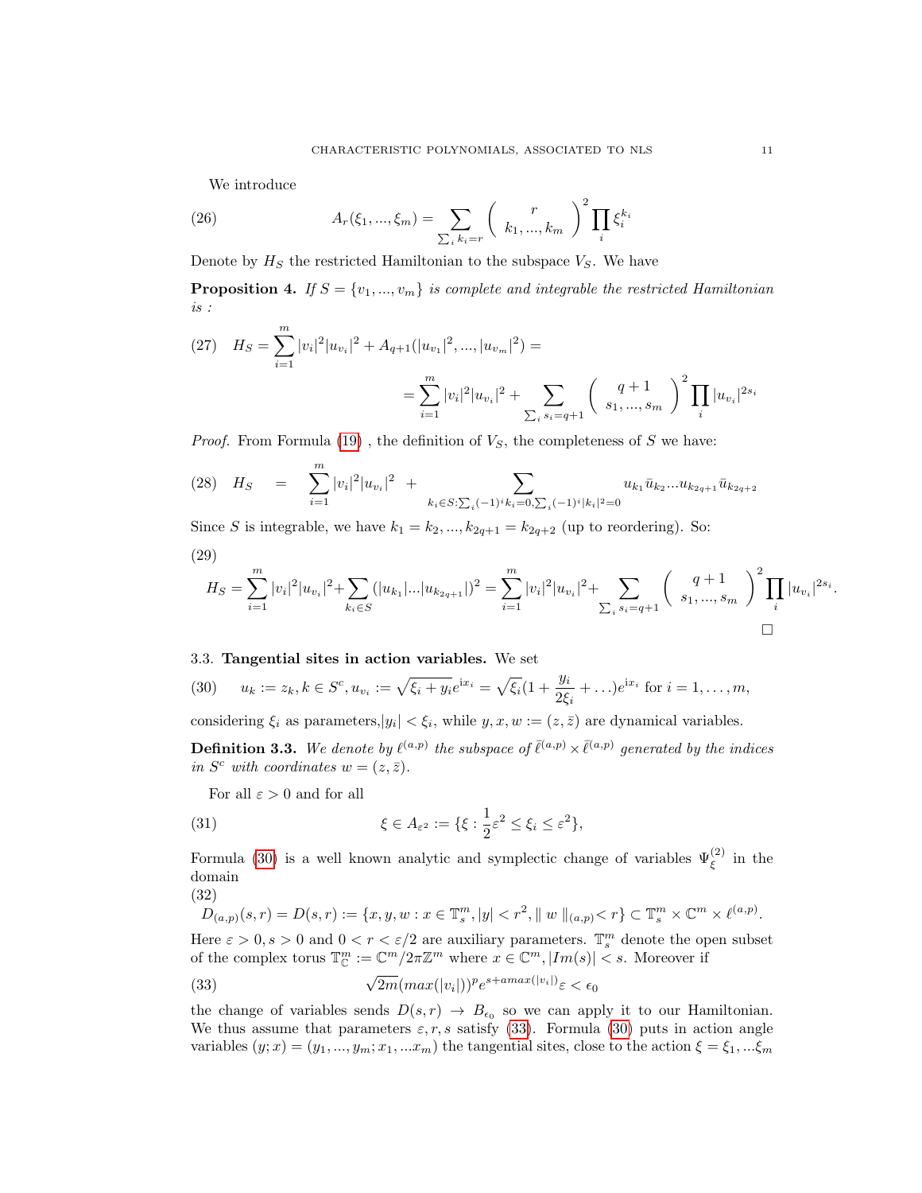We introduce

$$A_r(\xi_1,...,\xi_m)=\sum_{\sum_i k_i=r}\left(\begin{array}{c} r \\ k_1,...,k_m\end{array}\right)^2\prod_i \xi_i^{k_i} \tag{26}$$

Denote by $H_S$ the restricted Hamiltonian to the subspace $V_S$. We have

**Proposition 4.** *If $S=\{v_1,...,v_m\}$ is complete and integrable the restricted Hamiltonian is :*

$$H_S=\sum_{i=1}^m |v_i|^2|u_{v_i}|^2+A_{q+1}(|u_{v_1}|^2,...,|u_{v_m}|^2)= \tag{27}$$

$$=\sum_{i=1}^m |v_i|^2|u_{v_i}|^2+\sum_{\sum_i s_i=q+1}\left(\begin{array}{c} q+1 \\ s_1,...,s_m\end{array}\right)^2\prod_i |u_{v_i}|^{2s_i}$$

*Proof.* From Formula (19) , the definition of $V_S$, the completeness of $S$ we have:

$$H_S \quad = \quad \sum_{i=1}^m |v_i|^2|u_{v_i}|^2 \quad + \sum_{k_i\in S:\sum_i(-1)^ik_i=0,\sum_i(-1)^i|k_i|^2=0} u_{k_1}\bar{u}_{k_2}...u_{k_{2q+1}}\bar{u}_{k_{2q+2}} \tag{28}$$

Since $S$ is integrable, we have $k_1=k_2,...,k_{2q+1}=k_{2q+2}$ (up to reordering). So:

$$H_S=\sum_{i=1}^m |v_i|^2|u_{v_i}|^2+\sum_{k_i\in S}(|u_{k_1}|...|u_{k_{2q+1}}|)^2=\sum_{i=1}^m |v_i|^2|u_{v_i}|^2+\sum_{\sum_i s_i=q+1}\left(\begin{array}{c} q+1 \\ s_1,...,s_m\end{array}\right)^2\prod_i |u_{v_i}|^{2s_i}. \tag{29}$$

□

### 3.3. Tangential sites in action variables.

We set

$$u_k:=z_k, k\in S^c, u_{v_i}:=\sqrt{\xi_i+y_i}e^{\mathrm{i}x_i}=\sqrt{\xi_i}(1+\frac{y_i}{2\xi_i}+\ldots)e^{\mathrm{i}x_i} \text{ for } i=1,\ldots,m, \tag{30}$$

considering $\xi_i$ as parameters,$|y_i|<\xi_i$, while $y,x,w:=(z,\bar{z})$ are dynamical variables.

**Definition 3.3.** *We denote by $\ell^{(a,p)}$ the subspace of $\bar{\ell}^{(a,p)}\times\bar{\ell}^{(a,p)}$ generated by the indices in $S^c$ with coordinates $w=(z,\bar{z})$.*

For all $\varepsilon>0$ and for all

$$\xi\in A_{\varepsilon^2}:=\{\xi:\frac{1}{2}\varepsilon^2\le\xi_i\le\varepsilon^2\}, \tag{31}$$

Formula (30) is a well known analytic and symplectic change of variables $\Psi_\xi^{(2)}$ in the domain

$$D_{(a,p)}(s,r)=D(s,r):=\{x,y,w:x\in\mathbb{T}_s^m,|y|<r^2,\|\,w\,\|_{(a,p)}<r\}\subset\mathbb{T}_s^m\times\mathbb{C}^m\times\ell^{(a,p)}. \tag{32}$$

Here $\varepsilon>0,s>0$ and $0<r<\varepsilon/2$ are auxiliary parameters. $\mathbb{T}_s^m$ denote the open subset of the complex torus $\mathbb{T}_{\mathbb{C}}^m:=\mathbb{C}^m/2\pi\mathbb{Z}^m$ where $x\in\mathbb{C}^m,|Im(s)|<s$. Moreover if

$$\sqrt{2m}(max(|v_i|))^pe^{s+amax(|v_i|)}\varepsilon<\epsilon_0 \tag{33}$$

the change of variables sends $D(s,r)\to B_{\epsilon_0}$ so we can apply it to our Hamiltonian. We thus assume that parameters $\varepsilon,r,s$ satisfy (33). Formula (30) puts in action angle variables $(y;x)=(y_1,...,y_m;x_1,...x_m)$ the tangential sites, close to the action $\xi=\xi_1,...\xi_m$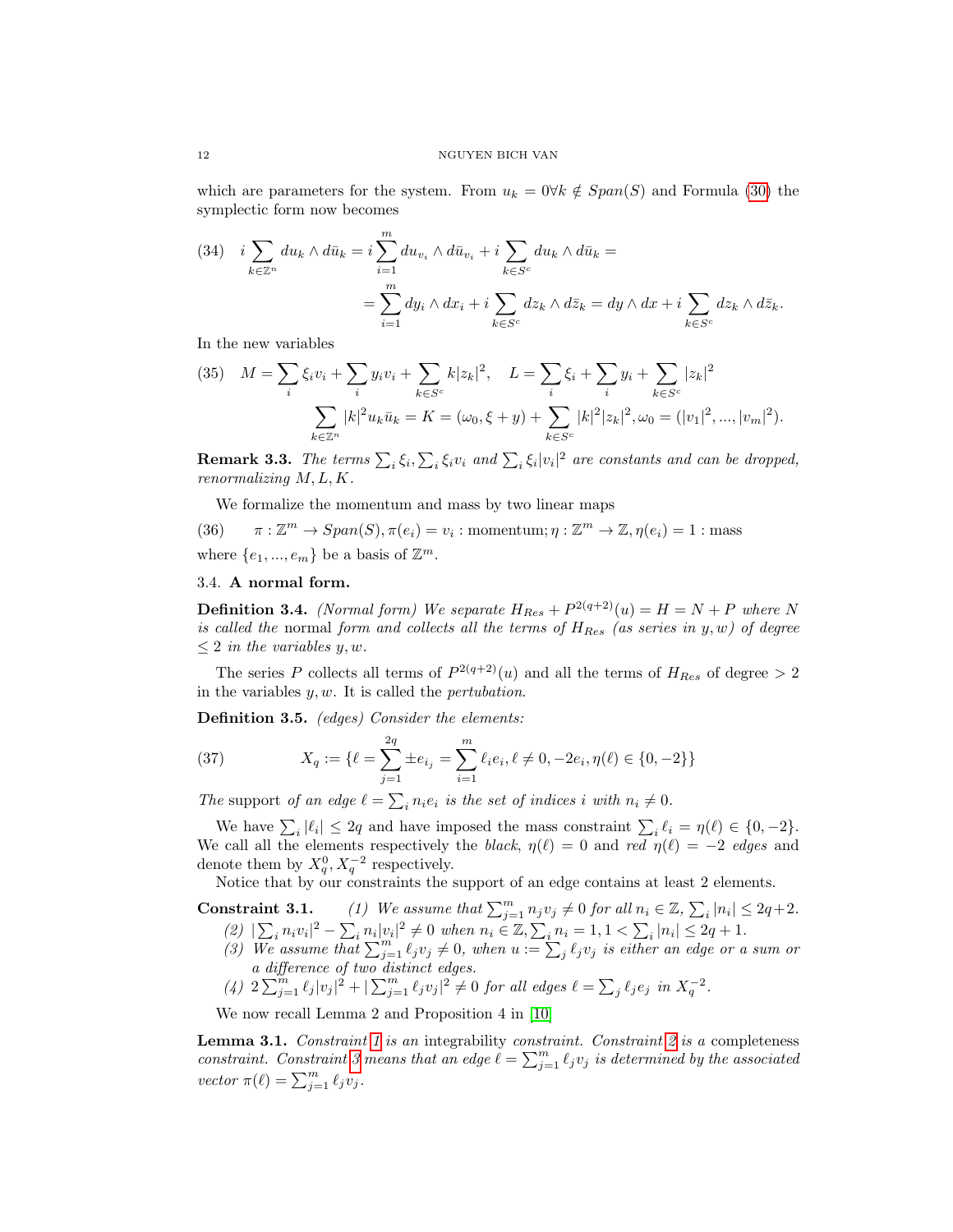which are parameters for the system. From $u_k = 0 \forall k \notin Span(S)$ and Formula (30) the symplectic form now becomes

$$
(34) \quad i\sum_{k\in\mathbb{Z}^n} du_k \wedge d\bar{u}_k = i\sum_{i=1}^{m} du_{v_i} \wedge d\bar{u}_{v_i} + i\sum_{k\in S^c} du_k \wedge d\bar{u}_k = 
$$
$$
= \sum_{i=1}^{m} dy_i \wedge dx_i + i\sum_{k\in S^c} dz_k \wedge d\bar{z}_k = dy\wedge dx + i\sum_{k\in S^c} dz_k\wedge d\bar{z}_k.
$$

In the new variables

$$
(35) \quad M = \sum_i \xi_i v_i + \sum_i y_i v_i + \sum_{k\in S^c} k|z_k|^2, \quad L = \sum_i \xi_i + \sum_i y_i + \sum_{k\in S^c} |z_k|^2
$$
$$
\sum_{k\in\mathbb{Z}^n} |k|^2 u_k \bar{u}_k = K = (\omega_0, \xi + y) + \sum_{k\in S^c} |k|^2 |z_k|^2, \omega_0 = (|v_1|^2, ..., |v_m|^2).
$$

**Remark 3.3.** *The terms $\sum_i \xi_i, \sum_i \xi_i v_i$ and $\sum_i \xi_i |v_i|^2$ are constants and can be dropped, renormalizing $M, L, K$.*

We formalize the momentum and mass by two linear maps

$$
(36) \qquad \pi : \mathbb{Z}^m \to Span(S), \pi(e_i) = v_i : \text{momentum}; \eta : \mathbb{Z}^m \to \mathbb{Z}, \eta(e_i) = 1 : \text{mass}
$$

where $\{e_1, ..., e_m\}$ be a basis of $\mathbb{Z}^m$.

### 3.4. A normal form.

**Definition 3.4.** *(Normal form) We separate $H_{Res} + P^{2(q+2)}(u) = H = N + P$ where $N$ is called the* normal form *and collects all the terms of $H_{Res}$ (as series in $y, w$) of degree $\leq 2$ in the variables $y, w$.*

The series $P$ collects all terms of $P^{2(q+2)}(u)$ and all the terms of $H_{Res}$ of degree $> 2$ in the variables $y, w$. It is called the *pertubation*.

**Definition 3.5.** *(edges) Consider the elements:*

$$
(37) \qquad X_q := \{\ell = \sum_{j=1}^{2q} \pm e_{i_j} = \sum_{i=1}^{m} \ell_i e_i, \ell \neq 0, -2e_i, \eta(\ell) \in \{0, -2\}\}
$$

*The* support *of an edge $\ell = \sum_i n_i e_i$ is the set of indices $i$ with $n_i \neq 0$.*

We have $\sum_i |\ell_i| \leq 2q$ and have imposed the mass constraint $\sum_i \ell_i = \eta(\ell) \in \{0, -2\}$. We call all the elements respectively the *black*, $\eta(\ell) = 0$ and *red* $\eta(\ell) = -2$ *edges* and denote them by $X_q^0, X_q^{-2}$ respectively.

Notice that by our constraints the support of an edge contains at least 2 elements.

**Constraint 3.1.** *(1) We assume that $\sum_{j=1}^m n_j v_j \neq 0$ for all $n_i \in \mathbb{Z}$, $\sum_i |n_i| \leq 2q+2$.*

*(2) $|\sum_i n_i v_i|^2 - \sum_i n_i |v_i|^2 \neq 0$ when $n_i \in \mathbb{Z}, \sum_i n_i = 1, 1 < \sum_i |n_i| \leq 2q+1$.*

*(3) We assume that $\sum_{j=1}^m \ell_j v_j \neq 0$, when $u := \sum_j \ell_j v_j$ is either an edge or a sum or a difference of two distinct edges.*

*(4) $2\sum_{j=1}^m \ell_j |v_j|^2 + |\sum_{j=1}^m \ell_j v_j|^2 \neq 0$ for all edges $\ell = \sum_j \ell_j e_j$ in $X_q^{-2}$.*

We now recall Lemma 2 and Proposition 4 in [10]

**Lemma 3.1.** *Constraint 1 is an* integrability *constraint. Constraint 2 is a* completeness *constraint. Constraint 3 means that an edge $\ell = \sum_{j=1}^m \ell_j v_j$ is determined by the associated vector $\pi(\ell) = \sum_{j=1}^m \ell_j v_j$.*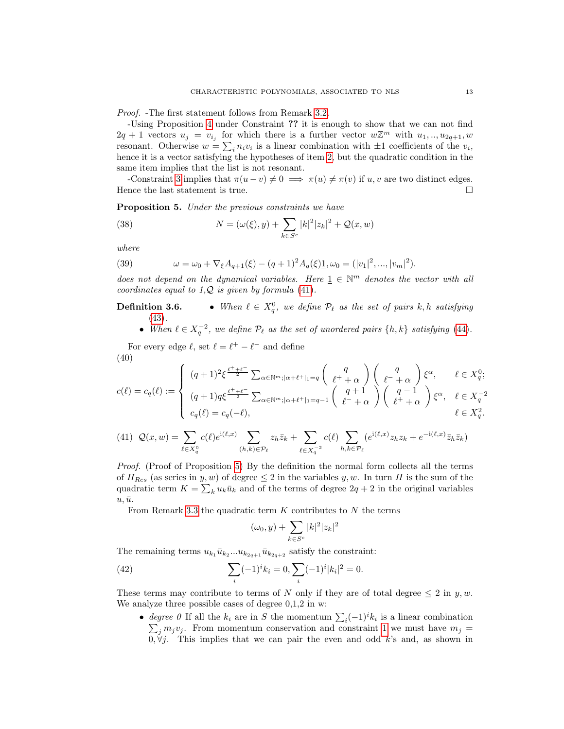*Proof.* -The first statement follows from Remark 3.2.

-Using Proposition 4 under Constraint **??** it is enough to show that we can not find $2q+1$ vectors $u_j = v_{i_j}$ for which there is a further vector $w\mathbb{Z}^m$ with $u_1,..,u_{2q+1},w$ resonant. Otherwise $w = \sum_i n_i v_i$ is a linear combination with $\pm 1$ coefficients of the $v_i$, hence it is a vector satisfying the hypotheses of item 2, but the quadratic condition in the same item implies that the list is not resonant.

-Constraint 3 implies that $\pi(u-v) \neq 0 \implies \pi(u) \neq \pi(v)$ if $u, v$ are two distinct edges. Hence the last statement is true. □

**Proposition 5.** *Under the previous constraints we have*

$$N = (\omega(\xi), y) + \sum_{k \in S^c} |k|^2 |z_k|^2 + \mathcal{Q}(x, w) \tag{38}$$

*where*

$$\omega = \omega_0 + \nabla_\xi A_{q+1}(\xi) - (q+1)^2 A_q(\xi)\underline{1}, \omega_0 = (|v_1|^2, ..., |v_m|^2). \tag{39}$$

*does not depend on the dynamical variables. Here $\underline{1} \in \mathbb{N}^m$ denotes the vector with all coordinates equal to 1,$\mathcal{Q}$ is given by formula (41).*

**Definition 3.6.**
- *When $\ell \in X_q^0$, we define $\mathcal{P}_\ell$ as the set of pairs $k, h$ satisfying (43).*
- *When $\ell \in X_q^{-2}$, we define $\mathcal{P}_\ell$ as the set of unordered pairs $\{h, k\}$ satisfying (44).*

For every edge $\ell$, set $\ell = \ell^+ - \ell^-$ and define

$$c(\ell) = c_q(\ell) := \begin{cases} (q+1)^2 \xi^{\frac{\ell^+ + \ell^-}{2}} \sum_{\alpha \in \mathbb{N}^m; |\alpha + \ell^+|_1 = q} \begin{pmatrix} q \\ \ell^+ + \alpha \end{pmatrix} \begin{pmatrix} q \\ \ell^- + \alpha \end{pmatrix} \xi^\alpha, & \ell \in X_q^0; \\ (q+1)q \xi^{\frac{\ell^+ + \ell^-}{2}} \sum_{\alpha \in \mathbb{N}^m; |\alpha + \ell^+|_1 = q-1} \begin{pmatrix} q+1 \\ \ell^- + \alpha \end{pmatrix} \begin{pmatrix} q-1 \\ \ell^+ + \alpha \end{pmatrix} \xi^\alpha, & \ell \in X_q^{-2} \\ c_q(\ell) = c_q(-\ell), & \ell \in X_q^2. \end{cases} \tag{40}$$

$$\mathcal{Q}(x, w) = \sum_{\ell \in X_q^0} c(\ell) e^{\mathrm{i}(\ell, x)} \sum_{(h,k) \in \mathcal{P}_\ell} z_h \bar{z}_k + \sum_{\ell \in X_q^{-2}} c(\ell) \sum_{h,k \in \mathcal{P}_\ell} (e^{\mathrm{i}(\ell,x)} z_h z_k + e^{-\mathrm{i}(\ell,x)} \bar{z}_h \bar{z}_k) \tag{41}$$

*Proof.* (Proof of Proposition 5) By the definition the normal form collects all the terms of $H_{Res}$ (as series in $y, w$) of degree $\leq 2$ in the variables $y, w$. In turn $H$ is the sum of the quadratic term $K = \sum_k u_k \bar{u}_k$ and of the terms of degree $2q+2$ in the original variables $u, \bar{u}$.

From Remark 3.3 the quadratic term $K$ contributes to $N$ the terms

$$(\omega_0, y) + \sum_{k \in S^c} |k|^2 |z_k|^2$$

The remaining terms $u_{k_1} \bar{u}_{k_2} ... u_{k_{2q+1}} \bar{u}_{k_{2q+2}}$ satisfy the constraint:

$$\sum_i (-1)^i k_i = 0, \sum_i (-1)^i |k_i|^2 = 0. \tag{42}$$

These terms may contribute to terms of $N$ only if they are of total degree $\leq 2$ in $y, w$. We analyze three possible cases of degree 0,1,2 in w:

- *degree 0* If all the $k_i$ are in $S$ the momentum $\sum_i (-1)^i k_i$ is a linear combination $\sum_j m_j v_j$. From momentum conservation and constraint 1 we must have $m_j = 0, \forall j$. This implies that we can pair the even and odd $k$'s and, as shown in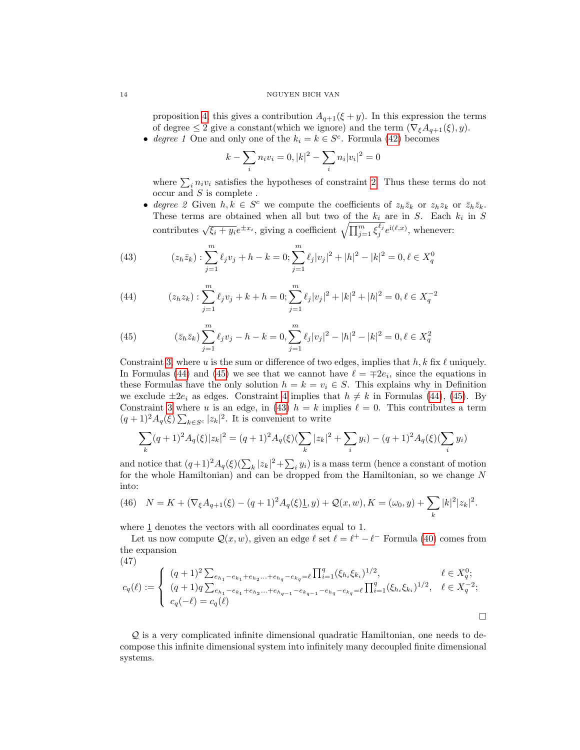proposition 4, this gives a contribution $A_{q+1}(\xi + y)$. In this expression the terms of degree $\leq 2$ give a constant(which we ignore) and the term $(\nabla_\xi A_{q+1}(\xi), y)$.

- *degree 1* One and only one of the $k_i = k \in S^c$. Formula (42) becomes

$$k - \sum_i n_i v_i = 0, |k|^2 - \sum_i n_i |v_i|^2 = 0$$

where $\sum_i n_i v_i$ satisfies the hypotheses of constraint 2. Thus these terms do not occur and $S$ is complete .

- *degree 2* Given $h, k \in S^c$ we compute the coefficients of $z_h \bar{z}_k$ or $z_h z_k$ or $\bar{z}_h \bar{z}_k$. These terms are obtained when all but two of the $k_i$ are in $S$. Each $k_i$ in $S$ contributes $\sqrt{\xi_i + y_i} e^{\pm x_i}$, giving a coefficient $\sqrt{\prod_{j=1}^m \xi_j^{\ell_j}} e^{\mathrm{i}(\ell, x)}$, whenever:

$$(z_h \bar{z}_k) : \sum_{j=1}^m \ell_j v_j + h - k = 0; \sum_{j=1}^m \ell_j |v_j|^2 + |h|^2 - |k|^2 = 0, \ell \in X_q^0 \tag{43}$$

$$(z_h z_k) : \sum_{j=1}^m \ell_j v_j + k + h = 0; \sum_{j=1}^m \ell_j |v_j|^2 + |k|^2 + |h|^2 = 0, \ell \in X_q^{-2} \tag{44}$$

$$(\bar{z}_h \bar{z}_k) \sum_{j=1}^m \ell_j v_j - h - k = 0, \sum_{j=1}^m \ell_j |v_j|^2 - |h|^2 - |k|^2 = 0, \ell \in X_q^2 \tag{45}$$

Constraint 3, where $u$ is the sum or difference of two edges, implies that $h, k$ fix $\ell$ uniquely. In Formulas (44) and (45) we see that we cannot have $\ell = \mp 2e_i$, since the equations in these Formulas have the only solution $h = k = v_i \in S$. This explains why in Definition we exclude $\pm 2e_i$ as edges. Constraint 4 implies that $h \neq k$ in Formulas (44), (45). By Constraint 3 where $u$ is an edge, in (43) $h = k$ implies $\ell = 0$. This contributes a term $(q+1)^2 A_q(\xi) \sum_{k \in S^c} |z_k|^2$. It is convenient to write

$$\sum_k (q+1)^2 A_q(\xi) |z_k|^2 = (q+1)^2 A_q(\xi) (\sum_k |z_k|^2 + \sum_i y_i) - (q+1)^2 A_q(\xi) (\sum_i y_i)$$

and notice that $(q+1)^2 A_q(\xi)(\sum_k |z_k|^2 + \sum_i y_i)$ is a mass term (hence a constant of motion for the whole Hamiltonian) and can be dropped from the Hamiltonian, so we change $N$ into:

$$N = K + (\nabla_\xi A_{q+1}(\xi) - (q+1)^2 A_q(\xi) \underline{1}, y) + \mathcal{Q}(x, w), K = (\omega_0, y) + \sum_k |k|^2 |z_k|^2. \tag{46}$$

where $\underline{1}$ denotes the vectors with all coordinates equal to 1.

Let us now compute $\mathcal{Q}(x, w)$, given an edge $\ell$ set $\ell = \ell^+ - \ell^-$ Formula (40) comes from the expansion

$$c_q(\ell) := \begin{cases} (q+1)^2 \sum_{e_{h_1} - e_{k_1} + e_{h_2} \dots + e_{h_q} - e_{k_q} = \ell} \prod_{i=1}^q (\xi_{h_i} \xi_{k_i})^{1/2}, & \ell \in X_q^0; \\ (q+1) q \sum_{e_{h_1} - e_{k_1} + e_{h_2} \dots + e_{h_{q-1}} - e_{k_{q-1}} - e_{h_q} - e_{k_q} = \ell} \prod_{i=1}^q (\xi_{h_i} \xi_{k_i})^{1/2}, & \ell \in X_q^{-2}; \\ c_q(-\ell) = c_q(\ell) \end{cases} \tag{47}$$

□

$\mathcal{Q}$ is a very complicated infinite dimensional quadratic Hamiltonian, one needs to decompose this infinite dimensional system into infinitely many decoupled finite dimensional systems.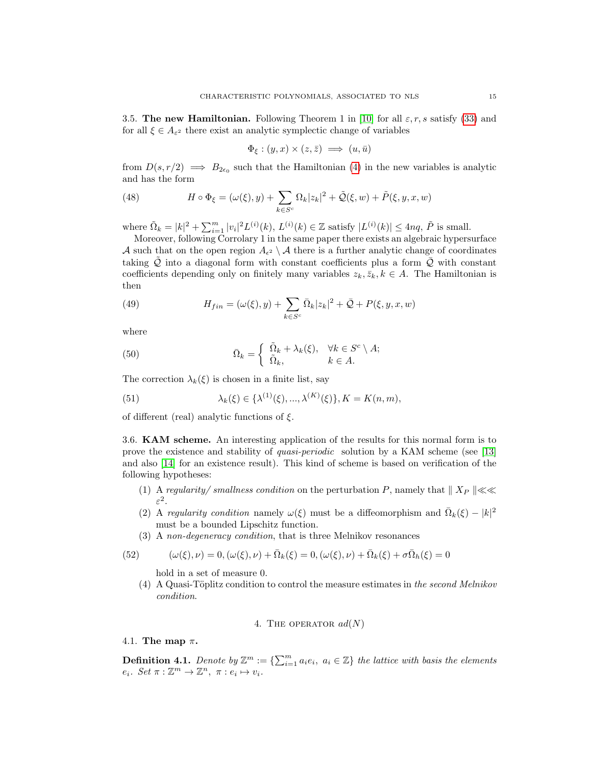### 3.5. The new Hamiltonian.

Following Theorem 1 in [10] for all $\varepsilon, r, s$ satisfy (33) and for all $\xi \in A_{\varepsilon^2}$ there exist an analytic symplectic change of variables

$$\Phi_\xi : (y,x) \times (z,\bar z) \implies (u,\bar u)$$

from $D(s,r/2) \implies B_{2\epsilon_0}$ such that the Hamiltonian (4) in the new variables is analytic and has the form

$$H \circ \Phi_\xi = (\omega(\xi), y) + \sum_{k\in S^c} \Omega_k |z_k|^2 + \tilde{\mathcal{Q}}(\xi, w) + \tilde P(\xi, y, x, w) \tag{48}$$

where $\tilde\Omega_k = |k|^2 + \sum_{i=1}^m |v_i|^2 L^{(i)}(k)$, $L^{(i)}(k) \in \mathbb{Z}$ satisfy $|L^{(i)}(k)| \le 4nq$, $\tilde P$ is small.

Moreover, following Corrolary 1 in the same paper there exists an algebraic hypersurface $\mathcal{A}$ such that on the open region $A_{\epsilon^2} \setminus \mathcal{A}$ there is a further analytic change of coordinates taking $\tilde{\mathcal{Q}}$ into a diagonal form with constant coefficients plus a form $\bar{\mathcal{Q}}$ with constant coefficients depending only on finitely many variables $z_k, \bar z_k, k \in A$. The Hamiltonian is then

$$H_{fin} = (\omega(\xi), y) + \sum_{k\in S^c} \bar\Omega_k |z_k|^2 + \bar{\mathcal{Q}} + P(\xi, y, x, w) \tag{49}$$

where

$$\bar\Omega_k = \begin{cases} \tilde\Omega_k + \lambda_k(\xi), & \forall k \in S^c \setminus A; \\ \tilde\Omega_k, & k \in A. \end{cases} \tag{50}$$

The correction $\lambda_k(\xi)$ is chosen in a finite list, say

$$\lambda_k(\xi) \in \{\lambda^{(1)}(\xi), ..., \lambda^{(K)}(\xi)\}, K = K(n,m), \tag{51}$$

of different (real) analytic functions of $\xi$.

### 3.6. KAM scheme.

An interesting application of the results for this normal form is to prove the existence and stability of *quasi-periodic* solution by a KAM scheme (see [13] and also [14] for an existence result). This kind of scheme is based on verification of the following hypotheses:

1. A *regularity/ smallness condition* on the perturbation $P$, namely that $\| X_P \| \lll \varepsilon^2$.
2. A *regularity condition* namely $\omega(\xi)$ must be a diffeomorphism and $\bar\Omega_k(\xi) - |k|^2$ must be a bounded Lipschitz function.
3. A *non-degeneracy condition*, that is three Melnikov resonances

$$(\omega(\xi), \nu) = 0, (\omega(\xi), \nu) + \bar\Omega_k(\xi) = 0, (\omega(\xi), \nu) + \bar\Omega_k(\xi) + \sigma\bar\Omega_h(\xi) = 0 \tag{52}$$

   hold in a set of measure 0.
4. A Quasi-Töplitz condition to control the measure estimates in *the second Melnikov condition*.

## 4. The operator $ad(N)$

### 4.1. The map $\pi$.

**Definition 4.1.** *Denote by $\mathbb{Z}^m := \{\sum_{i=1}^m a_i e_i,\ a_i \in \mathbb{Z}\}$ the lattice with basis the elements $e_i$. Set $\pi : \mathbb{Z}^m \to \mathbb{Z}^n,\ \pi : e_i \mapsto v_i$.*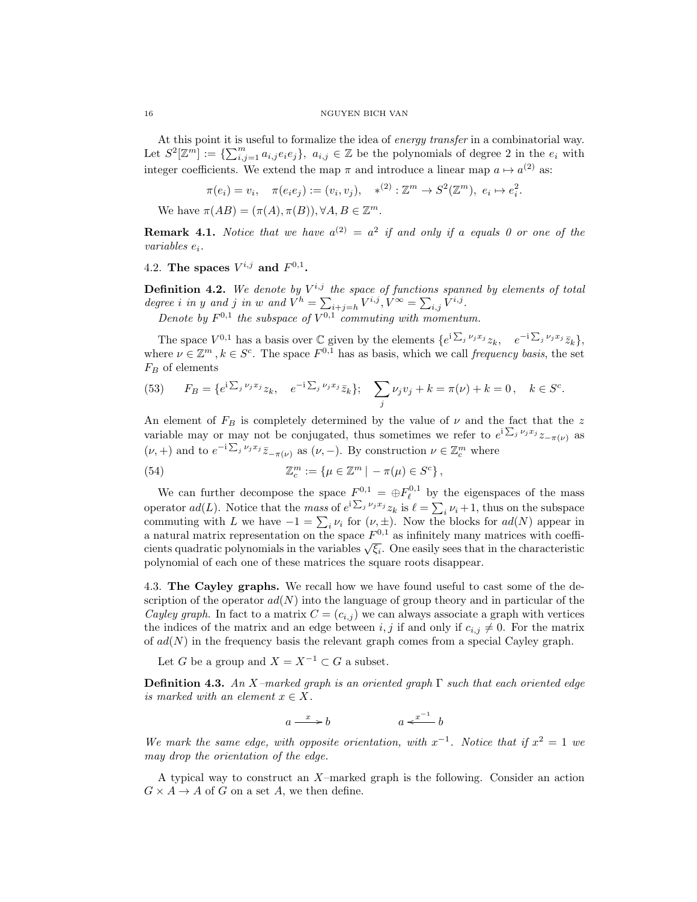At this point it is useful to formalize the idea of *energy transfer* in a combinatorial way. Let $S^2[\mathbb{Z}^m] := \{\sum_{i,j=1}^m a_{i,j} e_i e_j\}$, $a_{i,j} \in \mathbb{Z}$ be the polynomials of degree 2 in the $e_i$ with integer coefficients. We extend the map $\pi$ and introduce a linear map $a \mapsto a^{(2)}$ as:

$$\pi(e_i) = v_i, \quad \pi(e_i e_j) := (v_i, v_j), \quad *^{(2)} : \mathbb{Z}^m \to S^2(\mathbb{Z}^m),\ e_i \mapsto e_i^2.$$

We have $\pi(AB) = (\pi(A), \pi(B)), \forall A, B \in \mathbb{Z}^m$.

**Remark 4.1.** *Notice that we have $a^{(2)} = a^2$ if and only if $a$ equals 0 or one of the variables $e_i$.*

### 4.2. The spaces $V^{i,j}$ and $F^{0,1}$.

**Definition 4.2.** *We denote by $V^{i,j}$ the space of functions spanned by elements of total degree $i$ in $y$ and $j$ in $w$ and $V^h = \sum_{i+j=h} V^{i,j}, V^\infty = \sum_{i,j} V^{i,j}$.*

*Denote by $F^{0,1}$ the subspace of $V^{0,1}$ commuting with momentum.*

The space $V^{0,1}$ has a basis over $\mathbb{C}$ given by the elements $\{e^{\mathrm{i}\sum_j \nu_j x_j} z_k, \quad e^{-\mathrm{i}\sum_j \nu_j x_j} \bar{z}_k\}$, where $\nu \in \mathbb{Z}^m, k \in S^c$. The space $F^{0,1}$ has as basis, which we call *frequency basis*, the set $F_B$ of elements

$$F_B = \{e^{\mathrm{i}\sum_j \nu_j x_j} z_k, \quad e^{-\mathrm{i}\sum_j \nu_j x_j} \bar{z}_k\}; \quad \sum_j \nu_j v_j + k = \pi(\nu) + k = 0\,, \quad k \in S^c. \tag{53}$$

An element of $F_B$ is completely determined by the value of $\nu$ and the fact that the $z$ variable may or may not be conjugated, thus sometimes we refer to $e^{\mathrm{i}\sum_j \nu_j x_j} z_{-\pi(\nu)}$ as $(\nu, +)$ and to $e^{-\mathrm{i}\sum_j \nu_j x_j} \bar{z}_{-\pi(\nu)}$ as $(\nu, -)$. By construction $\nu \in \mathbb{Z}^m_c$ where

$$\mathbb{Z}^m_c := \{\mu \in \mathbb{Z}^m \mid -\pi(\mu) \in S^c\}\,, \tag{54}$$

We can further decompose the space $F^{0,1} = \oplus F^{0,1}_\ell$ by the eigenspaces of the mass operator $ad(L)$. Notice that the *mass* of $e^{\mathrm{i}\sum_j \nu_j x_j} z_k$ is $\ell = \sum_i \nu_i + 1$, thus on the subspace commuting with $L$ we have $-1 = \sum_i \nu_i$ for $(\nu, \pm)$. Now the blocks for $ad(N)$ appear in a natural matrix representation on the space $F^{0,1}$ as infinitely many matrices with coefficients quadratic polynomials in the variables $\sqrt{\xi_i}$. One easily sees that in the characteristic polynomial of each one of these matrices the square roots disappear.

### 4.3. The Cayley graphs.

We recall how we have found useful to cast some of the description of the operator $ad(N)$ into the language of group theory and in particular of the *Cayley graph*. In fact to a matrix $C = (c_{i,j})$ we can always associate a graph with vertices the indices of the matrix and an edge between $i, j$ if and only if $c_{i,j} \neq 0$. For the matrix of $ad(N)$ in the frequency basis the relevant graph comes from a special Cayley graph.

Let $G$ be a group and $X = X^{-1} \subset G$ a subset.

**Definition 4.3.** *An $X$–marked graph is an oriented graph $\Gamma$ such that each oriented edge is marked with an element $x \in X$.*

$$a \xrightarrow{\ x\ } b \qquad\qquad a \xleftarrow{\ x^{-1}\ } b$$

*We mark the same edge, with opposite orientation, with $x^{-1}$. Notice that if $x^2 = 1$ we may drop the orientation of the edge.*

A typical way to construct an $X$–marked graph is the following. Consider an action $G \times A \to A$ of $G$ on a set $A$, we then define.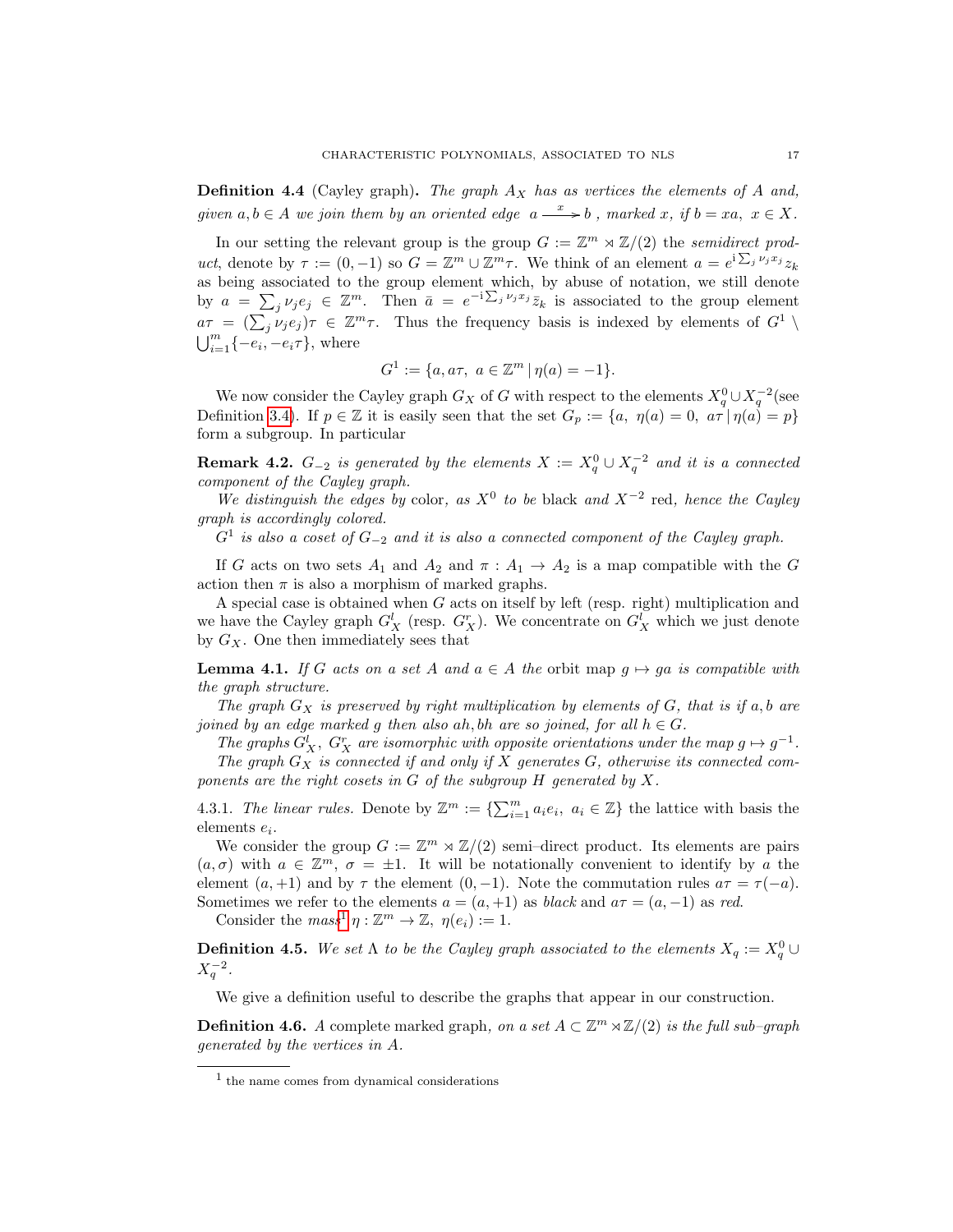**Definition 4.4** (Cayley graph)**.** *The graph $A_X$ has as vertices the elements of $A$ and, given $a, b \in A$ we join them by an oriented edge $a \xrightarrow{x} b$, marked $x$, if $b = xa$, $x \in X$.*

In our setting the relevant group is the group $G := \mathbb{Z}^m \rtimes \mathbb{Z}/(2)$ the *semidirect product*, denote by $\tau := (0, -1)$ so $G = \mathbb{Z}^m \cup \mathbb{Z}^m\tau$. We think of an element $a = e^{\mathrm{i}\sum_j \nu_j x_j} z_k$ as being associated to the group element which, by abuse of notation, we still denote by $a = \sum_j \nu_j e_j \in \mathbb{Z}^m$. Then $\bar{a} = e^{-\mathrm{i}\sum_j \nu_j x_j} \bar{z}_k$ is associated to the group element $a\tau = (\sum_j \nu_j e_j)\tau \in \mathbb{Z}^m\tau$. Thus the frequency basis is indexed by elements of $G^1 \setminus \bigcup_{i=1}^m \{-e_i, -e_i\tau\}$, where

$$G^1 := \{a, a\tau, \ a \in \mathbb{Z}^m \,|\, \eta(a) = -1\}.$$

We now consider the Cayley graph $G_X$ of $G$ with respect to the elements $X_q^0 \cup X_q^{-2}$(see Definition 3.4). If $p \in \mathbb{Z}$ it is easily seen that the set $G_p := \{a, \ \eta(a) = 0, \ a\tau \,|\, \eta(a) = p\}$ form a subgroup. In particular

**Remark 4.2.** *$G_{-2}$ is generated by the elements $X := X_q^0 \cup X_q^{-2}$ and it is a connected component of the Cayley graph.*

*We distinguish the edges by* color, *as $X^0$ to be* black *and $X^{-2}$* red, *hence the Cayley graph is accordingly colored.*

*$G^1$ is also a coset of $G_{-2}$ and it is also a connected component of the Cayley graph.*

If $G$ acts on two sets $A_1$ and $A_2$ and $\pi : A_1 \to A_2$ is a map compatible with the $G$ action then $\pi$ is also a morphism of marked graphs.

A special case is obtained when $G$ acts on itself by left (resp. right) multiplication and we have the Cayley graph $G_X^l$ (resp. $G_X^r$). We concentrate on $G_X^l$ which we just denote by $G_X$. One then immediately sees that

**Lemma 4.1.** *If $G$ acts on a set $A$ and $a \in A$ the* orbit map *$g \mapsto ga$ is compatible with the graph structure.*

*The graph $G_X$ is preserved by right multiplication by elements of $G$, that is if $a, b$ are joined by an edge marked $g$ then also $ah, bh$ are so joined, for all $h \in G$.*

*The graphs $G_X^l$, $G_X^r$ are isomorphic with opposite orientations under the map $g \mapsto g^{-1}$.*

*The graph $G_X$ is connected if and only if $X$ generates $G$, otherwise its connected components are the right cosets in $G$ of the subgroup $H$ generated by $X$.*

4.3.1. *The linear rules.* Denote by $\mathbb{Z}^m := \{\sum_{i=1}^m a_i e_i, \ a_i \in \mathbb{Z}\}$ the lattice with basis the elements $e_i$.

We consider the group $G := \mathbb{Z}^m \rtimes \mathbb{Z}/(2)$ semi–direct product. Its elements are pairs $(a, \sigma)$ with $a \in \mathbb{Z}^m$, $\sigma = \pm 1$. It will be notationally convenient to identify by $a$ the element $(a, +1)$ and by $\tau$ the element $(0, -1)$. Note the commutation rules $a\tau = \tau(-a)$. Sometimes we refer to the elements $a = (a, +1)$ as *black* and $a\tau = (a, -1)$ as *red*.

Consider the *mass*[1] $\eta : \mathbb{Z}^m \to \mathbb{Z}$, $\eta(e_i) := 1$.

**Definition 4.5.** *We set $\Lambda$ to be the Cayley graph associated to the elements $X_q := X_q^0 \cup X_q^{-2}$.*

We give a definition useful to describe the graphs that appear in our construction.

**Definition 4.6.** *A* complete marked graph*, on a set $A \subset \mathbb{Z}^m \rtimes \mathbb{Z}/(2)$ is the full sub–graph generated by the vertices in $A$.*

---

[1] the name comes from dynamical considerations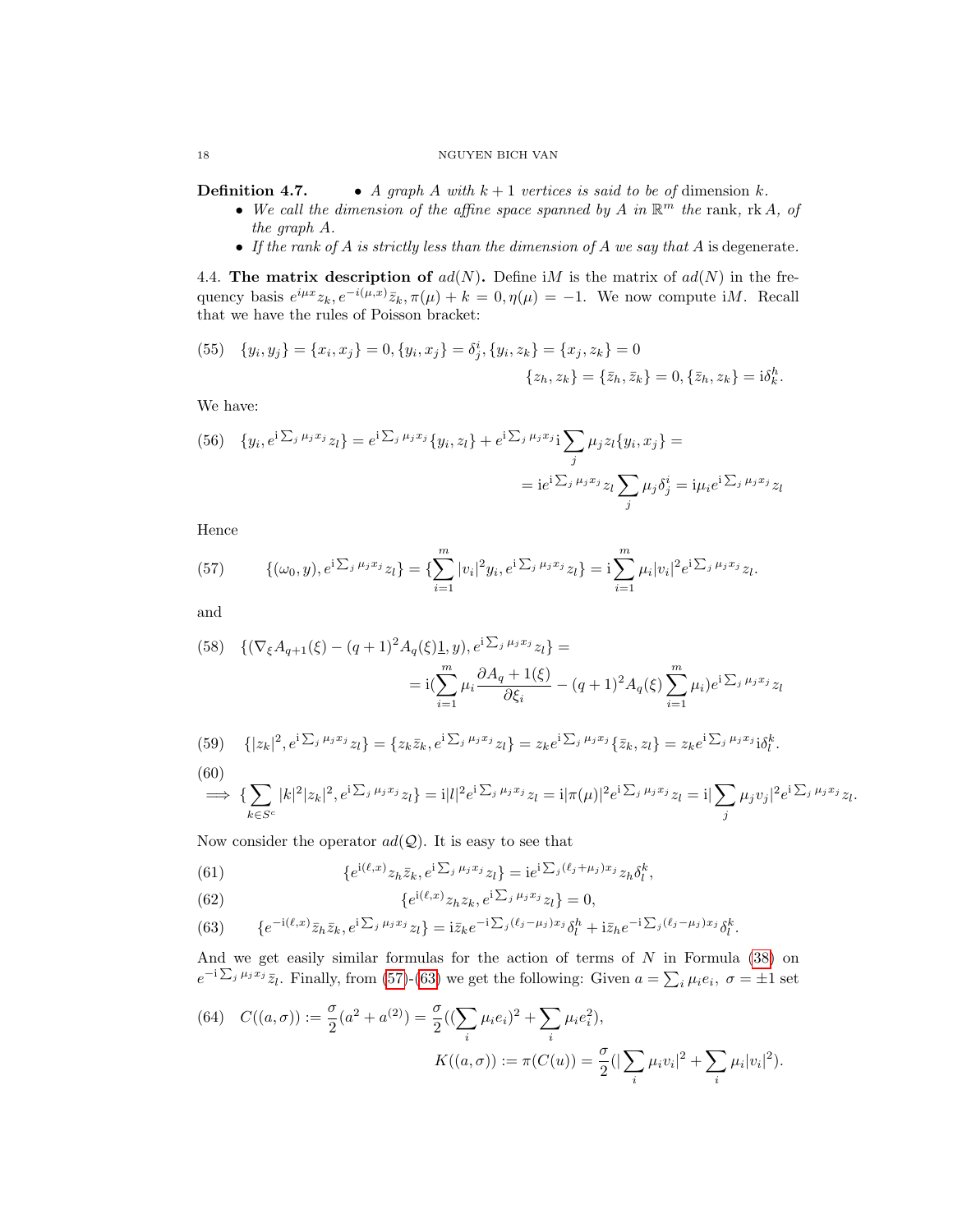**Definition 4.7.**
- *A graph $A$ with $k+1$ vertices is said to be of* dimension $k$.
- *We call the dimension of the affine space spanned by $A$ in $\mathbb{R}^m$ the* rank, $\mathrm{rk}\, A$, *of the graph $A$.*
- *If the rank of $A$ is strictly less than the dimension of $A$ we say that $A$* is degenerate.

### 4.4. The matrix description of $ad(N)$.

Define $\mathrm{i}M$ is the matrix of $ad(N)$ in the frequency basis $e^{i\mu x}z_k, e^{-i(\mu,x)}\bar{z}_k, \pi(\mu)+k=0, \eta(\mu)=-1$. We now compute $\mathrm{i}M$. Recall that we have the rules of Poisson bracket:

$$\{y_i, y_j\} = \{x_i, x_j\} = 0, \{y_i, x_j\} = \delta^i_j, \{y_i, z_k\} = \{x_j, z_k\} = 0$$
$$\{z_h, z_k\} = \{\bar{z}_h, \bar{z}_k\} = 0, \{\bar{z}_h, z_k\} = \mathrm{i}\delta^h_k. \tag{55}$$

We have:

$$\{y_i, e^{\mathrm{i}\sum_j \mu_j x_j} z_l\} = e^{\mathrm{i}\sum_j \mu_j x_j}\{y_i, z_l\} + e^{\mathrm{i}\sum_j \mu_j x_j}\mathrm{i}\sum_j \mu_j z_l\{y_i, x_j\} =$$
$$= \mathrm{i}e^{\mathrm{i}\sum_j \mu_j x_j} z_l \sum_j \mu_j \delta^i_j = \mathrm{i}\mu_i e^{\mathrm{i}\sum_j \mu_j x_j} z_l \tag{56}$$

Hence

$$\{(\omega_0, y), e^{\mathrm{i}\sum_j \mu_j x_j} z_l\} = \{\sum_{i=1}^m |v_i|^2 y_i, e^{\mathrm{i}\sum_j \mu_j x_j} z_l\} = \mathrm{i}\sum_{i=1}^m \mu_i |v_i|^2 e^{\mathrm{i}\sum_j \mu_j x_j} z_l. \tag{57}$$

and

$$\{(\nabla_\xi A_{q+1}(\xi) - (q+1)^2 A_q(\xi)\underline{1}, y), e^{\mathrm{i}\sum_j \mu_j x_j} z_l\} =$$
$$= \mathrm{i}(\sum_{i=1}^m \mu_i \frac{\partial A_q + 1(\xi)}{\partial \xi_i} - (q+1)^2 A_q(\xi)\sum_{i=1}^m \mu_i) e^{\mathrm{i}\sum_j \mu_j x_j} z_l \tag{58}$$

$$\{|z_k|^2, e^{\mathrm{i}\sum_j \mu_j x_j} z_l\} = \{z_k\bar{z}_k, e^{\mathrm{i}\sum_j \mu_j x_j} z_l\} = z_k e^{\mathrm{i}\sum_j \mu_j x_j}\{\bar{z}_k, z_l\} = z_k e^{\mathrm{i}\sum_j \mu_j x_j}\mathrm{i}\delta^k_l. \tag{59}$$

$$\implies \{\sum_{k\in S^c} |k|^2 |z_k|^2, e^{\mathrm{i}\sum_j \mu_j x_j} z_l\} = \mathrm{i}|l|^2 e^{\mathrm{i}\sum_j \mu_j x_j} z_l = \mathrm{i}|\pi(\mu)|^2 e^{\mathrm{i}\sum_j \mu_j x_j} z_l = \mathrm{i}|\sum_j \mu_j v_j|^2 e^{\mathrm{i}\sum_j \mu_j x_j} z_l. \tag{60}$$

Now consider the operator $ad(\mathcal{Q})$. It is easy to see that

$$\{e^{\mathrm{i}(\ell,x)} z_h \bar{z}_k, e^{\mathrm{i}\sum_j \mu_j x_j} z_l\} = \mathrm{i}e^{\mathrm{i}\sum_j (\ell_j + \mu_j)x_j} z_h \delta^k_l, \tag{61}$$

$$\{e^{\mathrm{i}(\ell,x)} z_h z_k, e^{\mathrm{i}\sum_j \mu_j x_j} z_l\} = 0, \tag{62}$$

$$\{e^{-\mathrm{i}(\ell,x)} \bar{z}_h \bar{z}_k, e^{\mathrm{i}\sum_j \mu_j x_j} z_l\} = \mathrm{i}\bar{z}_k e^{-\mathrm{i}\sum_j (\ell_j - \mu_j)x_j}\delta^h_l + \mathrm{i}\bar{z}_h e^{-\mathrm{i}\sum_j (\ell_j - \mu_j)x_j}\delta^k_l. \tag{63}$$

And we get easily similar formulas for the action of terms of $N$ in Formula (38) on $e^{-\mathrm{i}\sum_j \mu_j x_j}\bar{z}_l$. Finally, from (57)-(63) we get the following: Given $a = \sum_i \mu_i e_i$, $\sigma = \pm 1$ set

$$C((a,\sigma)) := \frac{\sigma}{2}(a^2 + a^{(2)}) = \frac{\sigma}{2}((\sum_i \mu_i e_i)^2 + \sum_i \mu_i e_i^2),$$
$$K((a,\sigma)) := \pi(C(u)) = \frac{\sigma}{2}(|\sum_i \mu_i v_i|^2 + \sum_i \mu_i |v_i|^2). \tag{64}$$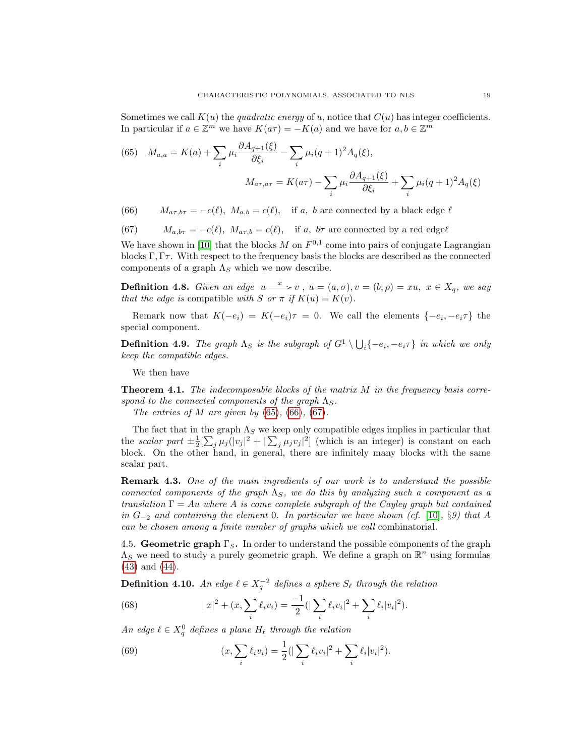Sometimes we call $K(u)$ the *quadratic energy* of $u$, notice that $C(u)$ has integer coefficients. In particular if $a \in \mathbb{Z}^m$ we have $K(a\tau) = -K(a)$ and we have for $a, b \in \mathbb{Z}^m$

$$
(65) \quad M_{a,a} = K(a) + \sum_i \mu_i \frac{\partial A_{q+1}(\xi)}{\partial \xi_i} - \sum_i \mu_i (q+1)^2 A_q(\xi),
$$

$$
M_{a\tau,a\tau} = K(a\tau) - \sum_i \mu_i \frac{\partial A_{q+1}(\xi)}{\partial \xi_i} + \sum_i \mu_i (q+1)^2 A_q(\xi)
$$

$$
(66) \qquad M_{a\tau,b\tau} = -c(\ell),\ M_{a,b} = c(\ell), \quad \text{if } a,\ b \text{ are connected by a black edge } \ell
$$

$$
(67) \qquad M_{a,b\tau} = -c(\ell),\ M_{a\tau,b} = c(\ell), \quad \text{if } a,\ b\tau \text{ are connected by a red edge} \ell
$$

We have shown in [10] that the blocks $M$ on $F^{0,1}$ come into pairs of conjugate Lagrangian blocks $\Gamma, \Gamma\tau$. With respect to the frequency basis the blocks are described as the connected components of a graph $\Lambda_S$ which we now describe.

**Definition 4.8.** *Given an edge* $u \xrightarrow{x} v$, $u = (a, \sigma), v = (b, \rho) = xu,\ x \in X_q$, *we say that the edge is* compatible *with* $S$ *or* $\pi$ *if* $K(u) = K(v)$.

Remark now that $K(-e_i) = K(-e_i)\tau = 0$. We call the elements $\{-e_i, -e_i\tau\}$ the special component.

**Definition 4.9.** *The graph* $\Lambda_S$ *is the subgraph of* $G^1 \setminus \bigcup_i \{-e_i, -e_i\tau\}$ *in which we only keep the compatible edges.*

We then have

**Theorem 4.1.** *The indecomposable blocks of the matrix* $M$ *in the frequency basis correspond to the connected components of the graph* $\Lambda_S$.

*The entries of* $M$ *are given by* (65), (66), (67).

The fact that in the graph $\Lambda_S$ we keep only compatible edges implies in particular that the *scalar part* $\pm\frac{1}{2}[\sum_j \mu_j(|v_j|^2 + |\sum_j \mu_j v_j|^2]$ (which is an integer) is constant on each block. On the other hand, in general, there are infinitely many blocks with the same scalar part.

**Remark 4.3.** *One of the main ingredients of our work is to understand the possible connected components of the graph* $\Lambda_S$, *we do this by analyzing such a component as a translation* $\Gamma = Au$ *where* $A$ *is come complete subgraph of the Cayley graph but contained in* $G_{-2}$ *and containing the element* 0. *In particular we have shown (cf. [10], §9) that* $A$ *can be chosen among a finite number of graphs which we call* combinatorial.

## 4.5. Geometric graph $\Gamma_S$.

In order to understand the possible components of the graph $\Lambda_S$ we need to study a purely geometric graph. We define a graph on $\mathbb{R}^n$ using formulas (43) and (44).

**Definition 4.10.** *An edge* $\ell \in X_q^{-2}$ *defines a sphere* $S_\ell$ *through the relation*

$$
(68) \qquad |x|^2 + (x, \sum_i \ell_i v_i) = \frac{-1}{2}(|\sum_i \ell_i v_i|^2 + \sum_i \ell_i |v_i|^2).
$$

*An edge* $\ell \in X_q^0$ *defines a plane* $H_\ell$ *through the relation*

$$
(69) \qquad (x, \sum_i \ell_i v_i) = \frac{1}{2}(|\sum_i \ell_i v_i|^2 + \sum_i \ell_i |v_i|^2).
$$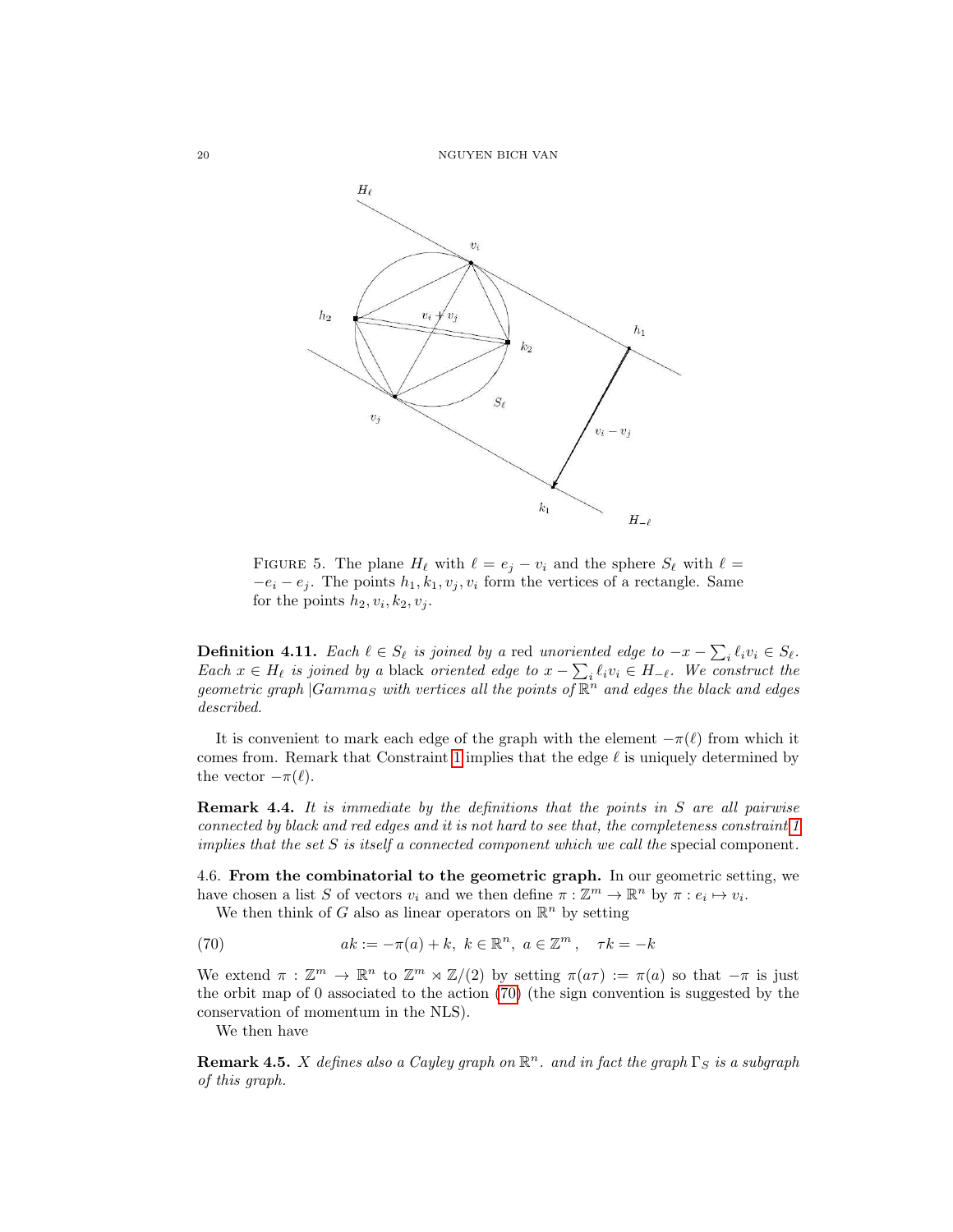FIGURE 5. The plane $H_\ell$ with $\ell = e_j - v_i$ and the sphere $S_\ell$ with $\ell = -e_i - e_j$. The points $h_1, k_1, v_j, v_i$ form the vertices of a rectangle. Same for the points $h_2, v_i, k_2, v_j$.

**Definition 4.11.** *Each $\ell \in S_\ell$ is joined by a* red *unoriented edge to $-x - \sum_i \ell_i v_i \in S_\ell$. Each $x \in H_\ell$ is joined by a* black *oriented edge to $x - \sum_i \ell_i v_i \in H_{-\ell}$. We construct the geometric graph |Gamma$_S$ with vertices all the points of $\mathbb{R}^n$ and edges the black and edges described.*

It is convenient to mark each edge of the graph with the element $-\pi(\ell)$ from which it comes from. Remark that Constraint 1 implies that the edge $\ell$ is uniquely determined by the vector $-\pi(\ell)$.

**Remark 4.4.** *It is immediate by the definitions that the points in $S$ are all pairwise connected by black and red edges and it is not hard to see that, the completeness constraint 1 implies that the set $S$ is itself a connected component which we call the* special component.

4.6. **From the combinatorial to the geometric graph.** In our geometric setting, we have chosen a list $S$ of vectors $v_i$ and we then define $\pi : \mathbb{Z}^m \to \mathbb{R}^n$ by $\pi : e_i \mapsto v_i$.

We then think of $G$ also as linear operators on $\mathbb{R}^n$ by setting

$$ak := -\pi(a) + k, \; k \in \mathbb{R}^n, \; a \in \mathbb{Z}^m, \quad \tau k = -k \tag{70}$$

We extend $\pi : \mathbb{Z}^m \to \mathbb{R}^n$ to $\mathbb{Z}^m \rtimes \mathbb{Z}/(2)$ by setting $\pi(a\tau) := \pi(a)$ so that $-\pi$ is just the orbit map of 0 associated to the action (70) (the sign convention is suggested by the conservation of momentum in the NLS).

We then have

**Remark 4.5.** *$X$ defines also a Cayley graph on $\mathbb{R}^n$. and in fact the graph $\Gamma_S$ is a subgraph of this graph.*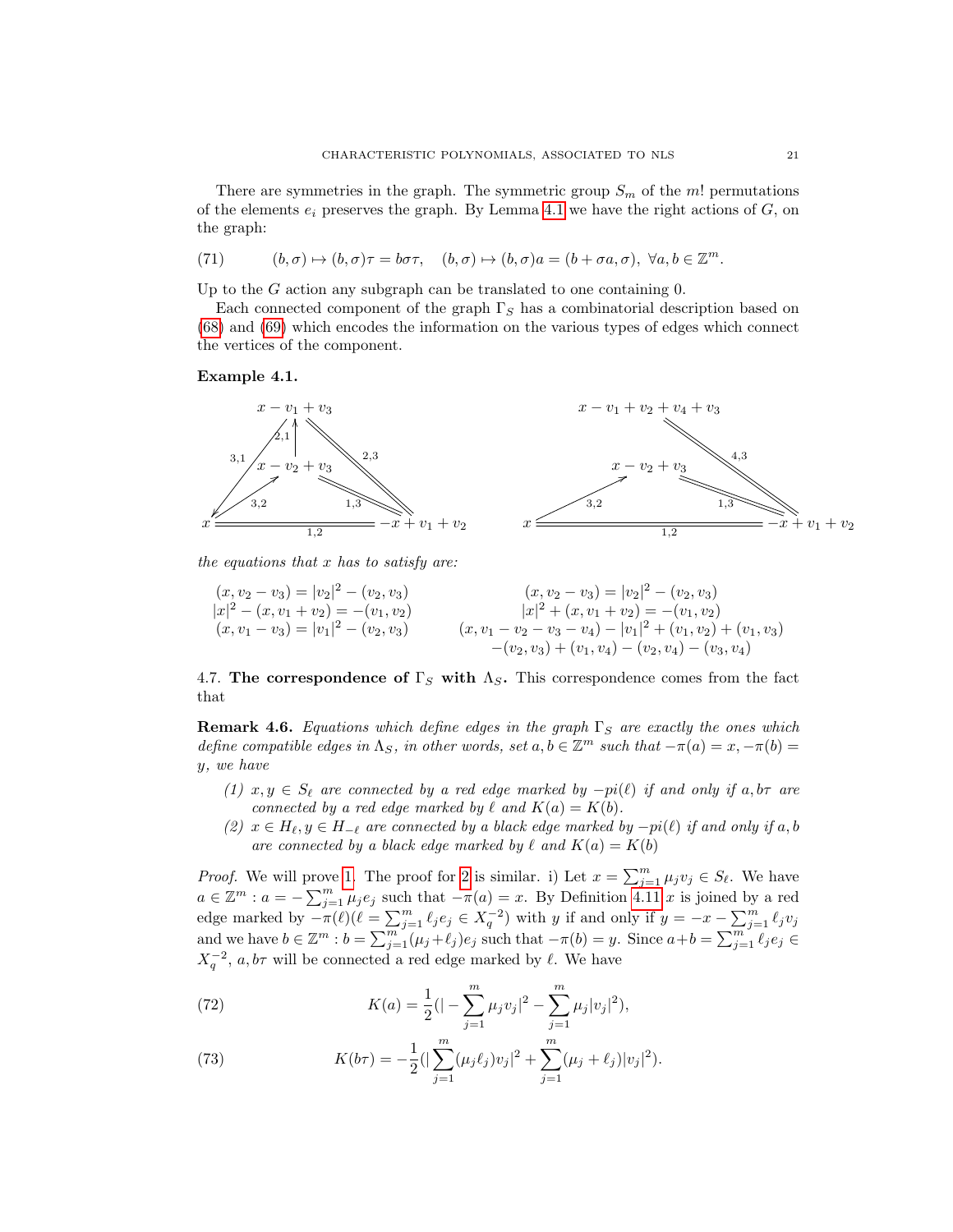There are symmetries in the graph. The symmetric group $S_m$ of the $m!$ permutations of the elements $e_i$ preserves the graph. By Lemma 4.1 we have the right actions of $G$, on the graph:

$$(b,\sigma) \mapsto (b,\sigma)\tau = b\sigma\tau, \quad (b,\sigma) \mapsto (b,\sigma)a = (b+\sigma a, \sigma),\ \forall a,b \in \mathbb{Z}^m. \tag{71}$$

Up to the $G$ action any subgraph can be translated to one containing 0.

Each connected component of the graph $\Gamma_S$ has a combinatorial description based on (68) and (69) which encodes the information on the various types of edges which connect the vertices of the component.

**Example 4.1.**

the equations that $x$ has to satisfy are:

$$\begin{array}{l} (x, v_2 - v_3) = |v_2|^2 - (v_2, v_3) \\ |x|^2 - (x, v_1 + v_2) = -(v_1, v_2) \\ (x, v_1 - v_3) = |v_1|^2 - (v_2, v_3) \end{array}$$

$$\begin{array}{c} (x, v_2 - v_3) = |v_2|^2 - (v_2, v_3) \\ |x|^2 + (x, v_1 + v_2) = -(v_1, v_2) \\ (x, v_1 - v_2 - v_3 - v_4) - |v_1|^2 + (v_1, v_2) + (v_1, v_3) \\ -(v_2, v_3) + (v_1, v_4) - (v_2, v_4) - (v_3, v_4) \end{array}$$

4.7. **The correspondence of $\Gamma_S$ with $\Lambda_S$.** This correspondence comes from the fact that

**Remark 4.6.** *Equations which define edges in the graph $\Gamma_S$ are exactly the ones which define compatible edges in $\Lambda_S$, in other words, set $a, b \in \mathbb{Z}^m$ such that $-\pi(a) = x, -\pi(b) = y$, we have*

1. *$x, y \in S_\ell$ are connected by a red edge marked by $-pi(\ell)$ if and only if $a, b\tau$ are connected by a red edge marked by $\ell$ and $K(a) = K(b)$.*
2. *$x \in H_\ell, y \in H_{-\ell}$ are connected by a black edge marked by $-\pi(\ell)$ if and only if $a, b$ are connected by a black edge marked by $\ell$ and $K(a) = K(b)$*

*Proof.* We will prove 1. The proof for 2 is similar. i) Let $x = \sum_{j=1}^m \mu_j v_j \in S_\ell$. We have $a \in \mathbb{Z}^m : a = -\sum_{j=1}^m \mu_j e_j$ such that $-\pi(a) = x$. By Definition 4.11 $x$ is joined by a red edge marked by $-\pi(\ell)(\ell = \sum_{j=1}^m \ell_j e_j \in X_q^{-2})$ with $y$ if and only if $y = -x - \sum_{j=1}^m \ell_j v_j$ and we have $b \in \mathbb{Z}^m : b = \sum_{j=1}^m (\mu_j + \ell_j) e_j$ such that $-\pi(b) = y$. Since $a + b = \sum_{j=1}^m \ell_j e_j \in X_q^{-2}$, $a, b\tau$ will be connected a red edge marked by $\ell$. We have

$$K(a) = \frac{1}{2}(|-\sum_{j=1}^m \mu_j v_j|^2 - \sum_{j=1}^m \mu_j |v_j|^2), \tag{72}$$

$$K(b\tau) = -\frac{1}{2}(|\sum_{j=1}^m (\mu_j \ell_j) v_j|^2 + \sum_{j=1}^m (\mu_j + \ell_j)|v_j|^2). \tag{73}$$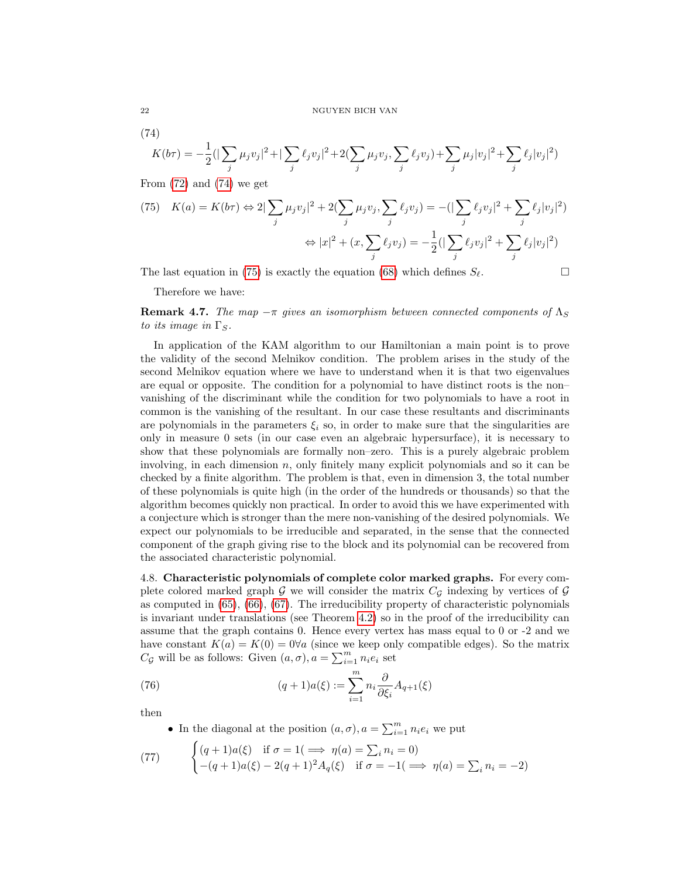(74)

$$K(b\tau) = -\frac{1}{2}(|\sum_j \mu_j v_j|^2 + |\sum_j \ell_j v_j|^2 + 2(\sum_j \mu_j v_j, \sum_j \ell_j v_j) + \sum_j \mu_j |v_j|^2 + \sum_j \ell_j |v_j|^2)$$

From (72) and (74) we get

$$(75) \quad K(a) = K(b\tau) \Leftrightarrow 2|\sum_j \mu_j v_j|^2 + 2(\sum_j \mu_j v_j, \sum_j \ell_j v_j) = -(|\sum_j \ell_j v_j|^2 + \sum_j \ell_j |v_j|^2)$$

$$\Leftrightarrow |x|^2 + (x, \sum_j \ell_j v_j) = -\frac{1}{2}(|\sum_j \ell_j v_j|^2 + \sum_j \ell_j |v_j|^2)$$

The last equation in (75) is exactly the equation (68) which defines $S_\ell$. □

Therefore we have:

**Remark 4.7.** *The map $-\pi$ gives an isomorphism between connected components of $\Lambda_S$ to its image in $\Gamma_S$.*

In application of the KAM algorithm to our Hamiltonian a main point is to prove the validity of the second Melnikov condition. The problem arises in the study of the second Melnikov equation where we have to understand when it is that two eigenvalues are equal or opposite. The condition for a polynomial to have distinct roots is the non–vanishing of the discriminant while the condition for two polynomials to have a root in common is the vanishing of the resultant. In our case these resultants and discriminants are polynomials in the parameters $\xi_i$ so, in order to make sure that the singularities are only in measure 0 sets (in our case even an algebraic hypersurface), it is necessary to show that these polynomials are formally non–zero. This is a purely algebraic problem involving, in each dimension $n$, only finitely many explicit polynomials and so it can be checked by a finite algorithm. The problem is that, even in dimension 3, the total number of these polynomials is quite high (in the order of the hundreds or thousands) so that the algorithm becomes quickly non practical. In order to avoid this we have experimented with a conjecture which is stronger than the mere non-vanishing of the desired polynomials. We expect our polynomials to be irreducible and separated, in the sense that the connected component of the graph giving rise to the block and its polynomial can be recovered from the associated characteristic polynomial.

4.8. **Characteristic polynomials of complete color marked graphs.** For every complete colored marked graph $\mathcal{G}$ we will consider the matrix $C_{\mathcal{G}}$ indexing by vertices of $\mathcal{G}$ as computed in (65), (66), (67). The irreducibility property of characteristic polynomials is invariant under translations (see Theorem 4.2) so in the proof of the irreducibility can assume that the graph contains 0. Hence every vertex has mass equal to 0 or -2 and we have constant $K(a) = K(0) = 0 \forall a$ (since we keep only compatible edges). So the matrix $C_{\mathcal{G}}$ will be as follows: Given $(a, \sigma), a = \sum_{i=1}^m n_i e_i$ set

$$(76) \qquad (q+1)a(\xi) := \sum_{i=1}^m n_i \frac{\partial}{\partial \xi_i} A_{q+1}(\xi)$$

then

- In the diagonal at the position $(a, \sigma), a = \sum_{i=1}^m n_i e_i$ we put

$$(77) \qquad \begin{cases} (q+1)a(\xi) & \text{if } \sigma = 1 (\implies \eta(a) = \sum_i n_i = 0) \\ -(q+1)a(\xi) - 2(q+1)^2 A_q(\xi) & \text{if } \sigma = -1 (\implies \eta(a) = \sum_i n_i = -2) \end{cases}$$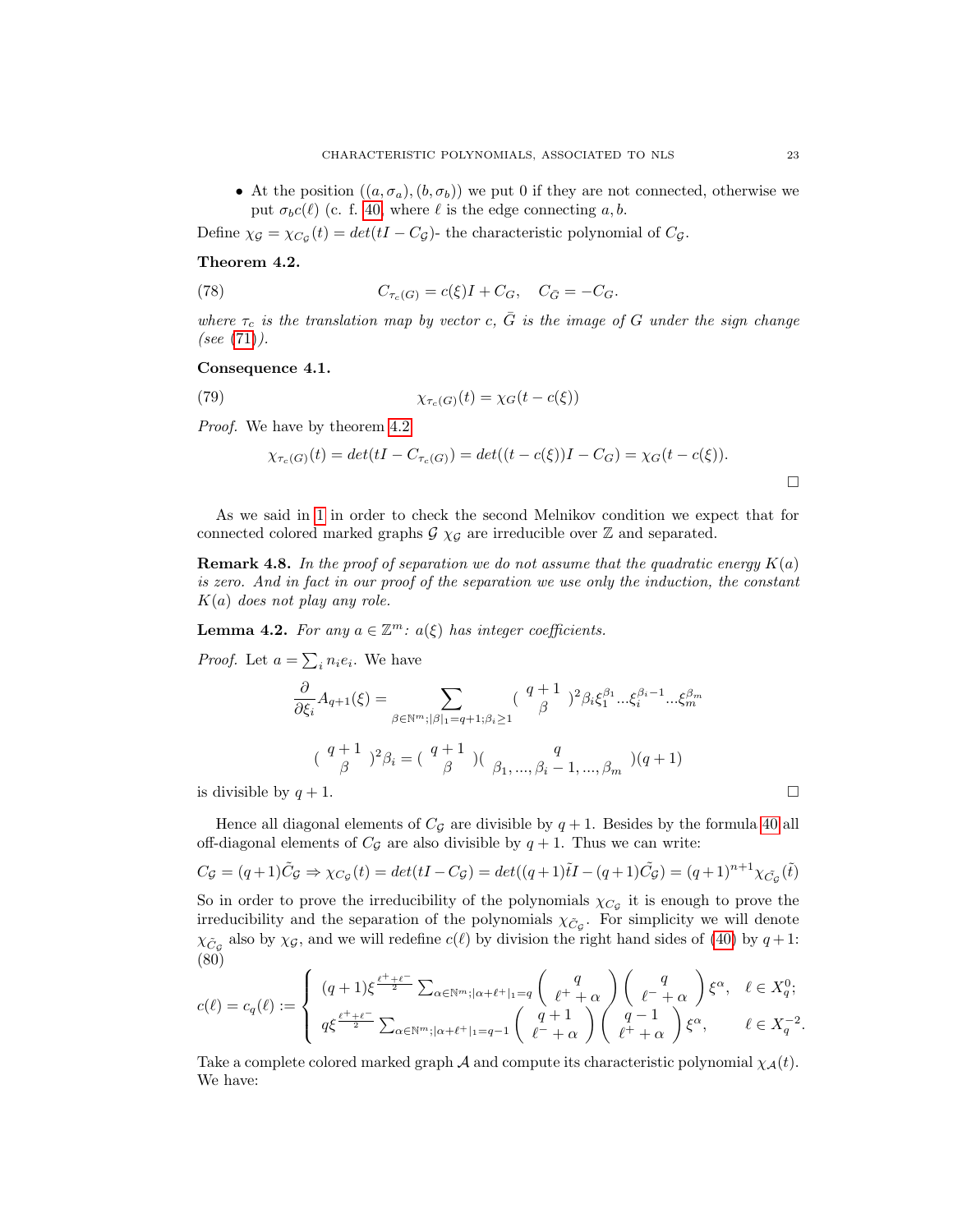- At the position $((a,\sigma_a),(b,\sigma_b))$ we put 0 if they are not connected, otherwise we put $\sigma_b c(\ell)$ (c. f. 40, where $\ell$ is the edge connecting $a, b$.

Define $\chi_{\mathcal{G}} = \chi_{C_{\mathcal{G}}}(t) = det(tI - C_{\mathcal{G}})$- the characteristic polynomial of $C_{\mathcal{G}}$.

**Theorem 4.2.**

$$C_{\tau_c(G)} = c(\xi)I + C_G, \quad C_{\bar{G}} = -C_G. \tag{78}$$

*where $\tau_c$ is the translation map by vector $c$, $\bar{G}$ is the image of $G$ under the sign change (see (71)).*

**Consequence 4.1.**

$$\chi_{\tau_c(G)}(t) = \chi_G(t - c(\xi)) \tag{79}$$

*Proof.* We have by theorem 4.2

$$\chi_{\tau_c(G)}(t) = det(tI - C_{\tau_c(G)}) = det((t - c(\xi))I - C_G) = \chi_G(t - c(\xi)).$$

□

As we said in 1 in order to check the second Melnikov condition we expect that for connected colored marked graphs $\mathcal{G}$ $\chi_{\mathcal{G}}$ are irreducible over $\mathbb{Z}$ and separated.

**Remark 4.8.** *In the proof of separation we do not assume that the quadratic energy $K(a)$ is zero. And in fact in our proof of the separation we use only the induction, the constant $K(a)$ does not play any role.*

**Lemma 4.2.** *For any $a \in \mathbb{Z}^m$: $a(\xi)$ has integer coefficients.*

*Proof.* Let $a = \sum_i n_i e_i$. We have

$$\frac{\partial}{\partial \xi_i} A_{q+1}(\xi) = \sum_{\beta \in \mathbb{N}^m; |\beta|_1 = q+1; \beta_i \geq 1} \binom{q+1}{\beta}^2 \beta_i \xi_1^{\beta_1} ... \xi_i^{\beta_i - 1} ... \xi_m^{\beta_m}$$

$$\binom{q+1}{\beta}^2 \beta_i = \binom{q+1}{\beta} \binom{q}{\beta_1, ..., \beta_i - 1, ..., \beta_m} (q+1)$$

is divisible by $q+1$. □

Hence all diagonal elements of $C_{\mathcal{G}}$ are divisible by $q+1$. Besides by the formula 40 all off-diagonal elements of $C_{\mathcal{G}}$ are also divisible by $q+1$. Thus we can write:

$$C_{\mathcal{G}} = (q+1)\tilde{C}_{\mathcal{G}} \Rightarrow \chi_{C_{\mathcal{G}}}(t) = det(tI - C_{\mathcal{G}}) = det((q+1)\tilde{t}I - (q+1)\tilde{C_{\mathcal{G}}}) = (q+1)^{n+1}\chi_{\tilde{C_{\mathcal{G}}}}(\tilde{t})$$

So in order to prove the irreducibility of the polynomials $\chi_{C_{\mathcal{G}}}$ it is enough to prove the irreducibility and the separation of the polynomials $\chi_{\tilde{C}_{\mathcal{G}}}$. For simplicity we will denote $\chi_{\tilde{C}_{\mathcal{G}}}$ also by $\chi_{\mathcal{G}}$, and we will redefine $c(\ell)$ by division the right hand sides of (40) by $q+1$:
(80)

$$c(\ell) = c_q(\ell) := \begin{cases} (q+1)\xi^{\frac{\ell^+ + \ell^-}{2}} \sum_{\alpha \in \mathbb{N}^m; |\alpha + \ell^+|_1 = q} \binom{q}{\ell^+ + \alpha} \binom{q}{\ell^- + \alpha} \xi^\alpha, & \ell \in X_q^0; \\ q\xi^{\frac{\ell^+ + \ell^-}{2}} \sum_{\alpha \in \mathbb{N}^m; |\alpha + \ell^+|_1 = q-1} \binom{q+1}{\ell^- + \alpha} \binom{q-1}{\ell^+ + \alpha} \xi^\alpha, & \ell \in X_q^{-2}. \end{cases}$$

Take a complete colored marked graph $\mathcal{A}$ and compute its characteristic polynomial $\chi_{\mathcal{A}}(t)$. We have: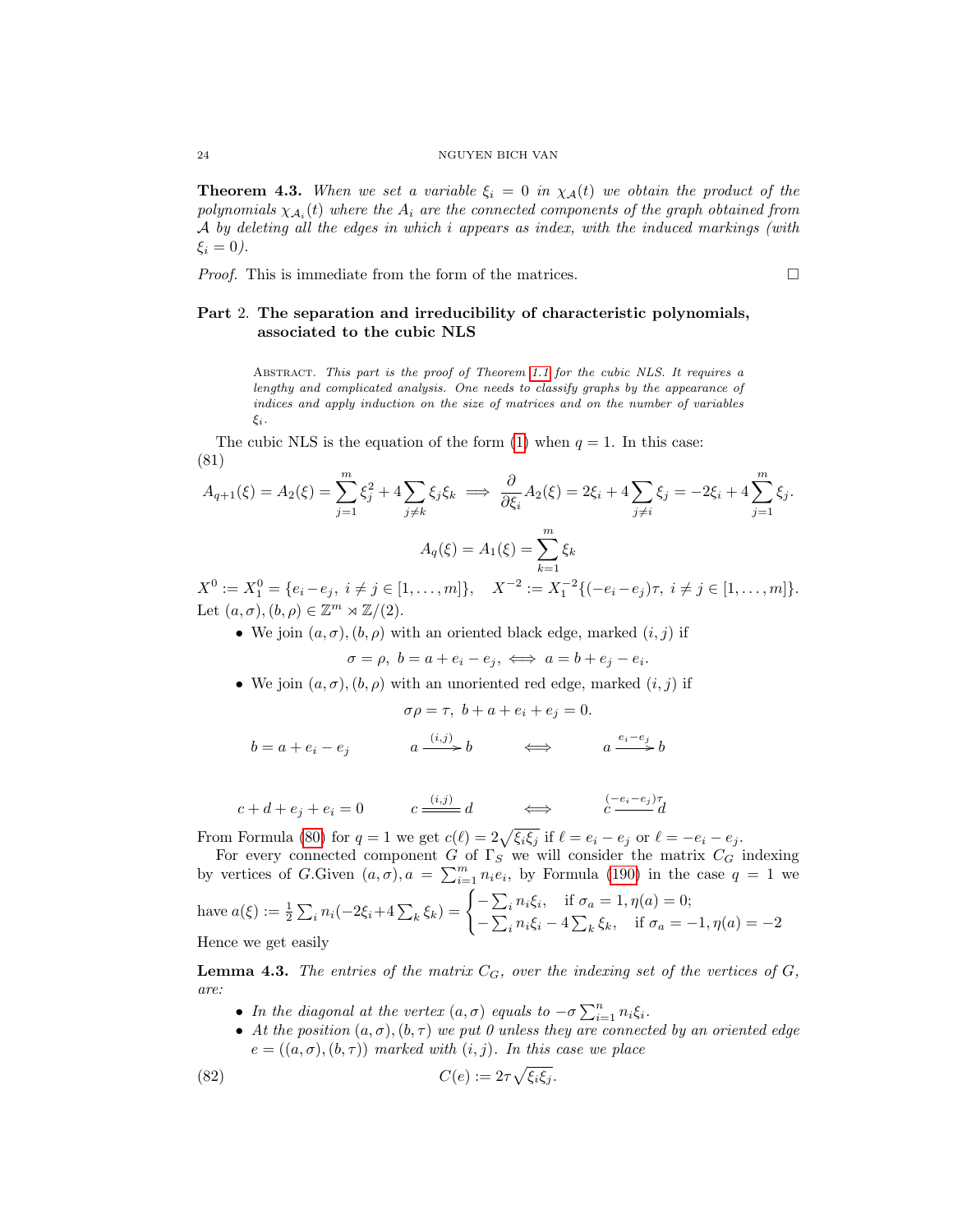**Theorem 4.3.** *When we set a variable $\xi_i = 0$ in $\chi_{\mathcal{A}}(t)$ we obtain the product of the polynomials $\chi_{\mathcal{A}_i}(t)$ where the $A_i$ are the connected components of the graph obtained from $\mathcal{A}$ by deleting all the edges in which $i$ appears as index, with the induced markings (with $\xi_i = 0$).*

*Proof.* This is immediate from the form of the matrices. □

## Part 2. The separation and irreducibility of characteristic polynomials, associated to the cubic NLS

Abstract. *This part is the proof of Theorem 1.1 for the cubic NLS. It requires a lengthy and complicated analysis. One needs to classify graphs by the appearance of indices and apply induction on the size of matrices and on the number of variables $\xi_i$.*

The cubic NLS is the equation of the form (1) when $q = 1$. In this case:
(81)

$$A_{q+1}(\xi) = A_2(\xi) = \sum_{j=1}^{m} \xi_j^2 + 4\sum_{j \neq k} \xi_j \xi_k \implies \frac{\partial}{\partial \xi_i} A_2(\xi) = 2\xi_i + 4\sum_{j \neq i} \xi_j = -2\xi_i + 4\sum_{j=1}^{m} \xi_j.$$

$$A_q(\xi) = A_1(\xi) = \sum_{k=1}^{m} \xi_k$$

$X^0 := X_1^0 = \{e_i - e_j,\ i \neq j \in [1, \dots, m]\}$, $\quad X^{-2} := X_1^{-2}\{(-e_i - e_j)\tau,\ i \neq j \in [1, \dots, m]\}$. Let $(a, \sigma), (b, \rho) \in \mathbb{Z}^m \rtimes \mathbb{Z}/(2)$.

- We join $(a, \sigma), (b, \rho)$ with an oriented black edge, marked $(i, j)$ if

$$\sigma = \rho,\ b = a + e_i - e_j, \iff a = b + e_j - e_i.$$

- We join $(a, \sigma), (b, \rho)$ with an unoriented red edge, marked $(i, j)$ if

$$\sigma\rho = \tau,\ b + a + e_i + e_j = 0.$$

$$b = a + e_i - e_j \qquad a \xrightarrow{(i,j)} b \qquad \iff \qquad a \xrightarrow{e_i - e_j} b$$

$$c + d + e_j + e_i = 0 \qquad c \overset{(i,j)}{=\!=\!=} d \qquad \iff \qquad c \overset{(-e_i - e_j)\tau}{\text{———}} d$$

From Formula (80) for $q = 1$ we get $c(\ell) = 2\sqrt{\xi_i \xi_j}$ if $\ell = e_i - e_j$ or $\ell = -e_i - e_j$.

For every connected component $G$ of $\Gamma_S$ we will consider the matrix $C_G$ indexing by vertices of $G$.Given $(a, \sigma), a = \sum_{i=1}^{m} n_i e_i$, by Formula (190) in the case $q = 1$ we have $a(\xi) := \frac{1}{2}\sum_i n_i(-2\xi_i + 4\sum_k \xi_k) = \begin{cases} -\sum_i n_i \xi_i, & \text{if } \sigma_a = 1, \eta(a) = 0; \\ -\sum_i n_i \xi_i - 4\sum_k \xi_k, & \text{if } \sigma_a = -1, \eta(a) = -2 \end{cases}$

Hence we get easily

**Lemma 4.3.** *The entries of the matrix $C_G$, over the indexing set of the vertices of $G$, are:*

- *In the diagonal at the vertex $(a, \sigma)$ equals to $-\sigma \sum_{i=1}^{n} n_i \xi_i$.*
- *At the position $(a, \sigma), (b, \tau)$ we put 0 unless they are connected by an oriented edge $e = ((a, \sigma), (b, \tau))$ marked with $(i, j)$. In this case we place*

$$C(e) := 2\tau\sqrt{\xi_i \xi_j}. \tag{82}$$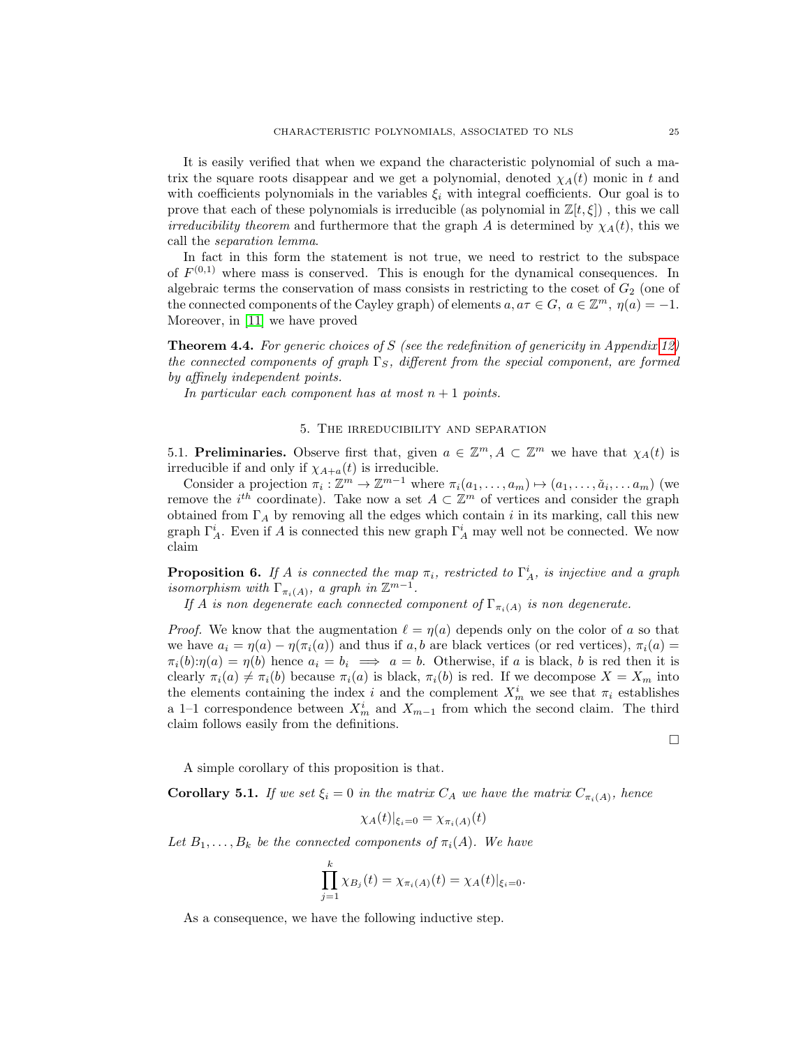It is easily verified that when we expand the characteristic polynomial of such a matrix the square roots disappear and we get a polynomial, denoted $\chi_A(t)$ monic in $t$ and with coefficients polynomials in the variables $\xi_i$ with integral coefficients. Our goal is to prove that each of these polynomials is irreducible (as polynomial in $\mathbb{Z}[t,\xi]$) , this we call *irreducibility theorem* and furthermore that the graph $A$ is determined by $\chi_A(t)$, this we call the *separation lemma*.

In fact in this form the statement is not true, we need to restrict to the subspace of $F^{(0,1)}$ where mass is conserved. This is enough for the dynamical consequences. In algebraic terms the conservation of mass consists in restricting to the coset of $G_2$ (one of the connected components of the Cayley graph) of elements $a, a\tau \in G,\ a \in \mathbb{Z}^m,\ \eta(a) = -1$. Moreover, in [11] we have proved

**Theorem 4.4.** *For generic choices of $S$ (see the redefinition of genericity in Appendix 12) the connected components of graph $\Gamma_S$, different from the special component, are formed by affinely independent points.*

*In particular each component has at most $n+1$ points.*

## 5. The irreducibility and separation

5.1. **Preliminaries.** Observe first that, given $a \in \mathbb{Z}^m, A \subset \mathbb{Z}^m$ we have that $\chi_A(t)$ is irreducible if and only if $\chi_{A+a}(t)$ is irreducible.

Consider a projection $\pi_i : \mathbb{Z}^m \to \mathbb{Z}^{m-1}$ where $\pi_i(a_1, \dots, a_m) \mapsto (a_1, \dots, \check{a}_i, \dots a_m)$ (we remove the $i^{th}$ coordinate). Take now a set $A \subset \mathbb{Z}^m$ of vertices and consider the graph obtained from $\Gamma_A$ by removing all the edges which contain $i$ in its marking, call this new graph $\Gamma_A^i$. Even if $A$ is connected this new graph $\Gamma_A^i$ may well not be connected. We now claim

**Proposition 6.** *If $A$ is connected the map $\pi_i$, restricted to $\Gamma_A^i$, is injective and a graph isomorphism with $\Gamma_{\pi_i(A)}$, a graph in $\mathbb{Z}^{m-1}$.*

*If $A$ is non degenerate each connected component of $\Gamma_{\pi_i(A)}$ is non degenerate.*

*Proof.* We know that the augmentation $\ell = \eta(a)$ depends only on the color of $a$ so that we have $a_i = \eta(a) - \eta(\pi_i(a))$ and thus if $a, b$ are black vertices (or red vertices), $\pi_i(a) = \pi_i(b)$:$\eta(a) = \eta(b)$ hence $a_i = b_i \implies a = b$. Otherwise, if $a$ is black, $b$ is red then it is clearly $\pi_i(a) \neq \pi_i(b)$ because $\pi_i(a)$ is black, $\pi_i(b)$ is red. If we decompose $X = X_m$ into the elements containing the index $i$ and the complement $X_m^i$ we see that $\pi_i$ establishes a 1–1 correspondence between $X_m^i$ and $X_{m-1}$ from which the second claim. The third claim follows easily from the definitions.

□

A simple corollary of this proposition is that.

**Corollary 5.1.** *If we set $\xi_i = 0$ in the matrix $C_A$ we have the matrix $C_{\pi_i(A)}$, hence*

$$\chi_A(t)|_{\xi_i=0} = \chi_{\pi_i(A)}(t)$$

*Let $B_1, \dots, B_k$ be the connected components of $\pi_i(A)$. We have*

$$\prod_{j=1}^{k} \chi_{B_j}(t) = \chi_{\pi_i(A)}(t) = \chi_A(t)|_{\xi_i=0}.$$

As a consequence, we have the following inductive step.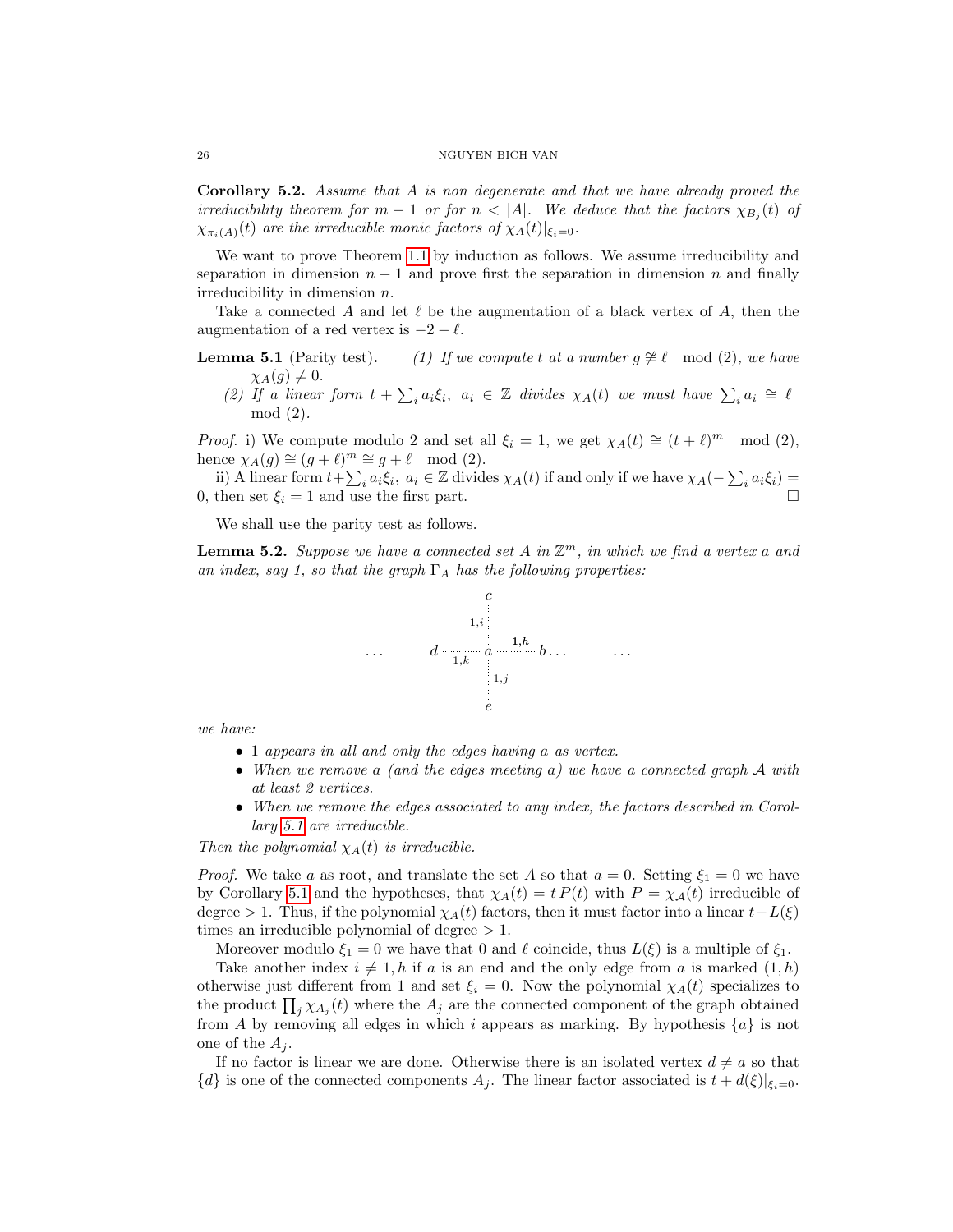**Corollary 5.2.** *Assume that $A$ is non degenerate and that we have already proved the irreducibility theorem for $m-1$ or for $n < |A|$. We deduce that the factors $\chi_{B_j}(t)$ of $\chi_{\pi_i(A)}(t)$ are the irreducible monic factors of $\chi_A(t)|_{\xi_i=0}$.*

We want to prove Theorem 1.1 by induction as follows. We assume irreducibility and separation in dimension $n-1$ and prove first the separation in dimension $n$ and finally irreducibility in dimension $n$.

Take a connected $A$ and let $\ell$ be the augmentation of a black vertex of $A$, then the augmentation of a red vertex is $-2-\ell$.

**Lemma 5.1** (Parity test)**.** *(1) If we compute $t$ at a number $g \not\cong \ell \mod (2)$, we have $\chi_A(g) \neq 0$.*

*(2) If a linear form $t + \sum_i a_i \xi_i,\ a_i \in \mathbb{Z}$ divides $\chi_A(t)$ we must have $\sum_i a_i \cong \ell \mod (2)$.*

*Proof.* i) We compute modulo 2 and set all $\xi_i = 1$, we get $\chi_A(t) \cong (t+\ell)^m \mod (2)$, hence $\chi_A(g) \cong (g+\ell)^m \cong g + \ell \mod (2)$.

ii) A linear form $t + \sum_i a_i \xi_i,\ a_i \in \mathbb{Z}$ divides $\chi_A(t)$ if and only if we have $\chi_A(-\sum_i a_i \xi_i) = 0$, then set $\xi_i = 1$ and use the first part. $\square$

We shall use the parity test as follows.

**Lemma 5.2.** *Suppose we have a connected set $A$ in $\mathbb{Z}^m$, in which we find a vertex $a$ and an index, say 1, so that the graph $\Gamma_A$ has the following properties:*

$$
\begin{array}{ccccc}
 & & c & & \\
 & & \vdots{\scriptstyle 1,i} & & \\
\dots \quad d & \overset{}{\underset{1,k}{\cdots\cdots}} & a & \overset{\mathbf{1,h}}{\cdots\cdots} & b \dots \quad \dots \\
 & & \vdots{\scriptstyle 1,j} & & \\
 & & e & &
\end{array}
$$

*we have:*

- *1 appears in all and only the edges having $a$ as vertex.*
- *When we remove $a$ (and the edges meeting $a$) we have a connected graph $\mathcal{A}$ with at least 2 vertices.*
- *When we remove the edges associated to any index, the factors described in Corollary 5.1 are irreducible.*

*Then the polynomial $\chi_A(t)$ is irreducible.*

*Proof.* We take $a$ as root, and translate the set $A$ so that $a = 0$. Setting $\xi_1 = 0$ we have by Corollary 5.1 and the hypotheses, that $\chi_A(t) = t\,P(t)$ with $P = \chi_{\mathcal{A}}(t)$ irreducible of degree $> 1$. Thus, if the polynomial $\chi_A(t)$ factors, then it must factor into a linear $t - L(\xi)$ times an irreducible polynomial of degree $> 1$.

Moreover modulo $\xi_1 = 0$ we have that 0 and $\ell$ coincide, thus $L(\xi)$ is a multiple of $\xi_1$.

Take another index $i \neq 1, h$ if $a$ is an end and the only edge from $a$ is marked $(1,h)$ otherwise just different from 1 and set $\xi_i = 0$. Now the polynomial $\chi_A(t)$ specializes to the product $\prod_j \chi_{A_j}(t)$ where the $A_j$ are the connected component of the graph obtained from $A$ by removing all edges in which $i$ appears as marking. By hypothesis $\{a\}$ is not one of the $A_j$.

If no factor is linear we are done. Otherwise there is an isolated vertex $d \neq a$ so that $\{d\}$ is one of the connected components $A_j$. The linear factor associated is $t + d(\xi)|_{\xi_i=0}$.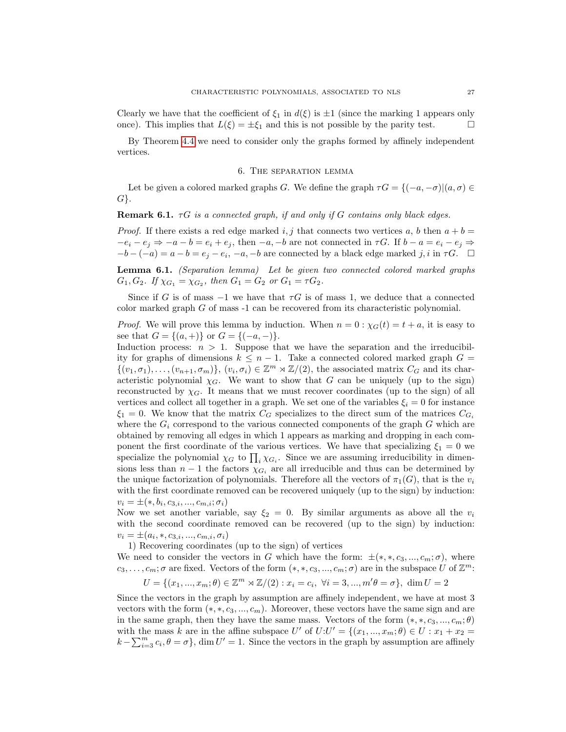Clearly we have that the coefficient of $\xi_1$ in $d(\xi)$ is $\pm 1$ (since the marking 1 appears only once). This implies that $L(\xi) = \pm\xi_1$ and this is not possible by the parity test. $\square$

By Theorem 4.4 we need to consider only the graphs formed by affinely independent vertices.

## 6. The separation lemma

Let be given a colored marked graphs $G$. We define the graph $\tau G = \{(-a, -\sigma)|(a, \sigma) \in G\}$.

**Remark 6.1.** *$\tau G$ is a connected graph, if and only if $G$ contains only black edges.*

*Proof.* If there exists a red edge marked $i, j$ that connects two vertices $a$, $b$ then $a + b = -e_i - e_j \Rightarrow -a - b = e_i + e_j$, then $-a, -b$ are not connected in $\tau G$. If $b - a = e_i - e_j \Rightarrow -b - (-a) = a - b = e_j - e_i$, $-a, -b$ are connected by a black edge marked $j, i$ in $\tau G$. $\square$

**Lemma 6.1.** *(Separation lemma) Let be given two connected colored marked graphs $G_1, G_2$. If $\chi_{G_1} = \chi_{G_2}$, then $G_1 = G_2$ or $G_1 = \tau G_2$.*

Since if $G$ is of mass $-1$ we have that $\tau G$ is of mass 1, we deduce that a connected color marked graph $G$ of mass -1 can be recovered from its characteristic polynomial.

*Proof.* We will prove this lemma by induction. When $n = 0 : \chi_G(t) = t + a$, it is easy to see that $G = \{(a, +)\}$ or $G = \{(-a, -)\}$.
Induction process: $n > 1$. Suppose that we have the separation and the irreducibility for graphs of dimensions $k \leq n - 1$. Take a connected colored marked graph $G = \{(v_1, \sigma_1), \ldots, (v_{n+1}, \sigma_m)\}$, $(v_i, \sigma_i) \in \mathbb{Z}^m \rtimes \mathbb{Z}/(2)$, the associated matrix $C_G$ and its characteristic polynomial $\chi_G$. We want to show that $G$ can be uniquely (up to the sign) reconstructed by $\chi_G$. It means that we must recover coordinates (up to the sign) of all vertices and collect all together in a graph. We set one of the variables $\xi_i = 0$ for instance $\xi_1 = 0$. We know that the matrix $C_G$ specializes to the direct sum of the matrices $C_{G_i}$ where the $G_i$ correspond to the various connected components of the graph $G$ which are obtained by removing all edges in which 1 appears as marking and dropping in each component the first coordinate of the various vertices. We have that specializing $\xi_1 = 0$ we specialize the polynomial $\chi_G$ to $\prod_i \chi_{G_i}$. Since we are assuming irreducibility in dimensions less than $n - 1$ the factors $\chi_{G_i}$ are all irreducible and thus can be determined by the unique factorization of polynomials. Therefore all the vectors of $\pi_1(G)$, that is the $v_i$ with the first coordinate removed can be recovered uniquely (up to the sign) by induction: $v_i = \pm(*, b_i, c_{3,i}, ..., c_{m,i}; \sigma_i)$
Now we set another variable, say $\xi_2 = 0$. By similar arguments as above all the $v_i$ with the second coordinate removed can be recovered (up to the sign) by induction: $v_i = \pm(a_i, *, c_{3,i}, ..., c_{m,i}, \sigma_i)$

1) Recovering coordinates (up to the sign) of vertices

We need to consider the vectors in $G$ which have the form: $\pm(*, *, c_3, ..., c_m; \sigma)$, where $c_3, \ldots, c_m; \sigma$ are fixed. Vectors of the form $(*, *, c_3, ..., c_m; \sigma)$ are in the subspace $U$ of $\mathbb{Z}^m$:

$$U = \{(x_1, ..., x_m; \theta) \in \mathbb{Z}^m \rtimes \mathbb{Z}/(2) : x_i = c_i, \ \forall i = 3, ..., m'\theta = \sigma\}, \ \dim U = 2$$

Since the vectors in the graph by assumption are affinely independent, we have at most 3 vectors with the form $(*, *, c_3, ..., c_m)$. Moreover, these vectors have the same sign and are in the same graph, then they have the same mass. Vectors of the form $(*, *, c_3, ..., c_m; \theta)$ with the mass $k$ are in the affine subspace $U'$ of $U$:$U' = \{(x_1, ..., x_m; \theta) \in U : x_1 + x_2 = k - \sum_{i=3}^m c_i, \theta = \sigma\}$, $\dim U' = 1$. Since the vectors in the graph by assumption are affinely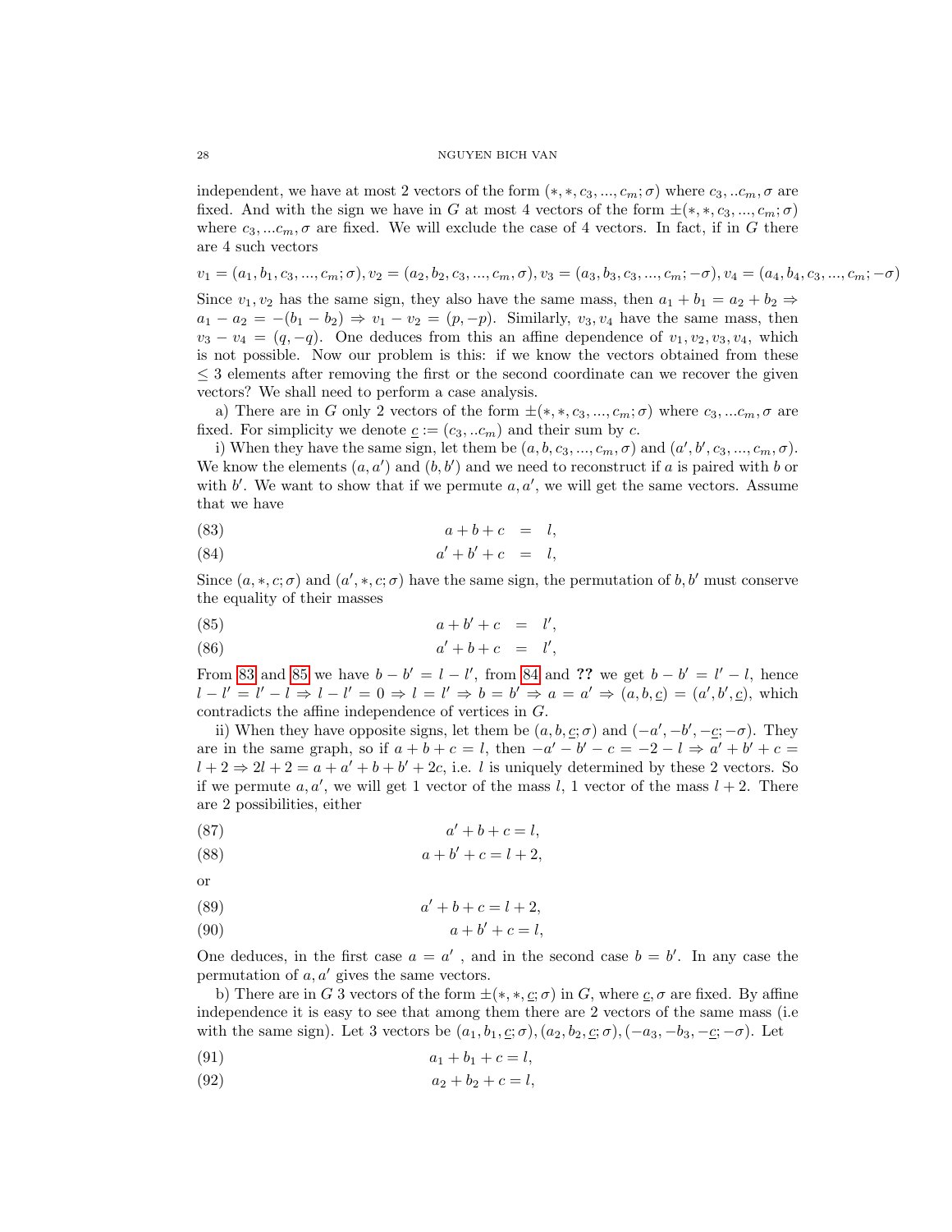independent, we have at most 2 vectors of the form $(*, *, c_3, ..., c_m; \sigma)$ where $c_3, ..c_m, \sigma$ are fixed. And with the sign we have in $G$ at most 4 vectors of the form $\pm(*, *, c_3, ..., c_m; \sigma)$ where $c_3, ...c_m, \sigma$ are fixed. We will exclude the case of 4 vectors. In fact, if in $G$ there are 4 such vectors

$$v_1 = (a_1, b_1, c_3, ..., c_m; \sigma), v_2 = (a_2, b_2, c_3, ..., c_m, \sigma), v_3 = (a_3, b_3, c_3, ..., c_m; -\sigma), v_4 = (a_4, b_4, c_3, ..., c_m; -\sigma)$$

Since $v_1, v_2$ has the same sign, they also have the same mass, then $a_1 + b_1 = a_2 + b_2 \Rightarrow a_1 - a_2 = -(b_1 - b_2) \Rightarrow v_1 - v_2 = (p, -p)$. Similarly, $v_3, v_4$ have the same mass, then $v_3 - v_4 = (q, -q)$. One deduces from this an affine dependence of $v_1, v_2, v_3, v_4$, which is not possible. Now our problem is this: if we know the vectors obtained from these $\leq 3$ elements after removing the first or the second coordinate can we recover the given vectors? We shall need to perform a case analysis.

a) There are in $G$ only 2 vectors of the form $\pm(*, *, c_3, ..., c_m; \sigma)$ where $c_3, ...c_m, \sigma$ are fixed. For simplicity we denote $\underline{c} := (c_3, ..c_m)$ and their sum by $c$.

i) When they have the same sign, let them be $(a, b, c_3, ..., c_m, \sigma)$ and $(a', b', c_3, ..., c_m, \sigma)$. We know the elements $(a, a')$ and $(b, b')$ and we need to reconstruct if $a$ is paired with $b$ or with $b'$. We want to show that if we permute $a, a'$, we will get the same vectors. Assume that we have

$$a + b + c = l, \tag{83}$$

$$a' + b' + c = l, \tag{84}$$

Since $(a, *, c; \sigma)$ and $(a', *, c; \sigma)$ have the same sign, the permutation of $b, b'$ must conserve the equality of their masses

$$a + b' + c = l', \tag{85}$$

$$a' + b + c = l', \tag{86}$$

From 83 and 85 we have $b - b' = l - l'$, from 84 and **??** we get $b - b' = l' - l$, hence $l - l' = l' - l \Rightarrow l - l' = 0 \Rightarrow l = l' \Rightarrow b = b' \Rightarrow a = a' \Rightarrow (a, b, \underline{c}) = (a', b', \underline{c})$, which contradicts the affine independence of vertices in $G$.

ii) When they have opposite signs, let them be $(a, b, \underline{c}; \sigma)$ and $(-a', -b', -\underline{c}; -\sigma)$. They are in the same graph, so if $a + b + c = l$, then $-a' - b' - c = -2 - l \Rightarrow a' + b' + c = l + 2 \Rightarrow 2l + 2 = a + a' + b + b' + 2c$, i.e. $l$ is uniquely determined by these 2 vectors. So if we permute $a, a'$, we will get 1 vector of the mass $l$, 1 vector of the mass $l + 2$. There are 2 possibilities, either

$$a' + b + c = l, \tag{87}$$

$$a + b' + c = l + 2, \tag{88}$$

or

$$a' + b + c = l + 2, \tag{89}$$

$$a + b' + c = l, \tag{90}$$

One deduces, in the first case $a = a'$ , and in the second case $b = b'$. In any case the permutation of $a, a'$ gives the same vectors.

b) There are in $G$ 3 vectors of the form $\pm(*, *, \underline{c}; \sigma)$ in $G$, where $\underline{c}, \sigma$ are fixed. By affine independence it is easy to see that among them there are 2 vectors of the same mass (i.e with the same sign). Let 3 vectors be $(a_1, b_1, \underline{c}; \sigma), (a_2, b_2, \underline{c}; \sigma), (-a_3, -b_3, -\underline{c}; -\sigma)$. Let

$$a_1 + b_1 + c = l, \tag{91}$$

$$a_2 + b_2 + c = l, \tag{92}$$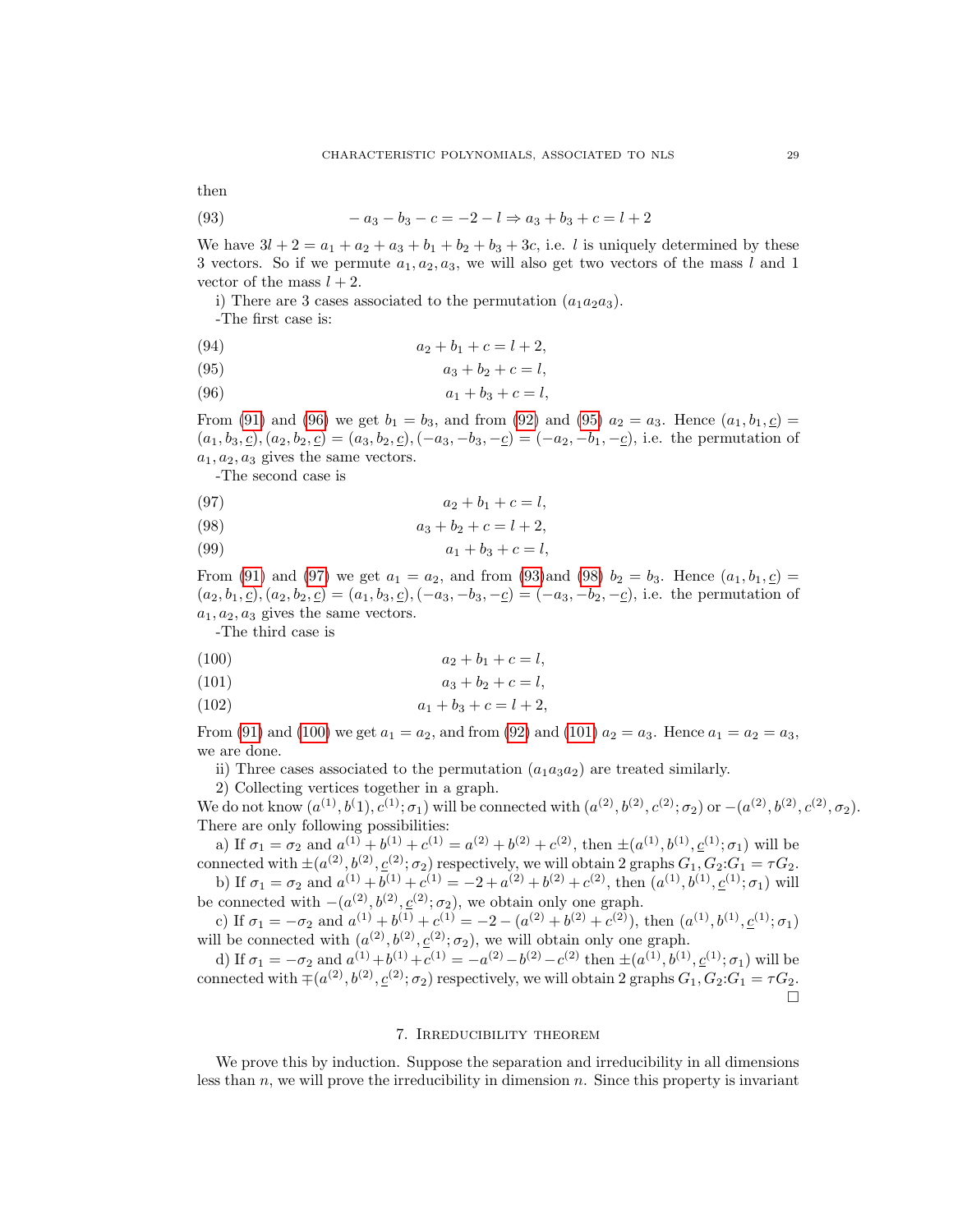then

$$-a_3 - b_3 - c = -2 - l \Rightarrow a_3 + b_3 + c = l + 2 \tag{93}$$

We have $3l + 2 = a_1 + a_2 + a_3 + b_1 + b_2 + b_3 + 3c$, i.e. $l$ is uniquely determined by these 3 vectors. So if we permute $a_1, a_2, a_3$, we will also get two vectors of the mass $l$ and 1 vector of the mass $l + 2$.

i) There are 3 cases associated to the permutation $(a_1 a_2 a_3)$.

-The first case is:

$$a_2 + b_1 + c = l + 2, \tag{94}$$

$$a_3 + b_2 + c = l, \tag{95}$$

$$a_1 + b_3 + c = l, \tag{96}$$

From (91) and (96) we get $b_1 = b_3$, and from (92) and (95) $a_2 = a_3$. Hence $(a_1, b_1, \underline{c}) = (a_1, b_3, \underline{c}), (a_2, b_2, \underline{c}) = (a_3, b_2, \underline{c}), (-a_3, -b_3, -\underline{c}) = (-a_2, -b_1, -\underline{c})$, i.e. the permutation of $a_1, a_2, a_3$ gives the same vectors.

-The second case is

$$a_2 + b_1 + c = l, \tag{97}$$

$$a_3 + b_2 + c = l + 2, \tag{98}$$

$$a_1 + b_3 + c = l, \tag{99}$$

From (91) and (97) we get $a_1 = a_2$, and from (93)and (98) $b_2 = b_3$. Hence $(a_1, b_1, \underline{c}) = (a_2, b_1, \underline{c}), (a_2, b_2, \underline{c}) = (a_1, b_3, \underline{c}), (-a_3, -b_3, -\underline{c}) = (-a_3, -b_2, -\underline{c})$, i.e. the permutation of $a_1, a_2, a_3$ gives the same vectors.

-The third case is

$$a_2 + b_1 + c = l, \tag{100}$$

$$a_3 + b_2 + c = l, \tag{101}$$

$$a_1 + b_3 + c = l + 2, \tag{102}$$

From (91) and (100) we get $a_1 = a_2$, and from (92) and (101) $a_2 = a_3$. Hence $a_1 = a_2 = a_3$, we are done.

ii) Three cases associated to the permutation $(a_1 a_3 a_2)$ are treated similarly.

2) Collecting vertices together in a graph.

We do not know $(a^{(1)}, b(1), c^{(1)}; \sigma_1)$ will be connected with $(a^{(2)}, b^{(2)}, c^{(2)}; \sigma_2)$ or $-(a^{(2)}, b^{(2)}, c^{(2)}, \sigma_2)$. There are only following possibilities:

a) If $\sigma_1 = \sigma_2$ and $a^{(1)} + b^{(1)} + c^{(1)} = a^{(2)} + b^{(2)} + c^{(2)}$, then $\pm(a^{(1)}, b^{(1)}, \underline{c}^{(1)}; \sigma_1)$ will be connected with $\pm(a^{(2)}, b^{(2)}, \underline{c}^{(2)}; \sigma_2)$ respectively, we will obtain 2 graphs $G_1, G_2$:$G_1 = \tau G_2$.

b) If $\sigma_1 = \sigma_2$ and $a^{(1)} + b^{(1)} + c^{(1)} = -2 + a^{(2)} + b^{(2)} + c^{(2)}$, then $(a^{(1)}, b^{(1)}, \underline{c}^{(1)}; \sigma_1)$ will be connected with $-(a^{(2)}, b^{(2)}, \underline{c}^{(2)}; \sigma_2)$, we obtain only one graph.

c) If $\sigma_1 = -\sigma_2$ and $a^{(1)} + b^{(1)} + c^{(1)} = -2 - (a^{(2)} + b^{(2)} + c^{(2)})$, then $(a^{(1)}, b^{(1)}, \underline{c}^{(1)}; \sigma_1)$ will be connected with $(a^{(2)}, b^{(2)}, \underline{c}^{(2)}; \sigma_2)$, we will obtain only one graph.

d) If $\sigma_1 = -\sigma_2$ and $a^{(1)} + b^{(1)} + c^{(1)} = -a^{(2)} - b^{(2)} - c^{(2)}$ then $\pm(a^{(1)}, b^{(1)}, \underline{c}^{(1)}; \sigma_1)$ will be connected with $\mp(a^{(2)}, b^{(2)}, \underline{c}^{(2)}; \sigma_2)$ respectively, we will obtain 2 graphs $G_1, G_2$:$G_1 = \tau G_2$.

□

## 7. Irreducibility theorem

We prove this by induction. Suppose the separation and irreducibility in all dimensions less than $n$, we will prove the irreducibility in dimension $n$. Since this property is invariant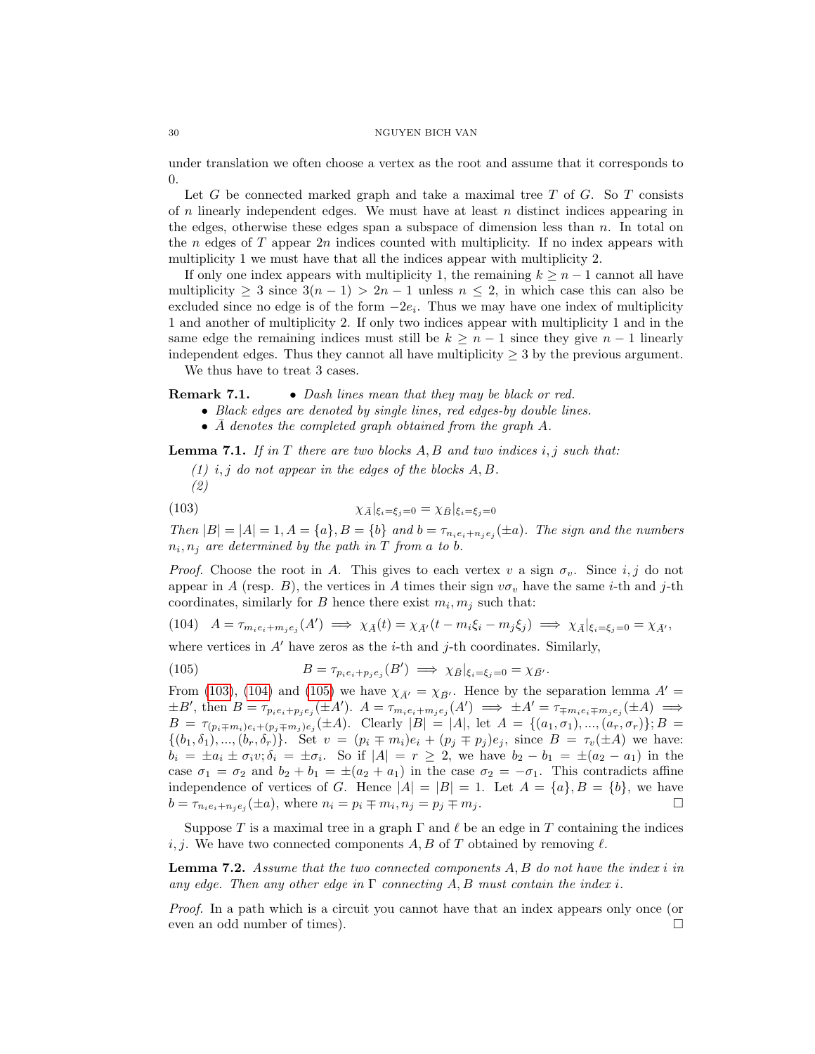under translation we often choose a vertex as the root and assume that it corresponds to 0.

Let $G$ be connected marked graph and take a maximal tree $T$ of $G$. So $T$ consists of $n$ linearly independent edges. We must have at least $n$ distinct indices appearing in the edges, otherwise these edges span a subspace of dimension less than $n$. In total on the $n$ edges of $T$ appear $2n$ indices counted with multiplicity. If no index appears with multiplicity 1 we must have that all the indices appear with multiplicity 2.

If only one index appears with multiplicity 1, the remaining $k \geq n-1$ cannot all have multiplicity $\geq 3$ since $3(n-1) > 2n-1$ unless $n \leq 2$, in which case this can also be excluded since no edge is of the form $-2e_i$. Thus we may have one index of multiplicity 1 and another of multiplicity 2. If only two indices appear with multiplicity 1 and in the same edge the remaining indices must still be $k \geq n-1$ since they give $n-1$ linearly independent edges. Thus they cannot all have multiplicity $\geq 3$ by the previous argument.

We thus have to treat 3 cases.

**Remark 7.1.**
- *Dash lines mean that they may be black or red.*
- *Black edges are denoted by single lines, red edges-by double lines.*
- *$\bar{A}$ denotes the completed graph obtained from the graph $A$.*

**Lemma 7.1.** *If in $T$ there are two blocks $A, B$ and two indices $i, j$ such that:*

*(1) $i, j$ do not appear in the edges of the blocks $A, B$.*

*(2)*

$$\chi_{\bar{A}}|_{\xi_i=\xi_j=0} = \chi_{\bar{B}}|_{\xi_i=\xi_j=0} \tag{103}$$

*Then $|B| = |A| = 1, A = \{a\}, B = \{b\}$ and $b = \tau_{n_ie_i+n_je_j}(\pm a)$. The sign and the numbers $n_i, n_j$ are determined by the path in $T$ from $a$ to $b$.*

*Proof.* Choose the root in $A$. This gives to each vertex $v$ a sign $\sigma_v$. Since $i, j$ do not appear in $A$ (resp. $B$), the vertices in $A$ times their sign $v\sigma_v$ have the same $i$-th and $j$-th coordinates, similarly for $B$ hence there exist $m_i, m_j$ such that:

$$A = \tau_{m_ie_i+m_je_j}(A') \implies \chi_{\bar{A}}(t) = \chi_{\bar{A}'}(t - m_i\xi_i - m_j\xi_j) \implies \chi_{\bar{A}}|_{\xi_i=\xi_j=0} = \chi_{\bar{A}'}, \tag{104}$$

where vertices in $A'$ have zeros as the $i$-th and $j$-th coordinates. Similarly,

$$B = \tau_{p_ie_i+p_je_j}(B') \implies \chi_{\bar{B}}|_{\xi_i=\xi_j=0} = \chi_{\bar{B}'}. \tag{105}$$

From (103), (104) and (105) we have $\chi_{\bar{A}'} = \chi_{\bar{B}'}$. Hence by the separation lemma $A' = \pm B'$, then $B = \tau_{p_ie_i+p_je_j}(\pm A')$. $A = \tau_{m_ie_i+m_je_j}(A') \implies \pm A' = \tau_{\mp m_ie_i \mp m_je_j}(\pm A) \implies B = \tau_{(p_i \mp m_i)e_i+(p_j \mp m_j)e_j}(\pm A)$. Clearly $|B| = |A|$, let $A = \{(a_1, \sigma_1), ..., (a_r, \sigma_r)\}; B = \{(b_1, \delta_1), ..., (b_r, \delta_r)\}$. Set $v = (p_i \mp m_i)e_i + (p_j \mp p_j)e_j$, since $B = \tau_v(\pm A)$ we have: $b_i = \pm a_i \pm \sigma_i v; \delta_i = \pm\sigma_i$. So if $|A| = r \geq 2$, we have $b_2 - b_1 = \pm(a_2 - a_1)$ in the case $\sigma_1 = \sigma_2$ and $b_2 + b_1 = \pm(a_2 + a_1)$ in the case $\sigma_2 = -\sigma_1$. This contradicts affine independence of vertices of $G$. Hence $|A| = |B| = 1$. Let $A = \{a\}, B = \{b\}$, we have $b = \tau_{n_ie_i+n_je_j}(\pm a)$, where $n_i = p_i \mp m_i, n_j = p_j \mp m_j$. $\square$

Suppose $T$ is a maximal tree in a graph $\Gamma$ and $\ell$ be an edge in $T$ containing the indices $i, j$. We have two connected components $A, B$ of $T$ obtained by removing $\ell$.

**Lemma 7.2.** *Assume that the two connected components $A, B$ do not have the index $i$ in any edge. Then any other edge in $\Gamma$ connecting $A, B$ must contain the index $i$.*

*Proof.* In a path which is a circuit you cannot have that an index appears only once (or even an odd number of times). $\square$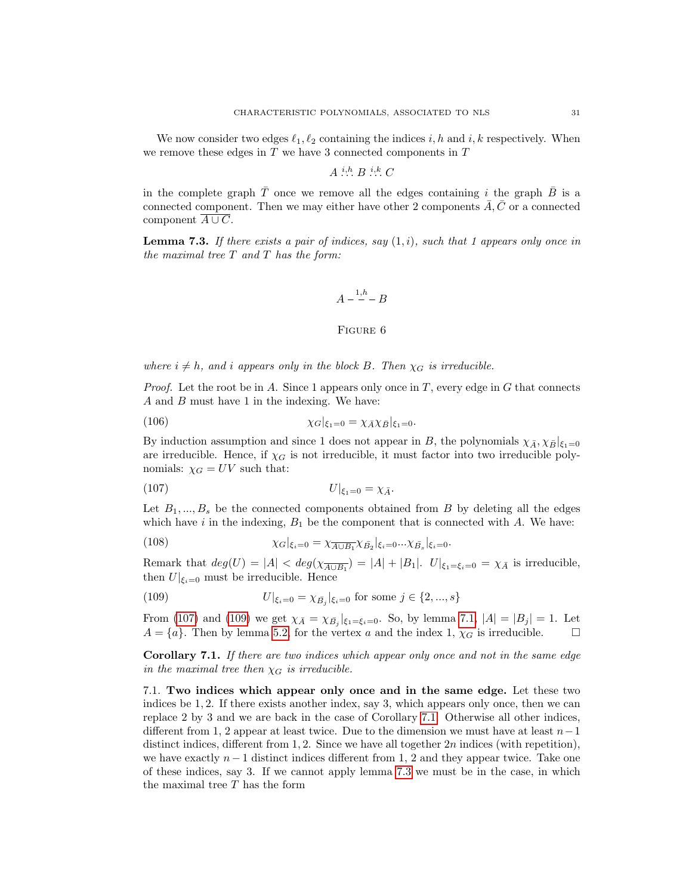We now consider two edges $\ell_1, \ell_2$ containing the indices $i, h$ and $i, k$ respectively. When we remove these edges in $T$ we have 3 connected components in $T$

$$A \overset{i,h}{\because} B \overset{i,k}{\because} C$$

in the complete graph $\bar{T}$ once we remove all the edges containing $i$ the graph $\bar{B}$ is a connected component. Then we may either have other 2 components $\bar{A}, \bar{C}$ or a connected component $\overline{A \cup C}$.

**Lemma 7.3.** *If there exists a pair of indices, say $(1, i)$, such that 1 appears only once in the maximal tree $T$ and $T$ has the form:*

$$A - \overset{1,h}{-} - B$$

Figure 6

*where $i \neq h$, and $i$ appears only in the block $B$. Then $\chi_G$ is irreducible.*

*Proof.* Let the root be in $A$. Since 1 appears only once in $T$, every edge in $G$ that connects $A$ and $B$ must have 1 in the indexing. We have:

$$\chi_G|_{\xi_1=0} = \chi_{\bar{A}}\chi_{\bar{B}}|_{\xi_1=0}. \tag{106}$$

By induction assumption and since 1 does not appear in $B$, the polynomials $\chi_{\bar{A}}, \chi_{\bar{B}}|_{\xi_1=0}$ are irreducible. Hence, if $\chi_G$ is not irreducible, it must factor into two irreducible polynomials: $\chi_G = UV$ such that:

$$U|_{\xi_1=0} = \chi_{\bar{A}}. \tag{107}$$

Let $B_1, ..., B_s$ be the connected components obtained from $B$ by deleting all the edges which have $i$ in the indexing, $B_1$ be the component that is connected with $A$. We have:

$$\chi_G|_{\xi_i=0} = \chi_{\overline{A \cup B_1}}\chi_{\bar{B}_2}|_{\xi_i=0} \cdots \chi_{\bar{B}_s}|_{\xi_i=0}. \tag{108}$$

Remark that $deg(U) = |A| < deg(\chi_{\overline{A \cup B_1}}) = |A| + |B_1|$. $U|_{\xi_1=\xi_i=0} = \chi_{\bar{A}}$ is irreducible, then $U|_{\xi_i=0}$ must be irreducible. Hence

$$U|_{\xi_i=0} = \chi_{\bar{B}_j}|_{\xi_i=0} \text{ for some } j \in \{2, ..., s\} \tag{109}$$

From (107) and (109) we get $\chi_{\bar{A}} = \chi_{\bar{B}_j}|_{\xi_1=\xi_i=0}$. So, by lemma 7.1, $|A| = |B_j| = 1$. Let $A = \{a\}$. Then by lemma 5.2, for the vertex $a$ and the index 1, $\chi_G$ is irreducible. $\square$

**Corollary 7.1.** *If there are two indices which appear only once and not in the same edge in the maximal tree then $\chi_G$ is irreducible.*

7.1. **Two indices which appear only once and in the same edge.** Let these two indices be 1, 2. If there exists another index, say 3, which appears only once, then we can replace 2 by 3 and we are back in the case of Corollary 7.1. Otherwise all other indices, different from 1, 2 appear at least twice. Due to the dimension we must have at least $n-1$ distinct indices, different from 1, 2. Since we have all together $2n$ indices (with repetition), we have exactly $n-1$ distinct indices different from 1, 2 and they appear twice. Take one of these indices, say 3. If we cannot apply lemma 7.3 we must be in the case, in which the maximal tree $T$ has the form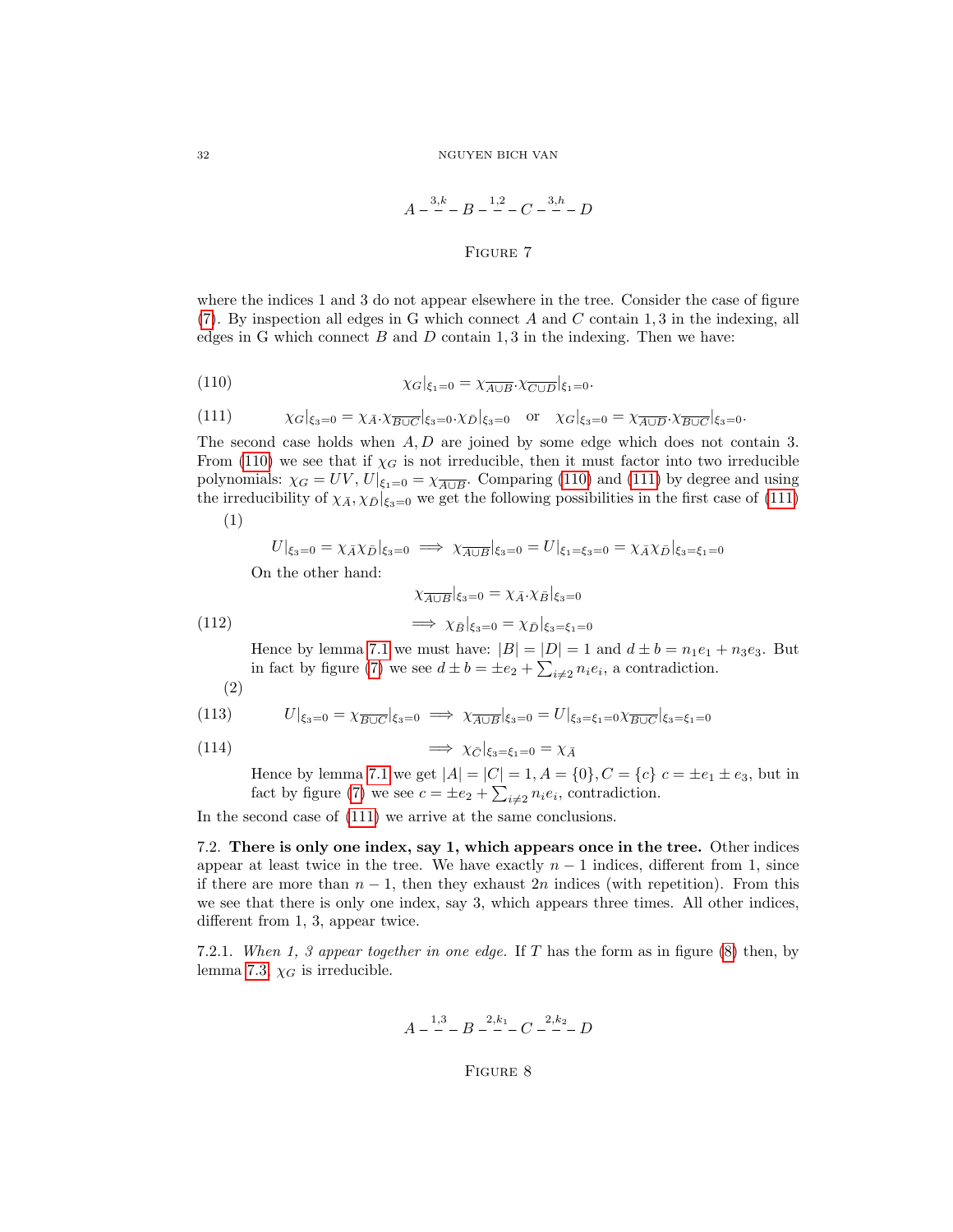$$A \overset{3,k}{-\!\!-} B \overset{1,2}{-\!\!-} C \overset{3,h}{-\!\!-} D$$

Figure 7

where the indices 1 and 3 do not appear elsewhere in the tree. Consider the case of figure (7). By inspection all edges in G which connect $A$ and $C$ contain $1,3$ in the indexing, all edges in G which connect $B$ and $D$ contain $1,3$ in the indexing. Then we have:

$$\chi_G|_{\xi_1=0} = \chi_{\overline{A\cup B}}.\chi_{\overline{C\cup D}}|_{\xi_1=0}. \tag{110}$$

$$\chi_G|_{\xi_3=0} = \chi_{\bar{A}}.\chi_{\overline{B\cup C}}|_{\xi_3=0}.\chi_{\bar{D}}|_{\xi_3=0} \quad \text{or} \quad \chi_G|_{\xi_3=0} = \chi_{\overline{A\cup D}}.\chi_{\overline{B\cup C}}|_{\xi_3=0}. \tag{111}$$

The second case holds when $A, D$ are joined by some edge which does not contain 3. From (110) we see that if $\chi_G$ is not irreducible, then it must factor into two irreducible polynomials: $\chi_G = UV$, $U|_{\xi_1=0} = \chi_{\overline{A\cup B}}$. Comparing (110) and (111) by degree and using the irreducibility of $\chi_{\bar{A}}, \chi_{\bar{D}}|_{\xi_3=0}$ we get the following possibilities in the first case of (111)

(1)

$$U|_{\xi_3=0} = \chi_{\bar{A}}\chi_{\bar{D}}|_{\xi_3=0} \implies \chi_{\overline{A\cup B}}|_{\xi_3=0} = U|_{\xi_1=\xi_3=0} = \chi_{\bar{A}}\chi_{\bar{D}}|_{\xi_3=\xi_1=0}$$

On the other hand:

$$\chi_{\overline{A\cup B}}|_{\xi_3=0} = \chi_{\bar{A}}.\chi_{\bar{B}}|_{\xi_3=0}$$

$$\implies \chi_{\bar{B}}|_{\xi_3=0} = \chi_{\bar{D}}|_{\xi_3=\xi_1=0} \tag{112}$$

Hence by lemma 7.1 we must have: $|B| = |D| = 1$ and $d \pm b = n_1e_1 + n_3e_3$. But in fact by figure (7) we see $d \pm b = \pm e_2 + \sum_{i\neq 2} n_ie_i$, a contradiction.

(2)

$$U|_{\xi_3=0} = \chi_{\overline{B\cup C}}|_{\xi_3=0} \implies \chi_{\overline{A\cup B}}|_{\xi_3=0} = U|_{\xi_3=\xi_1=0}\chi_{\overline{B\cup C}}|_{\xi_3=\xi_1=0} \tag{113}$$

$$\implies \chi_{\bar{C}}|_{\xi_3=\xi_1=0} = \chi_{\bar{A}} \tag{114}$$

Hence by lemma 7.1 we get $|A| = |C| = 1$, $A = \{0\}, C = \{c\}$ $c = \pm e_1 \pm e_3$, but in fact by figure (7) we see $c = \pm e_2 + \sum_{i\neq 2} n_ie_i$, contradiction.

In the second case of (111) we arrive at the same conclusions.

7.2. **There is only one index, say 1, which appears once in the tree.** Other indices appear at least twice in the tree. We have exactly $n-1$ indices, different from 1, since if there are more than $n-1$, then they exhaust $2n$ indices (with repetition). From this we see that there is only one index, say 3, which appears three times. All other indices, different from 1, 3, appear twice.

7.2.1. *When 1, 3 appear together in one edge.* If $T$ has the form as in figure (8) then, by lemma 7.3, $\chi_G$ is irreducible.

$$A \overset{1,3}{-\!\!-} B \overset{2,k_1}{-\!\!-} C \overset{2,k_2}{-\!\!-} D$$

Figure 8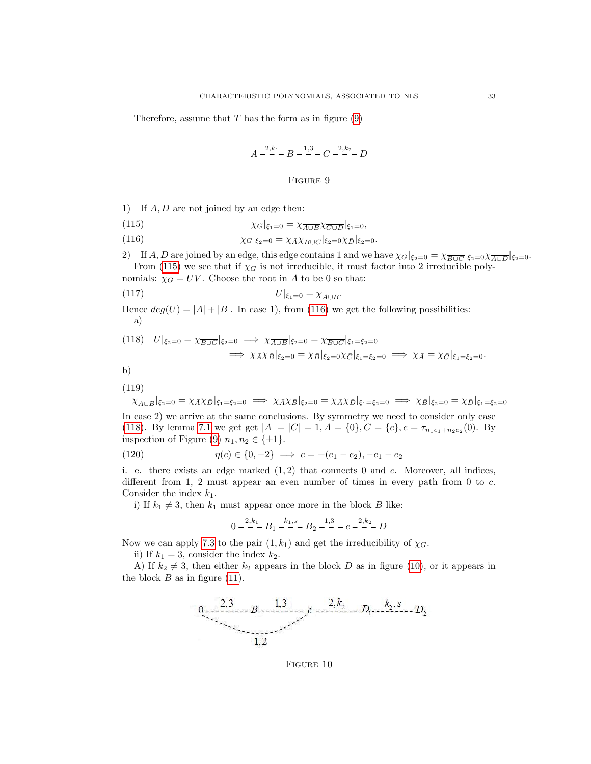Therefore, assume that $T$ has the form as in figure (9)

$$A \overset{2,k_1}{-\,-\,-} B \overset{1,3}{-\,-\,-} C \overset{2,k_2}{-\,-\,-} D$$

FIGURE 9

1) If $A, D$ are not joined by an edge then:

$$\chi_G|_{\xi_1=0} = \chi_{\overline{A\cup B}}\chi_{\overline{C\cup D}}|_{\xi_1=0}, \tag{115}$$

$$\chi_G|_{\xi_2=0} = \chi_{\bar{A}}\chi_{\overline{B\cup C}}|_{\xi_2=0}\chi_{\bar{D}}|_{\xi_2=0}. \tag{116}$$

2) If $A, D$ are joined by an edge, this edge contains 1 and we have $\chi_G|_{\xi_2=0} = \chi_{\overline{B\cup C}}|_{\xi_2=0}\chi_{\overline{A\cup D}}|_{\xi_2=0}$.

From (115) we see that if $\chi_G$ is not irreducible, it must factor into 2 irreducible polynomials: $\chi_G = UV$. Choose the root in $A$ to be 0 so that:

$$U|_{\xi_1=0} = \chi_{\overline{A\cup B}}. \tag{117}$$

Hence $deg(U) = |A| + |B|$. In case 1), from (116) we get the following possibilities:

a)

$$\begin{aligned} U|_{\xi_2=0} = \chi_{\overline{B\cup C}}|_{\xi_2=0} &\implies \chi_{\overline{A\cup B}}|_{\xi_2=0} = \chi_{\overline{B\cup C}}|_{\xi_1=\xi_2=0} \\ &\implies \chi_{\bar{A}}\chi_{\bar{B}}|_{\xi_2=0} = \chi_{\bar{B}}|_{\xi_2=0}\chi_{\bar{C}}|_{\xi_1=\xi_2=0} \implies \chi_{\bar{A}} = \chi_{\bar{C}}|_{\xi_1=\xi_2=0}. \end{aligned} \tag{118}$$

b)

$$\chi_{\overline{A\cup B}}|_{\xi_2=0} = \chi_{\bar{A}}\chi_{\bar{D}}|_{\xi_1=\xi_2=0} \implies \chi_{\bar{A}}\chi_{\bar{B}}|_{\xi_2=0} = \chi_{\bar{A}}\chi_{\bar{D}}|_{\xi_1=\xi_2=0} \implies \chi_{\bar{B}}|_{\xi_2=0} = \chi_{\bar{D}}|_{\xi_1=\xi_2=0} \tag{119}$$

In case 2) we arrive at the same conclusions. By symmetry we need to consider only case (118). By lemma 7.1 we get get $|A| = |C| = 1, A = \{0\}, C = \{c\}, c = \tau_{n_1e_1+n_2e_2}(0)$. By inspection of Figure (9) $n_1, n_2 \in \{\pm 1\}$.

$$\eta(c) \in \{0, -2\} \implies c = \pm(e_1 - e_2), -e_1 - e_2 \tag{120}$$

i. e. there exists an edge marked $(1, 2)$ that connects 0 and $c$. Moreover, all indices, different from 1, 2 must appear an even number of times in every path from 0 to $c$. Consider the index $k_1$.

i) If $k_1 \neq 3$, then $k_1$ must appear once more in the block $B$ like:

$$0 \overset{2,k_1}{-\,-\,-} B_1 \overset{k_1,s}{-\,-\,-} B_2 \overset{1,3}{-\,-\,-} c \overset{2,k_2}{-\,-\,-} D$$

Now we can apply 7.3 to the pair $(1, k_1)$ and get the irreducibility of $\chi_G$.

ii) If $k_1 = 3$, consider the index $k_2$.

A) If $k_2 \neq 3$, then either $k_2$ appears in the block $D$ as in figure (10), or it appears in the block $B$ as in figure (11).

$$0 \overset{2,3}{-\,-\,-} B \overset{1,3}{-\,-\,-} c \overset{2,k_2}{-\,-\,-} D_1 \overset{k_2,s}{-\,-\,-} D_2, \qquad 0 \overset{1,2}{-\,-\,-} c$$

FIGURE 10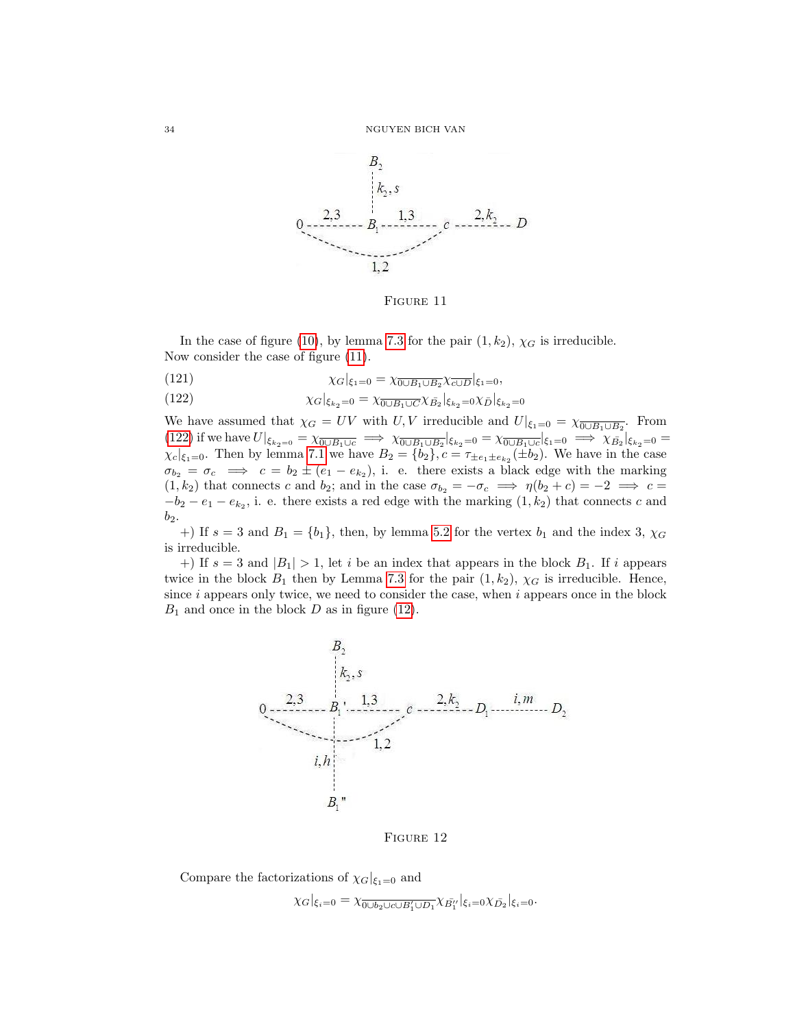FIGURE 11

In the case of figure (10), by lemma 7.3 for the pair $(1, k_2)$, $\chi_G$ is irreducible. Now consider the case of figure (11).

$$\chi_G|_{\xi_1=0} = \chi_{\overline{0 \cup B_1 \cup B_2}} \chi_{\overline{c \cup D}}|_{\xi_1=0}, \tag{121}$$

$$\chi_G|_{\xi_{k_2}=0} = \chi_{\overline{0 \cup B_1 \cup C}} \chi_{\bar{B}_2}|_{\xi_{k_2}=0} \chi_{\bar{D}}|_{\xi_{k_2}=0} \tag{122}$$

We have assumed that $\chi_G = UV$ with $U, V$ irreducible and $U|_{\xi_1=0} = \chi_{\overline{0 \cup B_1 \cup B_2}}$. From (122) if we have $U|_{\xi_{k_2}=0} = \chi_{\overline{0 \cup B_1 \cup c}} \implies \chi_{\overline{0 \cup B_1 \cup B_2}}|_{\xi_{k_2}=0} = \chi_{\overline{0 \cup B_1 \cup c}}|_{\xi_1=0} \implies \chi_{\bar{B}_2}|_{\xi_{k_2}=0} = \chi_c|_{\xi_1=0}$. Then by lemma 7.1 we have $B_2 = \{b_2\}, c = \tau_{\pm e_1 \pm e_{k_2}}(\pm b_2)$. We have in the case $\sigma_{b_2} = \sigma_c \implies c = b_2 \pm (e_1 - e_{k_2})$, i. e. there exists a black edge with the marking $(1, k_2)$ that connects $c$ and $b_2$; and in the case $\sigma_{b_2} = -\sigma_c \implies \eta(b_2 + c) = -2 \implies c = -b_2 - e_1 - e_{k_2}$, i. e. there exists a red edge with the marking $(1, k_2)$ that connects $c$ and $b_2$.

+) If $s = 3$ and $B_1 = \{b_1\}$, then, by lemma 5.2 for the vertex $b_1$ and the index 3, $\chi_G$ is irreducible.

+) If $s = 3$ and $|B_1| > 1$, let $i$ be an index that appears in the block $B_1$. If $i$ appears twice in the block $B_1$ then by Lemma 7.3 for the pair $(1, k_2)$, $\chi_G$ is irreducible. Hence, since $i$ appears only twice, we need to consider the case, when $i$ appears once in the block $B_1$ and once in the block $D$ as in figure (12).

FIGURE 12

Compare the factorizations of $\chi_G|_{\xi_1=0}$ and

$$\chi_G|_{\xi_i=0} = \chi_{\overline{0 \cup b_2 \cup c \cup B_1' \cup D_1}} \chi_{\bar{B}_1''}|_{\xi_i=0} \chi_{\bar{D}_2}|_{\xi_i=0}.$$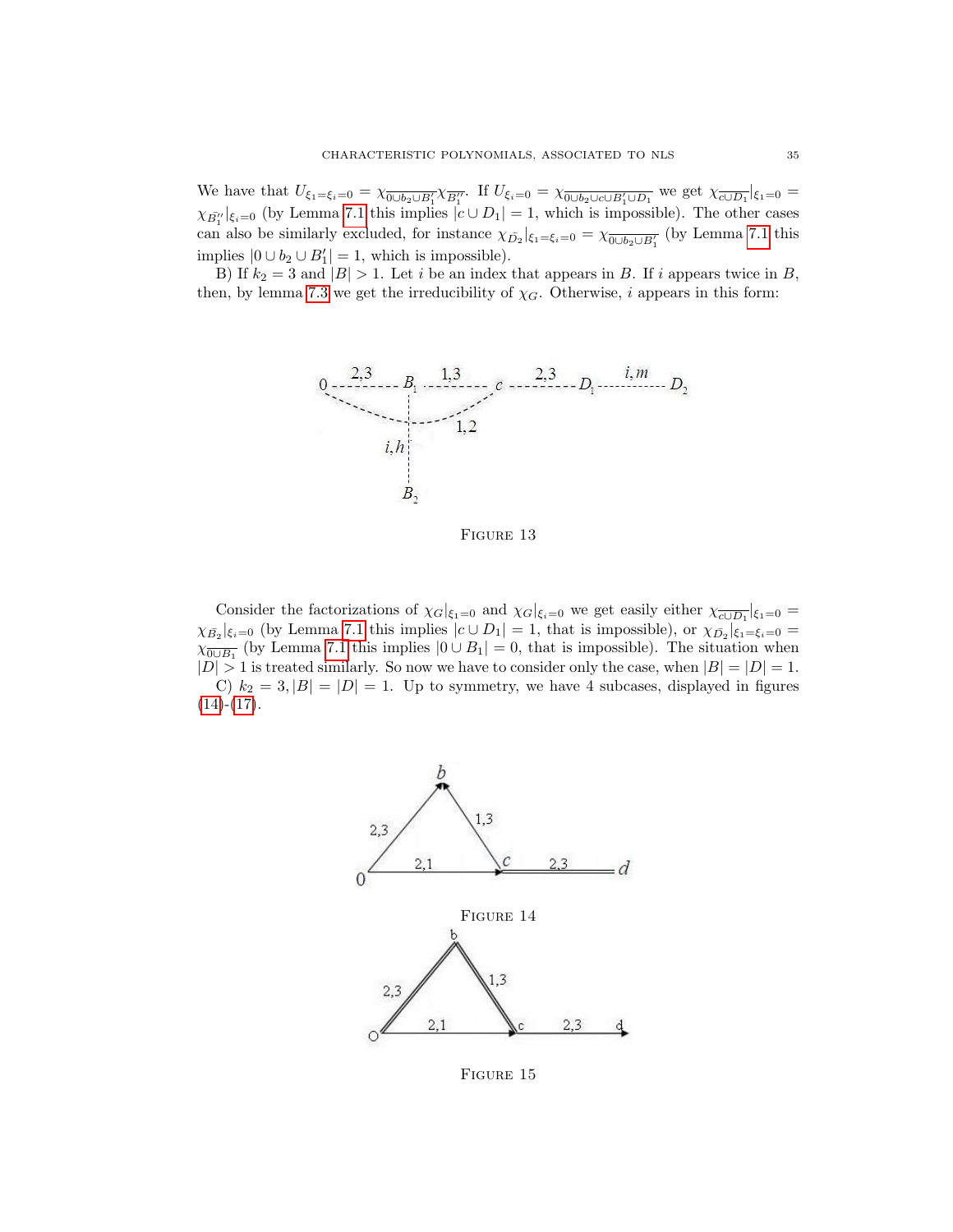We have that $U_{\xi_1=\xi_i=0} = \chi_{\overline{0\cup b_2\cup B_1'}}\chi_{\overline{B_1''}}$. If $U_{\xi_i=0} = \chi_{\overline{0\cup b_2\cup c\cup B_1'\cup D_1}}$ we get $\chi_{\overline{c\cup D_1}}|_{\xi_1=0} = \chi_{\bar{B}_1''}|_{\xi_i=0}$ (by Lemma 7.1 this implies $|c\cup D_1| = 1$, which is impossible). The other cases can also be similarly excluded, for instance $\chi_{\bar{D}_2}|_{\xi_1=\xi_i=0} = \chi_{\overline{0\cup b_2\cup B_1'}}$ (by Lemma 7.1 this implies $|0\cup b_2\cup B_1'| = 1$, which is impossible).

B) If $k_2 = 3$ and $|B| > 1$. Let $i$ be an index that appears in $B$. If $i$ appears twice in $B$, then, by lemma 7.3 we get the irreducibility of $\chi_G$. Otherwise, $i$ appears in this form:

FIGURE 13

Consider the factorizations of $\chi_G|_{\xi_1=0}$ and $\chi_G|_{\xi_i=0}$ we get easily either $\chi_{\overline{c\cup D_1}}|_{\xi_1=0} = \chi_{\bar{B}_2}|_{\xi_i=0}$ (by Lemma 7.1 this implies $|c\cup D_1| = 1$, that is impossible), or $\chi_{\bar{D}_2}|_{\xi_1=\xi_i=0} = \chi_{\overline{0\cup B_1}}$ (by Lemma 7.1 this implies $|0\cup B_1| = 0$, that is impossible). The situation when $|D| > 1$ is treated similarly. So now we have to consider only the case, when $|B| = |D| = 1$.

C) $k_2 = 3, |B| = |D| = 1$. Up to symmetry, we have 4 subcases, displayed in figures (14)-(17).

FIGURE 14

FIGURE 15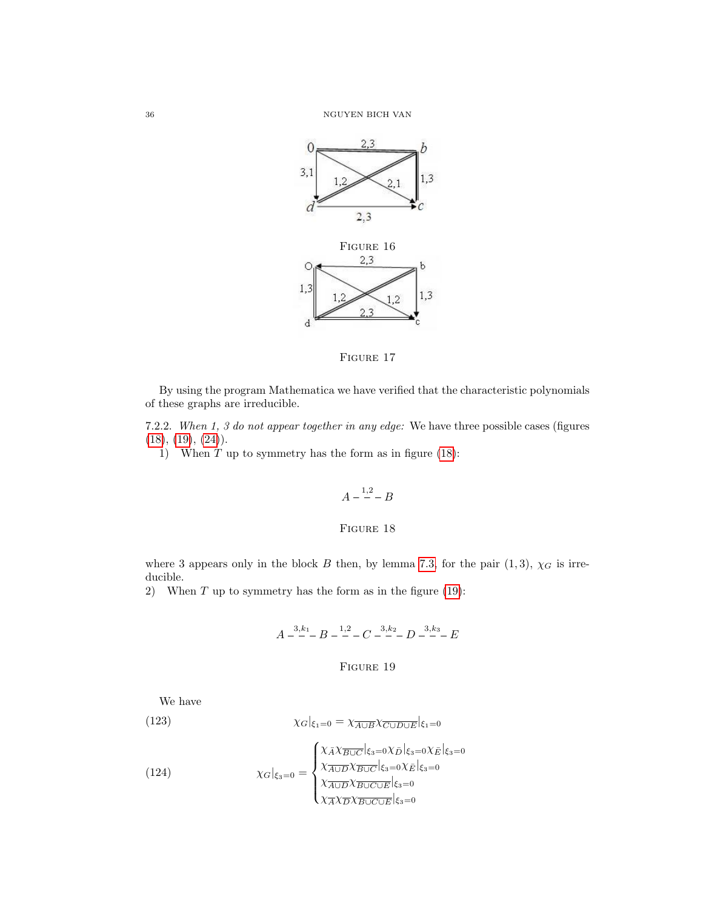FIGURE 16

FIGURE 17

By using the program Mathematica we have verified that the characteristic polynomials of these graphs are irreducible.

7.2.2. *When 1, 3 do not appear together in any edge:* We have three possible cases (figures (18), (19), (24)).

1) When $T$ up to symmetry has the form as in figure (18):

$$A \overset{1,2}{- - -} B$$

FIGURE 18

where 3 appears only in the block $B$ then, by lemma 7.3, for the pair $(1, 3)$, $\chi_G$ is irreducible.

2) When $T$ up to symmetry has the form as in the figure (19):

$$A \overset{3,k_1}{- - -} B \overset{1,2}{- - -} C \overset{3,k_2}{- - -} D \overset{3,k_3}{- - -} E$$

FIGURE 19

We have

$$\chi_G|_{\xi_1=0} = \chi_{\overline{A\cup B}}\chi_{\overline{C\cup D\cup E}}|_{\xi_1=0} \tag{123}$$

$$\chi_G|_{\xi_3=0} = \begin{cases} \chi_{\bar{A}}\chi_{\overline{B\cup C}}|_{\xi_3=0}\chi_{\bar{D}}|_{\xi_3=0}\chi_{\bar{E}}|_{\xi_3=0} \\ \chi_{\overline{A\cup D}}\chi_{\overline{B\cup C}}|_{\xi_3=0}\chi_{\bar{E}}|_{\xi_3=0} \\ \chi_{\overline{A\cup D}}\chi_{\overline{B\cup C\cup E}}|_{\xi_3=0} \\ \chi_{\overline{A}}\chi_{\overline{D}}\chi_{\overline{B\cup C\cup E}}|_{\xi_3=0} \end{cases} \tag{124}$$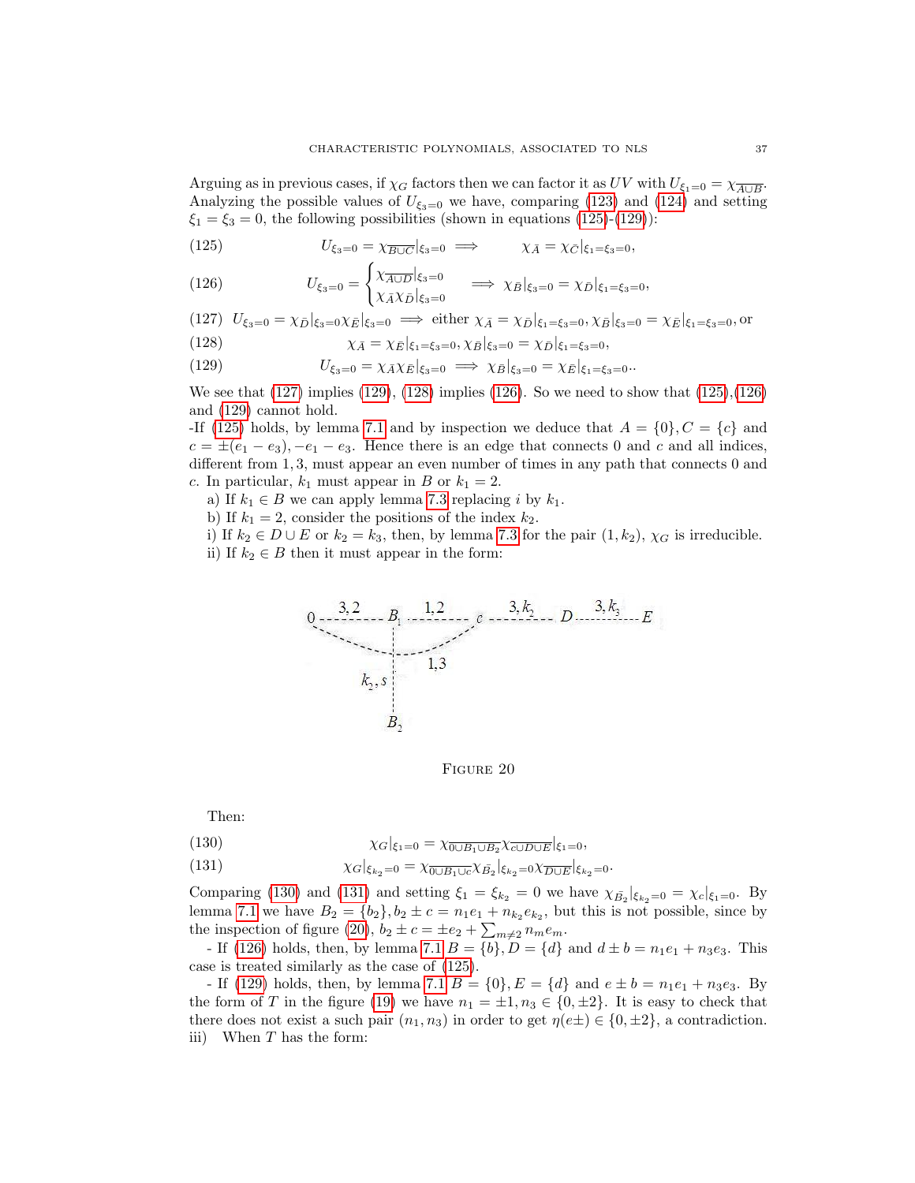Arguing as in previous cases, if $\chi_G$ factors then we can factor it as $UV$ with $U_{\xi_1=0} = \chi_{\overline{A \cup B}}$. Analyzing the possible values of $U_{\xi_3=0}$ we have, comparing (123) and (124) and setting $\xi_1 = \xi_3 = 0$, the following possibilities (shown in equations (125)-(129)):

$$U_{\xi_3=0} = \chi_{\overline{B \cup C}}|_{\xi_3=0} \implies \qquad \chi_{\bar{A}} = \chi_{\bar{C}}|_{\xi_1=\xi_3=0}, \tag{125}$$

$$U_{\xi_3=0} = \begin{cases} \chi_{\overline{A \cup D}}|_{\xi_3=0} \\ \chi_{\bar{A}}\chi_{\bar{D}}|_{\xi_3=0} \end{cases} \implies \chi_{\bar{B}}|_{\xi_3=0} = \chi_{\bar{D}}|_{\xi_1=\xi_3=0}, \tag{126}$$

$$U_{\xi_3=0} = \chi_{\bar{D}}|_{\xi_3=0}\chi_{\bar{E}}|_{\xi_3=0} \implies \text{either } \chi_{\bar{A}} = \chi_{\bar{D}}|_{\xi_1=\xi_3=0}, \chi_{\bar{B}}|_{\xi_3=0} = \chi_{\bar{E}}|_{\xi_1=\xi_3=0}, \text{or} \tag{127}$$

$$\chi_{\bar{A}} = \chi_{\bar{E}}|_{\xi_1=\xi_3=0}, \chi_{\bar{B}}|_{\xi_3=0} = \chi_{\bar{D}}|_{\xi_1=\xi_3=0}, \tag{128}$$

$$U_{\xi_3=0} = \chi_{\bar{A}}\chi_{\bar{E}}|_{\xi_3=0} \implies \chi_{\bar{B}}|_{\xi_3=0} = \chi_{\bar{E}}|_{\xi_1=\xi_3=0}.. \tag{129}$$

We see that (127) implies (129), (128) implies (126). So we need to show that (125),(126) and (129) cannot hold.

-If (125) holds, by lemma 7.1 and by inspection we deduce that $A = \{0\}, C = \{c\}$ and $c = \pm(e_1 - e_3), -e_1 - e_3$. Hence there is an edge that connects 0 and $c$ and all indices, different from 1, 3, must appear an even number of times in any path that connects 0 and $c$. In particular, $k_1$ must appear in $B$ or $k_1 = 2$.

a) If $k_1 \in B$ we can apply lemma 7.3 replacing $i$ by $k_1$.

b) If $k_1 = 2$, consider the positions of the index $k_2$.

i) If $k_2 \in D \cup E$ or $k_2 = k_3$, then, by lemma 7.3 for the pair $(1, k_2)$, $\chi_G$ is irreducible.

ii) If $k_2 \in B$ then it must appear in the form:

Figure 20

Then:

$$\chi_G|_{\xi_1=0} = \chi_{\overline{0 \cup B_1 \cup B_2}}\chi_{\overline{c \cup D \cup E}}|_{\xi_1=0}, \tag{130}$$

$$\chi_G|_{\xi_{k_2}=0} = \chi_{\overline{0 \cup B_1 \cup c}}\chi_{\bar{B}_2}|_{\xi_{k_2}=0}\chi_{\overline{D \cup E}}|_{\xi_{k_2}=0}. \tag{131}$$

Comparing (130) and (131) and setting $\xi_1 = \xi_{k_2} = 0$ we have $\chi_{\bar{B}_2}|_{\xi_{k_2}=0} = \chi_c|_{\xi_1=0}$. By lemma 7.1 we have $B_2 = \{b_2\}, b_2 \pm c = n_1 e_1 + n_{k_2} e_{k_2}$, but this is not possible, since by the inspection of figure (20), $b_2 \pm c = \pm e_2 + \sum_{m \neq 2} n_m e_m$.

- If (126) holds, then, by lemma 7.1 $B = \{b\}, D = \{d\}$ and $d \pm b = n_1 e_1 + n_3 e_3$. This case is treated similarly as the case of (125).

- If (129) holds, then, by lemma 7.1 $B = \{0\}, E = \{d\}$ and $e \pm b = n_1 e_1 + n_3 e_3$. By the form of $T$ in the figure (19) we have $n_1 = \pm 1, n_3 \in \{0, \pm 2\}$. It is easy to check that there does not exist a such pair $(n_1, n_3)$ in order to get $\eta(e\pm) \in \{0, \pm 2\}$, a contradiction.

iii) When $T$ has the form: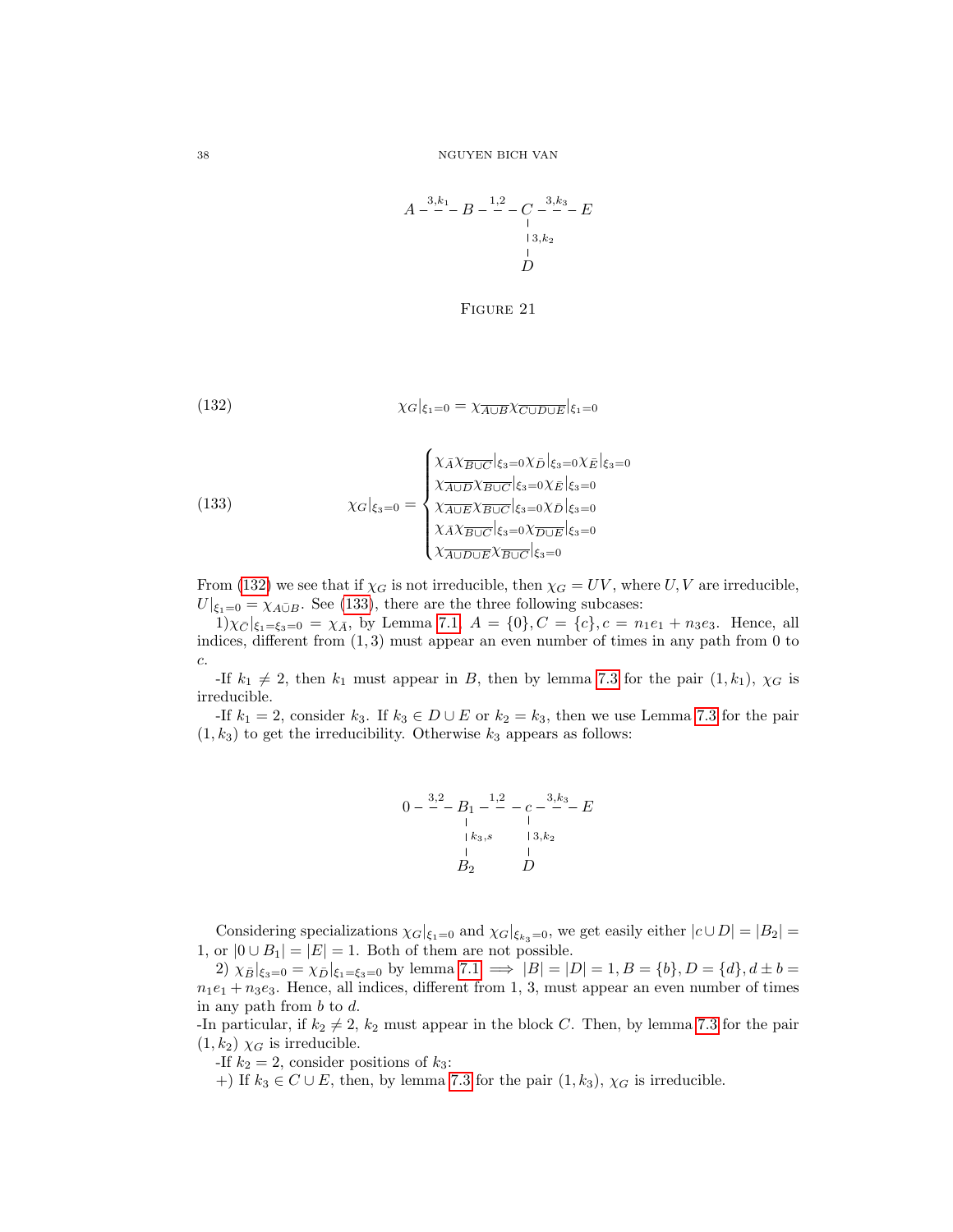$$A \overset{3,k_1}{- - -} B \overset{1,2}{- - -} C \overset{3,k_3}{- - -} E, \quad C \overset{3,k_2}{- - -} D$$

FIGURE 21

$$\chi_G|_{\xi_1=0} = \chi_{\overline{A \cup B}} \chi_{\overline{C \cup D \cup E}}|_{\xi_1=0} \tag{132}$$

$$\chi_G|_{\xi_3=0} = \begin{cases} \chi_{\bar{A}} \chi_{\overline{B \cup C}}|_{\xi_3=0} \chi_{\bar{D}}|_{\xi_3=0} \chi_{\bar{E}}|_{\xi_3=0} \\ \chi_{\overline{A \cup D}} \chi_{\overline{B \cup C}}|_{\xi_3=0} \chi_{\bar{E}}|_{\xi_3=0} \\ \chi_{\overline{A \cup E}} \chi_{\overline{B \cup C}}|_{\xi_3=0} \chi_{\bar{D}}|_{\xi_3=0} \\ \chi_{\bar{A}} \chi_{\overline{B \cup C}}|_{\xi_3=0} \chi_{\overline{D \cup E}}|_{\xi_3=0} \\ \chi_{\overline{A \cup D \cup E}} \chi_{\overline{B \cup C}}|_{\xi_3=0} \end{cases} \tag{133}$$

From (132) we see that if $\chi_G$ is not irreducible, then $\chi_G = UV$, where $U, V$ are irreducible, $U|_{\xi_1=0} = \chi_{A \bar{\cup} B}$. See (133), there are the three following subcases:

1) $\chi_{\bar{C}}|_{\xi_1=\xi_3=0} = \chi_{\bar{A}}$, by Lemma 7.1, $A = \{0\}, C = \{c\}, c = n_1 e_1 + n_3 e_3$. Hence, all indices, different from $(1,3)$ must appear an even number of times in any path from 0 to $c$.

-If $k_1 \neq 2$, then $k_1$ must appear in $B$, then by lemma 7.3 for the pair $(1, k_1)$, $\chi_G$ is irreducible.

-If $k_1 = 2$, consider $k_3$. If $k_3 \in D \cup E$ or $k_2 = k_3$, then we use Lemma 7.3 for the pair $(1, k_3)$ to get the irreducibility. Otherwise $k_3$ appears as follows:

$$0 \overset{3,2}{- - -} B_1 \overset{1,2}{- - -} c \overset{3,k_3}{- - -} E, \quad B_1 \overset{k_3,s}{- - -} B_2, \quad c \overset{3,k_2}{- - -} D$$

Considering specializations $\chi_G|_{\xi_1=0}$ and $\chi_G|_{\xi_{k_3}=0}$, we get easily either $|c \cup D| = |B_2| = 1$, or $|0 \cup B_1| = |E| = 1$. Both of them are not possible.

2) $\chi_{\bar{B}}|_{\xi_3=0} = \chi_{\bar{D}}|_{\xi_1=\xi_3=0}$ by lemma 7.1 $\implies |B| = |D| = 1, B = \{b\}, D = \{d\}, d \pm b = n_1 e_1 + n_3 e_3$. Hence, all indices, different from 1, 3, must appear an even number of times in any path from $b$ to $d$.

-In particular, if $k_2 \neq 2$, $k_2$ must appear in the block $C$. Then, by lemma 7.3 for the pair $(1, k_2)$ $\chi_G$ is irreducible.

-If $k_2 = 2$, consider positions of $k_3$:

+) If $k_3 \in C \cup E$, then, by lemma 7.3 for the pair $(1, k_3)$, $\chi_G$ is irreducible.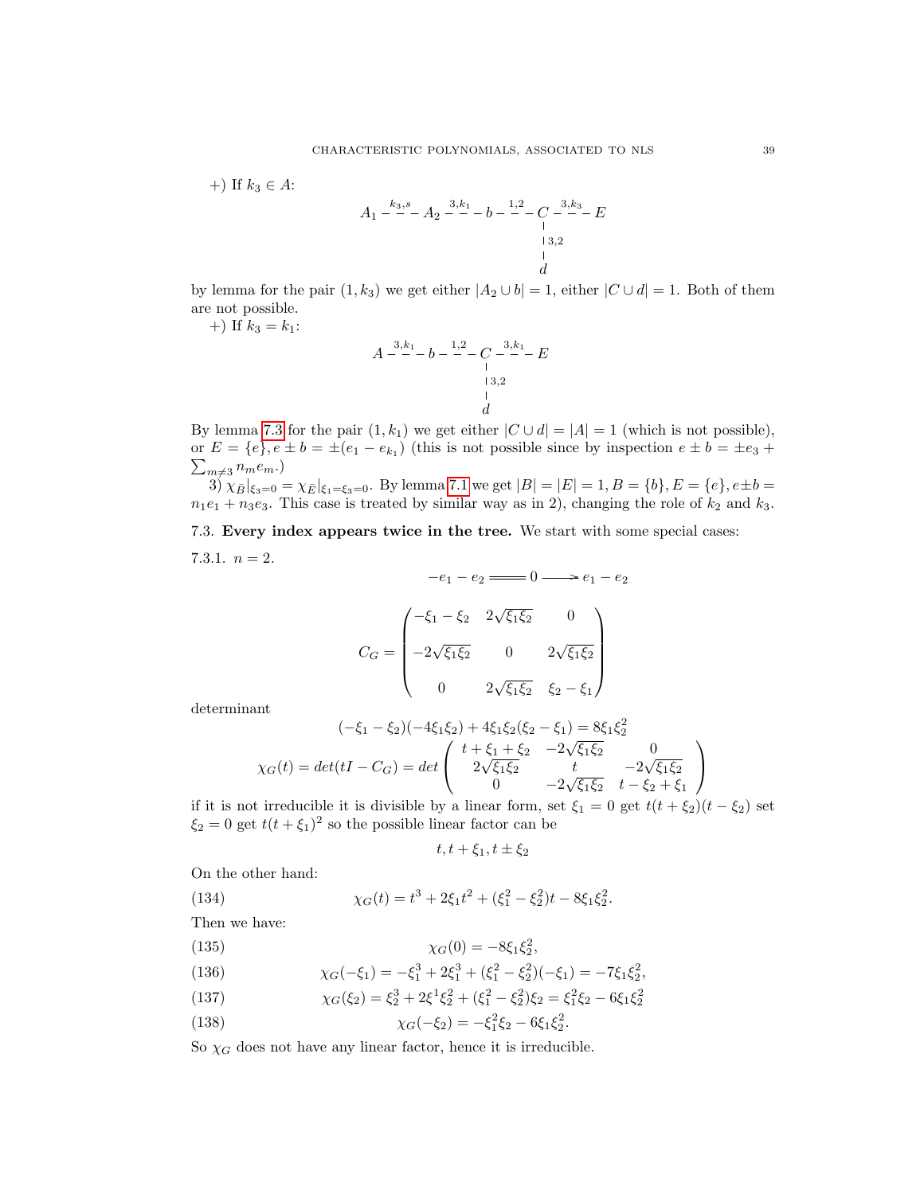+) If $k_3 \in A$:

$$A_1 \overset{k_3,s}{- - -} A_2 \overset{3,k_1}{- - -} b \overset{1,2}{- - -} C \overset{3,k_3}{- - -} E$$
$$C \overset{3,2}{\,|\,} d$$

by lemma for the pair $(1, k_3)$ we get either $|A_2 \cup b| = 1$, either $|C \cup d| = 1$. Both of them are not possible.

+) If $k_3 = k_1$:

$$A \overset{3,k_1}{- - -} b \overset{1,2}{- - -} C \overset{3,k_1}{- - -} E$$
$$C \overset{3,2}{\,|\,} d$$

By lemma 7.3 for the pair $(1, k_1)$ we get either $|C \cup d| = |A| = 1$ (which is not possible), or $E = \{e\}, e \pm b = \pm(e_1 - e_{k_1})$ (this is not possible since by inspection $e \pm b = \pm e_3 + \sum_{m \neq 3} n_m e_m$.)

3) $\chi_{\bar{B}}|_{\xi_3=0} = \chi_{\bar{E}}|_{\xi_1=\xi_3=0}$. By lemma 7.1 we get $|B| = |E| = 1, B = \{b\}, E = \{e\}, e \pm b = n_1 e_1 + n_3 e_3$. This case is treated by similar way as in 2), changing the role of $k_2$ and $k_3$.

### 7.3. Every index appears twice in the tree.

We start with some special cases:

7.3.1. $n = 2$.

$$-e_1 - e_2 \Longleftrightarrow 0 \longrightarrow e_1 - e_2$$

$$C_G = \begin{pmatrix} -\xi_1 - \xi_2 & 2\sqrt{\xi_1 \xi_2} & 0 \\ -2\sqrt{\xi_1 \xi_2} & 0 & 2\sqrt{\xi_1 \xi_2} \\ 0 & 2\sqrt{\xi_1 \xi_2} & \xi_2 - \xi_1 \end{pmatrix}$$

determinant

$$(-\xi_1 - \xi_2)(-4\xi_1 \xi_2) + 4\xi_1 \xi_2 (\xi_2 - \xi_1) = 8\xi_1 \xi_2^2$$

$$\chi_G(t) = det(tI - C_G) = det \begin{pmatrix} t + \xi_1 + \xi_2 & -2\sqrt{\xi_1 \xi_2} & 0 \\ 2\sqrt{\xi_1 \xi_2} & t & -2\sqrt{\xi_1 \xi_2} \\ 0 & -2\sqrt{\xi_1 \xi_2} & t - \xi_2 + \xi_1 \end{pmatrix}$$

if it is not irreducible it is divisible by a linear form, set $\xi_1 = 0$ get $t(t + \xi_2)(t - \xi_2)$ set $\xi_2 = 0$ get $t(t + \xi_1)^2$ so the possible linear factor can be

$$t, t + \xi_1, t \pm \xi_2$$

On the other hand:

$$\chi_G(t) = t^3 + 2\xi_1 t^2 + (\xi_1^2 - \xi_2^2)t - 8\xi_1 \xi_2^2. \tag{134}$$

Then we have:

$$\chi_G(0) = -8\xi_1 \xi_2^2, \tag{135}$$

$$\chi_G(-\xi_1) = -\xi_1^3 + 2\xi_1^3 + (\xi_1^2 - \xi_2^2)(-\xi_1) = -7\xi_1 \xi_2^2, \tag{136}$$

$$\chi_G(\xi_2) = \xi_2^3 + 2\xi^1 \xi_2^2 + (\xi_1^2 - \xi_2^2)\xi_2 = \xi_1^2 \xi_2 - 6\xi_1 \xi_2^2 \tag{137}$$

$$\chi_G(-\xi_2) = -\xi_1^2 \xi_2 - 6\xi_1 \xi_2^2. \tag{138}$$

So $\chi_G$ does not have any linear factor, hence it is irreducible.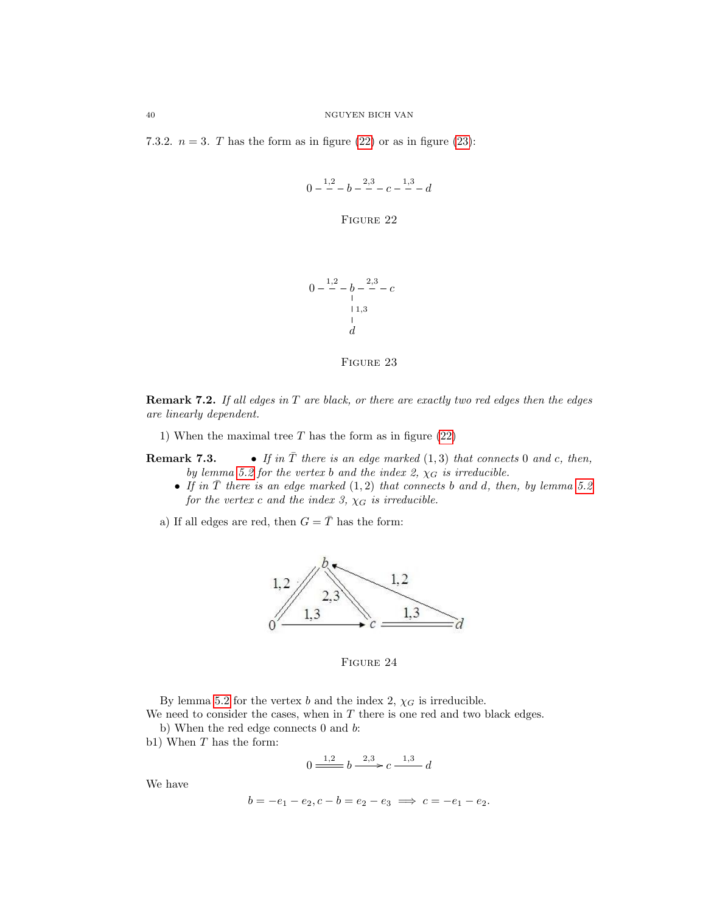7.3.2. $n = 3$. $T$ has the form as in figure (22) or as in figure (23):

$$0 - \overset{1,2}{-} - b - \overset{2,3}{-} - c - \overset{1,3}{-} - d$$

FIGURE 22

$$0 - \overset{1,2}{-} - b - \overset{2,3}{-} - c$$
(with an edge marked $1,3$ from $b$ down to $d$)

FIGURE 23

**Remark 7.2.** *If all edges in $T$ are black, or there are exactly two red edges then the edges are linearly dependent.*

1) When the maximal tree $T$ has the form as in figure (22)

**Remark 7.3.**

- *If in $\bar{T}$ there is an edge marked $(1,3)$ that connects 0 and $c$, then, by lemma 5.2 for the vertex $b$ and the index 2, $\chi_G$ is irreducible.*
- *If in $\bar{T}$ there is an edge marked $(1,2)$ that connects $b$ and $d$, then, by lemma 5.2 for the vertex $c$ and the index 3, $\chi_G$ is irreducible.*

a) If all edges are red, then $G = \bar{T}$ has the form:

FIGURE 24

By lemma 5.2 for the vertex $b$ and the index 2, $\chi_G$ is irreducible.
We need to consider the cases, when in $T$ there is one red and two black edges.

b) When the red edge connects 0 and $b$:

b1) When $T$ has the form:

$$0 \overset{1,2}{=\!=\!=} b \xrightarrow{2,3} c \overset{1,3}{-\!-\!-} d$$

We have

$$b = -e_1 - e_2, c - b = e_2 - e_3 \implies c = -e_1 - e_2.$$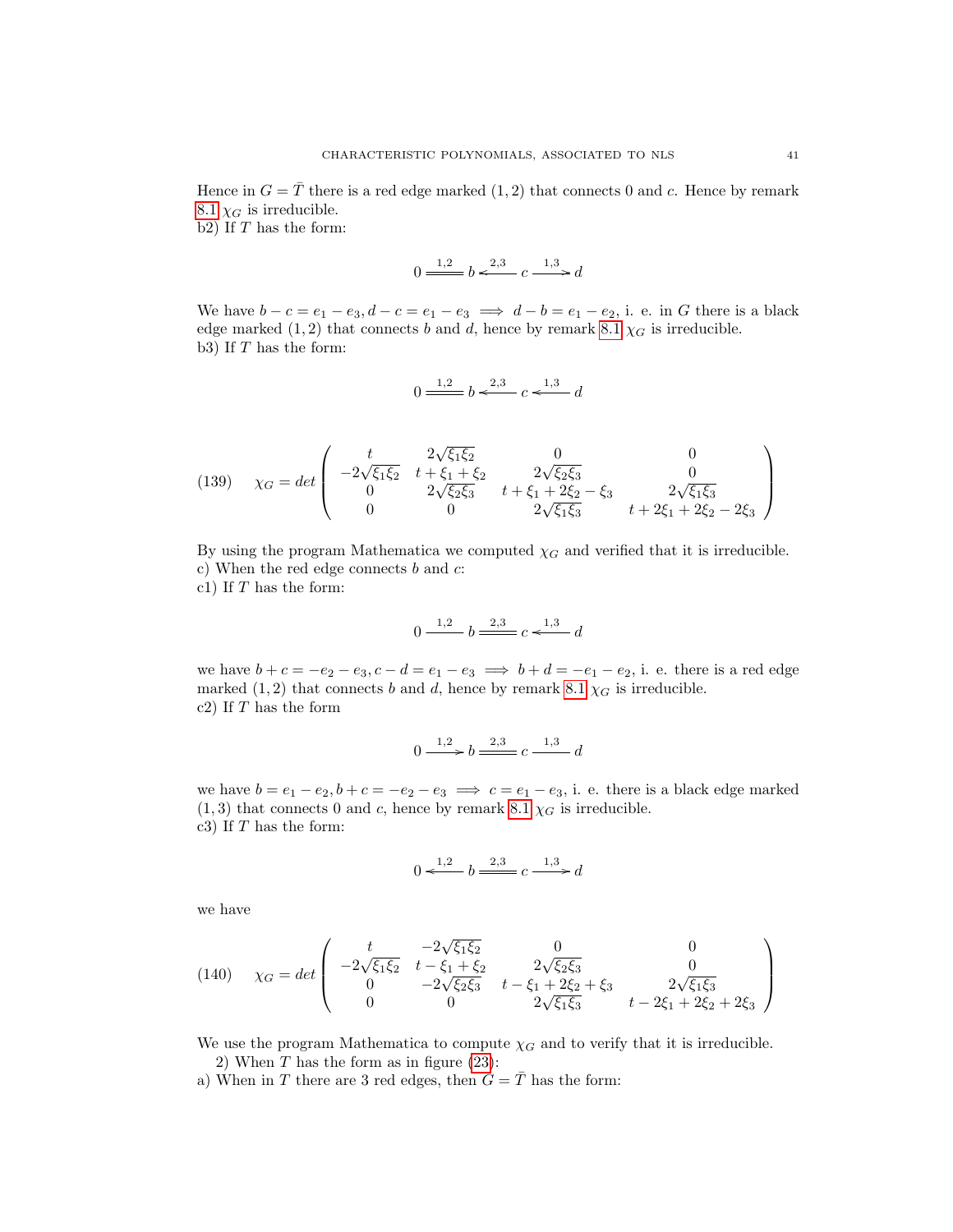Hence in $G = \bar{T}$ there is a red edge marked $(1,2)$ that connects 0 and $c$. Hence by remark 8.1 $\chi_G$ is irreducible.

b2) If $T$ has the form:

$$0 \overset{1,2}{=\!=\!=} b \overset{2,3}{\longleftarrow} c \overset{1,3}{\longrightarrow} d$$

We have $b - c = e_1 - e_3, d - c = e_1 - e_3 \implies d - b = e_1 - e_2$, i. e. in $G$ there is a black edge marked $(1,2)$ that connects $b$ and $d$, hence by remark 8.1 $\chi_G$ is irreducible.

b3) If $T$ has the form:

$$0 \overset{1,2}{=\!=\!=} b \overset{2,3}{\longleftarrow} c \overset{1,3}{\longleftarrow} d$$

$$\chi_G = det \begin{pmatrix} t & 2\sqrt{\xi_1\xi_2} & 0 & 0 \\ -2\sqrt{\xi_1\xi_2} & t + \xi_1 + \xi_2 & 2\sqrt{\xi_2\xi_3} & 0 \\ 0 & 2\sqrt{\xi_2\xi_3} & t + \xi_1 + 2\xi_2 - \xi_3 & 2\sqrt{\xi_1\xi_3} \\ 0 & 0 & 2\sqrt{\xi_1\xi_3} & t + 2\xi_1 + 2\xi_2 - 2\xi_3 \end{pmatrix} \tag{139}$$

By using the program Mathematica we computed $\chi_G$ and verified that it is irreducible.

c) When the red edge connects $b$ and $c$:

c1) If $T$ has the form:

$$0 \overset{1,2}{\text{———}} b \overset{2,3}{=\!=\!=} c \overset{1,3}{\longleftarrow} d$$

we have $b + c = -e_2 - e_3, c - d = e_1 - e_3 \implies b + d = -e_1 - e_2$, i. e. there is a red edge marked $(1,2)$ that connects $b$ and $d$, hence by remark 8.1 $\chi_G$ is irreducible.

c2) If $T$ has the form

$$0 \overset{1,2}{\longrightarrow} b \overset{2,3}{=\!=\!=} c \overset{1,3}{\text{———}} d$$

we have $b = e_1 - e_2, b + c = -e_2 - e_3 \implies c = e_1 - e_3$, i. e. there is a black edge marked $(1,3)$ that connects 0 and $c$, hence by remark 8.1 $\chi_G$ is irreducible.

c3) If $T$ has the form:

$$0 \overset{1,2}{\longleftarrow} b \overset{2,3}{=\!=\!=} c \overset{1,3}{\longrightarrow} d$$

we have

$$\chi_G = det \begin{pmatrix} t & -2\sqrt{\xi_1\xi_2} & 0 & 0 \\ -2\sqrt{\xi_1\xi_2} & t - \xi_1 + \xi_2 & 2\sqrt{\xi_2\xi_3} & 0 \\ 0 & -2\sqrt{\xi_2\xi_3} & t - \xi_1 + 2\xi_2 + \xi_3 & 2\sqrt{\xi_1\xi_3} \\ 0 & 0 & 2\sqrt{\xi_1\xi_3} & t - 2\xi_1 + 2\xi_2 + 2\xi_3 \end{pmatrix} \tag{140}$$

We use the program Mathematica to compute $\chi_G$ and to verify that it is irreducible.

2) When $T$ has the form as in figure (23):

a) When in $T$ there are 3 red edges, then $G = \bar{T}$ has the form: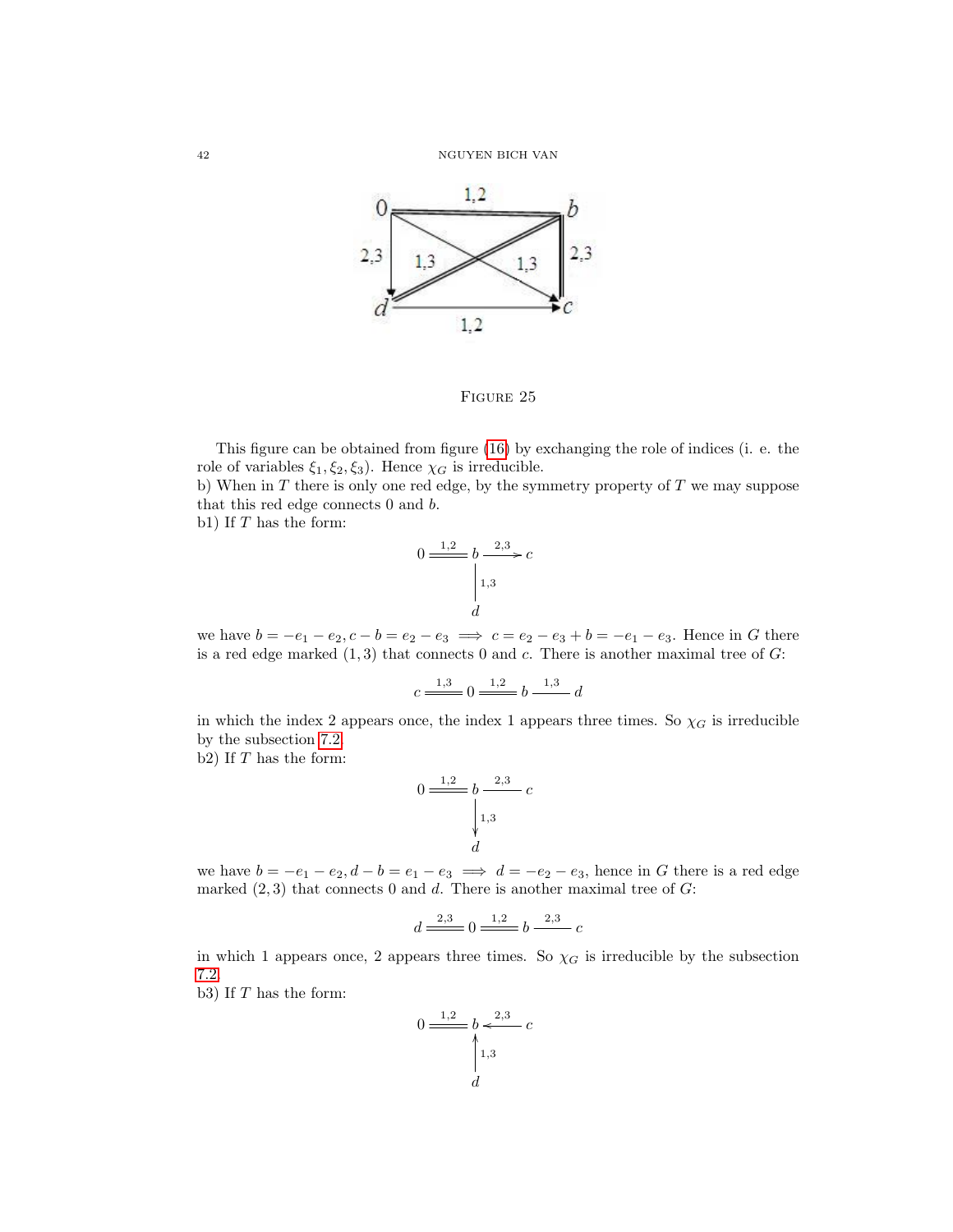FIGURE 25

This figure can be obtained from figure (16) by exchanging the role of indices (i. e. the role of variables $\xi_1, \xi_2, \xi_3$). Hence $\chi_G$ is irreducible.
b) When in $T$ there is only one red edge, by the symmetry property of $T$ we may suppose that this red edge connects 0 and $b$.
b1) If $T$ has the form:

$$0 \overset{1,2}{=\!=\!=} b \xrightarrow{2,3} c, \quad b \overset{1,3}{-\!-\!-} d$$

we have $b = -e_1 - e_2, c - b = e_2 - e_3 \implies c = e_2 - e_3 + b = -e_1 - e_3$. Hence in $G$ there is a red edge marked $(1, 3)$ that connects 0 and $c$. There is another maximal tree of $G$:

$$c \overset{1,3}{=\!=\!=} 0 \overset{1,2}{=\!=\!=} b \overset{1,3}{-\!-\!-} d$$

in which the index 2 appears once, the index 1 appears three times. So $\chi_G$ is irreducible by the subsection 7.2.
b2) If $T$ has the form:

$$0 \overset{1,2}{=\!=\!=} b \overset{2,3}{-\!-\!-} c, \quad b \xrightarrow{1,3} d$$

we have $b = -e_1 - e_2, d - b = e_1 - e_3 \implies d = -e_2 - e_3$, hence in $G$ there is a red edge marked $(2, 3)$ that connects 0 and $d$. There is another maximal tree of $G$:

$$d \overset{2,3}{=\!=\!=} 0 \overset{1,2}{=\!=\!=} b \overset{2,3}{-\!-\!-} c$$

in which 1 appears once, 2 appears three times. So $\chi_G$ is irreducible by the subsection 7.2.
b3) If $T$ has the form:

$$0 \overset{1,2}{=\!=\!=} b \xleftarrow{2,3} c, \quad d \xrightarrow{1,3} b$$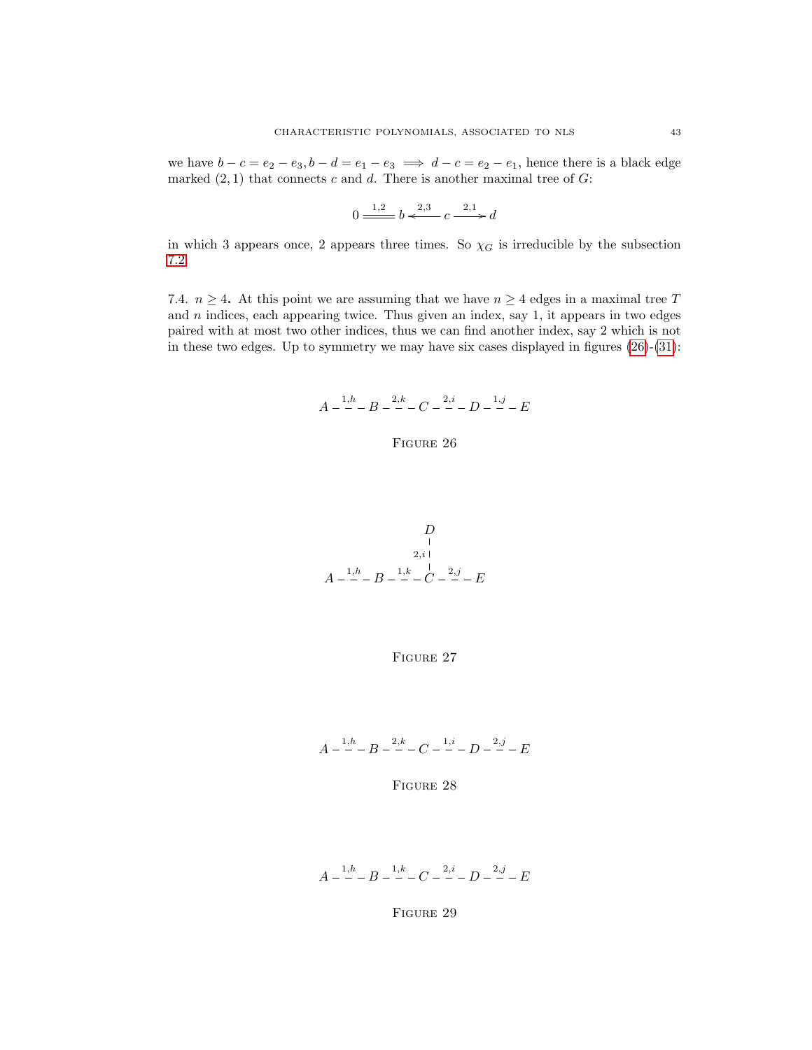we have $b - c = e_2 - e_3, b - d = e_1 - e_3 \implies d - c = e_2 - e_1$, hence there is a black edge marked $(2, 1)$ that connects $c$ and $d$. There is another maximal tree of $G$:

$$0 \overset{1,2}{=\!=\!=} b \overset{2,3}{\longleftarrow} c \overset{2,1}{\longrightarrow} d$$

in which 3 appears once, 2 appears three times. So $\chi_G$ is irreducible by the subsection 7.2.

7.4. $n \geq 4$**.** At this point we are assuming that we have $n \geq 4$ edges in a maximal tree $T$ and $n$ indices, each appearing twice. Thus given an index, say 1, it appears in two edges paired with at most two other indices, thus we can find another index, say 2 which is not in these two edges. Up to symmetry we may have six cases displayed in figures (26)-(31):

$$A \overset{1,h}{- - -} B \overset{2,k}{- - -} C \overset{2,i}{- - -} D \overset{1,j}{- - -} E$$

Figure 26

$$\begin{array}{c} \qquad\qquad D \\ \qquad\qquad \Big| {\scriptstyle 2,i} \\ A \overset{1,h}{- - -} B \overset{1,k}{- - -} C \overset{2,j}{- - -} E \end{array}$$

Figure 27

$$A \overset{1,h}{- - -} B \overset{2,k}{- - -} C \overset{1,i}{- - -} D \overset{2,j}{- - -} E$$

Figure 28

$$A \overset{1,h}{- - -} B \overset{1,k}{- - -} C \overset{2,i}{- - -} D \overset{2,j}{- - -} E$$

Figure 29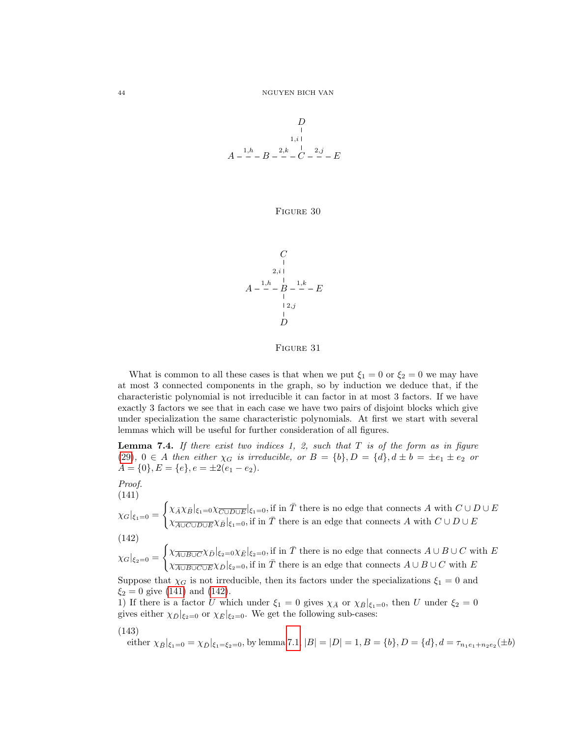$$
\begin{array}{c}
\phantom{A - - B - - }D\phantom{- - E}\\
\phantom{A - - B - - }\vdots{\scriptstyle 1,i}\phantom{- - E}\\
A \overset{1,h}{- - -} B \overset{2,k}{- - -} C \overset{2,j}{- - -} E
\end{array}
$$

Figure 30

$$
\begin{array}{ccc}
 & C & \\
 & \vdots{\scriptstyle 2,i} & \\
A \overset{1,h}{- - -} & B & \overset{1,k}{- - -} E\\
 & \vdots{\scriptstyle 2,j} & \\
 & D &
\end{array}
$$

Figure 31

What is common to all these cases is that when we put $\xi_1 = 0$ or $\xi_2 = 0$ we may have at most 3 connected components in the graph, so by induction we deduce that, if the characteristic polynomial is not irreducible it can factor in at most 3 factors. If we have exactly 3 factors we see that in each case we have two pairs of disjoint blocks which give under specialization the same characteristic polynomials. At first we start with several lemmas which will be useful for further consideration of all figures.

**Lemma 7.4.** *If there exist two indices 1, 2, such that $T$ is of the form as in figure (29), $0 \in A$ then either $\chi_G$ is irreducible, or $B = \{b\}, D = \{d\}, d \pm b = \pm e_1 \pm e_2$ or $A = \{0\}, E = \{e\}, e = \pm 2(e_1 - e_2)$.*

*Proof.*

(141)

$$
\chi_G|_{\xi_1=0} = \begin{cases} \chi_{\bar{A}} \chi_{\bar{B}}|_{\xi_1=0} \chi_{\overline{C \cup D \cup E}}|_{\xi_1=0}, \text{if in } \bar{T} \text{ there is no edge that connects } A \text{ with } C \cup D \cup E \\ \chi_{\overline{A \cup C \cup D \cup E}} \chi_{\bar{B}}|_{\xi_1=0}, \text{if in } \bar{T} \text{ there is an edge that connects } A \text{ with } C \cup D \cup E \end{cases}
$$

(142)

$$
\chi_G|_{\xi_2=0} = \begin{cases} \chi_{\overline{A \cup B \cup C}} \chi_{\bar{D}}|_{\xi_2=0} \chi_{\bar{E}}|_{\xi_2=0}, \text{if in } \bar{T} \text{ there is no edge that connects } A \cup B \cup C \text{ with } E \\ \chi_{\overline{A \cup B \cup C \cup E}} \chi_{\bar{D}}|_{\xi_2=0}, \text{if in } \bar{T} \text{ there is an edge that connects } A \cup B \cup C \text{ with } E \end{cases}
$$

Suppose that $\chi_G$ is not irreducible, then its factors under the specializations $\xi_1 = 0$ and $\xi_2 = 0$ give (141) and (142).

1) If there is a factor $U$ which under $\xi_1 = 0$ gives $\chi_{\bar{A}}$ or $\chi_{\bar{B}}|_{\xi_1=0}$, then $U$ under $\xi_2 = 0$ gives either $\chi_{\bar{D}}|_{\xi_2=0}$ or $\chi_{\bar{E}}|_{\xi_2=0}$. We get the following sub-cases:

(143)

either $\chi_{\bar{B}}|_{\xi_1=0} = \chi_{\bar{D}}|_{\xi_1=\xi_2=0}$, by lemma 7.1, $|B| = |D| = 1, B = \{b\}, D = \{d\}, d = \tau_{n_1 e_1 + n_2 e_2}(\pm b)$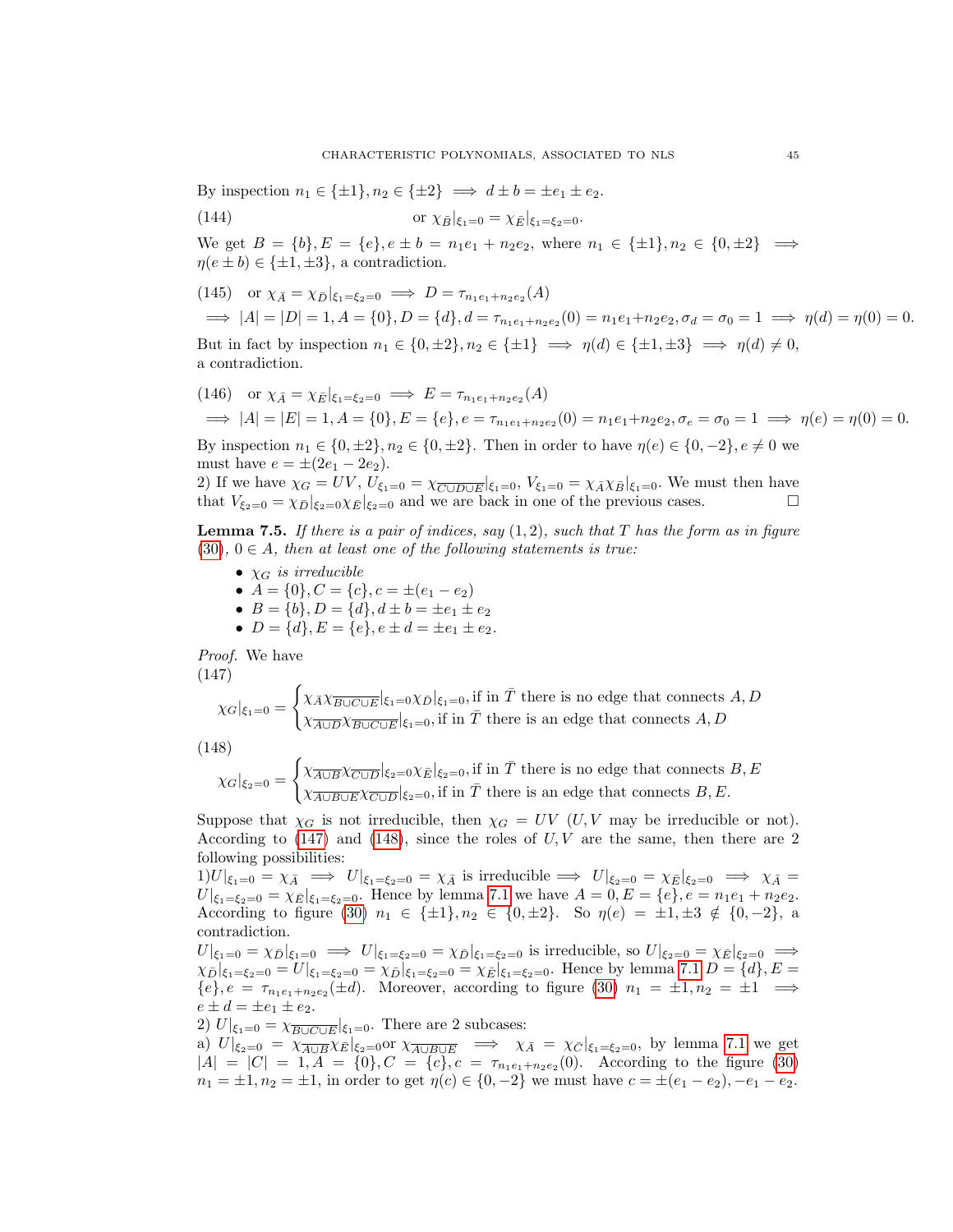By inspection $n_1 \in \{\pm 1\}, n_2 \in \{\pm 2\} \implies d \pm b = \pm e_1 \pm e_2$.

(144) $$\text{or } \chi_{\bar{B}}|_{\xi_1=0} = \chi_{\bar{E}}|_{\xi_1=\xi_2=0}.$$

We get $B = \{b\}, E = \{e\}, e \pm b = n_1 e_1 + n_2 e_2$, where $n_1 \in \{\pm 1\}, n_2 \in \{0, \pm 2\} \implies \eta(e \pm b) \in \{\pm 1, \pm 3\}$, a contradiction.

(145) $$\text{or } \chi_{\bar{A}} = \chi_{\bar{D}}|_{\xi_1=\xi_2=0} \implies D = \tau_{n_1 e_1 + n_2 e_2}(A)$$

$$\implies |A| = |D| = 1, A = \{0\}, D = \{d\}, d = \tau_{n_1 e_1 + n_2 e_2}(0) = n_1 e_1 + n_2 e_2, \sigma_d = \sigma_0 = 1 \implies \eta(d) = \eta(0) = 0.$$

But in fact by inspection $n_1 \in \{0, \pm 2\}, n_2 \in \{\pm 1\} \implies \eta(d) \in \{\pm 1, \pm 3\} \implies \eta(d) \neq 0$, a contradiction.

(146) $$\text{or } \chi_{\bar{A}} = \chi_{\bar{E}}|_{\xi_1=\xi_2=0} \implies E = \tau_{n_1 e_1 + n_2 e_2}(A)$$

$$\implies |A| = |E| = 1, A = \{0\}, E = \{e\}, e = \tau_{n_1 e_1 + n_2 e_2}(0) = n_1 e_1 + n_2 e_2, \sigma_e = \sigma_0 = 1 \implies \eta(e) = \eta(0) = 0.$$

By inspection $n_1 \in \{0, \pm 2\}, n_2 \in \{0, \pm 2\}$. Then in order to have $\eta(e) \in \{0, -2\}, e \neq 0$ we must have $e = \pm(2e_1 - 2e_2)$.

2) If we have $\chi_G = UV$, $U_{\xi_1=0} = \chi_{\overline{C \cup D \cup E}}|_{\xi_1=0}$, $V_{\xi_1=0} = \chi_{\bar{A}} \chi_{\bar{B}}|_{\xi_1=0}$. We must then have that $V_{\xi_2=0} = \chi_{\bar{D}}|_{\xi_2=0} \chi_{\bar{E}}|_{\xi_2=0}$ and we are back in one of the previous cases. □

**Lemma 7.5.** *If there is a pair of indices, say $(1, 2)$, such that $T$ has the form as in figure (30), $0 \in A$, then at least one of the following statements is true:*

- *$\chi_G$ is irreducible*
- *$A = \{0\}, C = \{c\}, c = \pm(e_1 - e_2)$*
- *$B = \{b\}, D = \{d\}, d \pm b = \pm e_1 \pm e_2$*
- *$D = \{d\}, E = \{e\}, e \pm d = \pm e_1 \pm e_2$.*

*Proof.* We have

(147)
$$\chi_G|_{\xi_1=0} = \begin{cases} \chi_{\bar{A}} \chi_{\overline{B \cup C \cup E}}|_{\xi_1=0} \chi_{\bar{D}}|_{\xi_1=0}, \text{if in } \bar{T} \text{ there is no edge that connects } A, D \\ \chi_{\overline{A \cup D}} \chi_{\overline{B \cup C \cup E}}|_{\xi_1=0}, \text{if in } \bar{T} \text{ there is an edge that connects } A, D \end{cases}$$

(148)
$$\chi_G|_{\xi_2=0} = \begin{cases} \chi_{\overline{A \cup B}} \chi_{\overline{C \cup D}}|_{\xi_2=0} \chi_{\bar{E}}|_{\xi_2=0}, \text{if in } \bar{T} \text{ there is no edge that connects } B, E \\ \chi_{\overline{A \cup B \cup E}} \chi_{\overline{C \cup D}}|_{\xi_2=0}, \text{if in } \bar{T} \text{ there is an edge that connects } B, E. \end{cases}$$

Suppose that $\chi_G$ is not irreducible, then $\chi_G = UV$ ($U, V$ may be irreducible or not). According to (147) and (148), since the roles of $U, V$ are the same, then there are 2 following possibilities:

1)$U|_{\xi_1=0} = \chi_{\bar{A}} \implies U|_{\xi_1=\xi_2=0} = \chi_{\bar{A}}$ is irreducible $\implies U|_{\xi_2=0} = \chi_{\bar{E}}|_{\xi_2=0} \implies \chi_{\bar{A}} = U|_{\xi_1=\xi_2=0} = \chi_{\bar{E}}|_{\xi_1=\xi_2=0}$. Hence by lemma 7.1 we have $A = 0, E = \{e\}, e = n_1 e_1 + n_2 e_2$. According to figure (30) $n_1 \in \{\pm 1\}, n_2 \in \{0, \pm 2\}$. So $\eta(e) = \pm 1, \pm 3 \notin \{0, -2\}$, a contradiction.

$U|_{\xi_1=0} = \chi_{\bar{D}}|_{\xi_1=0} \implies U|_{\xi_1=\xi_2=0} = \chi_{\bar{D}}|_{\xi_1=\xi_2=0}$ is irreducible, so $U|_{\xi_2=0} = \chi_{\bar{E}}|_{\xi_2=0} \implies \chi_{\bar{D}}|_{\xi_1=\xi_2=0} = U|_{\xi_1=\xi_2=0} = \chi_{\bar{D}}|_{\xi_1=\xi_2=0} = \chi_{\bar{E}}|_{\xi_1=\xi_2=0}$. Hence by lemma 7.1 $D = \{d\}, E = \{e\}, e = \tau_{n_1 e_1 + n_2 e_2}(\pm d)$. Moreover, according to figure (30) $n_1 = \pm 1, n_2 = \pm 1 \implies e \pm d = \pm e_1 \pm e_2$.

2) $U|_{\xi_1=0} = \chi_{\overline{B \cup C \cup E}}|_{\xi_1=0}$. There are 2 subcases:

a) $U|_{\xi_2=0} = \chi_{\overline{A \cup B}} \chi_{\bar{E}}|_{\xi_2=0}$or $\chi_{\overline{A \cup B \cup E}} \implies \chi_{\bar{A}} = \chi_{\bar{C}}|_{\xi_1=\xi_2=0}$, by lemma 7.1 we get $|A| = |C| = 1, A = \{0\}, C = \{c\}, c = \tau_{n_1 e_1 + n_2 e_2}(0)$. According to the figure (30) $n_1 = \pm 1, n_2 = \pm 1$, in order to get $\eta(c) \in \{0, -2\}$ we must have $c = \pm(e_1 - e_2), -e_1 - e_2$.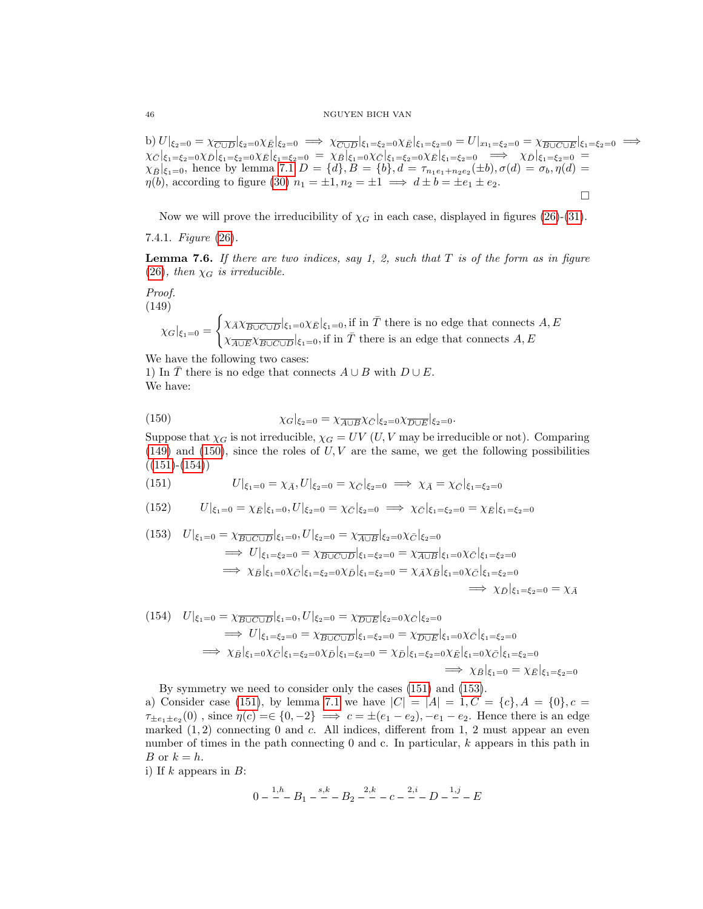b) $U|_{\xi_2=0} = \chi_{\overline{C \cup D}}|_{\xi_2=0}\chi_{\bar{E}}|_{\xi_2=0} \implies \chi_{\overline{C \cup D}}|_{\xi_1=\xi_2=0}\chi_{\bar{E}}|_{\xi_1=\xi_2=0} = U|_{x_{1_1}=\xi_2=0} = \chi_{\overline{B \cup C \cup E}}|_{\xi_1=\xi_2=0} \implies \chi_{\bar{C}}|_{\xi_1=\xi_2=0}\chi_{\bar{D}}|_{\xi_1=\xi_2=0}\chi_{\bar{E}}|_{\xi_1=\xi_2=0} = \chi_{\bar{B}}|_{\xi_1=0}\chi_{\bar{C}}|_{\xi_1=\xi_2=0}\chi_{\bar{E}}|_{\xi_1=\xi_2=0} \implies \chi_{\bar{D}}|_{\xi_1=\xi_2=0} = \chi_{\bar{B}}|_{\xi_1=0}$, hence by lemma 7.1 $D = \{d\}, B = \{b\}, d = \tau_{n_1e_1+n_2e_2}(\pm b), \sigma(d) = \sigma_b, \eta(d) = \eta(b)$, according to figure (30) $n_1 = \pm 1, n_2 = \pm 1 \implies d \pm b = \pm e_1 \pm e_2$.

∎

Now we will prove the irreducibility of $\chi_G$ in each case, displayed in figures (26)-(31).

7.4.1. *Figure* (26).

**Lemma 7.6.** *If there are two indices, say 1, 2, such that $T$ is of the form as in figure (26), then $\chi_G$ is irreducible.*

*Proof.*
(149)

$$\chi_G|_{\xi_1=0} = \begin{cases} \chi_{\bar{A}}\chi_{\overline{B \cup C \cup D}}|_{\xi_1=0}\chi_{\bar{E}}|_{\xi_1=0}, \text{if in } \bar{T} \text{ there is no edge that connects } A, E \\ \chi_{\overline{A \cup E}}\chi_{\overline{B \cup C \cup D}}|_{\xi_1=0}, \text{if in } \bar{T} \text{ there is an edge that connects } A, E \end{cases}$$

We have the following two cases:
1) In $\bar{T}$ there is no edge that connects $A \cup B$ with $D \cup E$.
We have:

$$\chi_G|_{\xi_2=0} = \chi_{\overline{A \cup B}}\chi_{\bar{C}}|_{\xi_2=0}\chi_{\overline{D \cup E}}|_{\xi_2=0}. \tag{150}$$

Suppose that $\chi_G$ is not irreducible, $\chi_G = UV$ ($U, V$ may be irreducible or not). Comparing (149) and (150), since the roles of $U, V$ are the same, we get the following possibilities ((151)-(154))

$$U|_{\xi_1=0} = \chi_{\bar{A}}, U|_{\xi_2=0} = \chi_{\bar{C}}|_{\xi_2=0} \implies \chi_{\bar{A}} = \chi_{\bar{C}}|_{\xi_1=\xi_2=0} \tag{151}$$

$$U|_{\xi_1=0} = \chi_{\bar{E}}|_{\xi_1=0}, U|_{\xi_2=0} = \chi_{\bar{C}}|_{\xi_2=0} \implies \chi_{\bar{C}}|_{\xi_1=\xi_2=0} = \chi_{\bar{E}}|_{\xi_1=\xi_2=0} \tag{152}$$

$$\begin{aligned} U|_{\xi_1=0} = \chi_{\overline{B \cup C \cup D}}|_{\xi_1=0}, U|_{\xi_2=0} = \chi_{\overline{A \cup B}}|_{\xi_2=0}\chi_{\bar{C}}|_{\xi_2=0} \\ \implies U|_{\xi_1=\xi_2=0} = \chi_{\overline{B \cup C \cup D}}|_{\xi_1=\xi_2=0} = \chi_{\overline{A \cup B}}|_{\xi_1=0}\chi_{\bar{C}}|_{\xi_1=\xi_2=0} \\ \implies \chi_{\bar{B}}|_{\xi_1=0}\chi_{\bar{C}}|_{\xi_1=\xi_2=0}\chi_{\bar{D}}|_{\xi_1=\xi_2=0} = \chi_{\bar{A}}\chi_{\bar{B}}|_{\xi_1=0}\chi_{\bar{C}}|_{\xi_1=\xi_2=0} \\ \implies \chi_{\bar{D}}|_{\xi_1=\xi_2=0} = \chi_{\bar{A}} \end{aligned} \tag{153}$$

$$\begin{aligned} U|_{\xi_1=0} = \chi_{\overline{B \cup C \cup D}}|_{\xi_1=0}, U|_{\xi_2=0} = \chi_{\overline{D \cup E}}|_{\xi_2=0}\chi_{\bar{C}}|_{\xi_2=0} \\ \implies U|_{\xi_1=\xi_2=0} = \chi_{\overline{B \cup C \cup D}}|_{\xi_1=\xi_2=0} = \chi_{\overline{D \cup E}}|_{\xi_1=0}\chi_{\bar{C}}|_{\xi_1=\xi_2=0} \\ \implies \chi_{\bar{B}}|_{\xi_1=0}\chi_{\bar{C}}|_{\xi_1=\xi_2=0}\chi_{\bar{D}}|_{\xi_1=\xi_2=0} = \chi_{\bar{D}}|_{\xi_1=\xi_2=0}\chi_{\bar{E}}|_{\xi_1=0}\chi_{\bar{C}}|_{\xi_1=\xi_2=0} \\ \implies \chi_{\bar{B}}|_{\xi_1=0} = \chi_{\bar{E}}|_{\xi_1=\xi_2=0} \end{aligned} \tag{154}$$

By symmetry we need to consider only the cases (151) and (153).
a) Consider case (151), by lemma 7.1 we have $|C| = |A| = 1, C = \{c\}, A = \{0\}, c = \tau_{\pm e_1 \pm e_2}(0)$ , since $\eta(c) = \in \{0, -2\} \implies c = \pm(e_1 - e_2), -e_1 - e_2$. Hence there is an edge marked $(1, 2)$ connecting 0 and $c$. All indices, different from 1, 2 must appear an even number of times in the path connecting 0 and c. In particular, $k$ appears in this path in $B$ or $k = h$.
i) If $k$ appears in $B$:

$$0 \overset{1,h}{- - -} B_1 \overset{s,k}{- - -} B_2 \overset{2,k}{- - -} c \overset{2,i}{- - -} D \overset{1,j}{- - -} E$$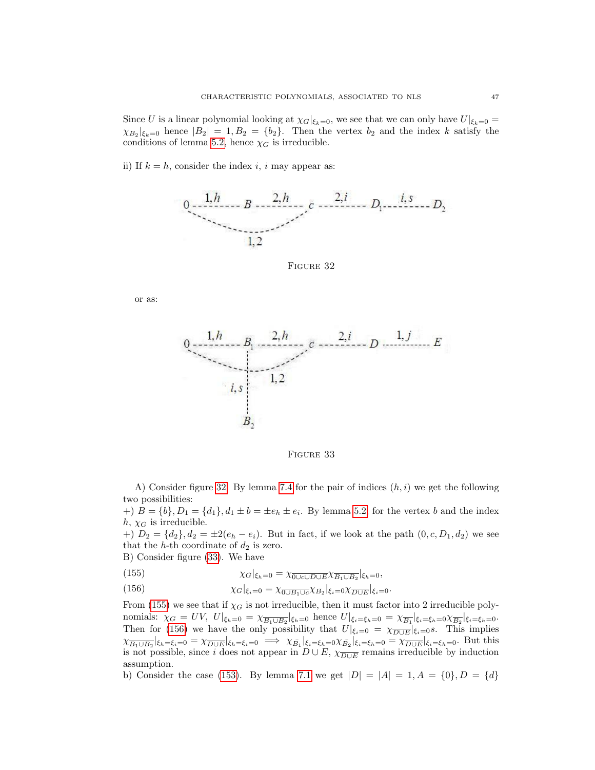Since $U$ is a linear polynomial looking at $\chi_G|_{\xi_k=0}$, we see that we can only have $U|_{\xi_k=0} = \chi_{B_2}|_{\xi_k=0}$ hence $|B_2| = 1, B_2 = \{b_2\}$. Then the vertex $b_2$ and the index $k$ satisfy the conditions of lemma 5.2, hence $\chi_G$ is irreducible.

ii) If $k = h$, consider the index $i$, $i$ may appear as:

FIGURE 32

or as:

FIGURE 33

A) Consider figure 32. By lemma 7.4 for the pair of indices $(h, i)$ we get the following two possibilities:
+) $B = \{b\}, D_1 = \{d_1\}, d_1 \pm b = \pm e_h \pm e_i$. By lemma 5.2, for the vertex $b$ and the index $h$, $\chi_G$ is irreducible.
+) $D_2 = \{d_2\}, d_2 = \pm 2(e_h - e_i)$. But in fact, if we look at the path $(0, c, D_1, d_2)$ we see that the $h$-th coordinate of $d_2$ is zero.
B) Consider figure (33). We have

$$\chi_G|_{\xi_h=0} = \chi_{\overline{0 \cup c \cup D \cup E}} \chi_{\overline{B_1 \cup B_2}}|_{\xi_h=0}, \tag{155}$$

$$\chi_G|_{\xi_i=0} = \chi_{\overline{0 \cup B_1 \cup c}} \chi_{\bar{B}_2}|_{\xi_i=0} \chi_{\overline{D \cup E}}|_{\xi_i=0}. \tag{156}$$

From (155) we see that if $\chi_G$ is not irreducible, then it must factor into 2 irreducible polynomials: $\chi_G = UV$, $U|_{\xi_h=0} = \chi_{\overline{B_1 \cup B_2}}|_{\xi_h=0}$ hence $U|_{\xi_i=\xi_h=0} = \chi_{\overline{B_1}}|_{\xi_i=\xi_h=0} \chi_{\overline{B_2}}|_{\xi_i=\xi_h=0}$. Then for (156) we have the only possibility that $U|_{\xi_i=0} = \chi_{\overline{D \cup E}}|_{\xi_i=0} s$. This implies $\chi_{\overline{B_1 \cup B_2}}|_{\xi_h=\xi_i=0} = \chi_{\overline{D \cup E}}|_{\xi_h=\xi_i=0} \implies \chi_{\bar{B}_1}|_{\xi_i=\xi_h=0} \chi_{\bar{B}_2}|_{\xi_i=\xi_h=0} = \chi_{\overline{D \cup E}}|_{\xi_i=\xi_h=0}$. But this is not possible, since $i$ does not appear in $D \cup E$, $\chi_{\overline{D \cup E}}$ remains irreducible by induction assumption.
b) Consider the case (153). By lemma 7.1 we get $|D| = |A| = 1, A = \{0\}, D = \{d\}$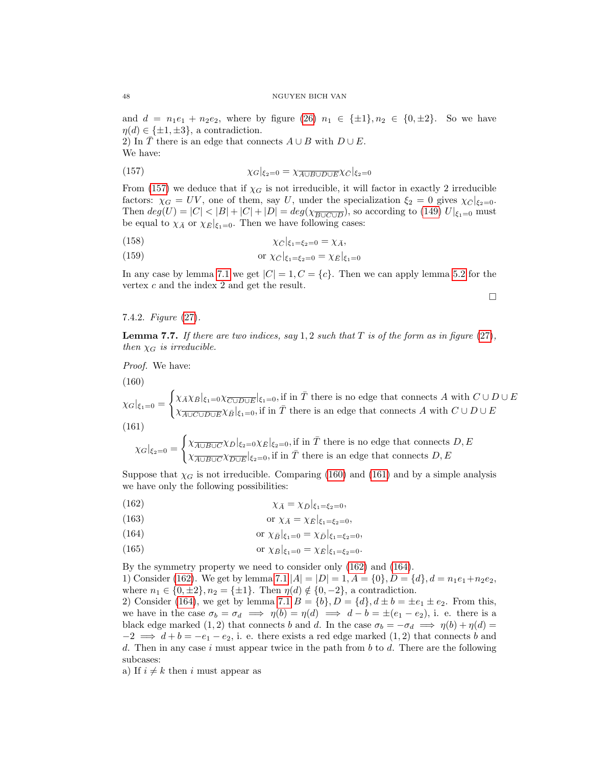and $d = n_1e_1 + n_2e_2$, where by figure (26) $n_1 \in \{\pm 1\}, n_2 \in \{0, \pm 2\}$. So we have $\eta(d) \in \{\pm 1, \pm 3\}$, a contradiction.
2) In $\bar{T}$ there is an edge that connects $A \cup B$ with $D \cup E$.
We have:

$$\chi_G|_{\xi_2=0} = \chi_{\overline{A\cup B\cup D\cup E}}\chi_{\bar{C}}|_{\xi_2=0} \tag{157}$$

From (157) we deduce that if $\chi_G$ is not irreducible, it will factor in exactly 2 irreducible factors: $\chi_G = UV$, one of them, say $U$, under the specialization $\xi_2 = 0$ gives $\chi_{\bar{C}}|_{\xi_2=0}$. Then $deg(U) = |C| < |B| + |C| + |D| = deg(\chi_{\overline{B\cup C\cup D}})$, so according to (149) $U|_{\xi_1=0}$ must be equal to $\chi_{\bar{A}}$ or $\chi_{\bar{E}}|_{\xi_1=0}$. Then we have following cases:

$$\chi_{\bar{C}}|_{\xi_1=\xi_2=0} = \chi_{\bar{A}}, \tag{158}$$

$$\text{or } \chi_{\bar{C}}|_{\xi_1=\xi_2=0} = \chi_{\bar{E}}|_{\xi_1=0} \tag{159}$$

In any case by lemma 7.1 we get $|C| = 1, C = \{c\}$. Then we can apply lemma 5.2 for the vertex $c$ and the index 2 and get the result.

□

7.4.2. *Figure* (27).

**Lemma 7.7.** *If there are two indices, say* $1, 2$ *such that* $T$ *is of the form as in figure* (27), *then* $\chi_G$ *is irreducible.*

*Proof.* We have:

$$\chi_G|_{\xi_1=0} = \begin{cases} \chi_{\bar{A}}\chi_{\bar{B}}|_{\xi_1=0}\chi_{\overline{C\cup D\cup E}}|_{\xi_1=0}, \text{if in } \bar{T} \text{ there is no edge that connects } A \text{ with } C\cup D\cup E \\ \chi_{\overline{A\cup C\cup D\cup E}}\chi_{\bar{B}}|_{\xi_1=0}, \text{if in } \bar{T} \text{ there is an edge that connects } A \text{ with } C\cup D\cup E \end{cases} \tag{160}$$

$$\chi_G|_{\xi_2=0} = \begin{cases} \chi_{\overline{A\cup B\cup C}}\chi_{\bar{D}}|_{\xi_2=0}\chi_{\bar{E}}|_{\xi_2=0}, \text{if in } \bar{T} \text{ there is no edge that connects } D, E \\ \chi_{\overline{A\cup B\cup C}}\chi_{\overline{D\cup E}}|_{\xi_2=0}, \text{if in } \bar{T} \text{ there is an edge that connects } D, E \end{cases} \tag{161}$$

Suppose that $\chi_G$ is not irreducible. Comparing (160) and (161) and by a simple analysis we have only the following possibilities:

$$\chi_{\bar{A}} = \chi_{\bar{D}}|_{\xi_1=\xi_2=0}, \tag{162}$$

$$\text{or } \chi_{\bar{A}} = \chi_{\bar{E}}|_{\xi_1=\xi_2=0}, \tag{163}$$

$$\text{or } \chi_{\bar{B}}|_{\xi_1=0} = \chi_{\bar{D}}|_{\xi_1=\xi_2=0}, \tag{164}$$

$$\text{or } \chi_{\bar{B}}|_{\xi_1=0} = \chi_{\bar{E}}|_{\xi_1=\xi_2=0}. \tag{165}$$

By the symmetry property we need to consider only (162) and (164).
1) Consider (162). We get by lemma 7.1 $|A| = |D| = 1, A = \{0\}, D = \{d\}, d = n_1e_1+n_2e_2$, where $n_1 \in \{0, \pm 2\}, n_2 = \{\pm 1\}$. Then $\eta(d) \notin \{0, -2\}$, a contradiction.
2) Consider (164), we get by lemma 7.1 $B = \{b\}, D = \{d\}, d \pm b = \pm e_1 \pm e_2$. From this, we have in the case $\sigma_b = \sigma_d \implies \eta(b) = \eta(d) \implies d - b = \pm(e_1 - e_2)$, i. e. there is a black edge marked $(1, 2)$ that connects $b$ and $d$. In the case $\sigma_b = -\sigma_d \implies \eta(b) + \eta(d) = -2 \implies d + b = -e_1 - e_2$, i. e. there exists a red edge marked $(1, 2)$ that connects $b$ and $d$. Then in any case $i$ must appear twice in the path from $b$ to $d$. There are the following subcases:
a) If $i \neq k$ then $i$ must appear as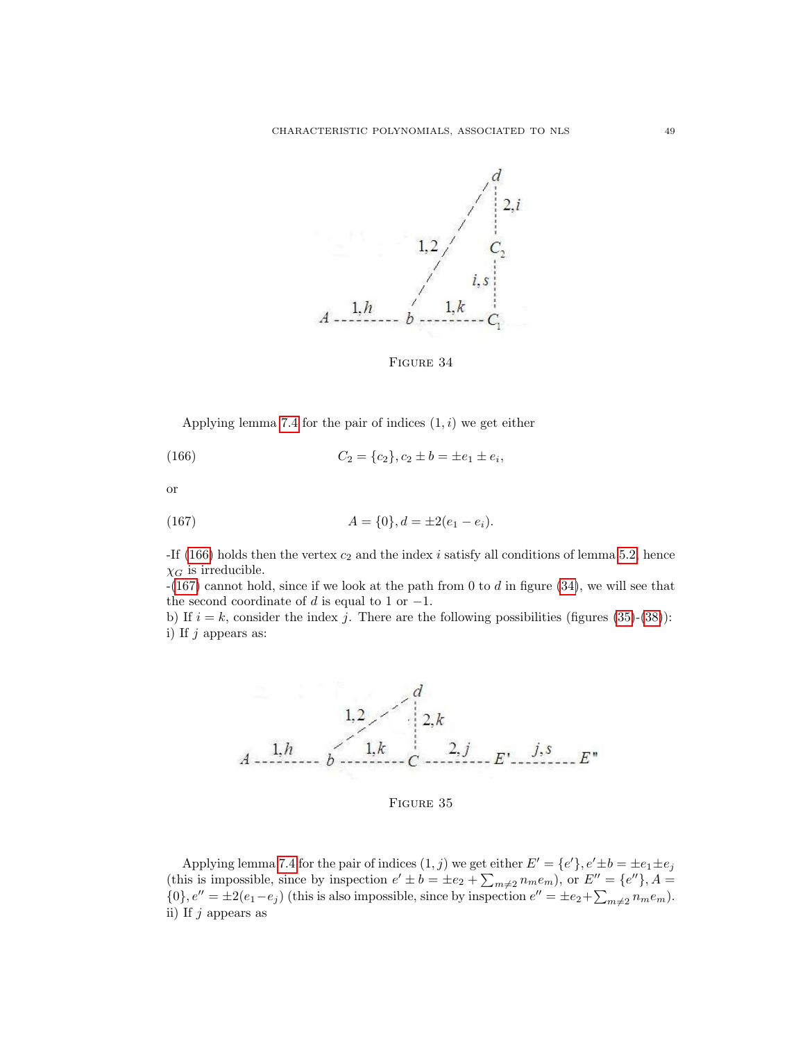Figure 34

Applying lemma 7.4 for the pair of indices $(1, i)$ we get either

$$C_2 = \{c_2\}, c_2 \pm b = \pm e_1 \pm e_i, \tag{166}$$

or

$$A = \{0\}, d = \pm 2(e_1 - e_i). \tag{167}$$

-If (166) holds then the vertex $c_2$ and the index $i$ satisfy all conditions of lemma 5.2, hence $\chi_G$ is irreducible.
-(167) cannot hold, since if we look at the path from 0 to $d$ in figure (34), we will see that the second coordinate of $d$ is equal to 1 or $-1$.
b) If $i = k$, consider the index $j$. There are the following possibilities (figures (35)-(38)):
i) If $j$ appears as:

Figure 35

Applying lemma 7.4 for the pair of indices $(1, j)$ we get either $E' = \{e'\}, e' \pm b = \pm e_1 \pm e_j$ (this is impossible, since by inspection $e' \pm b = \pm e_2 + \sum_{m \neq 2} n_m e_m$), or $E'' = \{e''\}, A = \{0\}, e'' = \pm 2(e_1 - e_j)$ (this is also impossible, since by inspection $e'' = \pm e_2 + \sum_{m \neq 2} n_m e_m$).
ii) If $j$ appears as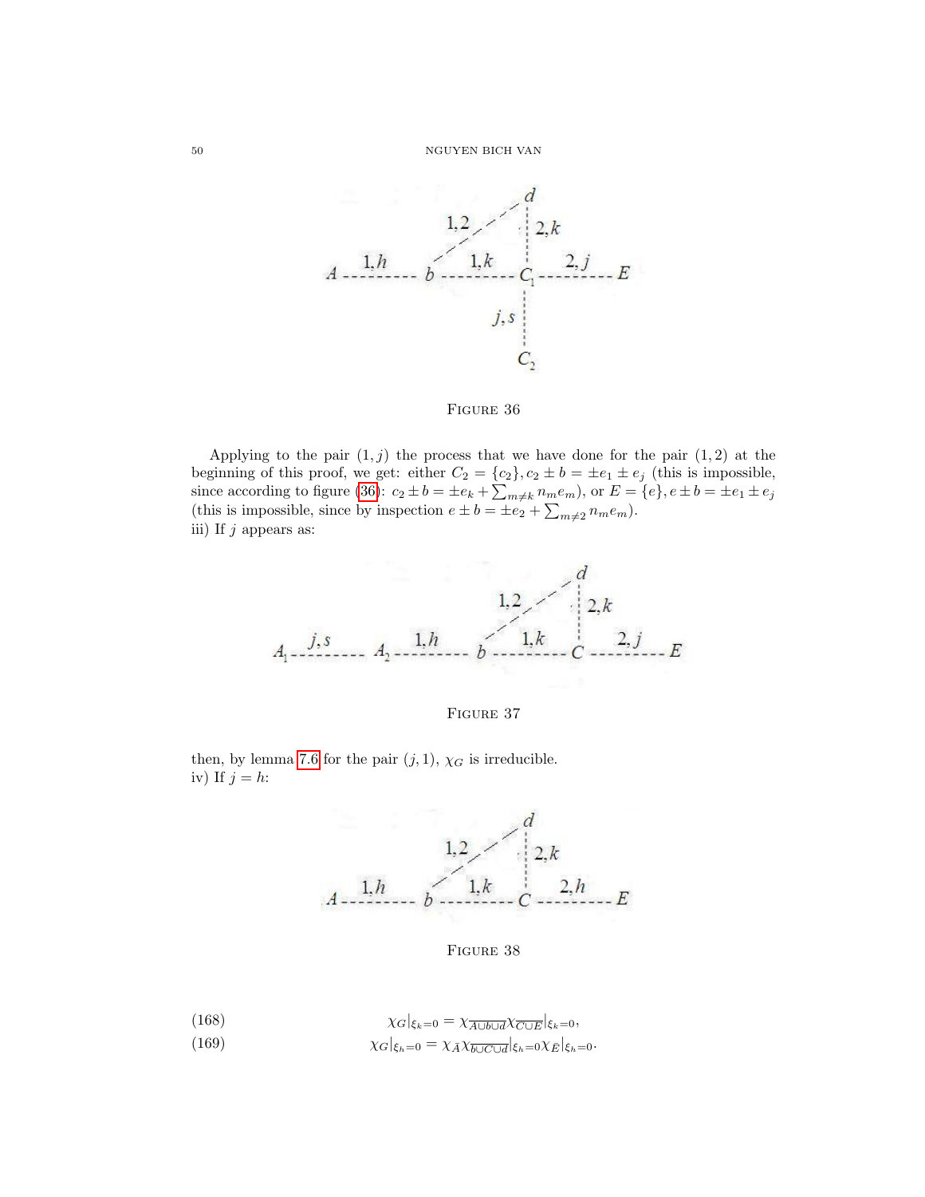FIGURE 36

Applying to the pair $(1, j)$ the process that we have done for the pair $(1, 2)$ at the beginning of this proof, we get: either $C_2 = \{c_2\}, c_2 \pm b = \pm e_1 \pm e_j$ (this is impossible, since according to figure (36): $c_2 \pm b = \pm e_k + \sum_{m \neq k} n_m e_m$), or $E = \{e\}, e \pm b = \pm e_1 \pm e_j$ (this is impossible, since by inspection $e \pm b = \pm e_2 + \sum_{m \neq 2} n_m e_m$).

iii) If $j$ appears as:

FIGURE 37

then, by lemma 7.6 for the pair $(j, 1)$, $\chi_G$ is irreducible.

iv) If $j = h$:

FIGURE 38

$$\chi_G|_{\xi_k=0} = \chi_{\overline{A \cup b \cup d}} \chi_{\overline{C \cup E}}|_{\xi_k=0}, \tag{168}$$

$$\chi_G|_{\xi_h=0} = \chi_{\bar{A}} \chi_{\overline{b \cup C \cup d}}|_{\xi_h=0} \chi_{\bar{E}}|_{\xi_h=0}. \tag{169}$$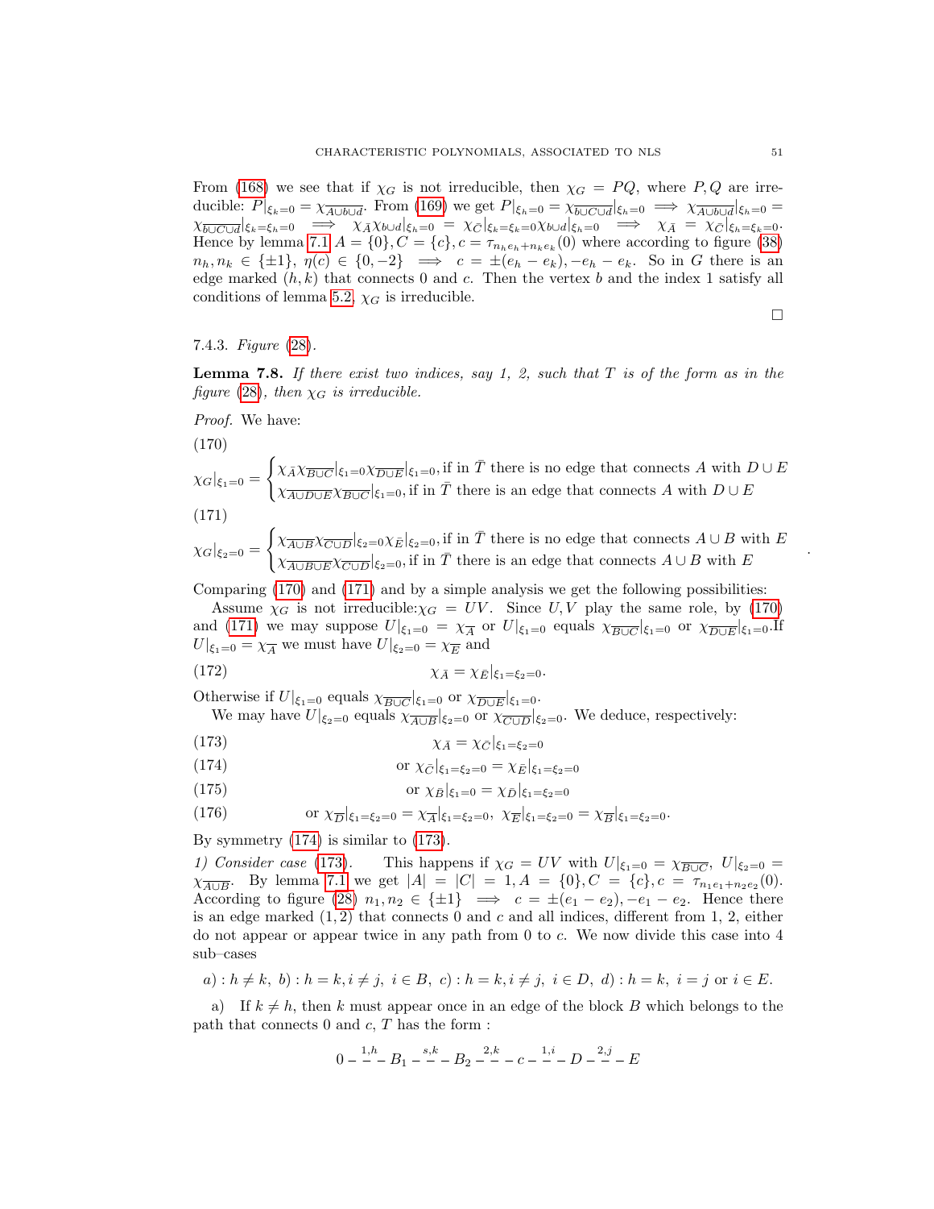From (168) we see that if $\chi_G$ is not irreducible, then $\chi_G = PQ$, where $P, Q$ are irreducible: $P|_{\xi_k=0} = \chi_{\overline{A\cup b\cup d}}$. From (169) we get $P|_{\xi_h=0} = \chi_{\overline{b\cup C\cup d}}|_{\xi_h=0} \implies \chi_{\overline{A\cup b\cup d}}|_{\xi_h=0} = \chi_{\overline{b\cup C\cup d}}|_{\xi_k=\xi_h=0} \implies \chi_{\bar{A}}\chi_{b\cup d}|_{\xi_h=0} = \chi_{\bar{C}}|_{\xi_k=\xi_h=0}\chi_{b\cup d}|_{\xi_h=0} \implies \chi_{\bar{A}} = \chi_{\bar{C}}|_{\xi_h=\xi_k=0}$. Hence by lemma 7.1 $A = \{0\}, C = \{c\}, c = \tau_{n_he_h+n_ke_k}(0)$ where according to figure (38) $n_h, n_k \in \{\pm 1\}$, $\eta(c) \in \{0, -2\} \implies c = \pm(e_h - e_k), -e_h - e_k$. So in $G$ there is an edge marked $(h, k)$ that connects 0 and $c$. Then the vertex $b$ and the index 1 satisfy all conditions of lemma 5.2. $\chi_G$ is irreducible.

□

7.4.3. *Figure* (28).

**Lemma 7.8.** *If there exist two indices, say 1, 2, such that $T$ is of the form as in the figure (28), then $\chi_G$ is irreducible.*

*Proof.* We have:

(170)
$$\chi_G|_{\xi_1=0} = \begin{cases} \chi_{\bar{A}}\chi_{\overline{B\cup C}}|_{\xi_1=0}\chi_{\overline{D\cup E}}|_{\xi_1=0}, \text{if in } \bar{T} \text{ there is no edge that connects } A \text{ with } D\cup E \\ \chi_{\overline{A\cup D\cup E}}\chi_{\overline{B\cup C}}|_{\xi_1=0}, \text{if in } \bar{T} \text{ there is an edge that connects } A \text{ with } D\cup E \end{cases}$$

(171)
$$\chi_G|_{\xi_2=0} = \begin{cases} \chi_{\overline{A\cup B}}\chi_{\overline{C\cup D}}|_{\xi_2=0}\chi_{\bar{E}}|_{\xi_2=0}, \text{if in } \bar{T} \text{ there is no edge that connects } A\cup B \text{ with } E \\ \chi_{\overline{A\cup B\cup E}}\chi_{\overline{C\cup D}}|_{\xi_2=0}, \text{if in } \bar{T} \text{ there is an edge that connects } A\cup B \text{ with } E \end{cases}.$$

Comparing (170) and (171) and by a simple analysis we get the following possibilities:

Assume $\chi_G$ is not irreducible: $\chi_G = UV$. Since $U, V$ play the same role, by (170) and (171) we may suppose $U|_{\xi_1=0} = \chi_{\overline{A}}$ or $U|_{\xi_1=0}$ equals $\chi_{\overline{B\cup C}}|_{\xi_1=0}$ or $\chi_{\overline{D\cup E}}|_{\xi_1=0}$. If $U|_{\xi_1=0} = \chi_{\overline{A}}$ we must have $U|_{\xi_2=0} = \chi_{\overline{E}}$ and

(172)
$$\chi_{\bar{A}} = \chi_{\bar{E}}|_{\xi_1=\xi_2=0}.$$

Otherwise if $U|_{\xi_1=0}$ equals $\chi_{\overline{B\cup C}}|_{\xi_1=0}$ or $\chi_{\overline{D\cup E}}|_{\xi_1=0}$.

We may have $U|_{\xi_2=0}$ equals $\chi_{\overline{A\cup B}}|_{\xi_2=0}$ or $\chi_{\overline{C\cup D}}|_{\xi_2=0}$. We deduce, respectively:

(173)
$$\chi_{\bar{A}} = \chi_{\bar{C}}|_{\xi_1=\xi_2=0}$$

(174)
$$\text{or } \chi_{\bar{C}}|_{\xi_1=\xi_2=0} = \chi_{\bar{E}}|_{\xi_1=\xi_2=0}$$

(175)
$$\text{or } \chi_{\bar{B}}|_{\xi_1=0} = \chi_{\bar{D}}|_{\xi_1=\xi_2=0}$$

(176)
$$\text{or } \chi_{\overline{D}}|_{\xi_1=\xi_2=0} = \chi_{\overline{A}}|_{\xi_1=\xi_2=0},\ \chi_{\overline{E}}|_{\xi_1=\xi_2=0} = \chi_{\overline{B}}|_{\xi_1=\xi_2=0}.$$

By symmetry (174) is similar to (173).

*1) Consider case* (173). This happens if $\chi_G = UV$ with $U|_{\xi_1=0} = \chi_{\overline{B\cup C}}$, $U|_{\xi_2=0} = \chi_{\overline{A\cup B}}$. By lemma 7.1 we get $|A| = |C| = 1, A = \{0\}, C = \{c\}, c = \tau_{n_1e_1+n_2e_2}(0)$. According to figure (28) $n_1, n_2 \in \{\pm 1\} \implies c = \pm(e_1 - e_2), -e_1 - e_2$. Hence there is an edge marked $(1, 2)$ that connects 0 and $c$ and all indices, different from 1, 2, either do not appear or appear twice in any path from 0 to $c$. We now divide this case into 4 sub–cases

$$a): h \neq k,\ b): h = k, i \neq j,\ i \in B,\ c): h = k, i \neq j,\ i \in D,\ d): h = k,\ i = j \text{ or } i \in E.$$

a) If $k \neq h$, then $k$ must appear once in an edge of the block $B$ which belongs to the path that connects 0 and $c$, $T$ has the form :

$$0 \overset{1,h}{- - -} B_1 \overset{s,k}{- - -} B_2 \overset{2,k}{- - -} c \overset{1,i}{- - -} D \overset{2,j}{- - -} E$$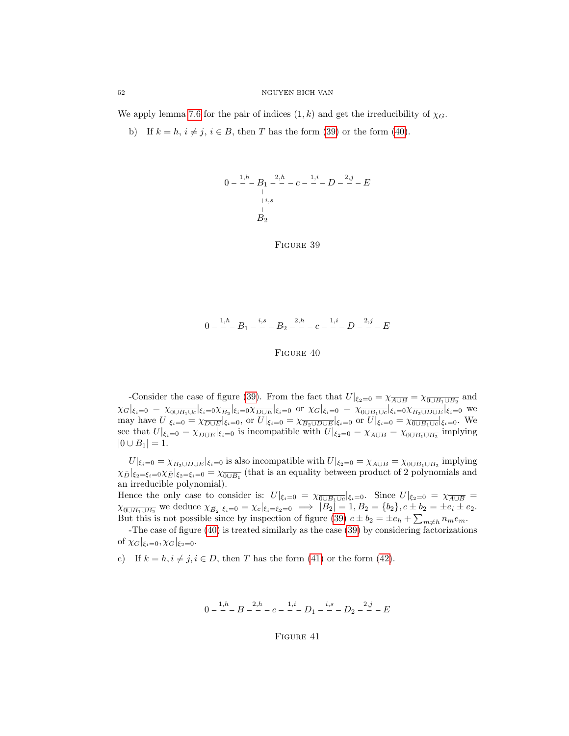We apply lemma 7.6 for the pair of indices $(1,k)$ and get the irreducibility of $\chi_G$.

b) If $k = h$, $i \neq j$, $i \in B$, then $T$ has the form (39) or the form (40).

$$
\begin{array}{c}
0 \overset{1,h}{- - -} B_1 \overset{2,h}{- - -} c \overset{1,i}{- - -} D \overset{2,j}{- - -} E \\
\quad\;\; | \; i,s \\
\quad\;\; B_2
\end{array}
$$

FIGURE 39

$$0 \overset{1,h}{- - -} B_1 \overset{i,s}{- - -} B_2 \overset{2,h}{- - -} c \overset{1,i}{- - -} D \overset{2,j}{- - -} E$$

FIGURE 40

-Consider the case of figure (39). From the fact that $U|_{\xi_2=0} = \chi_{\overline{A\cup B}} = \chi_{\overline{0\cup B_1 \cup B_2}}$ and $\chi_G|_{\xi_i=0} = \chi_{\overline{0\cup B_1\cup c}}|_{\xi_i=0}\chi_{\overline{B_2}}|_{\xi_i=0}\chi_{\overline{D\cup E}}|_{\xi_i=0}$ or $\chi_G|_{\xi_i=0} = \chi_{\overline{0\cup B_1\cup c}}|_{\xi_i=0}\chi_{\overline{B_2\cup D\cup E}}|_{\xi_i=0}$ we may have $U|_{\xi_i=0} = \chi_{\overline{D\cup E}}|_{\xi_i=0}$, or $U|_{\xi_i=0} = \chi_{\overline{B_2\cup D\cup E}}|_{\xi_i=0}$ or $U|_{\xi_i=0} = \chi_{\overline{0\cup B_1\cup c}}|_{\xi_i=0}$. We see that $U|_{\xi_i=0} = \chi_{\overline{D\cup E}}|_{\xi_i=0}$ is incompatible with $U|_{\xi_2=0} = \chi_{\overline{A\cup B}} = \chi_{\overline{0\cup B_1\cup B_2}}$ implying $|0 \cup B_1| = 1$.

$U|_{\xi_i=0} = \chi_{\overline{B_2\cup D\cup E}}|_{\xi_i=0}$ is also incompatible with $U|_{\xi_2=0} = \chi_{\overline{A\cup B}} = \chi_{\overline{0\cup B_1\cup B_2}}$ implying $\chi_{\bar{D}}|_{\xi_2=\xi_i=0}\chi_{\bar{E}}|_{\xi_2=\xi_i=0} = \chi_{\overline{0\cup B_1}}$ (that is an equality between product of 2 polynomials and an irreducible polynomial).
Hence the only case to consider is: $U|_{\xi_i=0} = \chi_{\overline{0\cup B_1\cup c}}|_{\xi_i=0}$. Since $U|_{\xi_2=0} = \chi_{\overline{A\cup B}} = \chi_{\overline{0\cup B_1\cup B_2}}$ we deduce $\chi_{\bar{B_2}}|_{\xi_i=0} = \chi_c|_{\xi_i=\xi_2=0} \implies |B_2| = 1, B_2 = \{b_2\}, c \pm b_2 = \pm e_i \pm e_2$. But this is not possible since by inspection of figure (39) $c \pm b_2 = \pm e_h + \sum_{m\neq h} n_m e_m$.
-The case of figure (40) is treated similarly as the case (39) by considering factorizations of $\chi_G|_{\xi_i=0}, \chi_G|_{\xi_2=0}$.

c) If $k = h, i \neq j, i \in D$, then $T$ has the form (41) or the form (42).

$$0 \overset{1,h}{- - -} B \overset{2,h}{- - -} c \overset{1,i}{- - -} D_1 \overset{i,s}{- - -} D_2 \overset{2,j}{- - -} E$$

FIGURE 41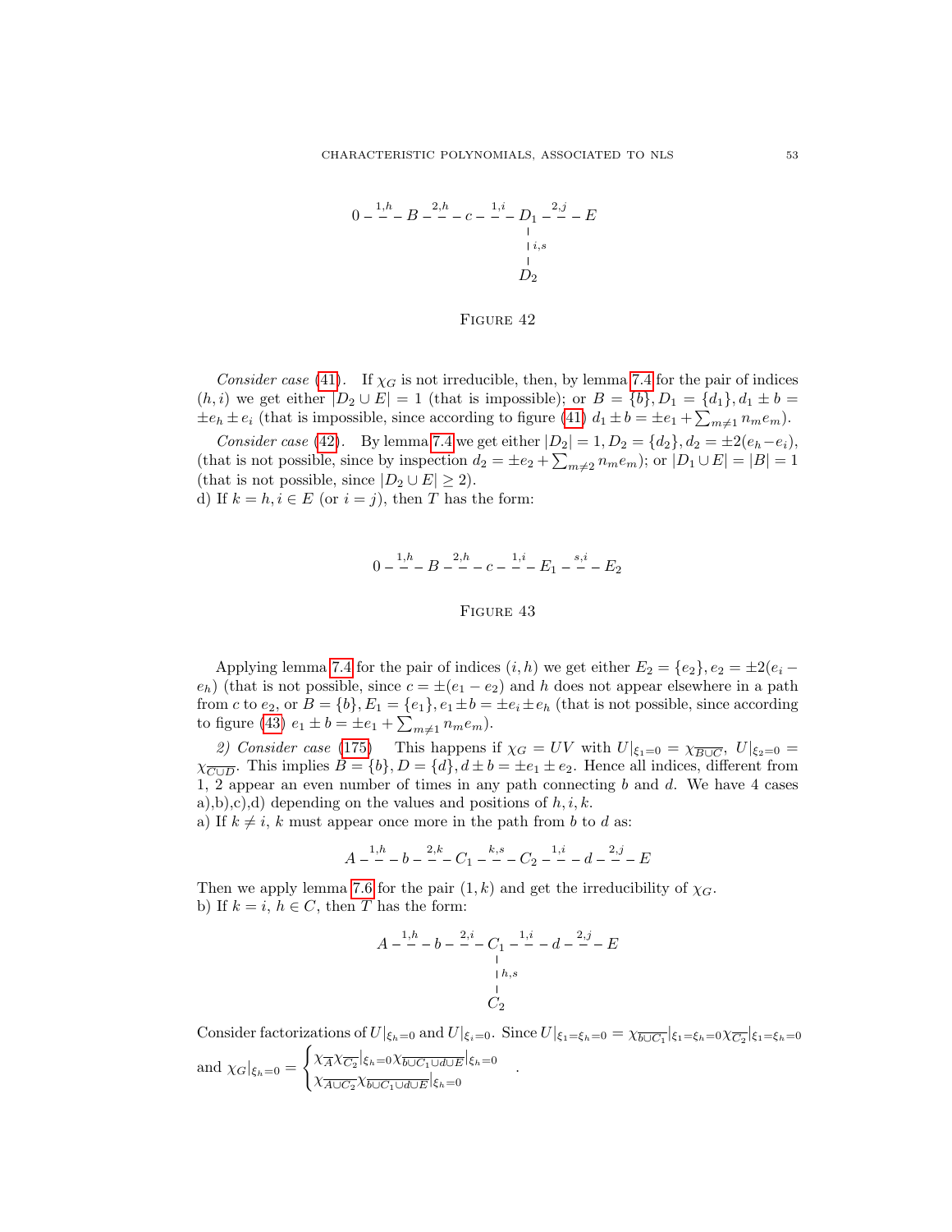$$0 \overset{1,h}{- - -} B \overset{2,h}{- - -} c \overset{1,i}{- - -} D_1 \overset{2,j}{- - -} E$$
$$D_1 \overset{i,s}{\vert} D_2$$

FIGURE 42

*Consider case* (41). If $\chi_G$ is not irreducible, then, by lemma 7.4 for the pair of indices $(h,i)$ we get either $|D_2 \cup E| = 1$ (that is impossible); or $B = \{b\}, D_1 = \{d_1\}, d_1 \pm b = \pm e_h \pm e_i$ (that is impossible, since according to figure (41) $d_1 \pm b = \pm e_1 + \sum_{m \neq 1} n_m e_m$).

*Consider case* (42). By lemma 7.4 we get either $|D_2| = 1, D_2 = \{d_2\}, d_2 = \pm 2(e_h - e_i)$, (that is not possible, since by inspection $d_2 = \pm e_2 + \sum_{m \neq 2} n_m e_m$); or $|D_1 \cup E| = |B| = 1$ (that is not possible, since $|D_2 \cup E| \geq 2$).

d) If $k = h, i \in E$ (or $i = j$), then $T$ has the form:

$$0 \overset{1,h}{- - -} B \overset{2,h}{- - -} c \overset{1,i}{- - -} E_1 \overset{s,i}{- - -} E_2$$

FIGURE 43

Applying lemma 7.4 for the pair of indices $(i,h)$ we get either $E_2 = \{e_2\}, e_2 = \pm 2(e_i - e_h)$ (that is not possible, since $c = \pm(e_1 - e_2)$ and $h$ does not appear elsewhere in a path from $c$ to $e_2$, or $B = \{b\}, E_1 = \{e_1\}, e_1 \pm b = \pm e_i \pm e_h$ (that is not possible, since according to figure (43) $e_1 \pm b = \pm e_1 + \sum_{m \neq 1} n_m e_m$).

*2) Consider case* (175) This happens if $\chi_G = UV$ with $U|_{\xi_1 = 0} = \chi_{\overline{B \cup C}}$, $U|_{\xi_2 = 0} = \chi_{\overline{C \cup D}}$. This implies $B = \{b\}, D = \{d\}, d \pm b = \pm e_1 \pm e_2$. Hence all indices, different from 1, 2 appear an even number of times in any path connecting $b$ and $d$. We have 4 cases a),b),c),d) depending on the values and positions of $h, i, k$.

a) If $k \neq i$, $k$ must appear once more in the path from $b$ to $d$ as:

$$A \overset{1,h}{- - -} b \overset{2,k}{- - -} C_1 \overset{k,s}{- - -} C_2 \overset{1,i}{- - -} d \overset{2,j}{- - -} E$$

Then we apply lemma 7.6 for the pair $(1,k)$ and get the irreducibility of $\chi_G$.

b) If $k = i$, $h \in C$, then $T$ has the form:

$$A \overset{1,h}{- - -} b \overset{2,i}{- - -} C_1 \overset{1,i}{- - -} d \overset{2,j}{- - -} E$$
$$C_1 \overset{h,s}{\vert} C_2$$

Consider factorizations of $U|_{\xi_h = 0}$ and $U|_{\xi_i = 0}$. Since $U|_{\xi_1 = \xi_h = 0} = \chi_{\overline{b \cup C_1}}|_{\xi_1 = \xi_h = 0} \chi_{\overline{C_2}}|_{\xi_1 = \xi_h = 0}$ and $\chi_G|_{\xi_h = 0} = \begin{cases} \chi_{\overline{A}} \chi_{\overline{C_2}}|_{\xi_h = 0} \chi_{\overline{b \cup C_1 \cup d \cup E}}|_{\xi_h = 0} \\ \chi_{\overline{A \cup C_2}} \chi_{\overline{b \cup C_1 \cup d \cup E}}|_{\xi_h = 0} \end{cases}$.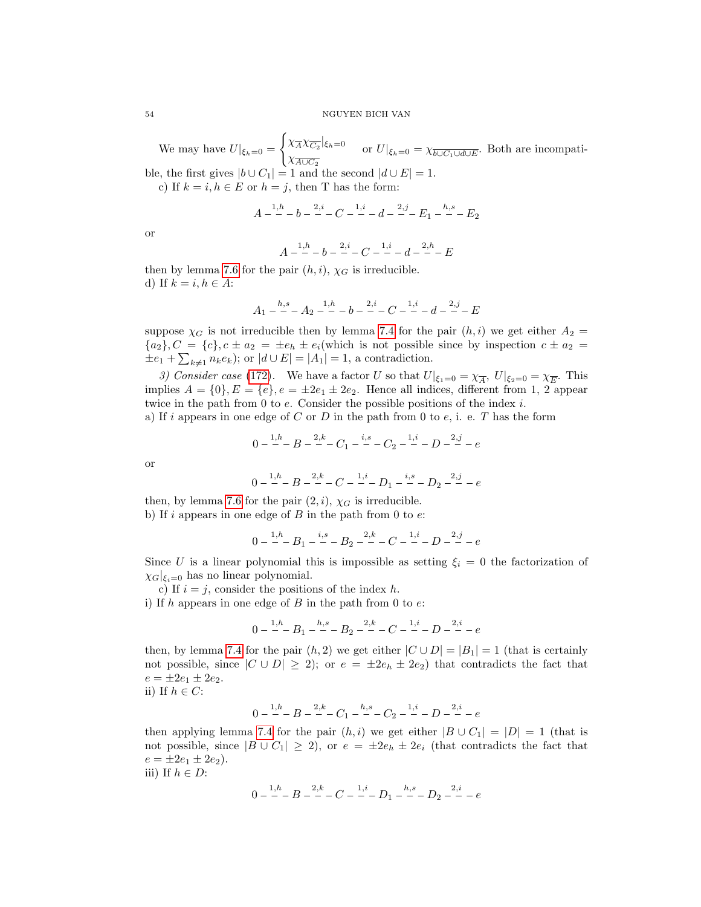We may have $U|_{\xi_h=0} = \begin{cases} \chi_{\overline{A}}\chi_{\overline{C_2}}|_{\xi_h=0} \\ \chi_{\overline{A\cup C_2}} \end{cases}$ or $U|_{\xi_h=0} = \chi_{\overline{b\cup C_1\cup d\cup E}}$. Both are incompatible, the first gives $|b\cup C_1| = 1$ and the second $|d\cup E| = 1$.

c) If $k = i, h \in E$ or $h = j$, then T has the form:

$$A \overset{1,h}{-\,-\,-} b \overset{2,i}{-\,-\,-} C \overset{1,i}{-\,-\,-} d \overset{2,j}{-\,-\,-} E_1 \overset{h,s}{-\,-\,-} E_2$$

or

$$A \overset{1,h}{-\,-\,-} b \overset{2,i}{-\,-\,-} C \overset{1,i}{-\,-\,-} d \overset{2,h}{-\,-\,-} E$$

then by lemma 7.6 for the pair $(h, i)$, $\chi_G$ is irreducible.

d) If $k = i, h \in A$:

$$A_1 \overset{h,s}{-\,-\,-} A_2 \overset{1,h}{-\,-\,-} b \overset{2,i}{-\,-\,-} C \overset{1,i}{-\,-\,-} d \overset{2,j}{-\,-\,-} E$$

suppose $\chi_G$ is not irreducible then by lemma 7.4 for the pair $(h, i)$ we get either $A_2 = \{a_2\}, C = \{c\}, c \pm a_2 = \pm e_h \pm e_i$(which is not possible since by inspection $c \pm a_2 = \pm e_1 + \sum_{k\neq 1} n_k e_k$); or $|d\cup E| = |A_1| = 1$, a contradiction.

*3) Consider case* (172). We have a factor $U$ so that $U|_{\xi_1=0} = \chi_{\overline{A}}$, $U|_{\xi_2=0} = \chi_{\overline{E}}$. This implies $A = \{0\}, E = \{e\}, e = \pm 2e_1 \pm 2e_2$. Hence all indices, different from 1, 2 appear twice in the path from 0 to $e$. Consider the possible positions of the index $i$.

a) If $i$ appears in one edge of $C$ or $D$ in the path from 0 to $e$, i. e. $T$ has the form

$$0 \overset{1,h}{-\,-\,-} B \overset{2,k}{-\,-\,-} C_1 \overset{i,s}{-\,-\,-} C_2 \overset{1,i}{-\,-\,-} D \overset{2,j}{-\,-\,-} e$$

or

$$0 \overset{1,h}{-\,-\,-} B \overset{2,k}{-\,-\,-} C \overset{1,i}{-\,-\,-} D_1 \overset{i,s}{-\,-\,-} D_2 \overset{2,j}{-\,-\,-} e$$

then, by lemma 7.6 for the pair $(2, i)$, $\chi_G$ is irreducible.

b) If $i$ appears in one edge of $B$ in the path from 0 to $e$:

$$0 \overset{1,h}{-\,-\,-} B_1 \overset{i,s}{-\,-\,-} B_2 \overset{2,k}{-\,-\,-} C \overset{1,i}{-\,-\,-} D \overset{2,j}{-\,-\,-} e$$

Since $U$ is a linear polynomial this is impossible as setting $\xi_i = 0$ the factorization of $\chi_G|_{\xi_i=0}$ has no linear polynomial.

c) If $i = j$, consider the positions of the index $h$.

i) If $h$ appears in one edge of $B$ in the path from 0 to $e$:

$$0 \overset{1,h}{-\,-\,-} B_1 \overset{h,s}{-\,-\,-} B_2 \overset{2,k}{-\,-\,-} C \overset{1,i}{-\,-\,-} D \overset{2,i}{-\,-\,-} e$$

then, by lemma 7.4 for the pair $(h, 2)$ we get either $|C\cup D| = |B_1| = 1$ (that is certainly not possible, since $|C\cup D| \geq 2$); or $e = \pm 2e_h \pm 2e_2$) that contradicts the fact that $e = \pm 2e_1 \pm 2e_2$.

ii) If $h \in C$:

$$0 \overset{1,h}{-\,-\,-} B \overset{2,k}{-\,-\,-} C_1 \overset{h,s}{-\,-\,-} C_2 \overset{1,i}{-\,-\,-} D \overset{2,i}{-\,-\,-} e$$

then applying lemma 7.4 for the pair $(h, i)$ we get either $|B\cup C_1| = |D| = 1$ (that is not possible, since $|B\cup C_1| \geq 2$), or $e = \pm 2e_h \pm 2e_i$ (that contradicts the fact that $e = \pm 2e_1 \pm 2e_2$).

iii) If $h \in D$:

$$0 \overset{1,h}{-\,-\,-} B \overset{2,k}{-\,-\,-} C \overset{1,i}{-\,-\,-} D_1 \overset{h,s}{-\,-\,-} D_2 \overset{2,i}{-\,-\,-} e$$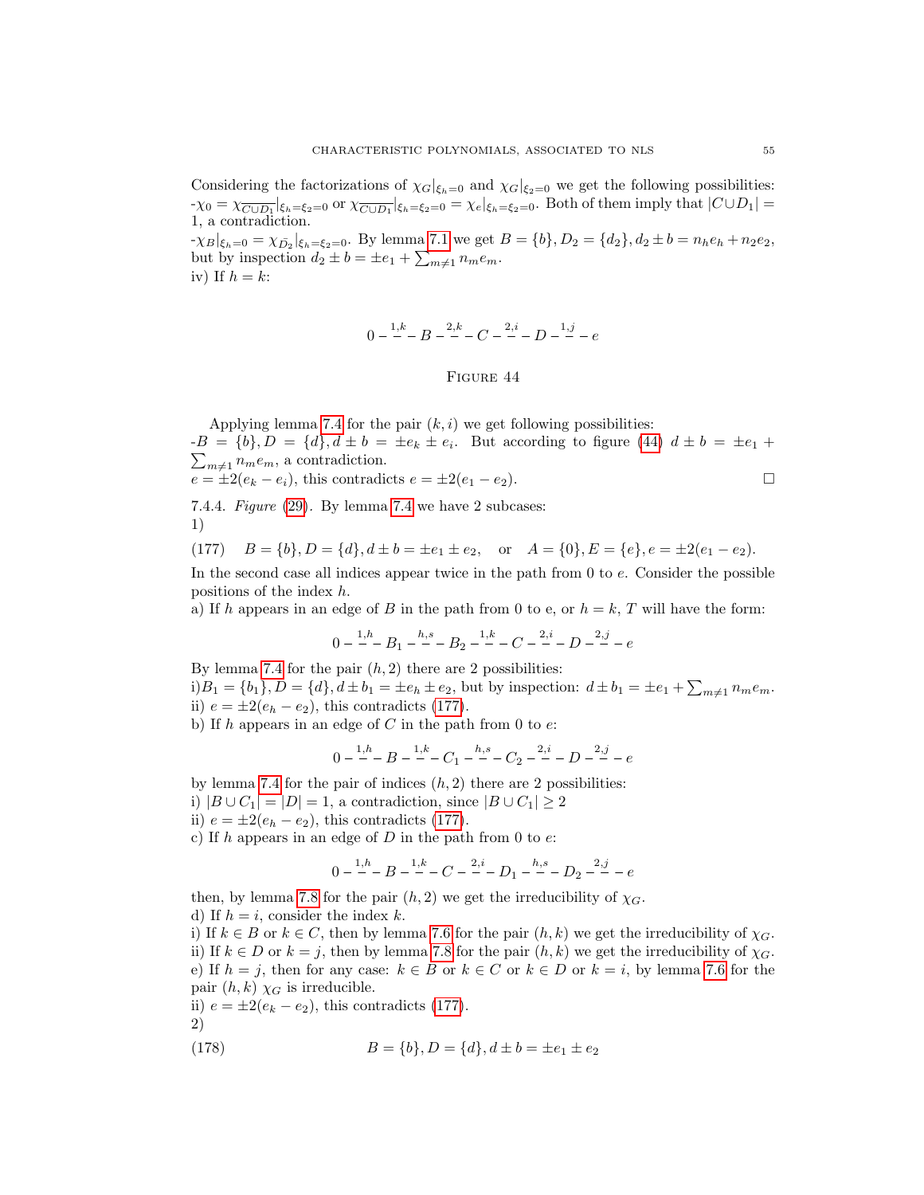Considering the factorizations of $\chi_G|_{\xi_h=0}$ and $\chi_G|_{\xi_2=0}$ we get the following possibilities:
-$\chi_0 = \chi_{\overline{C\cup D_1}}|_{\xi_h=\xi_2=0}$ or $\chi_{\overline{C\cup D_1}}|_{\xi_h=\xi_2=0} = \chi_e|_{\xi_h=\xi_2=0}$. Both of them imply that $|C\cup D_1| = 1$, a contradiction.
-$\chi_B|_{\xi_h=0} = \chi_{\bar{D_2}}|_{\xi_h=\xi_2=0}$. By lemma 7.1 we get $B = \{b\}, D_2 = \{d_2\}, d_2 \pm b = n_h e_h + n_2 e_2$, but by inspection $d_2 \pm b = \pm e_1 + \sum_{m\neq 1} n_m e_m$.
iv) If $h = k$:

$$0 \overset{1,k}{-\,-} B \overset{2,k}{-\,-} C \overset{2,i}{-\,-} D \overset{1,j}{-\,-} e$$

FIGURE 44

Applying lemma 7.4 for the pair $(k,i)$ we get following possibilities:
-$B = \{b\}, D = \{d\}, d \pm b = \pm e_k \pm e_i$. But according to figure (44) $d \pm b = \pm e_1 + \sum_{m\neq 1} n_m e_m$, a contradiction.
$e = \pm 2(e_k - e_i)$, this contradicts $e = \pm 2(e_1 - e_2)$. ∎

7.4.4. *Figure* (29). By lemma 7.4 we have 2 subcases:
1)

$$B = \{b\}, D = \{d\}, d \pm b = \pm e_1 \pm e_2, \quad \text{or} \quad A = \{0\}, E = \{e\}, e = \pm 2(e_1 - e_2). \tag{177}$$

In the second case all indices appear twice in the path from 0 to $e$. Consider the possible positions of the index $h$.
a) If $h$ appears in an edge of $B$ in the path from 0 to e, or $h = k$, $T$ will have the form:

$$0 \overset{1,h}{-\,-} B_1 \overset{h,s}{-\,-} B_2 \overset{1,k}{-\,-} C \overset{2,i}{-\,-} D \overset{2,j}{-\,-} e$$

By lemma 7.4 for the pair $(h,2)$ there are 2 possibilities:
i)$B_1 = \{b_1\}, D = \{d\}, d \pm b_1 = \pm e_h \pm e_2$, but by inspection: $d \pm b_1 = \pm e_1 + \sum_{m\neq 1} n_m e_m$.
ii) $e = \pm 2(e_h - e_2)$, this contradicts (177).
b) If $h$ appears in an edge of $C$ in the path from 0 to $e$:

$$0 \overset{1,h}{-\,-} B \overset{1,k}{-\,-} C_1 \overset{h,s}{-\,-} C_2 \overset{2,i}{-\,-} D \overset{2,j}{-\,-} e$$

by lemma 7.4 for the pair of indices $(h,2)$ there are 2 possibilities:
i) $|B \cup C_1| = |D| = 1$, a contradiction, since $|B\cup C_1| \geq 2$
ii) $e = \pm 2(e_h - e_2)$, this contradicts (177).
c) If $h$ appears in an edge of $D$ in the path from 0 to $e$:

$$0 \overset{1,h}{-\,-} B \overset{1,k}{-\,-} C \overset{2,i}{-\,-} D_1 \overset{h,s}{-\,-} D_2 \overset{2,j}{-\,-} e$$

then, by lemma 7.8 for the pair $(h,2)$ we get the irreducibility of $\chi_G$.
d) If $h = i$, consider the index $k$.
i) If $k \in B$ or $k \in C$, then by lemma 7.6 for the pair $(h,k)$ we get the irreducibility of $\chi_G$.
ii) If $k \in D$ or $k = j$, then by lemma 7.8 for the pair $(h,k)$ we get the irreducibility of $\chi_G$.
e) If $h = j$, then for any case: $k \in B$ or $k \in C$ or $k \in D$ or $k = i$, by lemma 7.6 for the pair $(h,k)$ $\chi_G$ is irreducible.
ii) $e = \pm 2(e_k - e_2)$, this contradicts (177).
2)

$$B = \{b\}, D = \{d\}, d \pm b = \pm e_1 \pm e_2 \tag{178}$$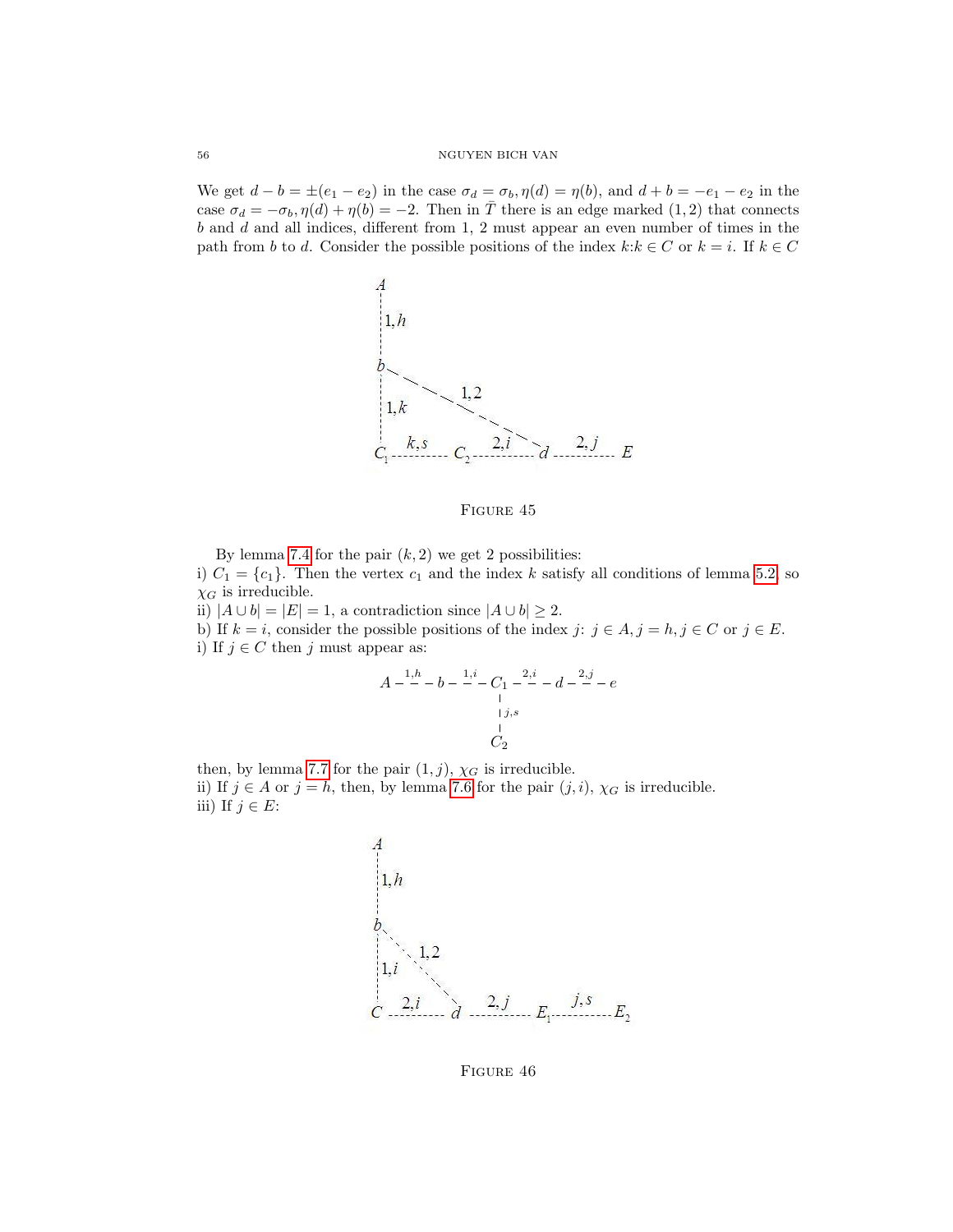We get $d - b = \pm(e_1 - e_2)$ in the case $\sigma_d = \sigma_b, \eta(d) = \eta(b)$, and $d + b = -e_1 - e_2$ in the case $\sigma_d = -\sigma_b, \eta(d) + \eta(b) = -2$. Then in $\bar{T}$ there is an edge marked $(1,2)$ that connects $b$ and $d$ and all indices, different from 1, 2 must appear an even number of times in the path from $b$ to $d$. Consider the possible positions of the index $k$:$k \in C$ or $k = i$. If $k \in C$

FIGURE 45

By lemma 7.4 for the pair $(k, 2)$ we get 2 possibilities:
i) $C_1 = \{c_1\}$. Then the vertex $c_1$ and the index $k$ satisfy all conditions of lemma 5.2, so $\chi_G$ is irreducible.
ii) $|A \cup b| = |E| = 1$, a contradiction since $|A \cup b| \geq 2$.
b) If $k = i$, consider the possible positions of the index $j$: $j \in A, j = h, j \in C$ or $j \in E$.
i) If $j \in C$ then $j$ must appear as:

$$A \overset{1,h}{-\,-} b \overset{1,i}{-\,-} C_1 \overset{2,i}{-\,-} d \overset{2,j}{-\,-} e, \quad C_1 \overset{j,s}{\mid} C_2$$

then, by lemma 7.7 for the pair $(1, j)$, $\chi_G$ is irreducible.
ii) If $j \in A$ or $j = h$, then, by lemma 7.6 for the pair $(j, i)$, $\chi_G$ is irreducible.
iii) If $j \in E$:

FIGURE 46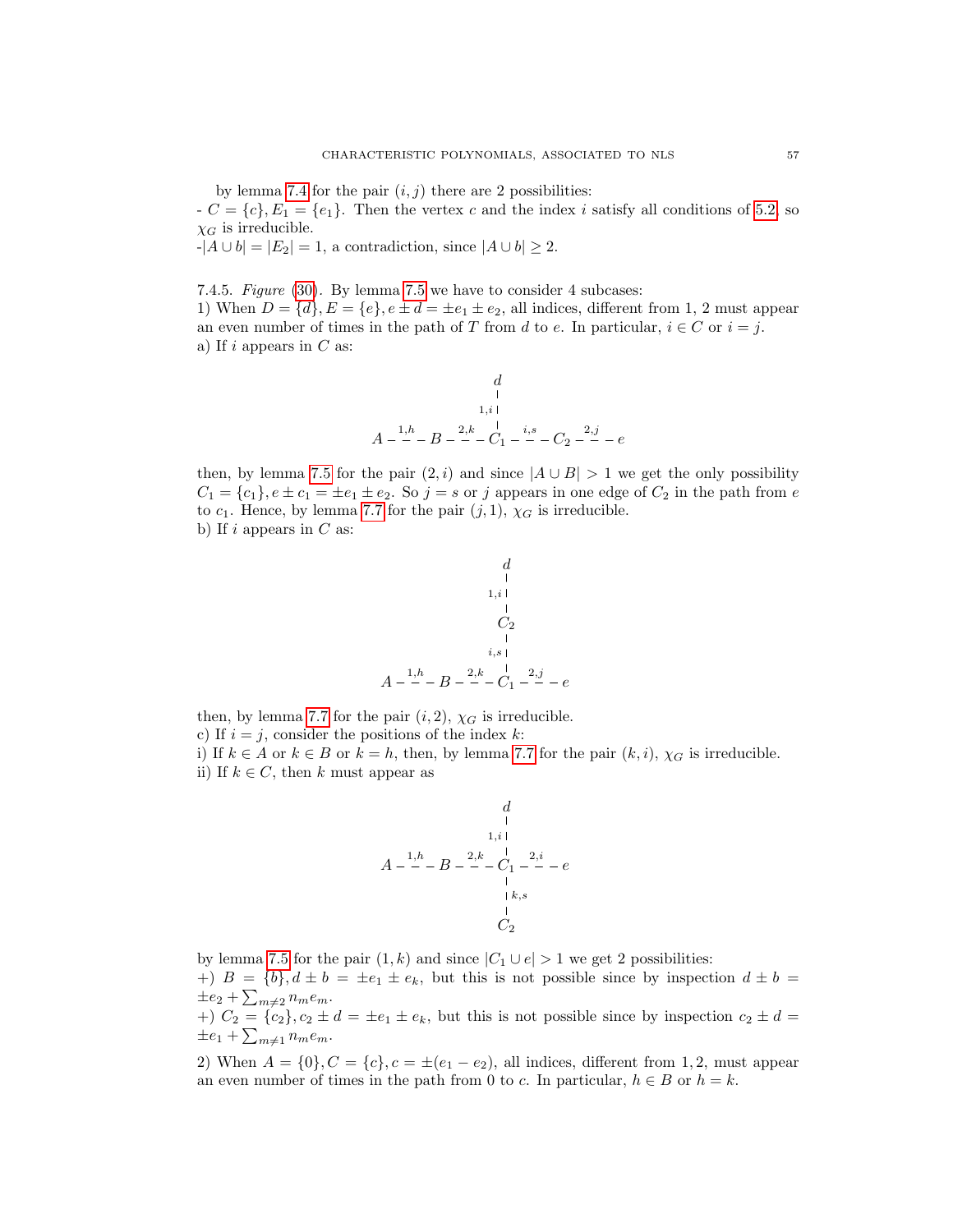by lemma 7.4 for the pair $(i, j)$ there are 2 possibilities:
- $C = \{c\}, E_1 = \{e_1\}$. Then the vertex $c$ and the index $i$ satisfy all conditions of 5.2, so $\chi_G$ is irreducible.
-$|A \cup b| = |E_2| = 1$, a contradiction, since $|A \cup b| \geq 2$.

7.4.5. *Figure* (30). By lemma 7.5 we have to consider 4 subcases:
1) When $D = \{d\}, E = \{e\}, e \pm d = \pm e_1 \pm e_2$, all indices, different from 1, 2 must appear an even number of times in the path of $T$ from $d$ to $e$. In particular, $i \in C$ or $i = j$.
a) If $i$ appears in $C$ as:

$$
\begin{array}{c}
\hspace{2.2em} d \\
\hspace{2.2em} \overset{}{|}\, {\scriptstyle 1,i} \\
A \overset{1,h}{-\,-\,-} B \overset{2,k}{-\,-\,-} C_1 \overset{i,s}{-\,-\,-} C_2 \overset{2,j}{-\,-\,-} e
\end{array}
$$

then, by lemma 7.5 for the pair $(2, i)$ and since $|A \cup B| > 1$ we get the only possibility $C_1 = \{c_1\}, e \pm c_1 = \pm e_1 \pm e_2$. So $j = s$ or $j$ appears in one edge of $C_2$ in the path from $e$ to $c_1$. Hence, by lemma 7.7 for the pair $(j, 1)$, $\chi_G$ is irreducible.
b) If $i$ appears in $C$ as:

$$
\begin{array}{c}
\hspace{2.2em} d \\
\hspace{2.2em} |\, {\scriptstyle 1,i} \\
\hspace{2.2em} C_2 \\
\hspace{2.2em} |\, {\scriptstyle i,s} \\
A \overset{1,h}{-\,-\,-} B \overset{2,k}{-\,-\,-} C_1 \overset{2,j}{-\,-\,-} e
\end{array}
$$

then, by lemma 7.7 for the pair $(i, 2)$, $\chi_G$ is irreducible.
c) If $i = j$, consider the positions of the index $k$:
i) If $k \in A$ or $k \in B$ or $k = h$, then, by lemma 7.7 for the pair $(k, i)$, $\chi_G$ is irreducible.
ii) If $k \in C$, then $k$ must appear as

$$
\begin{array}{c}
\hspace{2.2em} d \\
\hspace{2.2em} |\, {\scriptstyle 1,i} \\
A \overset{1,h}{-\,-\,-} B \overset{2,k}{-\,-\,-} C_1 \overset{2,i}{-\,-\,-} e \\
\hspace{2.2em} |\, {\scriptstyle k,s} \\
\hspace{2.2em} C_2
\end{array}
$$

by lemma 7.5 for the pair $(1, k)$ and since $|C_1 \cup e| > 1$ we get 2 possibilities:
+) $B = \{b\}, d \pm b = \pm e_1 \pm e_k$, but this is not possible since by inspection $d \pm b = \pm e_2 + \sum_{m \neq 2} n_m e_m$.
+) $C_2 = \{c_2\}, c_2 \pm d = \pm e_1 \pm e_k$, but this is not possible since by inspection $c_2 \pm d = \pm e_1 + \sum_{m \neq 1} n_m e_m$.

2) When $A = \{0\}, C = \{c\}, c = \pm(e_1 - e_2)$, all indices, different from 1, 2, must appear an even number of times in the path from 0 to $c$. In particular, $h \in B$ or $h = k$.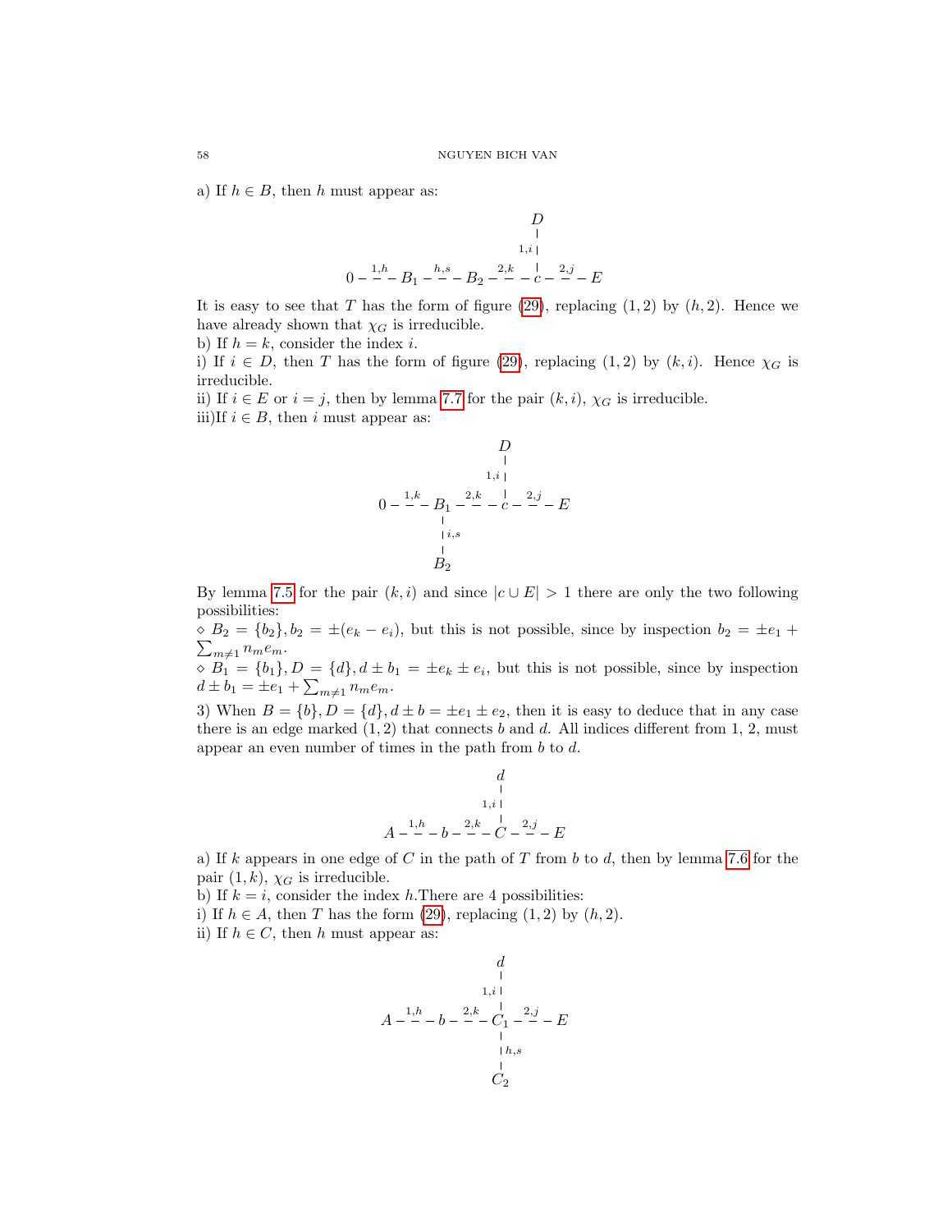a) If $h \in B$, then $h$ must appear as:

$$
\begin{array}{c}
\qquad\qquad\qquad\qquad\qquad\qquad\qquad\qquad D \\
\qquad\qquad\qquad\qquad\qquad\qquad\qquad\qquad | \; 1,i \\
0 \overset{1,h}{-\!-\!-} B_1 \overset{h,s}{-\!-\!-} B_2 \overset{2,k}{-\!-\!-} c \overset{2,j}{-\!-\!-} E
\end{array}
$$

It is easy to see that $T$ has the form of figure (29), replacing $(1,2)$ by $(h,2)$. Hence we have already shown that $\chi_G$ is irreducible.

b) If $h = k$, consider the index $i$.

i) If $i \in D$, then $T$ has the form of figure (29), replacing $(1,2)$ by $(k,i)$. Hence $\chi_G$ is irreducible.

ii) If $i \in E$ or $i = j$, then by lemma 7.7 for the pair $(k,i)$, $\chi_G$ is irreducible.

iii)If $i \in B$, then $i$ must appear as:

$$
\begin{array}{c}
\qquad\qquad\qquad\qquad\qquad D \\
\qquad\qquad\qquad\qquad\qquad | \; 1,i \\
0 \overset{1,k}{-\!-\!-} B_1 \overset{2,k}{-\!-\!-} c \overset{2,j}{-\!-\!-} E \\
\qquad | \; i,s \qquad\qquad\qquad \\
\qquad B_2 \qquad\qquad\qquad
\end{array}
$$

By lemma 7.5 for the pair $(k,i)$ and since $|c \cup E| > 1$ there are only the two following possibilities:

◇ $B_2 = \{b_2\}, b_2 = \pm(e_k - e_i)$, but this is not possible, since by inspection $b_2 = \pm e_1 + \sum_{m \neq 1} n_m e_m$.

◇ $B_1 = \{b_1\}, D = \{d\}, d \pm b_1 = \pm e_k \pm e_i$, but this is not possible, since by inspection $d \pm b_1 = \pm e_1 + \sum_{m \neq 1} n_m e_m$.

3) When $B = \{b\}, D = \{d\}, d \pm b = \pm e_1 \pm e_2$, then it is easy to deduce that in any case there is an edge marked $(1,2)$ that connects $b$ and $d$. All indices different from 1, 2, must appear an even number of times in the path from $b$ to $d$.

$$
\begin{array}{c}
\qquad\qquad\qquad\qquad\qquad d \\
\qquad\qquad\qquad\qquad\qquad | \; 1,i \\
A \overset{1,h}{-\!-\!-} b \overset{2,k}{-\!-\!-} C \overset{2,j}{-\!-\!-} E
\end{array}
$$

a) If $k$ appears in one edge of $C$ in the path of $T$ from $b$ to $d$, then by lemma 7.6 for the pair $(1,k)$, $\chi_G$ is irreducible.

b) If $k = i$, consider the index $h$.There are 4 possibilities:

i) If $h \in A$, then $T$ has the form (29), replacing $(1,2)$ by $(h,2)$.

ii) If $h \in C$, then $h$ must appear as:

$$
\begin{array}{c}
\qquad\qquad\qquad\qquad\qquad d \\
\qquad\qquad\qquad\qquad\qquad | \; 1,i \\
A \overset{1,h}{-\!-\!-} b \overset{2,k}{-\!-\!-} C_1 \overset{2,j}{-\!-\!-} E \\
\qquad\qquad\qquad\qquad\qquad | \; h,s \\
\qquad\qquad\qquad\qquad\qquad C_2
\end{array}
$$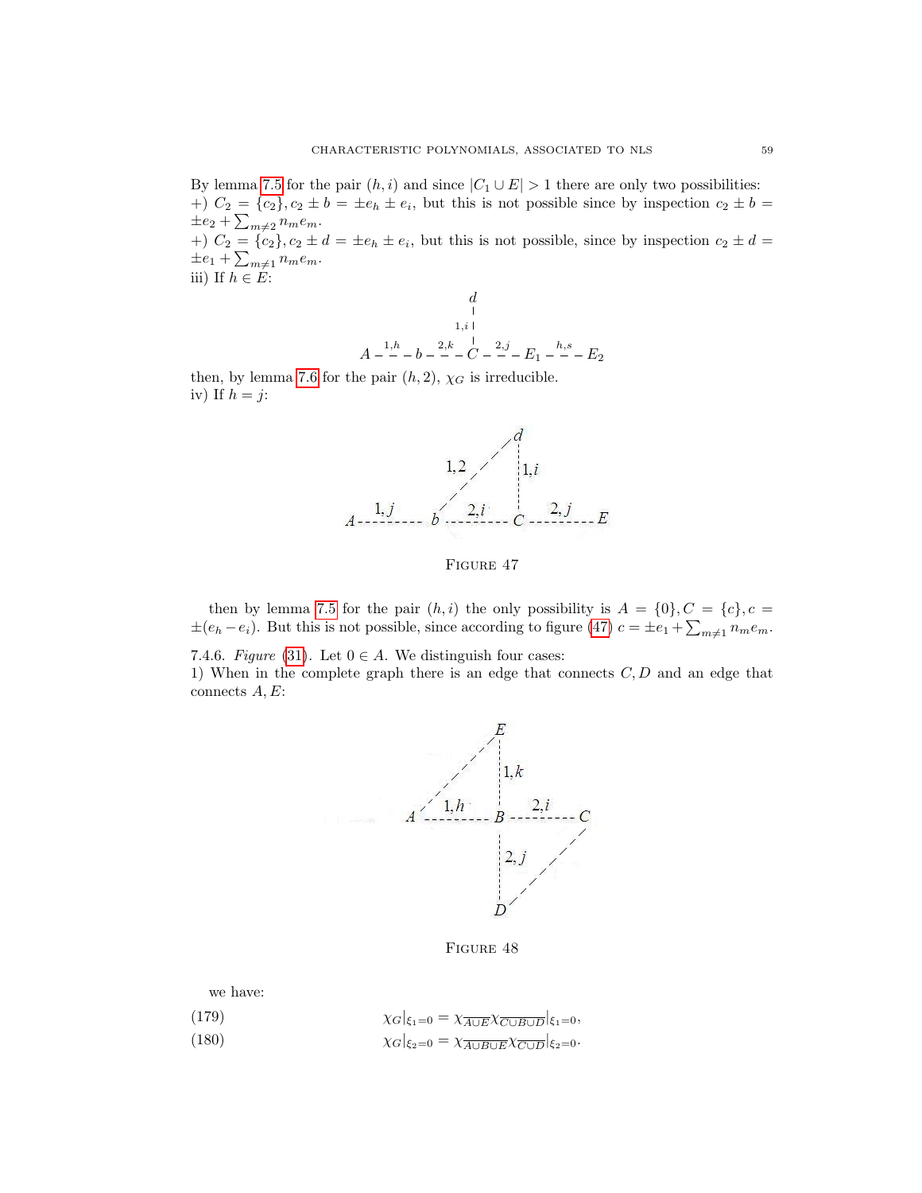By lemma 7.5 for the pair $(h,i)$ and since $|C_1 \cup E| > 1$ there are only two possibilities:
+) $C_2 = \{c_2\}, c_2 \pm b = \pm e_h \pm e_i$, but this is not possible since by inspection $c_2 \pm b = \pm e_2 + \sum_{m \neq 2} n_m e_m$.
+) $C_2 = \{c_2\}, c_2 \pm d = \pm e_h \pm e_i$, but this is not possible, since by inspection $c_2 \pm d = \pm e_1 + \sum_{m \neq 1} n_m e_m$.
iii) If $h \in E$:

$$
\begin{array}{c}
\hspace{1.5em} d \\
\hspace{1.5em} \vdots \, {\scriptstyle 1,i} \\
A \overset{1,h}{- - -} b \overset{2,k}{- - -} C \overset{2,j}{- - -} E_1 \overset{h,s}{- - -} E_2
\end{array}
$$

then, by lemma 7.6 for the pair $(h,2)$, $\chi_G$ is irreducible.
iv) If $h = j$:

FIGURE 47

then by lemma 7.5 for the pair $(h,i)$ the only possibility is $A = \{0\}, C = \{c\}, c = \pm(e_h - e_i)$. But this is not possible, since according to figure (47) $c = \pm e_1 + \sum_{m \neq 1} n_m e_m$.

7.4.6. *Figure* (31). Let $0 \in A$. We distinguish four cases:
1) When in the complete graph there is an edge that connects $C, D$ and an edge that connects $A, E$:

FIGURE 48

we have:

$$
\chi_G|_{\xi_1=0} = \chi_{\overline{A \cup E}} \chi_{\overline{C \cup B \cup D}}|_{\xi_1=0}, \tag{179}
$$

$$
\chi_G|_{\xi_2=0} = \chi_{\overline{A \cup B \cup E}} \chi_{\overline{C \cup D}}|_{\xi_2=0}. \tag{180}
$$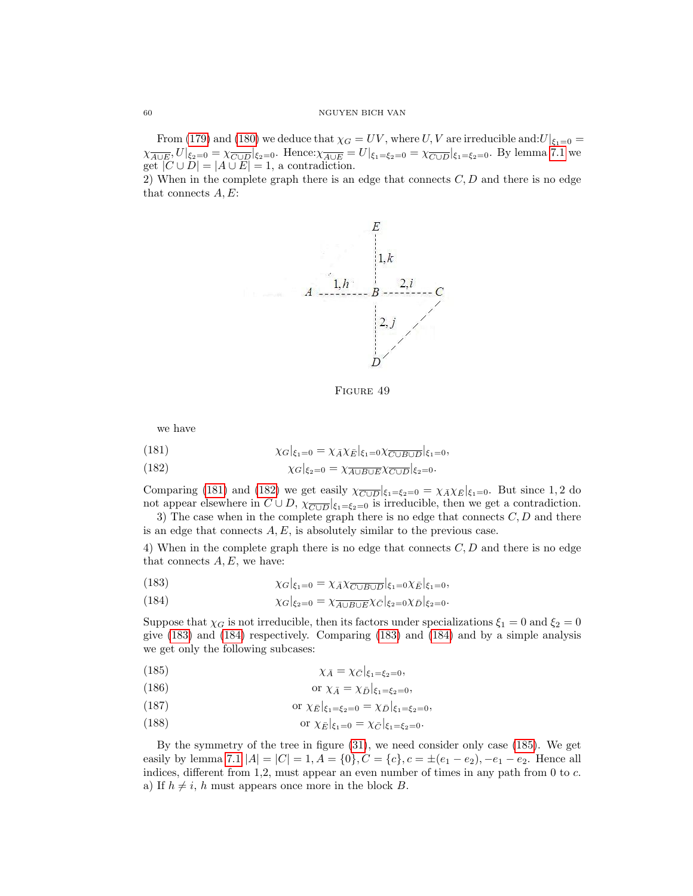From (179) and (180) we deduce that $\chi_G = UV$, where $U, V$ are irreducible and:$U|_{\xi_1=0} = \chi_{\overline{A\cup E}}, U|_{\xi_2=0} = \chi_{\overline{C\cup D}}|_{\xi_2=0}$. Hence:$\chi_{\overline{A\cup E}} = U|_{\xi_1=\xi_2=0} = \chi_{\overline{C\cup D}}|_{\xi_1=\xi_2=0}$. By lemma 7.1 we get $|C \cup D| = |A \cup E| = 1$, a contradiction.

2) When in the complete graph there is an edge that connects $C, D$ and there is no edge that connects $A, E$:

FIGURE 49

we have

$$\chi_G|_{\xi_1=0} = \chi_{\bar{A}}\chi_{\bar{E}}|_{\xi_1=0}\chi_{\overline{C\cup B\cup D}}|_{\xi_1=0}, \tag{181}$$

$$\chi_G|_{\xi_2=0} = \chi_{\overline{A\cup B\cup E}}\chi_{\overline{C\cup D}}|_{\xi_2=0}. \tag{182}$$

Comparing (181) and (182) we get easily $\chi_{\overline{C\cup D}}|_{\xi_1=\xi_2=0} = \chi_{\bar{A}}\chi_{\bar{E}}|_{\xi_1=0}$. But since 1, 2 do not appear elsewhere in $C \cup D$, $\chi_{\overline{C\cup D}}|_{\xi_1=\xi_2=0}$ is irreducible, then we get a contradiction.

3) The case when in the complete graph there is no edge that connects $C, D$ and there is an edge that connects $A, E$, is absolutely similar to the previous case.

4) When in the complete graph there is no edge that connects $C, D$ and there is no edge that connects $A, E$, we have:

$$\chi_G|_{\xi_1=0} = \chi_{\bar{A}}\chi_{\overline{C\cup B\cup D}}|_{\xi_1=0}\chi_{\bar{E}}|_{\xi_1=0}, \tag{183}$$

$$\chi_G|_{\xi_2=0} = \chi_{\overline{A\cup B\cup E}}\chi_{\bar{C}}|_{\xi_2=0}\chi_{\bar{D}}|_{\xi_2=0}. \tag{184}$$

Suppose that $\chi_G$ is not irreducible, then its factors under specializations $\xi_1 = 0$ and $\xi_2 = 0$ give (183) and (184) respectively. Comparing (183) and (184) and by a simple analysis we get only the following subcases:

$$\chi_{\bar{A}} = \chi_{\bar{C}}|_{\xi_1=\xi_2=0}, \tag{185}$$

$$\text{or } \chi_{\bar{A}} = \chi_{\bar{D}}|_{\xi_1=\xi_2=0}, \tag{186}$$

$$\text{or } \chi_{\bar{E}}|_{\xi_1=\xi_2=0} = \chi_{\bar{D}}|_{\xi_1=\xi_2=0}, \tag{187}$$

$$\text{or } \chi_{\bar{E}}|_{\xi_1=0} = \chi_{\bar{C}}|_{\xi_1=\xi_2=0}. \tag{188}$$

By the symmetry of the tree in figure (31), we need consider only case (185). We get easily by lemma 7.1 $|A| = |C| = 1, A = \{0\}, C = \{c\}, c = \pm(e_1 - e_2), -e_1 - e_2$. Hence all indices, different from 1,2, must appear an even number of times in any path from 0 to $c$.

a) If $h \neq i$, $h$ must appears once more in the block $B$.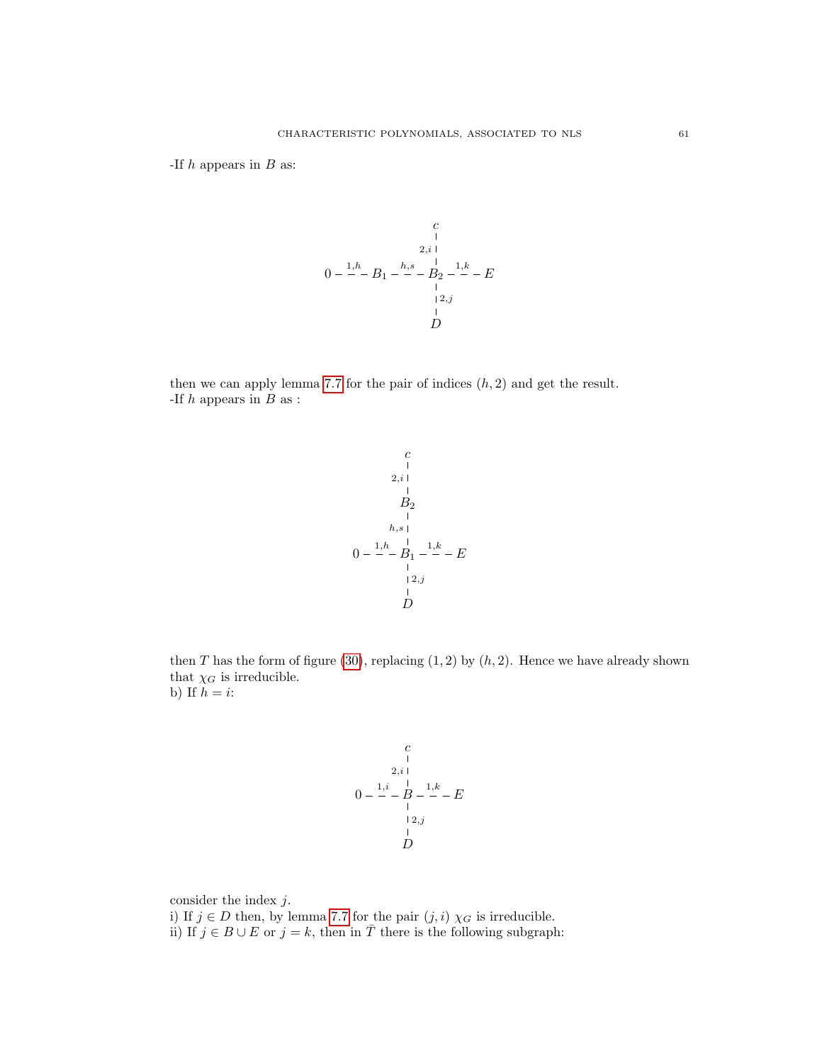-If $h$ appears in $B$ as:

$$
\begin{array}{ccccccccc}
 & & & & c & & & & \\
 & & & & \Big| {\scriptstyle 2,i} & & & & \\
0 & \overset{1,h}{- - -} & B_1 & \overset{h,s}{- - -} & B_2 & \overset{1,k}{- - -} & E \\
 & & & & \Big| {\scriptstyle 2,j} & & & & \\
 & & & & D & & & &
\end{array}
$$

then we can apply lemma 7.7 for the pair of indices $(h, 2)$ and get the result.
-If $h$ appears in $B$ as :

$$
\begin{array}{ccccc}
 & & c & & \\
 & & \Big| {\scriptstyle 2,i} & & \\
 & & B_2 & & \\
 & & \Big| {\scriptstyle h,s} & & \\
0 & \overset{1,h}{- - -} & B_1 & \overset{1,k}{- - -} & E \\
 & & \Big| {\scriptstyle 2,j} & & \\
 & & D & &
\end{array}
$$

then $T$ has the form of figure (30), replacing $(1, 2)$ by $(h, 2)$. Hence we have already shown that $\chi_G$ is irreducible.
b) If $h = i$:

$$
\begin{array}{ccccc}
 & & c & & \\
 & & \Big| {\scriptstyle 2,i} & & \\
0 & \overset{1,i}{- - -} & B & \overset{1,k}{- - -} & E \\
 & & \Big| {\scriptstyle 2,j} & & \\
 & & D & &
\end{array}
$$

consider the index $j$.
i) If $j \in D$ then, by lemma 7.7 for the pair $(j, i)$ $\chi_G$ is irreducible.
ii) If $j \in B \cup E$ or $j = k$, then in $\bar{T}$ there is the following subgraph: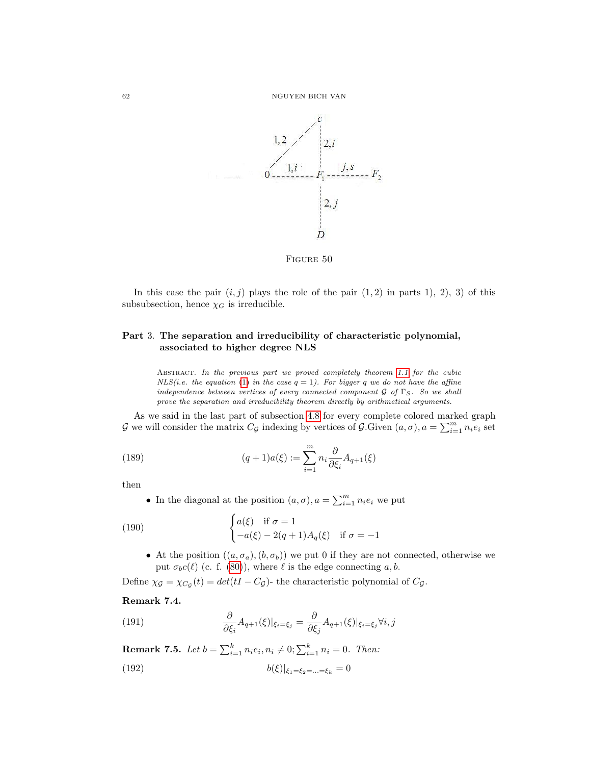FIGURE 50

In this case the pair $(i,j)$ plays the role of the pair $(1,2)$ in parts 1), 2), 3) of this subsubsection, hence $\chi_G$ is irreducible.

## Part 3. The separation and irreducibility of characteristic polynomial, associated to higher degree NLS

ABSTRACT. *In the previous part we proved completely theorem 1.1 for the cubic NLS(i.e. the equation (1) in the case $q=1$). For bigger $q$ we do not have the affine independence between vertices of every connected component $\mathcal{G}$ of $\Gamma_S$. So we shall prove the separation and irreducibility theorem directly by arithmetical arguments.*

As we said in the last part of subsection 4.8 for every complete colored marked graph $\mathcal{G}$ we will consider the matrix $C_{\mathcal{G}}$ indexing by vertices of $\mathcal{G}$.Given $(a,\sigma), a=\sum_{i=1}^m n_i e_i$ set

$$(q+1)a(\xi) := \sum_{i=1}^m n_i \frac{\partial}{\partial \xi_i} A_{q+1}(\xi) \tag{189}$$

then

- In the diagonal at the position $(a,\sigma), a=\sum_{i=1}^m n_i e_i$ we put

$$\begin{cases} a(\xi) & \text{if } \sigma = 1 \\ -a(\xi) - 2(q+1)A_q(\xi) & \text{if } \sigma = -1 \end{cases} \tag{190}$$

- At the position $((a,\sigma_a),(b,\sigma_b))$ we put 0 if they are not connected, otherwise we put $\sigma_b c(\ell)$ (c. f. (80)), where $\ell$ is the edge connecting $a, b$.

Define $\chi_{\mathcal{G}} = \chi_{C_{\mathcal{G}}}(t) = det(tI - C_{\mathcal{G}})$- the characteristic polynomial of $C_{\mathcal{G}}$.

**Remark 7.4.**

$$\frac{\partial}{\partial \xi_i} A_{q+1}(\xi)|_{\xi_i=\xi_j} = \frac{\partial}{\partial \xi_j} A_{q+1}(\xi)|_{\xi_i=\xi_j} \forall i,j \tag{191}$$

**Remark 7.5.** *Let $b=\sum_{i=1}^k n_i e_i, n_i \neq 0; \sum_{i=1}^k n_i = 0$. Then:*

$$b(\xi)|_{\xi_1=\xi_2=\ldots=\xi_k} = 0 \tag{192}$$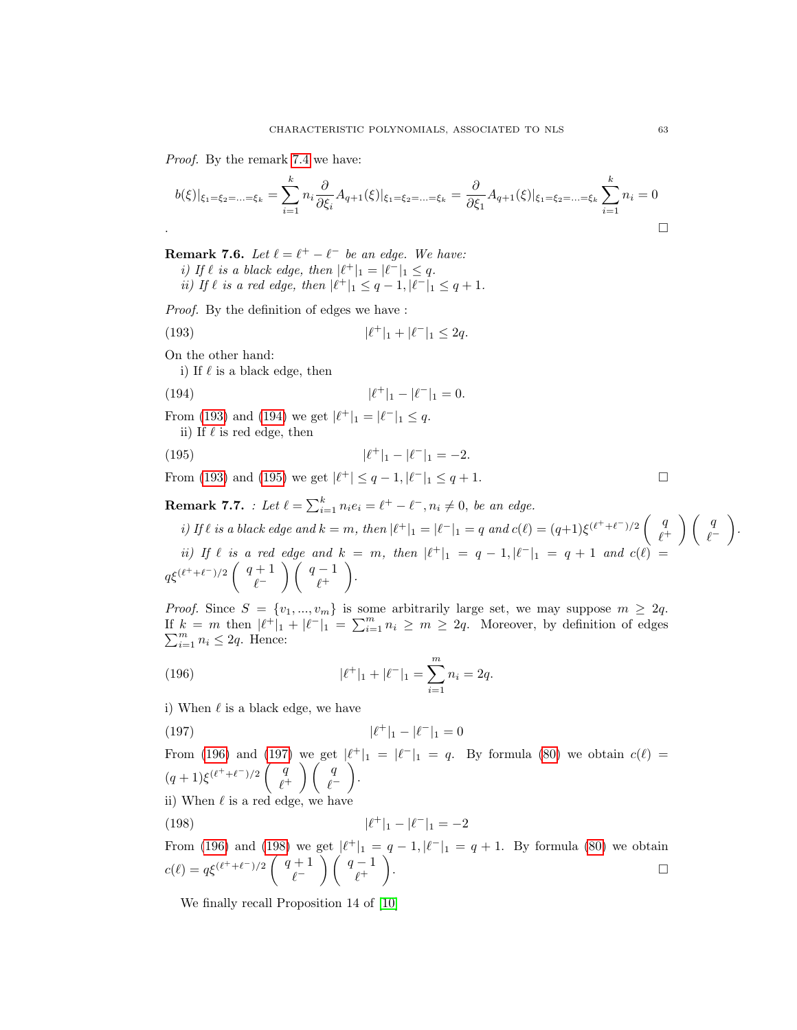*Proof.* By the remark 7.4 we have:

$$b(\xi)|_{\xi_1=\xi_2=\ldots=\xi_k} = \sum_{i=1}^{k} n_i \frac{\partial}{\partial \xi_i} A_{q+1}(\xi)|_{\xi_1=\xi_2=\ldots=\xi_k} = \frac{\partial}{\partial \xi_1} A_{q+1}(\xi)|_{\xi_1=\xi_2=\ldots=\xi_k} \sum_{i=1}^{k} n_i = 0$$

. ∎

**Remark 7.6.** *Let $\ell = \ell^+ - \ell^-$ be an edge. We have:*
*i) If $\ell$ is a black edge, then $|\ell^+|_1 = |\ell^-|_1 \leq q$.*
*ii) If $\ell$ is a red edge, then $|\ell^+|_1 \leq q-1, |\ell^-|_1 \leq q+1$.*

*Proof.* By the definition of edges we have :

$$|\ell^+|_1 + |\ell^-|_1 \leq 2q. \tag{193}$$

On the other hand:
i) If $\ell$ is a black edge, then

$$|\ell^+|_1 - |\ell^-|_1 = 0. \tag{194}$$

From (193) and (194) we get $|\ell^+|_1 = |\ell^-|_1 \leq q$.
ii) If $\ell$ is red edge, then

$$|\ell^+|_1 - |\ell^-|_1 = -2. \tag{195}$$

From (193) and (195) we get $|\ell^+| \leq q-1, |\ell^-|_1 \leq q+1$. ∎

**Remark 7.7.** *: Let $\ell = \sum_{i=1}^{k} n_i e_i = \ell^+ - \ell^-, n_i \neq 0$, be an edge.*
*i) If $\ell$ is a black edge and $k=m$, then $|\ell^+|_1 = |\ell^-|_1 = q$ and $c(\ell) = (q+1)\xi^{(\ell^+ + \ell^-)/2} \begin{pmatrix} q \\ \ell^+ \end{pmatrix} \begin{pmatrix} q \\ \ell^- \end{pmatrix}$.*
*ii) If $\ell$ is a red edge and $k=m$, then $|\ell^+|_1 = q-1, |\ell^-|_1 = q+1$ and $c(\ell) = q\xi^{(\ell^+ + \ell^-)/2} \begin{pmatrix} q+1 \\ \ell^- \end{pmatrix} \begin{pmatrix} q-1 \\ \ell^+ \end{pmatrix}$.*

*Proof.* Since $S = \{v_1, ..., v_m\}$ is some arbitrarily large set, we may suppose $m \geq 2q$. If $k = m$ then $|\ell^+|_1 + |\ell^-|_1 = \sum_{i=1}^{m} n_i \geq m \geq 2q$. Moreover, by definition of edges $\sum_{i=1}^{m} n_i \leq 2q$. Hence:

$$|\ell^+|_1 + |\ell^-|_1 = \sum_{i=1}^{m} n_i = 2q. \tag{196}$$

i) When $\ell$ is a black edge, we have

$$|\ell^+|_1 - |\ell^-|_1 = 0 \tag{197}$$

From (196) and (197) we get $|\ell^+|_1 = |\ell^-|_1 = q$. By formula (80) we obtain $c(\ell) = (q+1)\xi^{(\ell^+ + \ell^-)/2} \begin{pmatrix} q \\ \ell^+ \end{pmatrix} \begin{pmatrix} q \\ \ell^- \end{pmatrix}$.
ii) When $\ell$ is a red edge, we have

$$|\ell^+|_1 - |\ell^-|_1 = -2 \tag{198}$$

From (196) and (198) we get $|\ell^+|_1 = q-1, |\ell^-|_1 = q+1$. By formula (80) we obtain $c(\ell) = q\xi^{(\ell^+ + \ell^-)/2} \begin{pmatrix} q+1 \\ \ell^- \end{pmatrix} \begin{pmatrix} q-1 \\ \ell^+ \end{pmatrix}$. ∎

We finally recall Proposition 14 of [10]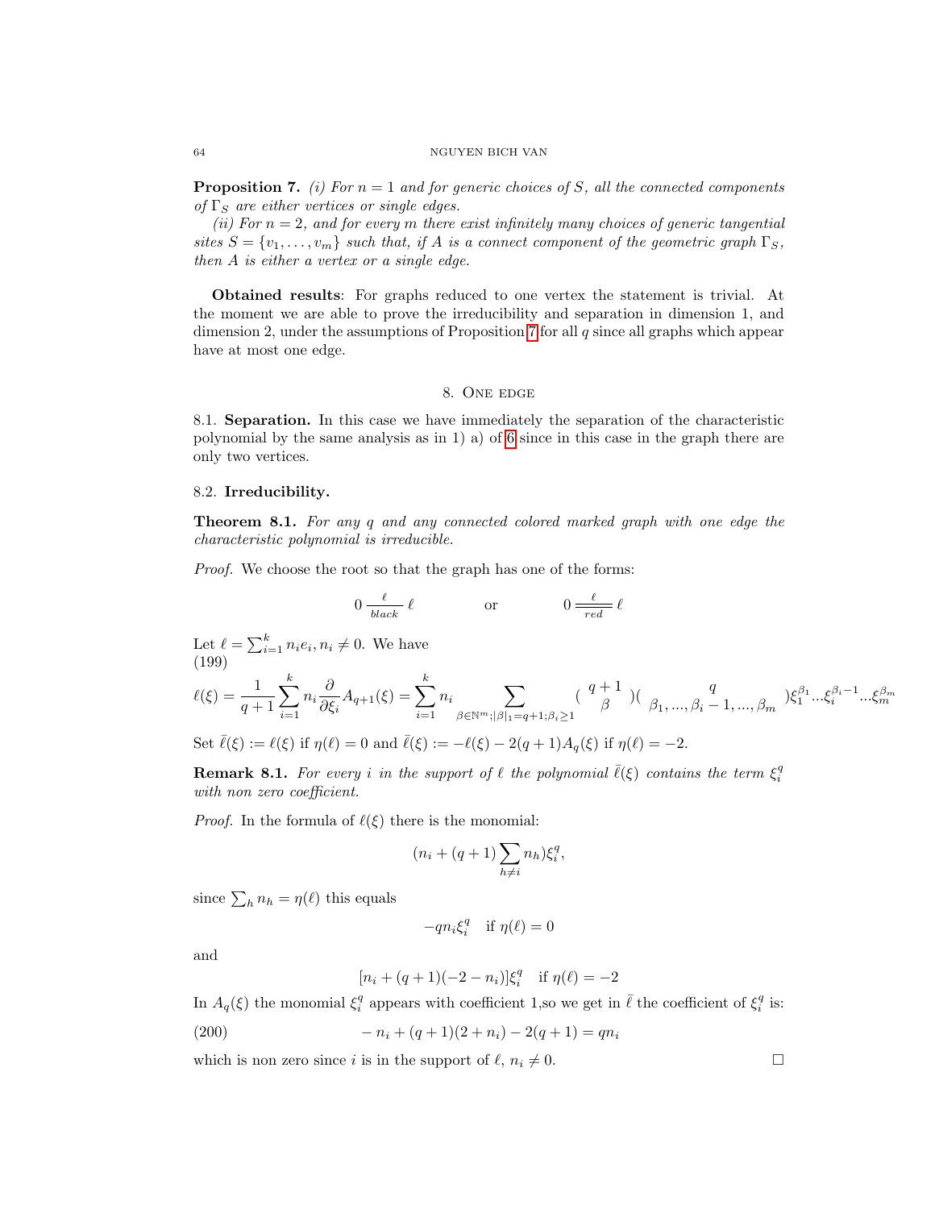**Proposition 7.** *(i) For $n = 1$ and for generic choices of $S$, all the connected components of $\Gamma_S$ are either vertices or single edges.*

*(ii) For $n = 2$, and for every $m$ there exist infinitely many choices of generic tangential sites $S = \{v_1, \dots, v_m\}$ such that, if $A$ is a connect component of the geometric graph $\Gamma_S$, then $A$ is either a vertex or a single edge.*

**Obtained results**: For graphs reduced to one vertex the statement is trivial. At the moment we are able to prove the irreducibility and separation in dimension 1, and dimension 2, under the assumptions of Proposition 7 for all $q$ since all graphs which appear have at most one edge.

## 8. One edge

8.1. **Separation.** In this case we have immediately the separation of the characteristic polynomial by the same analysis as in 1) a) of 6 since in this case in the graph there are only two vertices.

8.2. **Irreducibility.**

**Theorem 8.1.** *For any $q$ and any connected colored marked graph with one edge the characteristic polynomial is irreducible.*

*Proof.* We choose the root so that the graph has one of the forms:

$$0 \xrightarrow[black]{\ \ell\ } \ell \qquad\qquad \text{or} \qquad\qquad 0 \overset{\ell}{\underset{red}{=\!=}} \ell$$

Let $\ell = \sum_{i=1}^{k} n_i e_i, n_i \neq 0$. We have

(199)

$$\ell(\xi) = \frac{1}{q+1}\sum_{i=1}^{k} n_i \frac{\partial}{\partial \xi_i} A_{q+1}(\xi) = \sum_{i=1}^{k} n_i \sum_{\beta \in \mathbb{N}^m; |\beta|_1 = q+1; \beta_i \geq 1} \binom{q+1}{\beta}\binom{q}{\beta_1, \dots, \beta_i - 1, \dots, \beta_m} \xi_1^{\beta_1} \dots \xi_i^{\beta_i - 1} \dots \xi_m^{\beta_m}$$

Set $\bar{\ell}(\xi) := \ell(\xi)$ if $\eta(\ell) = 0$ and $\bar{\ell}(\xi) := -\ell(\xi) - 2(q+1)A_q(\xi)$ if $\eta(\ell) = -2$.

**Remark 8.1.** *For every $i$ in the support of $\ell$ the polynomial $\bar{\ell}(\xi)$ contains the term $\xi_i^q$ with non zero coefficient.*

*Proof.* In the formula of $\ell(\xi)$ there is the monomial:

$$(n_i + (q+1)\sum_{h \neq i} n_h)\xi_i^q,$$

since $\sum_h n_h = \eta(\ell)$ this equals

$$-qn_i \xi_i^q \quad \text{if } \eta(\ell) = 0$$

and

$$[n_i + (q+1)(-2 - n_i)]\xi_i^q \quad \text{if } \eta(\ell) = -2$$

In $A_q(\xi)$ the monomial $\xi_i^q$ appears with coefficient 1,so we get in $\bar{\ell}$ the coefficient of $\xi_i^q$ is:

$$-n_i + (q+1)(2 + n_i) - 2(q+1) = qn_i \tag{200}$$

which is non zero since $i$ is in the support of $\ell$, $n_i \neq 0$. $\square$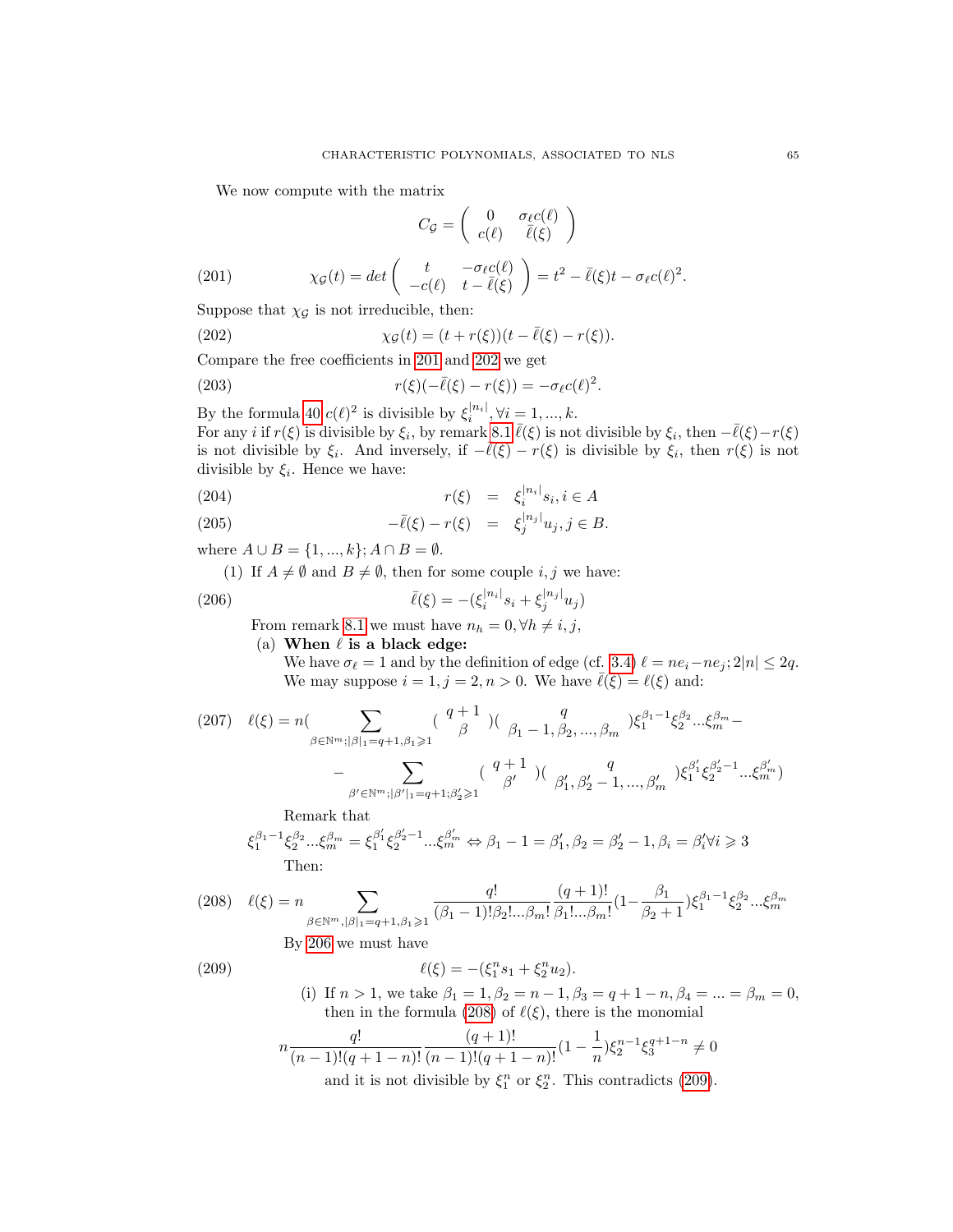We now compute with the matrix

$$C_{\mathcal{G}} = \begin{pmatrix} 0 & \sigma_\ell c(\ell) \\ c(\ell) & \bar{\ell}(\xi) \end{pmatrix}$$

$$\chi_{\mathcal{G}}(t) = det \begin{pmatrix} t & -\sigma_\ell c(\ell) \\ -c(\ell) & t - \bar{\ell}(\xi) \end{pmatrix} = t^2 - \bar{\ell}(\xi)t - \sigma_\ell c(\ell)^2. \tag{201}$$

Suppose that $\chi_{\mathcal{G}}$ is not irreducible, then:

$$\chi_{\mathcal{G}}(t) = (t + r(\xi))(t - \bar{\ell}(\xi) - r(\xi)). \tag{202}$$

Compare the free coefficients in 201 and 202 we get

$$r(\xi)(-\bar{\ell}(\xi) - r(\xi)) = -\sigma_\ell c(\ell)^2. \tag{203}$$

By the formula 40 $c(\ell)^2$ is divisible by $\xi_i^{|n_i|}, \forall i = 1, ..., k$.
For any $i$ if $r(\xi)$ is divisible by $\xi_i$, by remark 8.1 $\bar{\ell}(\xi)$ is not divisible by $\xi_i$, then $-\bar{\ell}(\xi) - r(\xi)$ is not divisible by $\xi_i$. And inversely, if $-\bar{\ell}(\xi) - r(\xi)$ is divisible by $\xi_i$, then $r(\xi)$ is not divisible by $\xi_i$. Hence we have:

$$r(\xi) = \xi_i^{|n_i|} s_i, i \in A \tag{204}$$

$$-\bar{\ell}(\xi) - r(\xi) = \xi_j^{|n_j|} u_j, j \in B. \tag{205}$$

where $A \cup B = \{1, ..., k\}; A \cap B = \emptyset$.

(1) If $A \neq \emptyset$ and $B \neq \emptyset$, then for some couple $i, j$ we have:

$$\bar{\ell}(\xi) = -(\xi_i^{|n_i|} s_i + \xi_j^{|n_j|} u_j) \tag{206}$$

From remark 8.1 we must have $n_h = 0, \forall h \neq i, j$,

(a) **When $\ell$ is a black edge:**
We have $\sigma_\ell = 1$ and by the definition of edge (cf. 3.4) $\ell = ne_i - ne_j; 2|n| \leq 2q$. We may suppose $i = 1, j = 2, n > 0$. We have $\bar{\ell}(\xi) = \ell(\xi)$ and:

$$\ell(\xi) = n\Big(\sum_{\beta \in \mathbb{N}^m; |\beta|_1 = q+1, \beta_1 \geqslant 1} \binom{q+1}{\beta} \binom{q}{\beta_1 - 1, \beta_2, ..., \beta_m} \xi_1^{\beta_1 - 1} \xi_2^{\beta_2} ... \xi_m^{\beta_m} - \\ - \sum_{\beta' \in \mathbb{N}^m, |\beta'|_1 = q+1; \beta'_2 \geqslant 1} \binom{q+1}{\beta'} \binom{q}{\beta'_1, \beta'_2 - 1, ..., \beta'_m} \xi_1^{\beta'_1} \xi_2^{\beta'_2 - 1} ... \xi_m^{\beta'_m}\Big) \tag{207}$$

Remark that

$$\xi_1^{\beta_1 - 1} \xi_2^{\beta_2} ... \xi_m^{\beta_m} = \xi_1^{\beta'_1} \xi_2^{\beta'_2 - 1} ... \xi_m^{\beta'_m} \Leftrightarrow \beta_1 - 1 = \beta'_1, \beta_2 = \beta'_2 - 1, \beta_i = \beta'_i \forall i \geqslant 3$$

Then:

$$\ell(\xi) = n \sum_{\beta \in \mathbb{N}^m, |\beta|_1 = q+1, \beta_1 \geqslant 1} \frac{q!}{(\beta_1 - 1)! \beta_2! ... \beta_m!} \frac{(q+1)!}{\beta_1! ... \beta_m!} \Big(1 - \frac{\beta_1}{\beta_2 + 1}\Big) \xi_1^{\beta_1 - 1} \xi_2^{\beta_2} ... \xi_m^{\beta_m} \tag{208}$$

By 206 we must have

$$\ell(\xi) = -(\xi_1^n s_1 + \xi_2^n u_2). \tag{209}$$

(i) If $n > 1$, we take $\beta_1 = 1, \beta_2 = n - 1, \beta_3 = q + 1 - n, \beta_4 = ... = \beta_m = 0$, then in the formula (208) of $\ell(\xi)$, there is the monomial

$$n \frac{q!}{(n-1)!(q+1-n)!} \frac{(q+1)!}{(n-1)!(q+1-n)!} \Big(1 - \frac{1}{n}\Big) \xi_2^{n-1} \xi_3^{q+1-n} \neq 0$$

and it is not divisible by $\xi_1^n$ or $\xi_2^n$. This contradicts (209).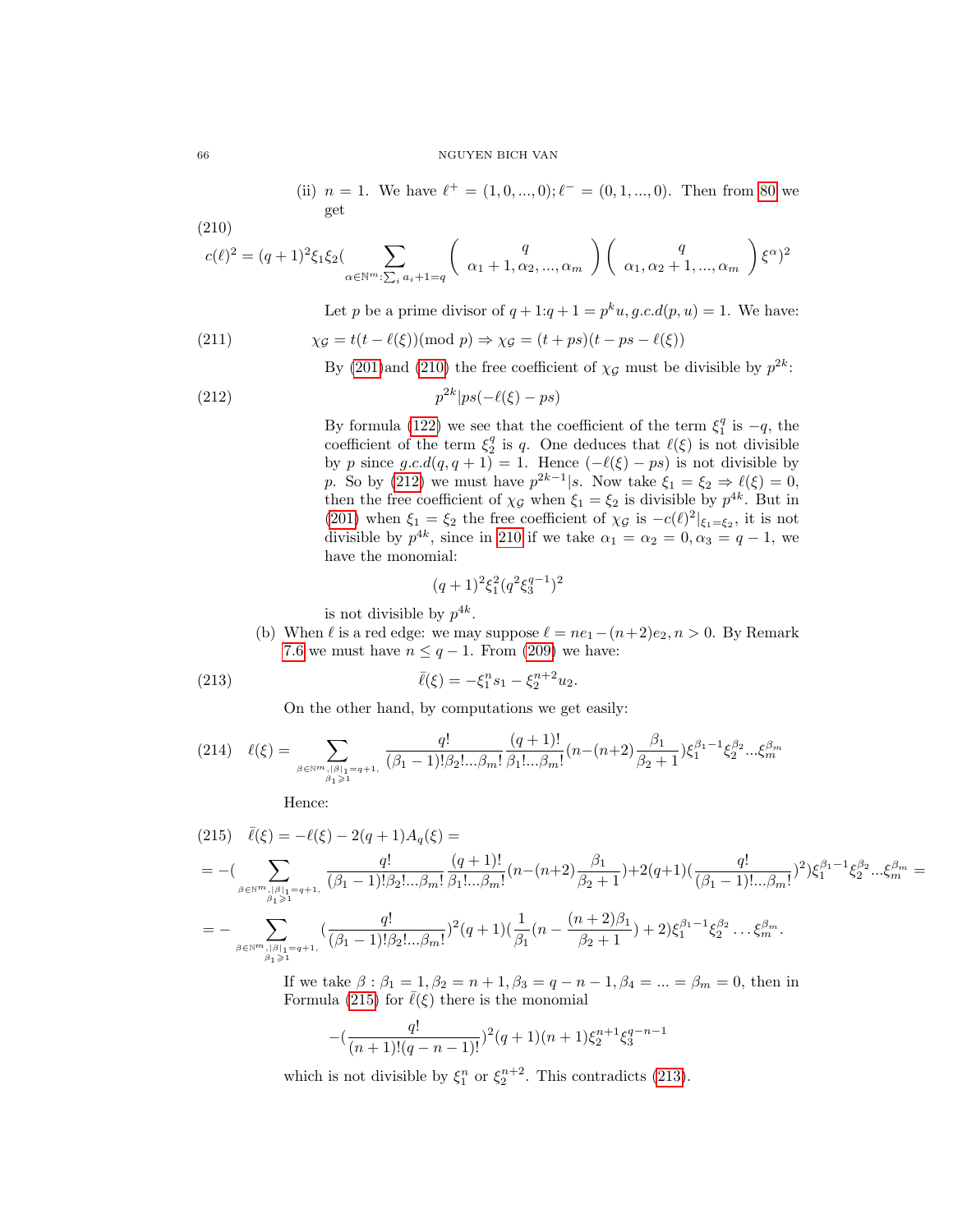(ii) $n = 1$. We have $\ell^+ = (1, 0, ..., 0); \ell^- = (0, 1, ..., 0)$. Then from 80 we get

(210)
$$c(\ell)^2 = (q+1)^2\xi_1\xi_2 \Big( \sum_{\alpha\in\mathbb{N}^m:\sum_i a_i+1=q} \left( \begin{array}{c} q \\ \alpha_1+1, \alpha_2, ..., \alpha_m \end{array} \right) \left( \begin{array}{c} q \\ \alpha_1, \alpha_2+1, ..., \alpha_m \end{array} \right) \xi^\alpha \Big)^2$$

Let $p$ be a prime divisor of $q+1$:$q+1 = p^k u, g.c.d(p, u) = 1$. We have:

$$\chi_{\mathcal{G}} = t(t - \ell(\xi)) (\text{mod } p) \Rightarrow \chi_{\mathcal{G}} = (t+ps)(t-ps-\ell(\xi)) \tag{211}$$

By (201)and (210) the free coefficient of $\chi_{\mathcal{G}}$ must be divisible by $p^{2k}$:

$$p^{2k} | ps(-\ell(\xi) - ps) \tag{212}$$

By formula (122) we see that the coefficient of the term $\xi_1^q$ is $-q$, the coefficient of the term $\xi_2^q$ is $q$. One deduces that $\ell(\xi)$ is not divisible by $p$ since $g.c.d(q, q+1) = 1$. Hence $(-\ell(\xi) - ps)$ is not divisible by $p$. So by (212) we must have $p^{2k-1}|s$. Now take $\xi_1 = \xi_2 \Rightarrow \ell(\xi) = 0$, then the free coefficient of $\chi_{\mathcal{G}}$ when $\xi_1 = \xi_2$ is divisible by $p^{4k}$. But in (201) when $\xi_1 = \xi_2$ the free coefficient of $\chi_{\mathcal{G}}$ is $-c(\ell)^2|_{\xi_1=\xi_2}$, it is not divisible by $p^{4k}$, since in 210 if we take $\alpha_1 = \alpha_2 = 0, \alpha_3 = q-1$, we have the monomial:

$$(q+1)^2\xi_1^2(q^2\xi_3^{q-1})^2$$

is not divisible by $p^{4k}$.

(b) When $\ell$ is a red edge: we may suppose $\ell = ne_1 - (n+2)e_2, n > 0$. By Remark 7.6 we must have $n \leq q-1$. From (209) we have:

$$\bar{\ell}(\xi) = -\xi_1^n s_1 - \xi_2^{n+2} u_2. \tag{213}$$

On the other hand, by computations we get easily:

$$\ell(\xi) = \sum_{\substack{\beta\in\mathbb{N}^m, |\beta|_1=q+1, \\ \beta_1\geqslant 1}} \frac{q!}{(\beta_1-1)!\beta_2!...\beta_m!} \frac{(q+1)!}{\beta_1!...\beta_m!} (n-(n+2)\frac{\beta_1}{\beta_2+1})\xi_1^{\beta_1-1}\xi_2^{\beta_2}...\xi_m^{\beta_m} \tag{214}$$

Hence:

(215) $\bar{\ell}(\xi) = -\ell(\xi) - 2(q+1)A_q(\xi) =$

$$= -\Big( \sum_{\substack{\beta\in\mathbb{N}^m, |\beta|_1=q+1, \\ \beta_1\geqslant 1}} \frac{q!}{(\beta_1-1)!\beta_2!...\beta_m!} \frac{(q+1)!}{\beta_1!...\beta_m!} (n-(n+2)\frac{\beta_1}{\beta_2+1}) + 2(q+1)(\frac{q!}{(\beta_1-1)!...\beta_m!})^2 \Big)\xi_1^{\beta_1-1}\xi_2^{\beta_2}...\xi_m^{\beta_m} =$$

$$= -\sum_{\substack{\beta\in\mathbb{N}^m, |\beta|_1=q+1, \\ \beta_1\geqslant 1}} (\frac{q!}{(\beta_1-1)!\beta_2!...\beta_m!})^2 (q+1)(\frac{1}{\beta_1}(n - \frac{(n+2)\beta_1}{\beta_2+1}) + 2)\xi_1^{\beta_1-1}\xi_2^{\beta_2}\ldots\xi_m^{\beta_m}.$$

If we take $\beta : \beta_1 = 1, \beta_2 = n+1, \beta_3 = q-n-1, \beta_4 = ... = \beta_m = 0$, then in Formula (215) for $\bar{\ell}(\xi)$ there is the monomial

$$-(\frac{q!}{(n+1)!(q-n-1)!})^2(q+1)(n+1)\xi_2^{n+1}\xi_3^{q-n-1}$$

which is not divisible by $\xi_1^n$ or $\xi_2^{n+2}$. This contradicts (213).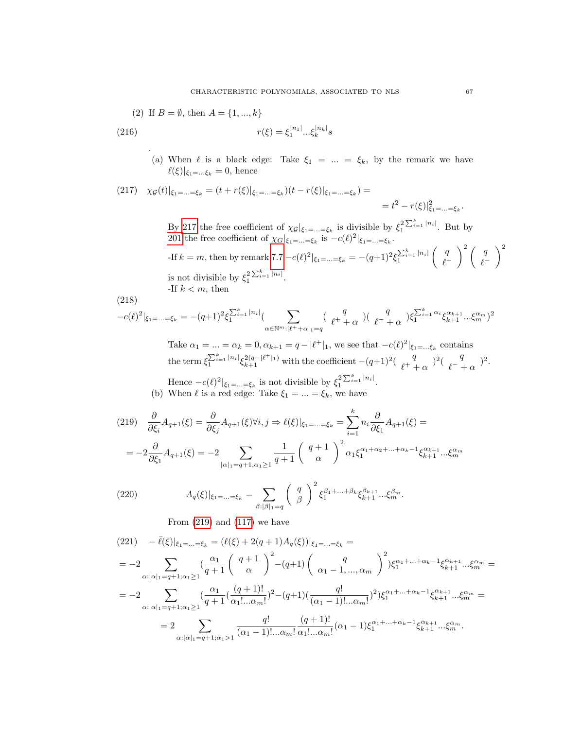(2) If $B=\emptyset$, then $A=\{1,...,k\}$

$$r(\xi)=\xi_1^{|n_1|}...\xi_k^{|n_k|}s \tag{216}$$

.

(a) When $\ell$ is a black edge: Take $\xi_1=...=\xi_k$, by the remark we have $\ell(\xi)|_{\xi_1=...\xi_k}=0$, hence

$$\chi_{\mathcal{G}}(t)|_{\xi_1=...=\xi_k}=(t+r(\xi)|_{\xi_1=...=\xi_k})(t-r(\xi)|_{\xi_1=...=\xi_k})= \tag{217}$$
$$=t^2-r(\xi)|^2_{\xi_1=...=\xi_k}.$$

By 217 the free coefficient of $\chi_{\mathcal{G}}|_{\xi_1=...=\xi_k}$ is divisible by $\xi_1^{2\sum_{i=1}^k|n_i|}$. But by 201 the free coefficient of $\chi_G|_{\xi_1=...=\xi_k}$ is $-c(\ell)^2|_{\xi_1=...=\xi_k}$.

-If $k=m$, then by remark 7.7 $-c(\ell)^2|_{\xi_1=...=\xi_k}=-(q+1)^2\xi_1^{\sum_{i=1}^k|n_i|}\left(\begin{array}{c}q\\ \ell^+\end{array}\right)^2\left(\begin{array}{c}q\\ \ell^-\end{array}\right)^2$ is not divisible by $\xi_1^{2\sum_{i=1}^k|n_i|}$.

-If $k<m$, then

$$-c(\ell)^2|_{\xi_1=...=\xi_k}=-(q+1)^2\xi_1^{\sum_{i=1}^k|n_i|}\Big(\sum_{\alpha\in\mathbb{N}^m:|\ell^++\alpha|_1=q}\left(\begin{array}{c}q\\ \ell^++\alpha\end{array}\right)\left(\begin{array}{c}q\\ \ell^-+\alpha\end{array}\right)\xi_1^{\sum_{i=1}^k\alpha_i}\xi_{k+1}^{\alpha_{k+1}}...\xi_m^{\alpha_m}\Big)^2 \tag{218}$$

Take $\alpha_1=...=\alpha_k=0,\alpha_{k+1}=q-|\ell^+|_1$, we see that $-c(\ell)^2|_{\xi_1=...\xi_k}$ contains the term $\xi_1^{\sum_{i=1}^k|n_i|}\xi_{k+1}^{2(q-|\ell^+|_1)}$ with the coefficient $-(q+1)^2\left(\begin{array}{c}q\\ \ell^++\alpha\end{array}\right)^2\left(\begin{array}{c}q\\ \ell^-+\alpha\end{array}\right)^2$.

Hence $-c(\ell)^2|_{\xi_1=...=\xi_k}$ is not divisible by $\xi_1^{2\sum_{i=1}^k|n_i|}$.

(b) When $\ell$ is a red edge: Take $\xi_1=...=\xi_k$, we have

$$\frac{\partial}{\partial\xi_i}A_{q+1}(\xi)=\frac{\partial}{\partial\xi_j}A_{q+1}(\xi)\forall i,j\Rightarrow\ell(\xi)|_{\xi_1=...=\xi_k}=\sum_{i=1}^k n_i\frac{\partial}{\partial\xi_1}A_{q+1}(\xi)= \tag{219}$$
$$=-2\frac{\partial}{\partial\xi_1}A_{q+1}(\xi)=-2\sum_{|\alpha|_1=q+1,\alpha_1\ge1}\frac{1}{q+1}\left(\begin{array}{c}q+1\\ \alpha\end{array}\right)^2\alpha_1\xi_1^{\alpha_1+\alpha_2+...+\alpha_k-1}\xi_{k+1}^{\alpha_{k+1}}...\xi_m^{\alpha_m}$$

$$A_q(\xi)|_{\xi_1=...=\xi_k}=\sum_{\beta:|\beta|_1=q}\left(\begin{array}{c}q\\ \beta\end{array}\right)^2\xi_1^{\beta_1+...+\beta_k}\xi_{k+1}^{\beta_{k+1}}...\xi_m^{\beta_m}. \tag{220}$$

From (219) and (117) we have

$$-\bar{\ell}(\xi)|_{\xi_1=...=\xi_k}=(\ell(\xi)+2(q+1)A_q(\xi))|_{\xi_1=...=\xi_k}= \tag{221}$$
$$=-2\sum_{\alpha:|\alpha|_1=q+1;\alpha_1\ge1}\Big(\frac{\alpha_1}{q+1}\left(\begin{array}{c}q+1\\ \alpha\end{array}\right)^2-(q+1)\left(\begin{array}{c}q\\ \alpha_1-1,...,\alpha_m\end{array}\right)^2\Big)\xi_1^{\alpha_1+...+\alpha_k-1}\xi_{k+1}^{\alpha_{k+1}}...\xi_m^{\alpha_m}=$$
$$=-2\sum_{\alpha:|\alpha|_1=q+1;\alpha_1\ge1}\Big(\frac{\alpha_1}{q+1}\Big(\frac{(q+1)!}{\alpha_1!...\alpha_m!}\Big)^2-(q+1)\Big(\frac{q!}{(\alpha_1-1)!...\alpha_m!}\Big)^2\Big)\xi_1^{\alpha_1+...+\alpha_k-1}\xi_{k+1}^{\alpha_{k+1}}...\xi_m^{\alpha_m}=$$
$$=2\sum_{\alpha:|\alpha|_1=q+1;\alpha_1>1}\frac{q!}{(\alpha_1-1)!...\alpha_m!}\frac{(q+1)!}{\alpha_1!...\alpha_m!}(\alpha_1-1)\xi_1^{\alpha_1+...+\alpha_k-1}\xi_{k+1}^{\alpha_{k+1}}...\xi_m^{\alpha_m}.$$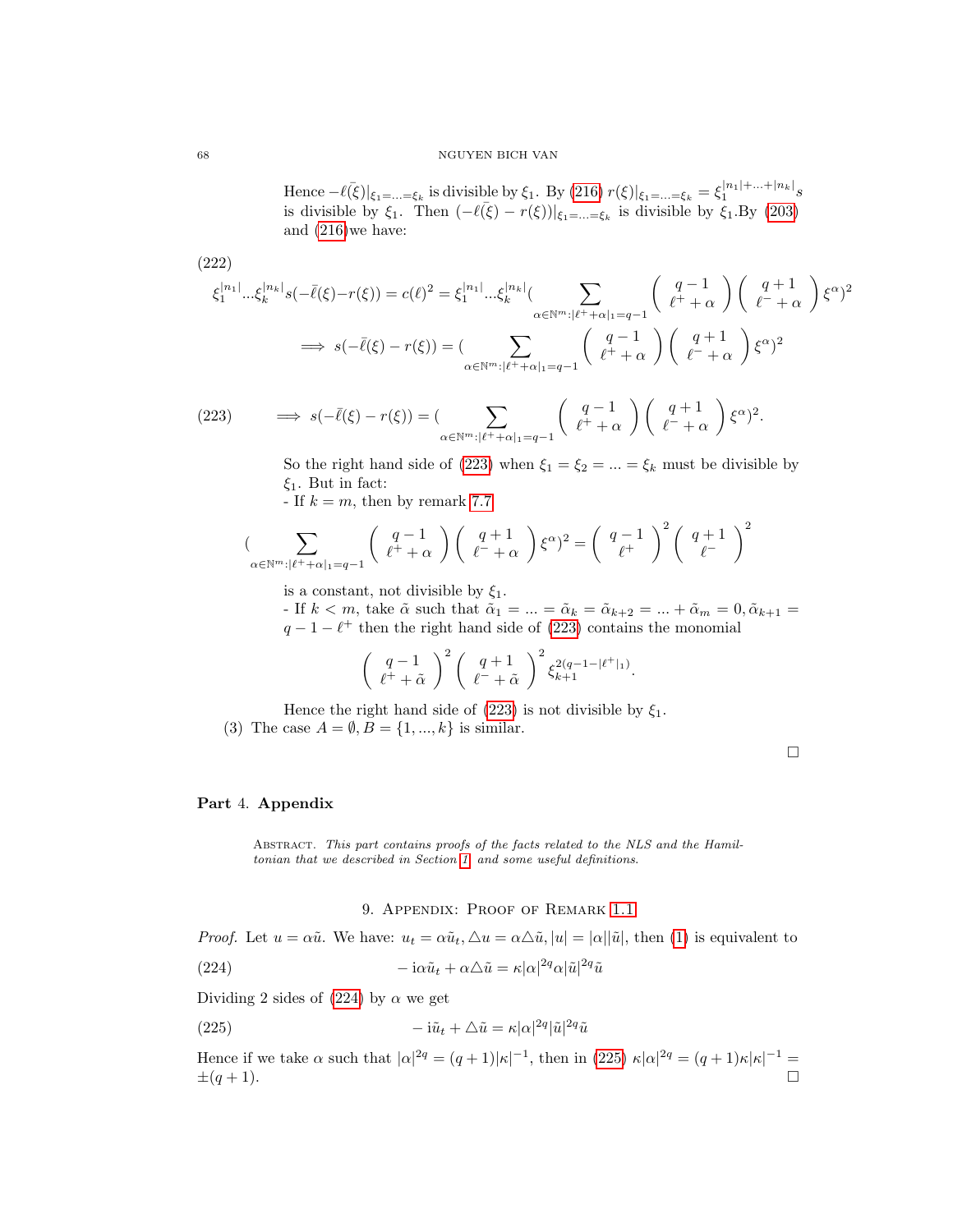Hence $-\ell(\bar{\xi})|_{\xi_1=...=\xi_k}$ is divisible by $\xi_1$. By (216) $r(\xi)|_{\xi_1=...=\xi_k} = \xi_1^{|n_1|+...+|n_k|}s$ is divisible by $\xi_1$. Then $(-\ell(\bar{\xi}) - r(\xi))|_{\xi_1=...=\xi_k}$ is divisible by $\xi_1$.By (203) and (216)we have:

(222)

$$\xi_1^{|n_1|}...\xi_k^{|n_k|}s(-\bar{\ell}(\xi)-r(\xi)) = c(\ell)^2 = \xi_1^{|n_1|}...\xi_k^{|n_k|}\Big(\sum_{\alpha\in\mathbb{N}^m:|\ell^++\alpha|_1=q-1}\binom{q-1}{\ell^++\alpha}\binom{q+1}{\ell^-+\alpha}\xi^\alpha\Big)^2$$

$$\implies s(-\bar{\ell}(\xi) - r(\xi)) = \Big(\sum_{\alpha\in\mathbb{N}^m:|\ell^++\alpha|_1=q-1}\binom{q-1}{\ell^++\alpha}\binom{q+1}{\ell^-+\alpha}\xi^\alpha\Big)^2$$

$$\implies s(-\bar{\ell}(\xi) - r(\xi)) = \Big(\sum_{\alpha\in\mathbb{N}^m:|\ell^++\alpha|_1=q-1}\binom{q-1}{\ell^++\alpha}\binom{q+1}{\ell^-+\alpha}\xi^\alpha\Big)^2. \tag{223}$$

So the right hand side of (223) when $\xi_1 = \xi_2 = ... = \xi_k$ must be divisible by $\xi_1$. But in fact:
- If $k = m$, then by remark 7.7

$$\Big(\sum_{\alpha\in\mathbb{N}^m:|\ell^++\alpha|_1=q-1}\binom{q-1}{\ell^++\alpha}\binom{q+1}{\ell^-+\alpha}\xi^\alpha\Big)^2 = \binom{q-1}{\ell^+}^2\binom{q+1}{\ell^-}^2$$

is a constant, not divisible by $\xi_1$.
- If $k < m$, take $\tilde{\alpha}$ such that $\tilde{\alpha}_1 = ... = \tilde{\alpha}_k = \tilde{\alpha}_{k+2} = ... + \tilde{\alpha}_m = 0, \tilde{\alpha}_{k+1} = q - 1 - \ell^+$ then the right hand side of (223) contains the monomial

$$\binom{q-1}{\ell^++\tilde{\alpha}}^2\binom{q+1}{\ell^-+\tilde{\alpha}}^2\xi_{k+1}^{2(q-1-|\ell^+|_1)}.$$

Hence the right hand side of (223) is not divisible by $\xi_1$.

(3) The case $A = \emptyset, B = \{1, ..., k\}$ is similar.

□

# Part 4. Appendix

Abstract. *This part contains proofs of the facts related to the NLS and the Hamiltonian that we described in Section 1 and some useful definitions.*

## 9. Appendix: Proof of Remark 1.1

*Proof.* Let $u = \alpha\tilde{u}$. We have: $u_t = \alpha\tilde{u}_t, \triangle u = \alpha\triangle\tilde{u}, |u| = |\alpha||\tilde{u}|$, then (1) is equivalent to

$$-\mathrm{i}\alpha\tilde{u}_t + \alpha\triangle\tilde{u} = \kappa|\alpha|^{2q}\alpha|\tilde{u}|^{2q}\tilde{u} \tag{224}$$

Dividing 2 sides of (224) by $\alpha$ we get

$$-\mathrm{i}\tilde{u}_t + \triangle\tilde{u} = \kappa|\alpha|^{2q}|\tilde{u}|^{2q}\tilde{u} \tag{225}$$

Hence if we take $\alpha$ such that $|\alpha|^{2q} = (q+1)|\kappa|^{-1}$, then in (225) $\kappa|\alpha|^{2q} = (q+1)\kappa|\kappa|^{-1} = \pm(q+1)$. □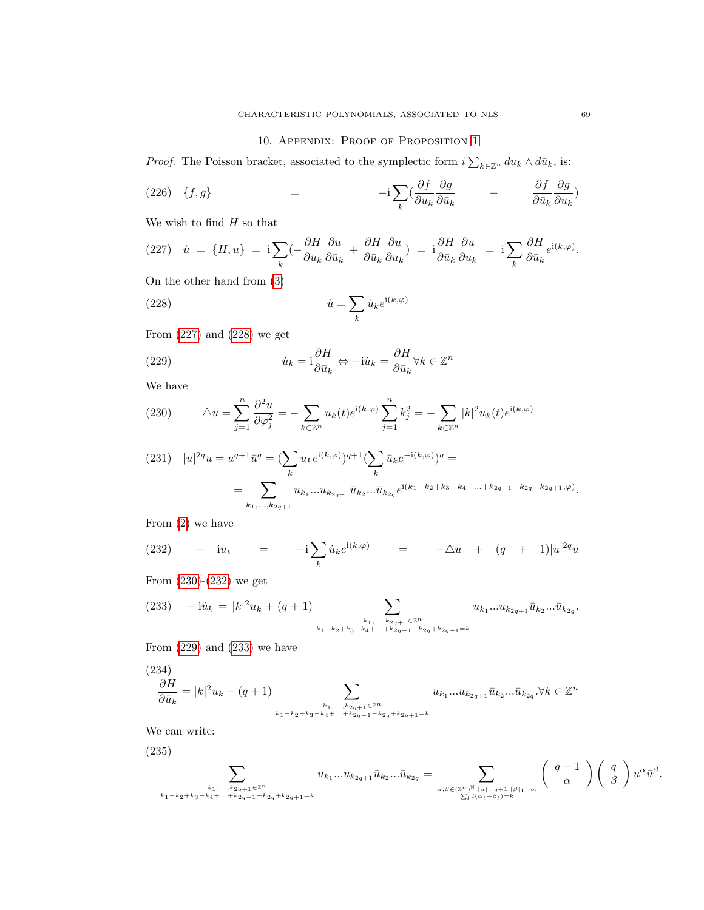## 10. Appendix: Proof of Proposition 1

*Proof.* The Poisson bracket, associated to the symplectic form $i\sum_{k\in\mathbb{Z}^n} du_k \wedge d\bar{u}_k$, is:

$$\{f,g\} = -\mathrm{i}\sum_k \left(\frac{\partial f}{\partial u_k}\frac{\partial g}{\partial \bar{u}_k} - \frac{\partial f}{\partial \bar{u}_k}\frac{\partial g}{\partial u_k}\right) \tag{226}$$

We wish to find $H$ so that

$$\dot{u} = \{H,u\} = \mathrm{i}\sum_k \left(-\frac{\partial H}{\partial u_k}\frac{\partial u}{\partial \bar{u}_k} + \frac{\partial H}{\partial \bar{u}_k}\frac{\partial u}{\partial u_k}\right) = \mathrm{i}\frac{\partial H}{\partial \bar{u}_k}\frac{\partial u}{\partial u_k} = \mathrm{i}\sum_k \frac{\partial H}{\partial \bar{u}_k} e^{\mathrm{i}(k,\varphi)}. \tag{227}$$

On the other hand from (3)

$$\dot{u} = \sum_k \dot{u}_k e^{\mathrm{i}(k,\varphi)} \tag{228}$$

From (227) and (228) we get

$$\dot{u}_k = \mathrm{i}\frac{\partial H}{\partial \bar{u}_k} \Leftrightarrow -\mathrm{i}\dot{u}_k = \frac{\partial H}{\partial \bar{u}_k} \forall k \in \mathbb{Z}^n \tag{229}$$

We have

$$\triangle u = \sum_{j=1}^n \frac{\partial^2 u}{\partial \varphi_j^2} = -\sum_{k\in\mathbb{Z}^n} u_k(t)e^{\mathrm{i}(k,\varphi)}\sum_{j=1}^n k_j^2 = -\sum_{k\in\mathbb{Z}^n} |k|^2 u_k(t) e^{\mathrm{i}(k,\varphi)} \tag{230}$$

$$\begin{aligned} |u|^{2q}u = u^{q+1}\bar{u}^q = \left(\sum_k u_k e^{\mathrm{i}(k,\varphi)}\right)^{q+1}\left(\sum_k \bar{u}_k e^{-\mathrm{i}(k,\varphi)}\right)^q = \\ = \sum_{k_1,\ldots,k_{2q+1}} u_{k_1}\ldots u_{k_{2q+1}}\bar{u}_{k_2}\ldots\bar{u}_{k_{2q}} e^{\mathrm{i}(k_1-k_2+k_3-k_4+\ldots+k_{2q-1}-k_{2q}+k_{2q+1},\varphi)}. \end{aligned} \tag{231}$$

From (2) we have

$$-\mathrm{i}u_t = -\mathrm{i}\sum_k \dot{u}_k e^{\mathrm{i}(k,\varphi)} = -\triangle u + (q+1)|u|^{2q}u \tag{232}$$

From (230)-(232) we get

$$-\mathrm{i}\dot{u}_k = |k|^2 u_k + (q+1)\sum_{\substack{k_1,\ldots,k_{2q+1}\in\mathbb{Z}^n \\ k_1-k_2+k_3-k_4+\ldots+k_{2q-1}-k_{2q}+k_{2q+1}=k}} u_{k_1}\ldots u_{k_{2q+1}}\bar{u}_{k_2}\ldots\bar{u}_{k_{2q}}. \tag{233}$$

From (229) and (233) we have

$$\frac{\partial H}{\partial \bar{u}_k} = |k|^2 u_k + (q+1)\sum_{\substack{k_1,\ldots,k_{2q+1}\in\mathbb{Z}^n \\ k_1-k_2+k_3-k_4+\ldots+k_{2q-1}-k_{2q}+k_{2q+1}=k}} u_{k_1}\ldots u_{k_{2q+1}}\bar{u}_{k_2}\ldots\bar{u}_{k_{2q}}.\forall k\in\mathbb{Z}^n \tag{234}$$

We can write:

$$\sum_{\substack{k_1,\ldots,k_{2q+1}\in\mathbb{Z}^n \\ k_1-k_2+k_3-k_4+\ldots+k_{2q-1}-k_{2q}+k_{2q+1}=k}} u_{k_1}\ldots u_{k_{2q+1}}\bar{u}_{k_2}\ldots\bar{u}_{k_{2q}} = \sum_{\substack{\alpha,\beta\in(\mathbb{Z}^n)^{\mathbb{N}}:|\alpha|=q+1,|\beta|=q, \\ \sum_l l(\alpha_l-\beta_l)=k}} \binom{q+1}{\alpha}\binom{q}{\beta} u^\alpha \bar{u}^\beta. \tag{235}$$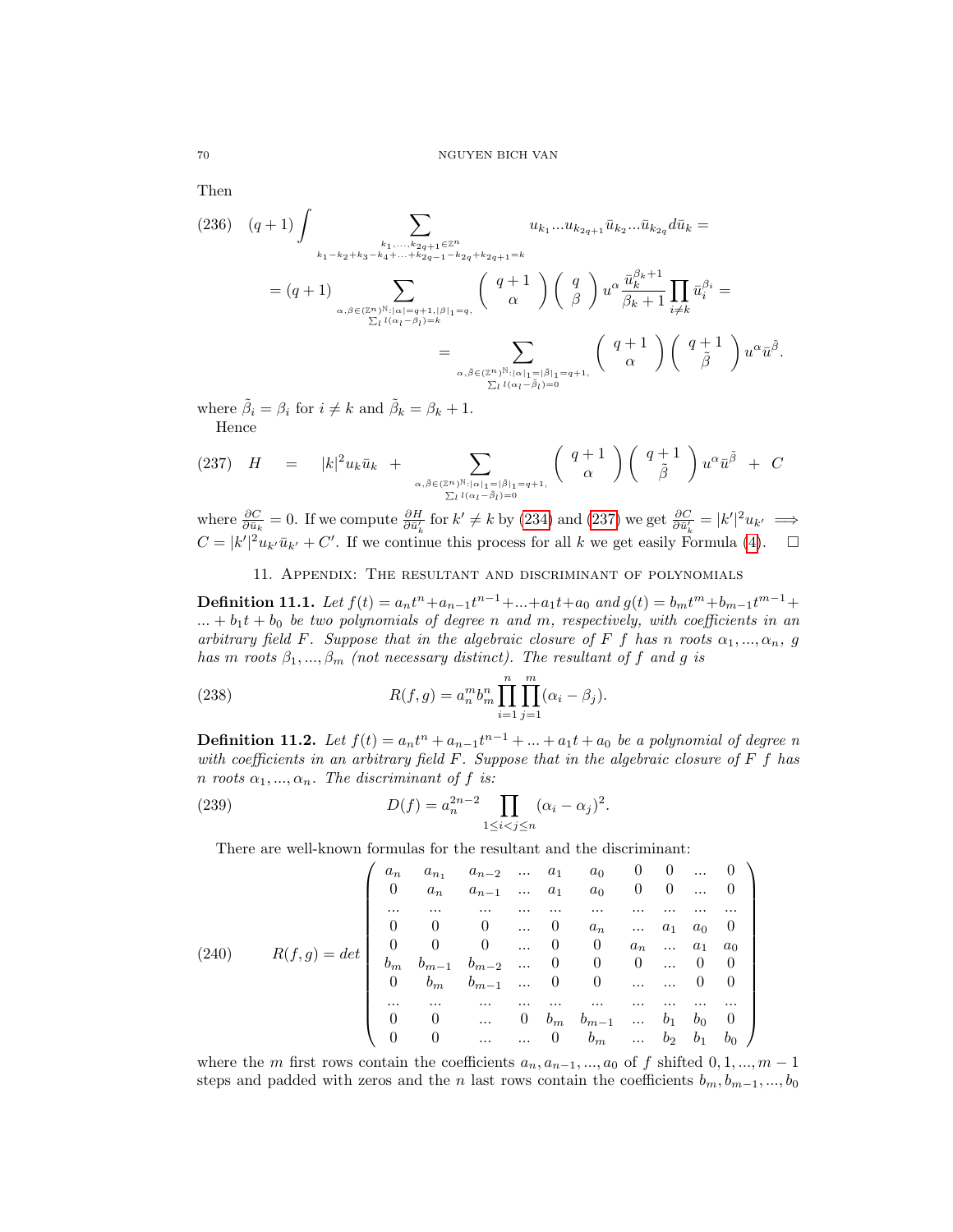Then

$$(236)\quad (q+1)\int \sum_{\substack{k_1,\ldots,k_{2q+1}\in\mathbb{Z}^n \\ k_1-k_2+k_3-k_4+\ldots+k_{2q-1}-k_{2q}+k_{2q+1}=k}} u_{k_1}\ldots u_{k_{2q+1}}\bar{u}_{k_2}\ldots\bar{u}_{k_{2q}}d\bar{u}_k =$$

$$= (q+1)\sum_{\substack{\alpha,\beta\in(\mathbb{Z}^n)^{\mathbb{N}}:|\alpha|=q+1,|\beta|_1=q, \\ \sum_l l(\alpha_l-\beta_l)=k}} \begin{pmatrix} q+1 \\ \alpha \end{pmatrix}\begin{pmatrix} q \\ \beta \end{pmatrix} u^\alpha \frac{\bar{u}_k^{\beta_k+1}}{\beta_k+1}\prod_{i\neq k}\bar{u}_i^{\beta_i} =$$

$$= \sum_{\substack{\alpha,\tilde{\beta}\in(\mathbb{Z}^n)^{\mathbb{N}}:|\alpha|_1=|\tilde{\beta}|_1=q+1, \\ \sum_l l(\alpha_l-\tilde{\beta}_l)=0}} \begin{pmatrix} q+1 \\ \alpha \end{pmatrix}\begin{pmatrix} q+1 \\ \tilde{\beta} \end{pmatrix} u^\alpha \bar{u}^{\tilde{\beta}}.$$

where $\tilde{\beta}_i = \beta_i$ for $i \neq k$ and $\tilde{\beta}_k = \beta_k + 1$.

Hence

$$(237)\quad H \quad = \quad |k|^2 u_k\bar{u}_k \; + \sum_{\substack{\alpha,\tilde{\beta}\in(\mathbb{Z}^n)^{\mathbb{N}}:|\alpha|_1=|\tilde{\beta}|_1=q+1, \\ \sum_l l(\alpha_l-\tilde{\beta}_l)=0}} \begin{pmatrix} q+1 \\ \alpha \end{pmatrix}\begin{pmatrix} q+1 \\ \tilde{\beta} \end{pmatrix} u^\alpha \bar{u}^{\tilde{\beta}} \; + \; C$$

where $\frac{\partial C}{\partial \bar{u}_k} = 0$. If we compute $\frac{\partial H}{\partial \bar{u}'_k}$ for $k' \neq k$ by (234) and (237) we get $\frac{\partial C}{\partial \bar{u}'_k} = |k'|^2 u_{k'} \implies C = |k'|^2 u_{k'}\bar{u}_{k'} + C'$. If we continue this process for all $k$ we get easily Formula (4). $\square$

## 11. Appendix: The resultant and discriminant of polynomials

**Definition 11.1.** *Let $f(t) = a_nt^n + a_{n-1}t^{n-1} + \ldots + a_1t + a_0$ and $g(t) = b_mt^m + b_{m-1}t^{m-1} + \ldots + b_1t + b_0$ be two polynomials of degree $n$ and $m$, respectively, with coefficients in an arbitrary field $F$. Suppose that in the algebraic closure of $F$ $f$ has $n$ roots $\alpha_1, \ldots, \alpha_n$, $g$ has $m$ roots $\beta_1, \ldots, \beta_m$ (not necessary distinct). The resultant of $f$ and $g$ is*

$$(238)\qquad R(f,g) = a_n^m b_m^n \prod_{i=1}^n \prod_{j=1}^m (\alpha_i - \beta_j).$$

**Definition 11.2.** *Let $f(t) = a_nt^n + a_{n-1}t^{n-1} + \ldots + a_1t + a_0$ be a polynomial of degree $n$ with coefficients in an arbitrary field $F$. Suppose that in the algebraic closure of $F$ $f$ has $n$ roots $\alpha_1, \ldots, \alpha_n$. The discriminant of $f$ is:*

$$(239)\qquad D(f) = a_n^{2n-2} \prod_{1\leq i<j\leq n} (\alpha_i - \alpha_j)^2.$$

There are well-known formulas for the resultant and the discriminant:

$$(240)\qquad R(f,g) = det \begin{pmatrix}
a_n & a_{n_1} & a_{n-2} & \ldots & a_1 & a_0 & 0 & 0 & \ldots & 0 \\
0 & a_n & a_{n-1} & \ldots & a_1 & a_0 & 0 & 0 & \ldots & 0 \\
\ldots & \ldots & \ldots & \ldots & \ldots & \ldots & \ldots & \ldots & \ldots & \ldots \\
0 & 0 & 0 & \ldots & 0 & a_n & \ldots & a_1 & a_0 & 0 \\
0 & 0 & 0 & \ldots & 0 & 0 & a_n & \ldots & a_1 & a_0 \\
b_m & b_{m-1} & b_{m-2} & \ldots & 0 & 0 & 0 & \ldots & 0 & 0 \\
0 & b_m & b_{m-1} & \ldots & 0 & 0 & \ldots & \ldots & 0 & 0 \\
\ldots & \ldots & \ldots & \ldots & \ldots & \ldots & \ldots & \ldots & \ldots & \ldots \\
0 & 0 & \ldots & 0 & b_m & b_{m-1} & \ldots & b_1 & b_0 & 0 \\
0 & 0 & \ldots & \ldots & 0 & b_m & \ldots & b_2 & b_1 & b_0
\end{pmatrix}$$

where the $m$ first rows contain the coefficients $a_n, a_{n-1}, \ldots, a_0$ of $f$ shifted $0, 1, \ldots, m-1$ steps and padded with zeros and the $n$ last rows contain the coefficients $b_m, b_{m-1}, \ldots, b_0$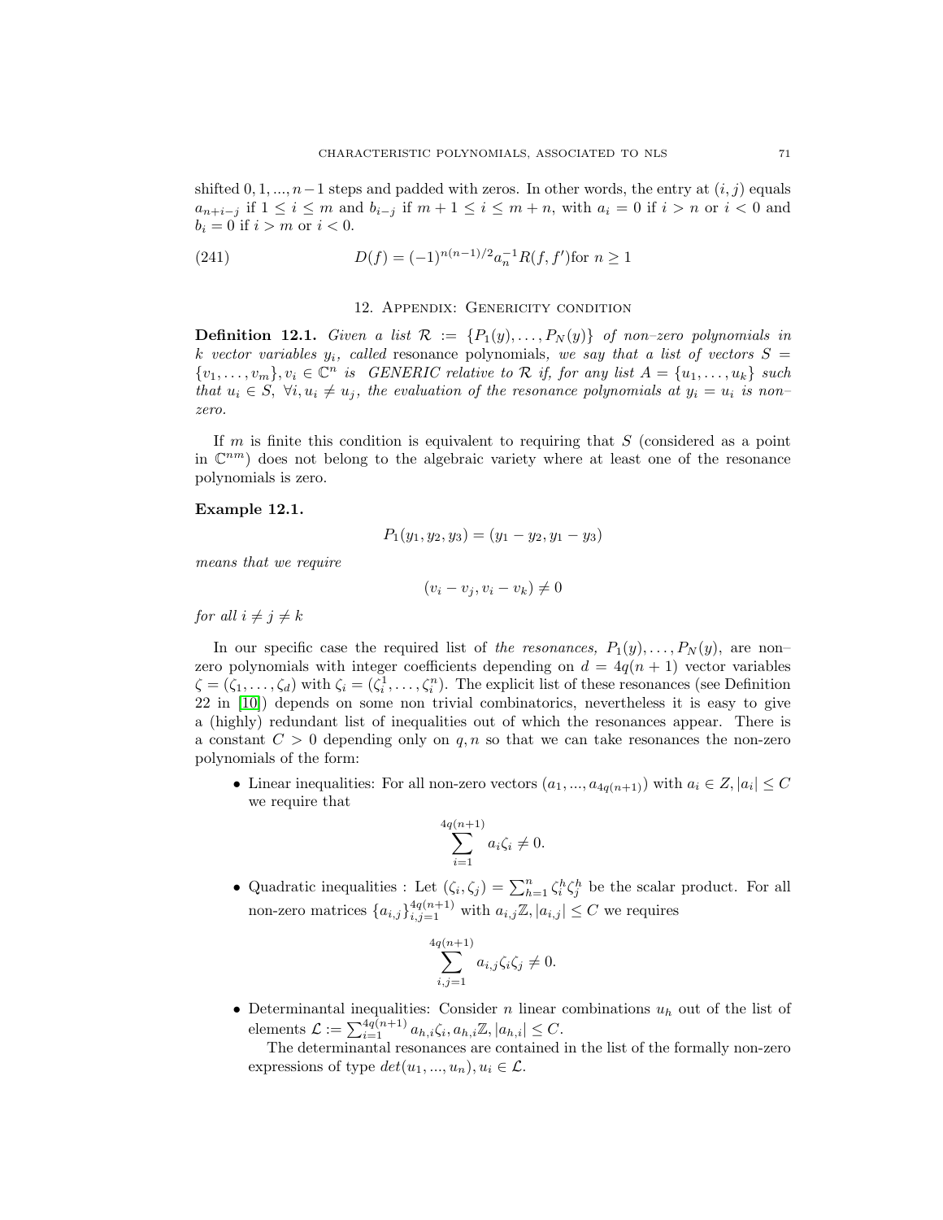shifted $0, 1, ..., n-1$ steps and padded with zeros. In other words, the entry at $(i, j)$ equals $a_{n+i-j}$ if $1 \le i \le m$ and $b_{i-j}$ if $m+1 \le i \le m+n$, with $a_i = 0$ if $i > n$ or $i < 0$ and $b_i = 0$ if $i > m$ or $i < 0$.

$$D(f) = (-1)^{n(n-1)/2} a_n^{-1} R(f, f') \text{for } n \ge 1 \tag{241}$$

## 12. Appendix: Genericity condition

**Definition 12.1.** *Given a list $\mathcal{R} := \{P_1(y), \dots, P_N(y)\}$ of non–zero polynomials in $k$ vector variables $y_i$, called* resonance polynomials*, we say that a list of vectors $S = \{v_1, \dots, v_m\}, v_i \in \mathbb{C}^n$ is GENERIC relative to $\mathcal{R}$ if, for any list $A = \{u_1, \dots, u_k\}$ such that $u_i \in S$, $\forall i, u_i \ne u_j$, the evaluation of the resonance polynomials at $y_i = u_i$ is non–zero.*

If $m$ is finite this condition is equivalent to requiring that $S$ (considered as a point in $\mathbb{C}^{nm}$) does not belong to the algebraic variety where at least one of the resonance polynomials is zero.

**Example 12.1.**

$$P_1(y_1, y_2, y_3) = (y_1 - y_2, y_1 - y_3)$$

*means that we require*

$$(v_i - v_j, v_i - v_k) \ne 0$$

*for all $i \ne j \ne k$*

In our specific case the required list of *the resonances,* $P_1(y), \dots, P_N(y)$, are non–zero polynomials with integer coefficients depending on $d = 4q(n+1)$ vector variables $\zeta = (\zeta_1, \dots, \zeta_d)$ with $\zeta_i = (\zeta_i^1, \dots, \zeta_i^n)$. The explicit list of these resonances (see Definition 22 in [10]) depends on some non trivial combinatorics, nevertheless it is easy to give a (highly) redundant list of inequalities out of which the resonances appear. There is a constant $C > 0$ depending only on $q, n$ so that we can take resonances the non-zero polynomials of the form:

- Linear inequalities: For all non-zero vectors $(a_1, ..., a_{4q(n+1)})$ with $a_i \in Z, |a_i| \le C$ we require that
$$\sum_{i=1}^{4q(n+1)} a_i \zeta_i \ne 0.$$
- Quadratic inequalities : Let $(\zeta_i, \zeta_j) = \sum_{h=1}^n \zeta_i^h \zeta_j^h$ be the scalar product. For all non-zero matrices $\{a_{i,j}\}_{i,j=1}^{4q(n+1)}$ with $a_{i,j}\mathbb{Z}, |a_{i,j}| \le C$ we requires
$$\sum_{i,j=1}^{4q(n+1)} a_{i,j} \zeta_i \zeta_j \ne 0.$$
- Determinantal inequalities: Consider $n$ linear combinations $u_h$ out of the list of elements $\mathcal{L} := \sum_{i=1}^{4q(n+1)} a_{h,i}\zeta_i, a_{h,i}\mathbb{Z}, |a_{h,i}| \le C$.

  The determinantal resonances are contained in the list of the formally non-zero expressions of type $det(u_1, ..., u_n), u_i \in \mathcal{L}$.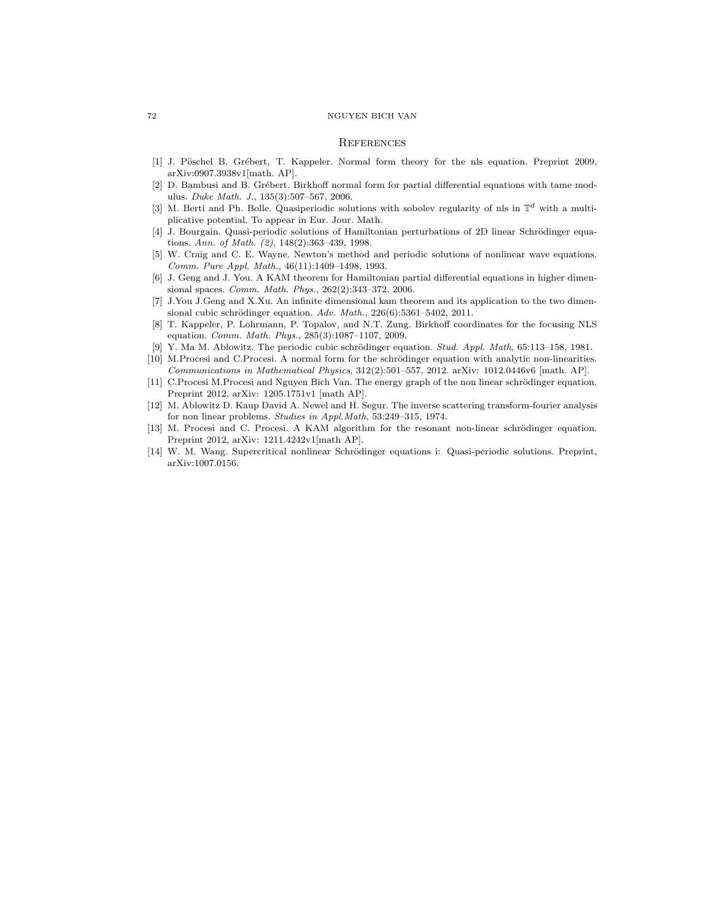## References

[1] J. Pöschel B. Grébert, T. Kappeler. Normal form theory for the nls equation. Preprint 2009, arXiv:0907.3938v1[math. AP].

[2] D. Bambusi and B. Grébert. Birkhoff normal form for partial differential equations with tame modulus. *Duke Math. J.*, 135(3):507–567, 2006.

[3] M. Berti and Ph. Bolle. Quasiperiodic solutions with sobolev regularity of nls in $\mathbb{T}^d$ with a multiplicative potential. To appear in Eur. Jour. Math.

[4] J. Bourgain. Quasi-periodic solutions of Hamiltonian perturbations of 2D linear Schrödinger equations. *Ann. of Math. (2)*, 148(2):363–439, 1998.

[5] W. Craig and C. E. Wayne. Newton's method and periodic solutions of nonlinear wave equations. *Comm. Pure Appl. Math.*, 46(11):1409–1498, 1993.

[6] J. Geng and J. You. A KAM theorem for Hamiltonian partial differential equations in higher dimensional spaces. *Comm. Math. Phys.*, 262(2):343–372, 2006.

[7] J.You J.Geng and X.Xu. An infinite dimensional kam theorem and its application to the two dimensional cubic schrödinger equation. *Adv. Math.*, 226(6):5361–5402, 2011.

[8] T. Kappeler, P. Lohrmann, P. Topalov, and N.T. Zung. Birkhoff coordinates for the focusing NLS equation. *Comm. Math. Phys.*, 285(3):1087–1107, 2009.

[9] Y. Ma M. Ablowitz. The periodic cubic schrödinger equation. *Stud. Appl. Math*, 65:113–158, 1981.

[10] M.Procesi and C.Procesi. A normal form for the schrödinger equation with analytic non-linearities. *Communications in Mathematical Physics*, 312(2):501–557, 2012. arXiv: 1012.0446v6 [math. AP].

[11] C.Procesi M.Procesi and Nguyen Bich Van. The energy graph of the non linear schrödinger equation. Preprint 2012, arXiv: 1205.1751v1 [math AP].

[12] M. Ablowitz D. Kaup David A. Newel and H. Segur. The inverse scattering transform-fourier analysis for non linear problems. *Studies in Appl.Math*, 53:249–315, 1974.

[13] M. Procesi and C. Procesi. A KAM algorithm for the resonant non-linear schrödinger equation. Preprint 2012, arXiv: 1211.4242v1[math AP].

[14] W. M. Wang. Supercritical nonlinear Schrödinger equations i: Quasi-periodic solutions. Preprint, arXiv:1007.0156.